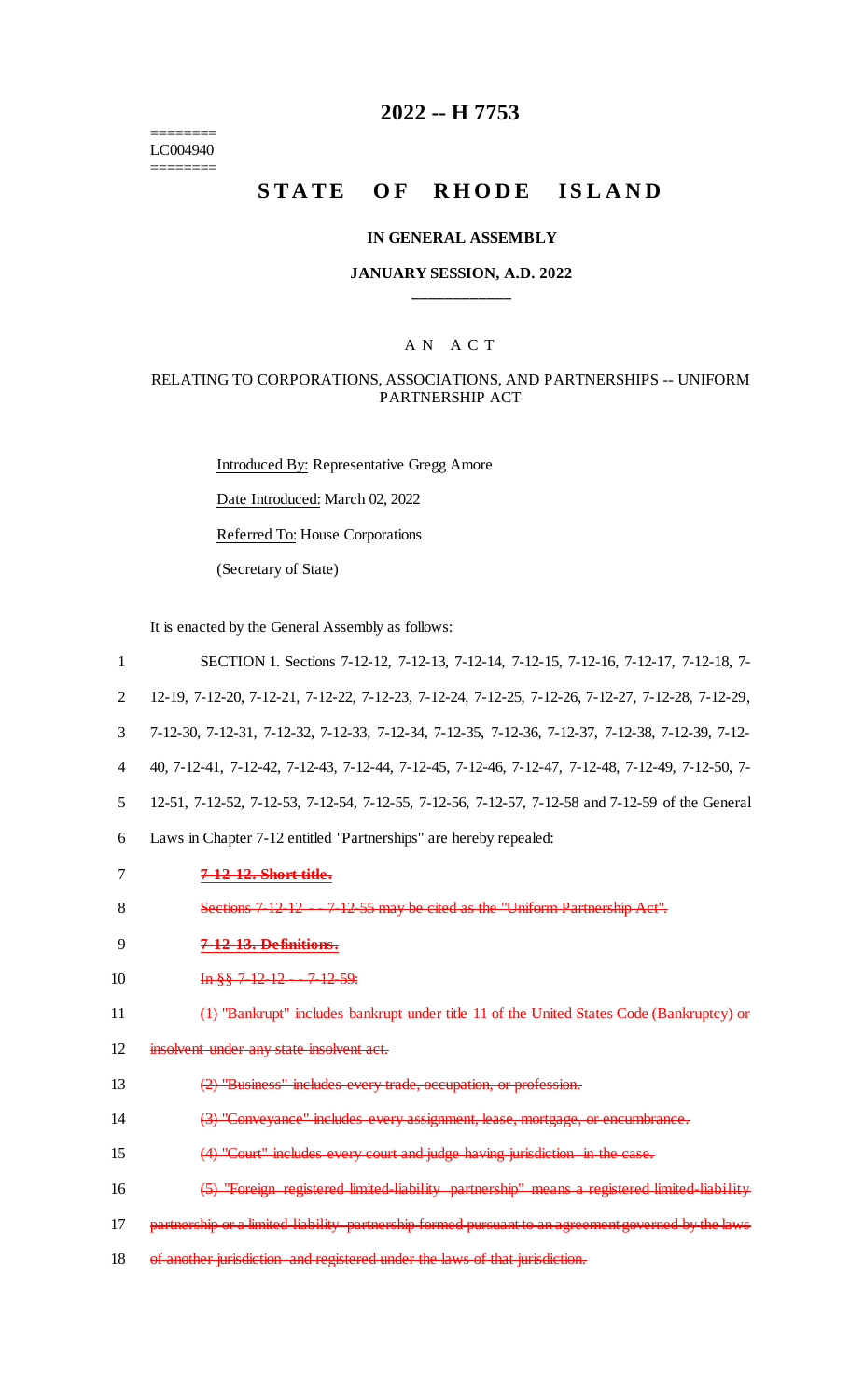========
LC004940
========

# 2022 -- H 7753

# STATE OF RHODE ISLAND

### IN GENERAL ASSEMBLY

### JANUARY SESSION, A.D. 2022

____________

### A N A C T

### RELATING TO CORPORATIONS, ASSOCIATIONS, AND PARTNERSHIPS -- UNIFORM PARTNERSHIP ACT

Introduced By: Representative Gregg Amore

Date Introduced: March 02, 2022

Referred To: House Corporations

(Secretary of State)

It is enacted by the General Assembly as follows:

SECTION 1. Sections 7-12-12, 7-12-13, 7-12-14, 7-12-15, 7-12-16, 7-12-17, 7-12-18, 7-12-19, 7-12-20, 7-12-21, 7-12-22, 7-12-23, 7-12-24, 7-12-25, 7-12-26, 7-12-27, 7-12-28, 7-12-29, 7-12-30, 7-12-31, 7-12-32, 7-12-33, 7-12-34, 7-12-35, 7-12-36, 7-12-37, 7-12-38, 7-12-39, 7-12-40, 7-12-41, 7-12-42, 7-12-43, 7-12-44, 7-12-45, 7-12-46, 7-12-47, 7-12-48, 7-12-49, 7-12-50, 7-12-51, 7-12-52, 7-12-53, 7-12-54, 7-12-55, 7-12-56, 7-12-57, 7-12-58 and 7-12-59 of the General Laws in Chapter 7-12 entitled "Partnerships" are hereby repealed:

~~**7-12-12. Short title.**~~

~~Sections 7-12-12 -- 7-12-55 may be cited as the "Uniform Partnership Act".~~

~~**7-12-13. Definitions.**~~

~~In §§ 7-12-12 -- 7-12-59:~~

~~(1) "Bankrupt" includes bankrupt under title 11 of the United States Code (Bankruptcy) or insolvent under any state insolvent act.~~

~~(2) "Business" includes every trade, occupation, or profession.~~

~~(3) "Conveyance" includes every assignment, lease, mortgage, or encumbrance.~~

~~(4) "Court" includes every court and judge having jurisdiction in the case.~~

~~(5) "Foreign registered limited-liability partnership" means a registered limited-liability partnership or a limited-liability partnership formed pursuant to an agreement governed by the laws of another jurisdiction and registered under the laws of that jurisdiction.~~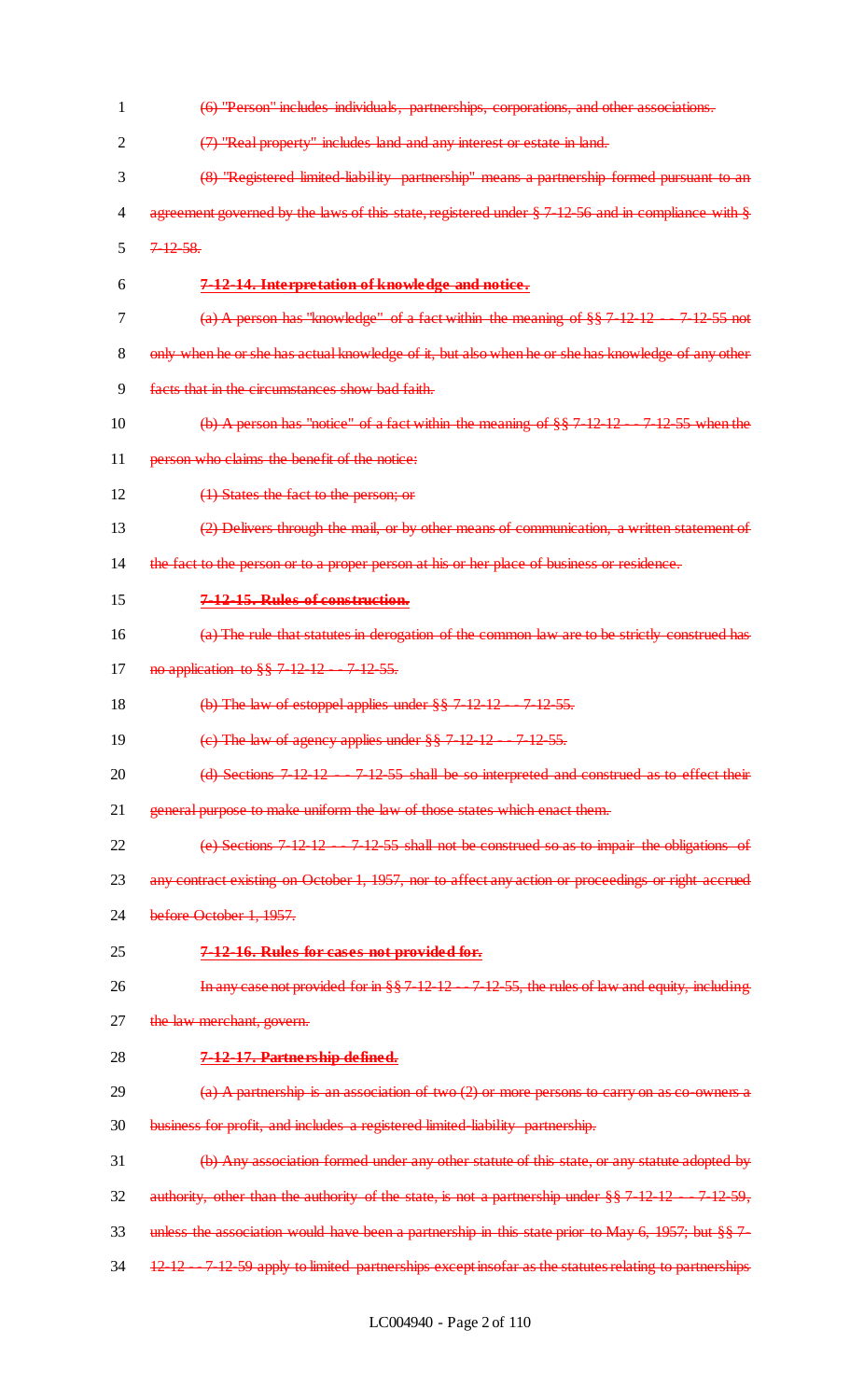(6) "Person" includes individuals, partnerships, corporations, and other associations.

(7) "Real property" includes land and any interest or estate in land.

(8) "Registered limited-liability partnership" means a partnership formed pursuant to an agreement governed by the laws of this state, registered under § 7-12-56 and in compliance with § 7-12-58.

**7-12-14. Interpretation of knowledge and notice.**

(a) A person has "knowledge" of a fact within the meaning of §§ 7-12-12 -- 7-12-55 not only when he or she has actual knowledge of it, but also when he or she has knowledge of any other facts that in the circumstances show bad faith.

(b) A person has "notice" of a fact within the meaning of §§ 7-12-12 -- 7-12-55 when the person who claims the benefit of the notice:

(1) States the fact to the person; or

(2) Delivers through the mail, or by other means of communication, a written statement of the fact to the person or to a proper person at his or her place of business or residence.

**7-12-15. Rules of construction.**

(a) The rule that statutes in derogation of the common law are to be strictly construed has no application to §§ 7-12-12 -- 7-12-55.

(b) The law of estoppel applies under §§ 7-12-12 -- 7-12-55.

(c) The law of agency applies under §§ 7-12-12 -- 7-12-55.

(d) Sections 7-12-12 -- 7-12-55 shall be so interpreted and construed as to effect their general purpose to make uniform the law of those states which enact them.

(e) Sections 7-12-12 -- 7-12-55 shall not be construed so as to impair the obligations of any contract existing on October 1, 1957, nor to affect any action or proceedings or right accrued before October 1, 1957.

**7-12-16. Rules for cases not provided for.**

In any case not provided for in §§ 7-12-12 -- 7-12-55, the rules of law and equity, including the law merchant, govern.

**7-12-17. Partnership defined.**

(a) A partnership is an association of two (2) or more persons to carry on as co-owners a business for profit, and includes a registered limited-liability partnership.

(b) Any association formed under any other statute of this state, or any statute adopted by authority, other than the authority of the state, is not a partnership under §§ 7-12-12 -- 7-12-59, unless the association would have been a partnership in this state prior to May 6, 1957; but §§ 7-12-12 -- 7-12-59 apply to limited partnerships except insofar as the statutes relating to partnerships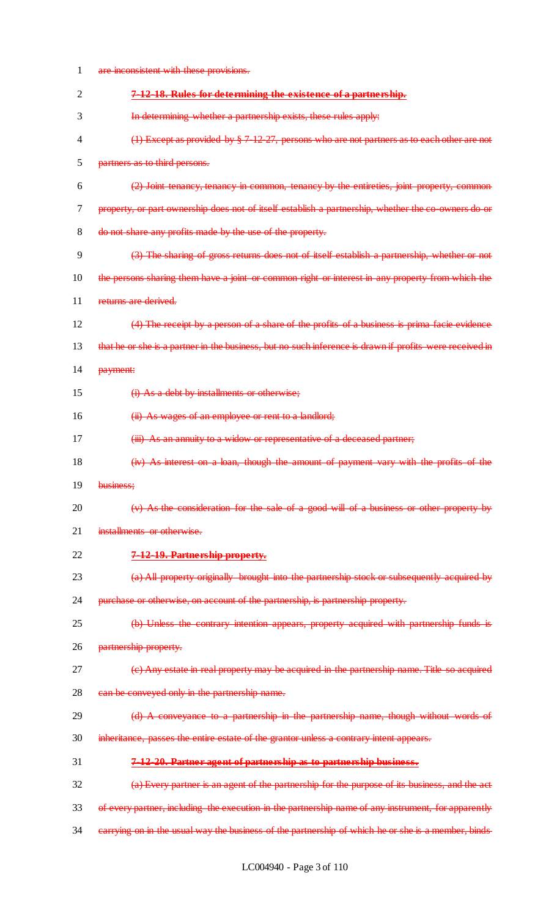are inconsistent with these provisions.

**7-12-18. Rules for determining the existence of a partnership.**

In determining whether a partnership exists, these rules apply:

(1) Except as provided by § 7-12-27, persons who are not partners as to each other are not partners as to third persons.

(2) Joint tenancy, tenancy in common, tenancy by the entireties, joint property, common property, or part ownership does not of itself establish a partnership, whether the co-owners do or do not share any profits made by the use of the property.

(3) The sharing of gross returns does not of itself establish a partnership, whether or not the persons sharing them have a joint or common right or interest in any property from which the returns are derived.

(4) The receipt by a person of a share of the profits of a business is prima facie evidence that he or she is a partner in the business, but no such inference is drawn if profits were received in payment:

(i) As a debt by installments or otherwise;

(ii) As wages of an employee or rent to a landlord;

(iii) As an annuity to a widow or representative of a deceased partner;

(iv) As interest on a loan, though the amount of payment vary with the profits of the business;

(v) As the consideration for the sale of a good will of a business or other property by installments or otherwise.

**7-12-19. Partnership property.**

(a) All property originally brought into the partnership stock or subsequently acquired by purchase or otherwise, on account of the partnership, is partnership property.

(b) Unless the contrary intention appears, property acquired with partnership funds is partnership property.

(c) Any estate in real property may be acquired in the partnership name. Title so acquired can be conveyed only in the partnership name.

(d) A conveyance to a partnership in the partnership name, though without words of inheritance, passes the entire estate of the grantor unless a contrary intent appears.

**7-12-20. Partner agent of partnership as to partnership business.**

(a) Every partner is an agent of the partnership for the purpose of its business, and the act of every partner, including the execution in the partnership name of any instrument, for apparently carrying on in the usual way the business of the partnership of which he or she is a member, binds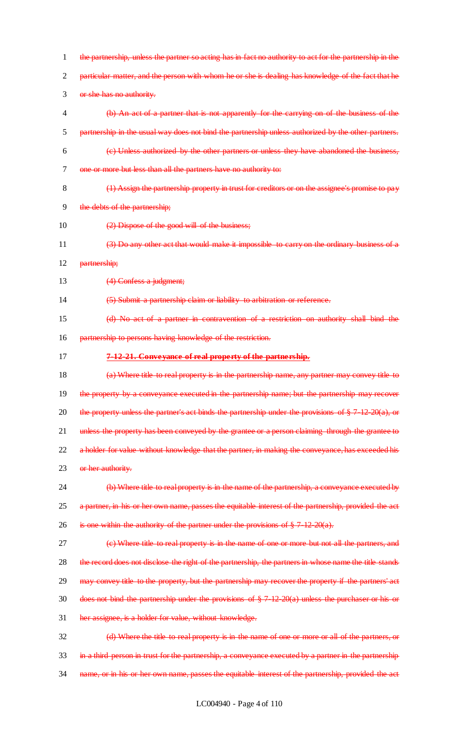~~the partnership, unless the partner so acting has in fact no authority to act for the partnership in the particular matter, and the person with whom he or she is dealing has knowledge of the fact that he or she has no authority.~~

~~(b) An act of a partner that is not apparently for the carrying on of the business of the partnership in the usual way does not bind the partnership unless authorized by the other partners.~~

~~(c) Unless authorized by the other partners or unless they have abandoned the business, one or more but less than all the partners have no authority to:~~

~~(1) Assign the partnership property in trust for creditors or on the assignee's promise to pay the debts of the partnership;~~

~~(2) Dispose of the good will of the business;~~

~~(3) Do any other act that would make it impossible to carry on the ordinary business of a partnership;~~

~~(4) Confess a judgment;~~

~~(5) Submit a partnership claim or liability to arbitration or reference.~~

~~(d) No act of a partner in contravention of a restriction on authority shall bind the partnership to persons having knowledge of the restriction.~~

~~**7-12-21. Conveyance of real property of the partnership.**~~

~~(a) Where title to real property is in the partnership name, any partner may convey title to the property by a conveyance executed in the partnership name; but the partnership may recover the property unless the partner's act binds the partnership under the provisions of § 7-12-20(a), or unless the property has been conveyed by the grantee or a person claiming through the grantee to a holder for value without knowledge that the partner, in making the conveyance, has exceeded his or her authority.~~

~~(b) Where title to real property is in the name of the partnership, a conveyance executed by a partner, in his or her own name, passes the equitable interest of the partnership, provided the act is one within the authority of the partner under the provisions of § 7-12-20(a).~~

~~(c) Where title to real property is in the name of one or more but not all the partners, and the record does not disclose the right of the partnership, the partners in whose name the title stands may convey title to the property, but the partnership may recover the property if the partners' act does not bind the partnership under the provisions of § 7-12-20(a) unless the purchaser or his or her assignee, is a holder for value, without knowledge.~~

~~(d) Where the title to real property is in the name of one or more or all of the partners, or in a third person in trust for the partnership, a conveyance executed by a partner in the partnership name, or in his or her own name, passes the equitable interest of the partnership, provided the act~~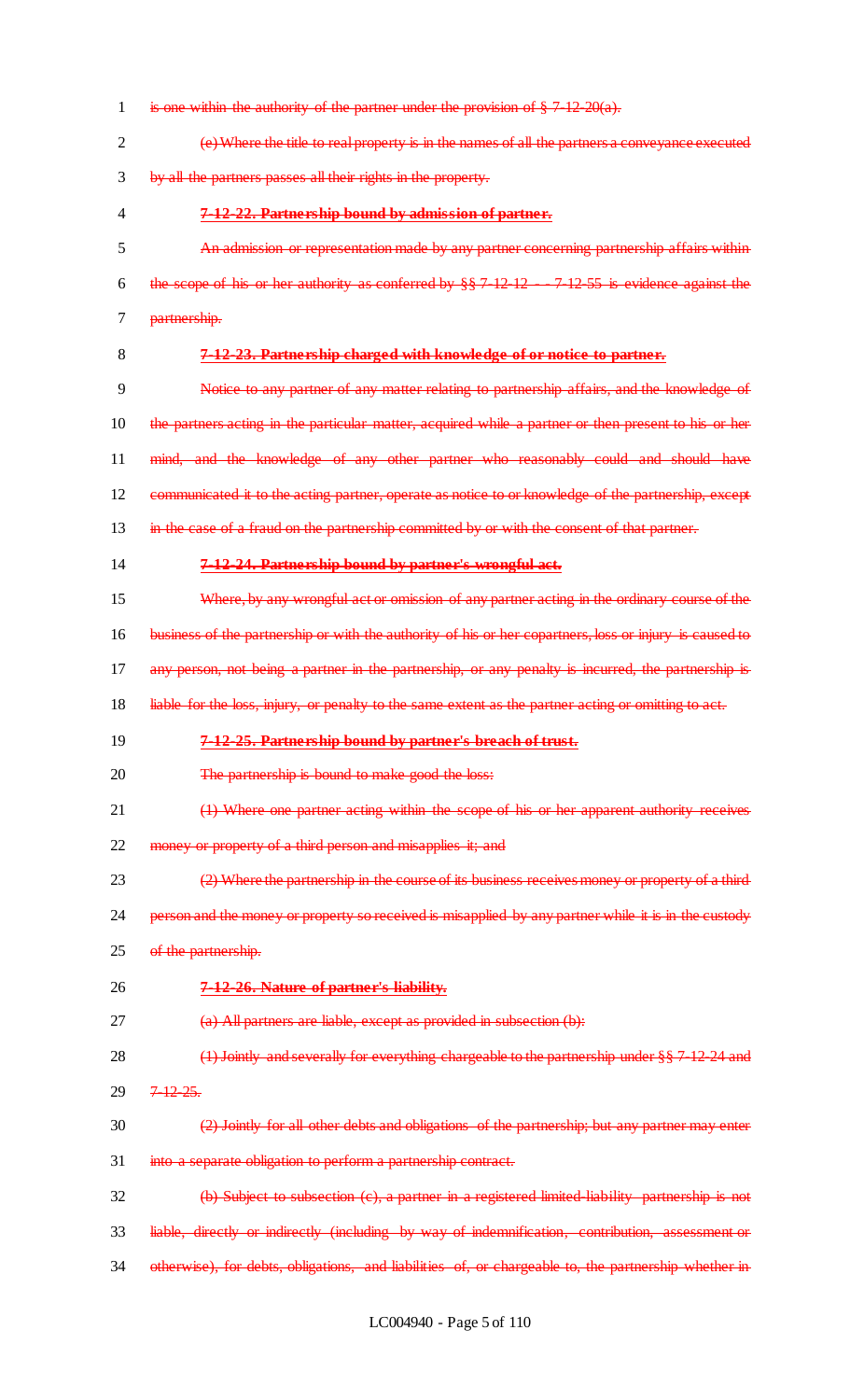is one within the authority of the partner under the provision of § 7-12-20(a).

(e) Where the title to real property is in the names of all the partners a conveyance executed by all the partners passes all their rights in the property.

**7-12-22. Partnership bound by admission of partner.**

An admission or representation made by any partner concerning partnership affairs within the scope of his or her authority as conferred by §§ 7-12-12 -- 7-12-55 is evidence against the partnership.

**7-12-23. Partnership charged with knowledge of or notice to partner.**

Notice to any partner of any matter relating to partnership affairs, and the knowledge of the partners acting in the particular matter, acquired while a partner or then present to his or her mind, and the knowledge of any other partner who reasonably could and should have communicated it to the acting partner, operate as notice to or knowledge of the partnership, except in the case of a fraud on the partnership committed by or with the consent of that partner.

**7-12-24. Partnership bound by partner's wrongful act.**

Where, by any wrongful act or omission of any partner acting in the ordinary course of the business of the partnership or with the authority of his or her copartners, loss or injury is caused to any person, not being a partner in the partnership, or any penalty is incurred, the partnership is liable for the loss, injury, or penalty to the same extent as the partner acting or omitting to act.

**7-12-25. Partnership bound by partner's breach of trust.**

The partnership is bound to make good the loss:

(1) Where one partner acting within the scope of his or her apparent authority receives money or property of a third person and misapplies it; and

(2) Where the partnership in the course of its business receives money or property of a third person and the money or property so received is misapplied by any partner while it is in the custody of the partnership.

**7-12-26. Nature of partner's liability.**

(a) All partners are liable, except as provided in subsection (b):

(1) Jointly and severally for everything chargeable to the partnership under §§ 7-12-24 and 7-12-25.

(2) Jointly for all other debts and obligations of the partnership; but any partner may enter into a separate obligation to perform a partnership contract.

(b) Subject to subsection (c), a partner in a registered limited-liability partnership is not liable, directly or indirectly (including by way of indemnification, contribution, assessment or otherwise), for debts, obligations, and liabilities of, or chargeable to, the partnership whether in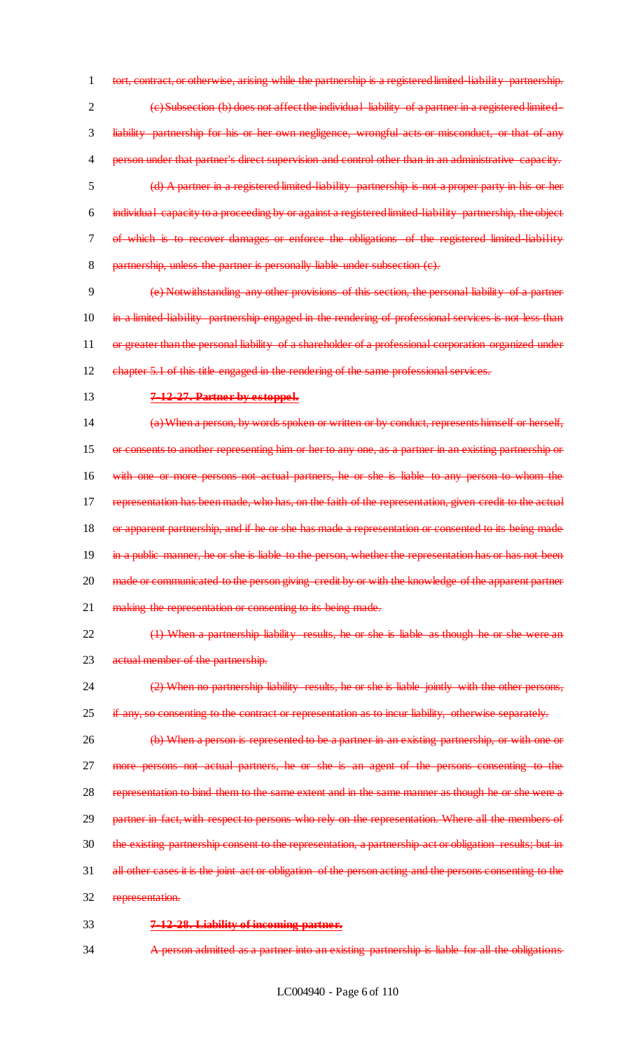~~tort, contract, or otherwise, arising while the partnership is a registered limited-liability partnership.~~

~~(c) Subsection (b) does not affect the individual liability of a partner in a registered limited-liability partnership for his or her own negligence, wrongful acts or misconduct, or that of any person under that partner's direct supervision and control other than in an administrative capacity.~~

~~(d) A partner in a registered limited-liability partnership is not a proper party in his or her individual capacity to a proceeding by or against a registered limited-liability partnership, the object of which is to recover damages or enforce the obligations of the registered limited-liability partnership, unless the partner is personally liable under subsection (c).~~

~~(e) Notwithstanding any other provisions of this section, the personal liability of a partner in a limited-liability partnership engaged in the rendering of professional services is not less than or greater than the personal liability of a shareholder of a professional corporation organized under chapter 5.1 of this title engaged in the rendering of the same professional services.~~

~~**7-12-27. Partner by estoppel.**~~

~~(a) When a person, by words spoken or written or by conduct, represents himself or herself, or consents to another representing him or her to any one, as a partner in an existing partnership or with one or more persons not actual partners, he or she is liable to any person to whom the representation has been made, who has, on the faith of the representation, given credit to the actual or apparent partnership, and if he or she has made a representation or consented to its being made in a public manner, he or she is liable to the person, whether the representation has or has not been made or communicated to the person giving credit by or with the knowledge of the apparent partner making the representation or consenting to its being made.~~

~~(1) When a partnership liability results, he or she is liable as though he or she were an actual member of the partnership.~~

~~(2) When no partnership liability results, he or she is liable jointly with the other persons, if any, so consenting to the contract or representation as to incur liability, otherwise separately.~~

~~(b) When a person is represented to be a partner in an existing partnership, or with one or more persons not actual partners, he or she is an agent of the persons consenting to the representation to bind them to the same extent and in the same manner as though he or she were a partner in fact, with respect to persons who rely on the representation. Where all the members of the existing partnership consent to the representation, a partnership act or obligation results; but in all other cases it is the joint act or obligation of the person acting and the persons consenting to the representation.~~

~~**7-12-28. Liability of incoming partner.**~~

~~A person admitted as a partner into an existing partnership is liable for all the obligations~~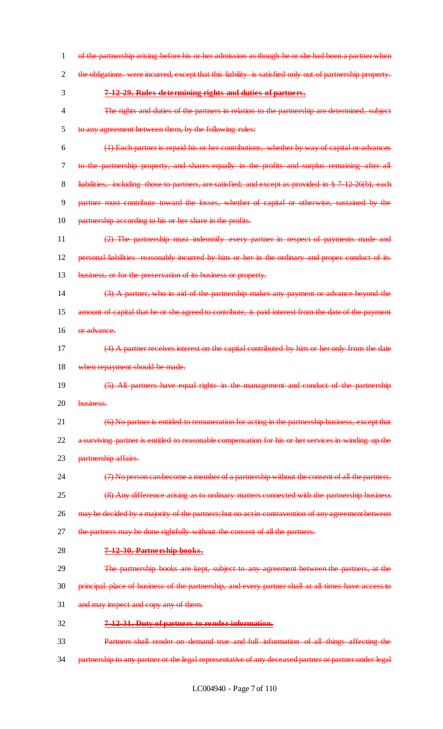~~of the partnership arising before his or her admission as though he or she had been a partner when the obligations were incurred, except that this liability is satisfied only out of partnership property.~~

**~~7-12-29. Rules determining rights and duties of partners.~~**

~~The rights and duties of the partners in relation to the partnership are determined, subject to any agreement between them, by the following rules:~~

~~(1) Each partner is repaid his or her contributions, whether by way of capital or advances to the partnership property, and shares equally in the profits and surplus remaining after all liabilities, including those to partners, are satisfied; and except as provided in § 7-12-26(b), each partner must contribute toward the losses, whether of capital or otherwise, sustained by the partnership according to his or her share in the profits.~~

~~(2) The partnership must indemnify every partner in respect of payments made and personal liabilities reasonably incurred by him or her in the ordinary and proper conduct of its business, or for the preservation of its business or property.~~

~~(3) A partner, who in aid of the partnership makes any payment or advance beyond the amount of capital that he or she agreed to contribute, is paid interest from the date of the payment or advance.~~

~~(4) A partner receives interest on the capital contributed by him or her only from the date when repayment should be made.~~

~~(5) All partners have equal rights in the management and conduct of the partnership business.~~

~~(6) No partner is entitled to remuneration for acting in the partnership business, except that a surviving partner is entitled to reasonable compensation for his or her services in winding up the partnership affairs.~~

~~(7) No person can become a member of a partnership without the consent of all the partners.~~

~~(8) Any difference arising as to ordinary matters connected with the partnership business may be decided by a majority of the partners; but no act in contravention of any agreement between the partners may be done rightfully without the consent of all the partners.~~

**~~7-12-30. Partnership books.~~**

~~The partnership books are kept, subject to any agreement between the partners, at the principal place of business of the partnership, and every partner shall at all times have access to and may inspect and copy any of them.~~

**~~7-12-31. Duty of partners to render information.~~**

~~Partners shall render on demand true and full information of all things affecting the partnership to any partner or the legal representative of any deceased partner or partner under legal~~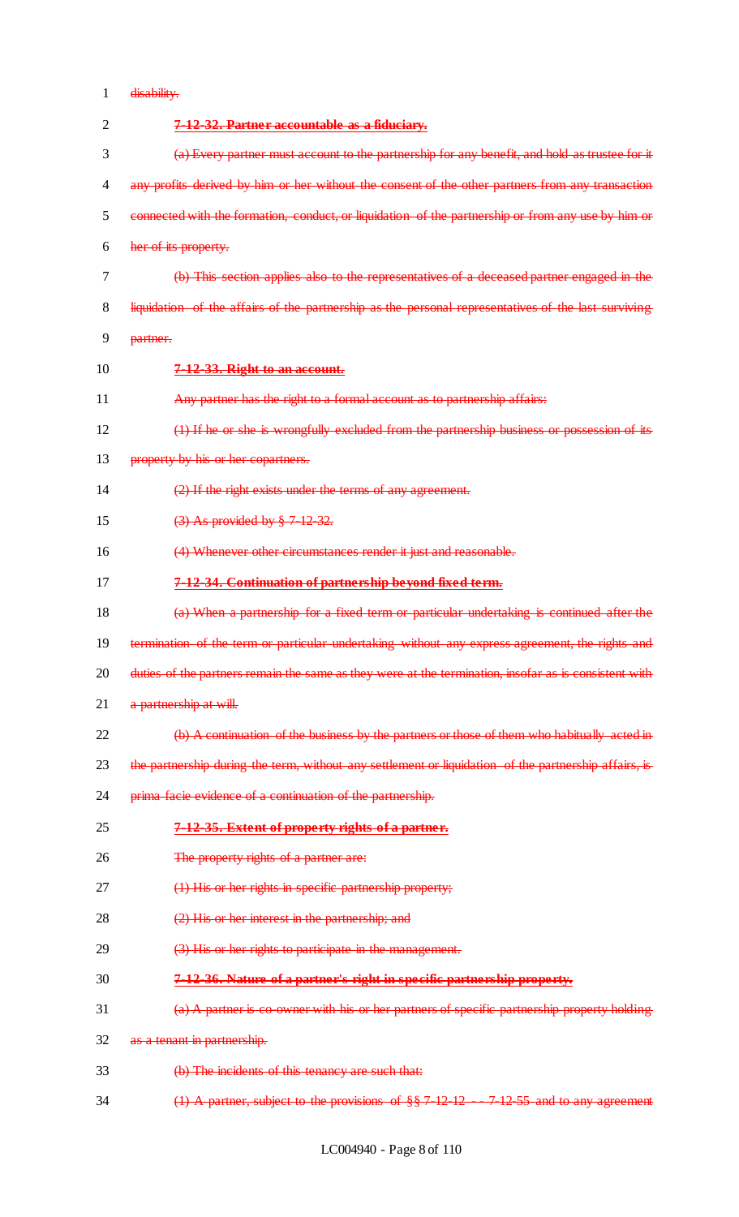~~disability.~~

~~**7-12-32. Partner accountable as a fiduciary.**~~

~~(a) Every partner must account to the partnership for any benefit, and hold as trustee for it any profits derived by him or her without the consent of the other partners from any transaction connected with the formation, conduct, or liquidation of the partnership or from any use by him or her of its property.~~

~~(b) This section applies also to the representatives of a deceased partner engaged in the liquidation of the affairs of the partnership as the personal representatives of the last surviving partner.~~

~~**7-12-33. Right to an account.**~~

~~Any partner has the right to a formal account as to partnership affairs:~~

~~(1) If he or she is wrongfully excluded from the partnership business or possession of its property by his or her copartners.~~

~~(2) If the right exists under the terms of any agreement.~~

~~(3) As provided by § 7-12-32.~~

~~(4) Whenever other circumstances render it just and reasonable.~~

~~**7-12-34. Continuation of partnership beyond fixed term.**~~

~~(a) When a partnership for a fixed term or particular undertaking is continued after the termination of the term or particular undertaking without any express agreement, the rights and duties of the partners remain the same as they were at the termination, insofar as is consistent with a partnership at will.~~

~~(b) A continuation of the business by the partners or those of them who habitually acted in the partnership during the term, without any settlement or liquidation of the partnership affairs, is prima facie evidence of a continuation of the partnership.~~

~~**7-12-35. Extent of property rights of a partner.**~~

~~The property rights of a partner are:~~

~~(1) His or her rights in specific partnership property;~~

~~(2) His or her interest in the partnership; and~~

~~(3) His or her rights to participate in the management.~~

~~**7-12-36. Nature of a partner's right in specific partnership property.**~~

~~(a) A partner is co-owner with his or her partners of specific partnership property holding as a tenant in partnership.~~

~~(b) The incidents of this tenancy are such that:~~

~~(1) A partner, subject to the provisions of §§ 7-12-12 -- 7-12-55 and to any agreement~~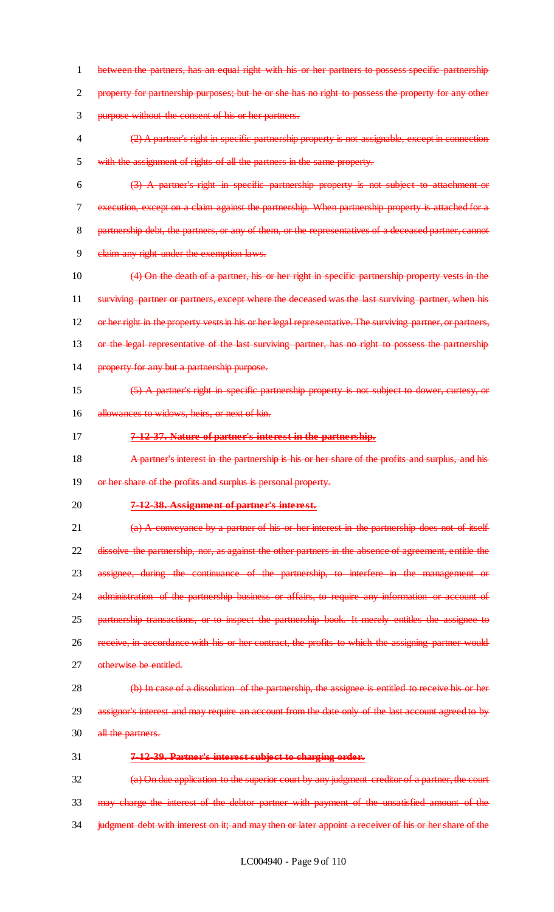~~between the partners, has an equal right with his or her partners to possess specific partnership property for partnership purposes; but he or she has no right to possess the property for any other purpose without the consent of his or her partners.~~

~~(2) A partner's right in specific partnership property is not assignable, except in connection with the assignment of rights of all the partners in the same property.~~

~~(3) A partner's right in specific partnership property is not subject to attachment or execution, except on a claim against the partnership. When partnership property is attached for a partnership debt, the partners, or any of them, or the representatives of a deceased partner, cannot claim any right under the exemption laws.~~

~~(4) On the death of a partner, his or her right in specific partnership property vests in the surviving partner or partners, except where the deceased was the last surviving partner, when his or her right in the property vests in his or her legal representative. The surviving partner, or partners, or the legal representative of the last surviving partner, has no right to possess the partnership property for any but a partnership purpose.~~

~~(5) A partner's right in specific partnership property is not subject to dower, curtesy, or allowances to widows, heirs, or next of kin.~~

~~**7-12-37. Nature of partner's interest in the partnership.**~~

~~A partner's interest in the partnership is his or her share of the profits and surplus, and his or her share of the profits and surplus is personal property.~~

~~**7-12-38. Assignment of partner's interest.**~~

~~(a) A conveyance by a partner of his or her interest in the partnership does not of itself dissolve the partnership, nor, as against the other partners in the absence of agreement, entitle the assignee, during the continuance of the partnership, to interfere in the management or administration of the partnership business or affairs, to require any information or account of partnership transactions, or to inspect the partnership book. It merely entitles the assignee to receive, in accordance with his or her contract, the profits to which the assigning partner would otherwise be entitled.~~

~~(b) In case of a dissolution of the partnership, the assignee is entitled to receive his or her assignor's interest and may require an account from the date only of the last account agreed to by all the partners.~~

~~**7-12-39. Partner's interest subject to charging order.**~~

~~(a) On due application to the superior court by any judgment creditor of a partner, the court may charge the interest of the debtor partner with payment of the unsatisfied amount of the judgment debt with interest on it; and may then or later appoint a receiver of his or her share of the~~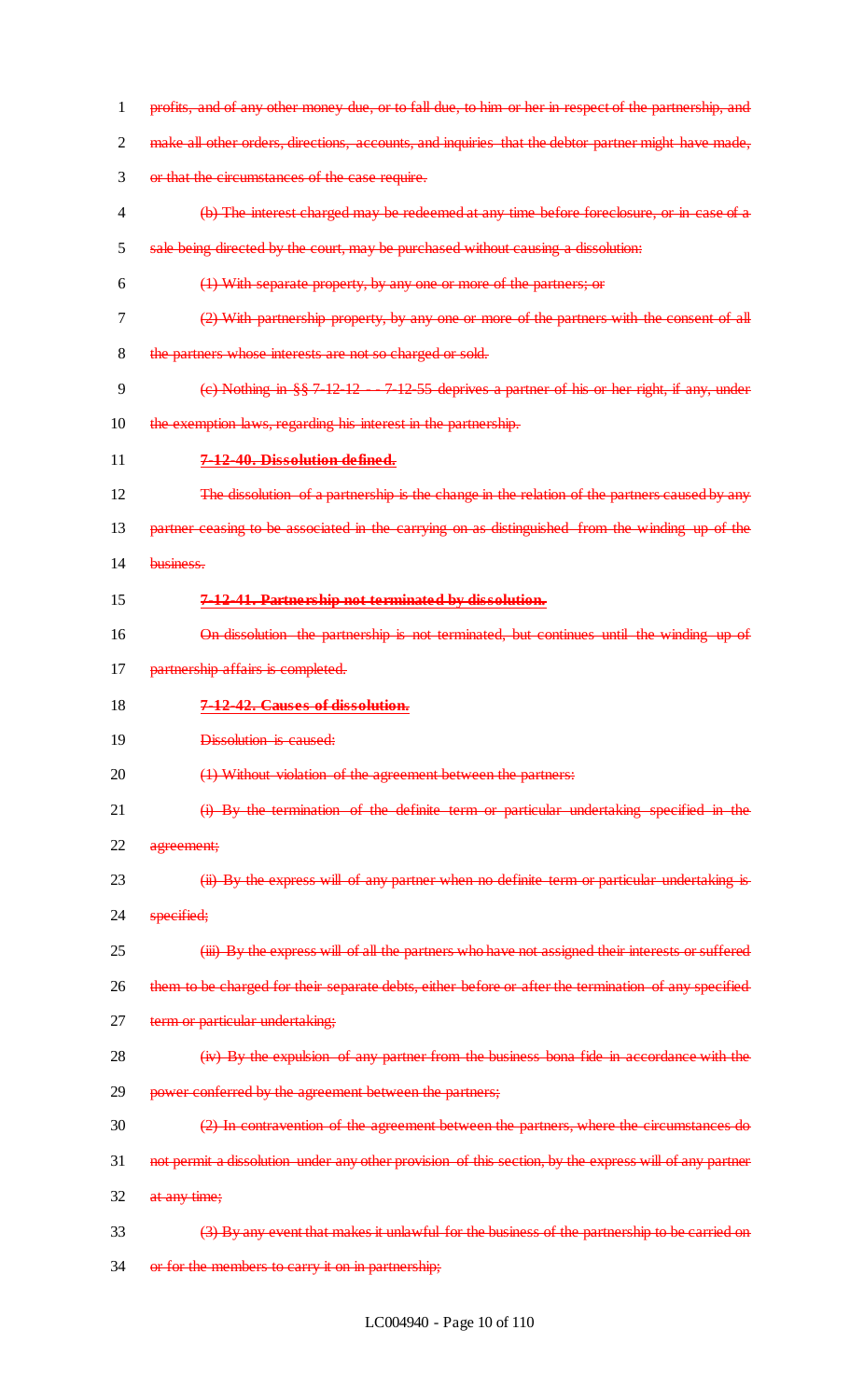profits, and of any other money due, or to fall due, to him or her in respect of the partnership, and make all other orders, directions, accounts, and inquiries that the debtor partner might have made, or that the circumstances of the case require.

(b) The interest charged may be redeemed at any time before foreclosure, or in case of a sale being directed by the court, may be purchased without causing a dissolution:

(1) With separate property, by any one or more of the partners; or

(2) With partnership property, by any one or more of the partners with the consent of all the partners whose interests are not so charged or sold.

(c) Nothing in §§ 7-12-12 -- 7-12-55 deprives a partner of his or her right, if any, under the exemption laws, regarding his interest in the partnership.

**7-12-40. Dissolution defined.**

The dissolution of a partnership is the change in the relation of the partners caused by any partner ceasing to be associated in the carrying on as distinguished from the winding up of the business.

**7-12-41. Partnership not terminated by dissolution.**

On dissolution the partnership is not terminated, but continues until the winding up of partnership affairs is completed.

**7-12-42. Causes of dissolution.**

Dissolution is caused:

(1) Without violation of the agreement between the partners:

(i) By the termination of the definite term or particular undertaking specified in the agreement;

(ii) By the express will of any partner when no definite term or particular undertaking is specified;

(iii) By the express will of all the partners who have not assigned their interests or suffered them to be charged for their separate debts, either before or after the termination of any specified term or particular undertaking;

(iv) By the expulsion of any partner from the business bona fide in accordance with the power conferred by the agreement between the partners;

(2) In contravention of the agreement between the partners, where the circumstances do not permit a dissolution under any other provision of this section, by the express will of any partner at any time;

(3) By any event that makes it unlawful for the business of the partnership to be carried on or for the members to carry it on in partnership;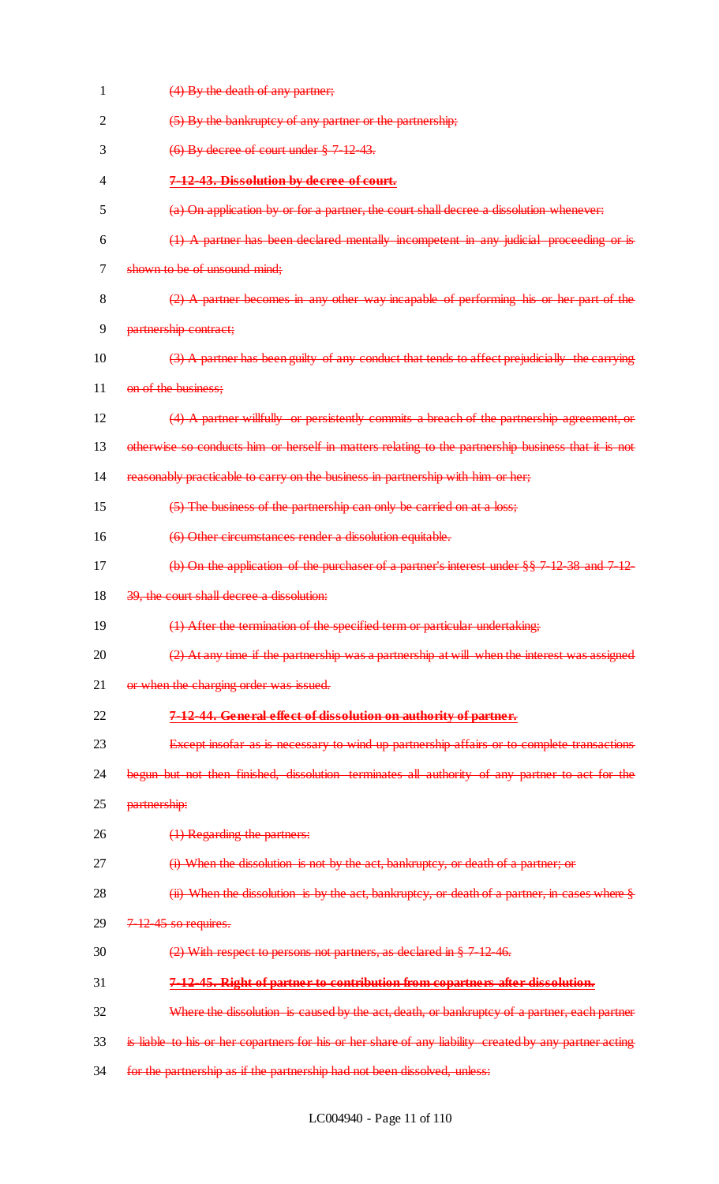~~(4) By the death of any partner;~~

~~(5) By the bankruptcy of any partner or the partnership;~~

~~(6) By decree of court under § 7-12-43.~~

~~**7-12-43. Dissolution by decree of court.**~~

~~(a) On application by or for a partner, the court shall decree a dissolution whenever:~~

~~(1) A partner has been declared mentally incompetent in any judicial proceeding or is shown to be of unsound mind;~~

~~(2) A partner becomes in any other way incapable of performing his or her part of the partnership contract;~~

~~(3) A partner has been guilty of any conduct that tends to affect prejudicially the carrying on of the business;~~

~~(4) A partner willfully or persistently commits a breach of the partnership agreement, or otherwise so conducts him or herself in matters relating to the partnership business that it is not reasonably practicable to carry on the business in partnership with him or her;~~

~~(5) The business of the partnership can only be carried on at a loss;~~

~~(6) Other circumstances render a dissolution equitable.~~

~~(b) On the application of the purchaser of a partner's interest under §§ 7-12-38 and 7-12-39, the court shall decree a dissolution:~~

~~(1) After the termination of the specified term or particular undertaking;~~

~~(2) At any time if the partnership was a partnership at will when the interest was assigned or when the charging order was issued.~~

~~**7-12-44. General effect of dissolution on authority of partner.**~~

~~Except insofar as is necessary to wind up partnership affairs or to complete transactions begun but not then finished, dissolution terminates all authority of any partner to act for the partnership:~~

~~(1) Regarding the partners:~~

~~(i) When the dissolution is not by the act, bankruptcy, or death of a partner; or~~

~~(ii) When the dissolution is by the act, bankruptcy, or death of a partner, in cases where § 7-12-45 so requires.~~

~~(2) With respect to persons not partners, as declared in § 7-12-46.~~

~~**7-12-45. Right of partner to contribution from copartners after dissolution.**~~

~~Where the dissolution is caused by the act, death, or bankruptcy of a partner, each partner is liable to his or her copartners for his or her share of any liability created by any partner acting for the partnership as if the partnership had not been dissolved, unless:~~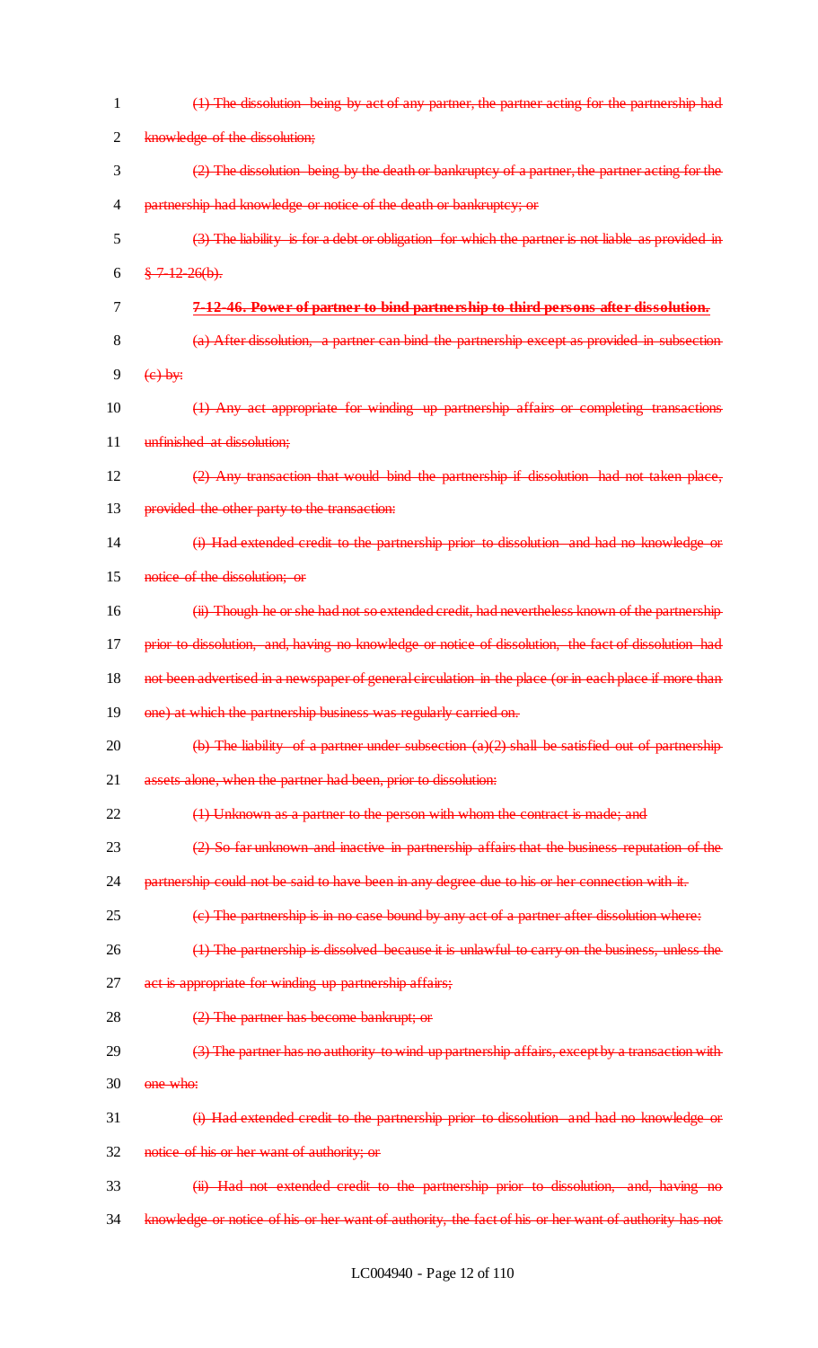(1) The dissolution being by act of any partner, the partner acting for the partnership had knowledge of the dissolution;

(2) The dissolution being by the death or bankruptcy of a partner, the partner acting for the partnership had knowledge or notice of the death or bankruptcy; or

(3) The liability is for a debt or obligation for which the partner is not liable as provided in § 7-12-26(b).

**7-12-46. Power of partner to bind partnership to third persons after dissolution.**

(a) After dissolution, a partner can bind the partnership except as provided in subsection (c) by:

(1) Any act appropriate for winding up partnership affairs or completing transactions unfinished at dissolution;

(2) Any transaction that would bind the partnership if dissolution had not taken place, provided the other party to the transaction:

(i) Had extended credit to the partnership prior to dissolution and had no knowledge or notice of the dissolution; or

(ii) Though he or she had not so extended credit, had nevertheless known of the partnership prior to dissolution, and, having no knowledge or notice of dissolution, the fact of dissolution had not been advertised in a newspaper of general circulation in the place (or in each place if more than one) at which the partnership business was regularly carried on.

(b) The liability of a partner under subsection (a)(2) shall be satisfied out of partnership assets alone, when the partner had been, prior to dissolution:

(1) Unknown as a partner to the person with whom the contract is made; and

(2) So far unknown and inactive in partnership affairs that the business reputation of the partnership could not be said to have been in any degree due to his or her connection with it.

(c) The partnership is in no case bound by any act of a partner after dissolution where:

(1) The partnership is dissolved because it is unlawful to carry on the business, unless the act is appropriate for winding up partnership affairs;

(2) The partner has become bankrupt; or

(3) The partner has no authority to wind up partnership affairs, except by a transaction with one who:

(i) Had extended credit to the partnership prior to dissolution and had no knowledge or notice of his or her want of authority; or

(ii) Had not extended credit to the partnership prior to dissolution, and, having no knowledge or notice of his or her want of authority, the fact of his or her want of authority has not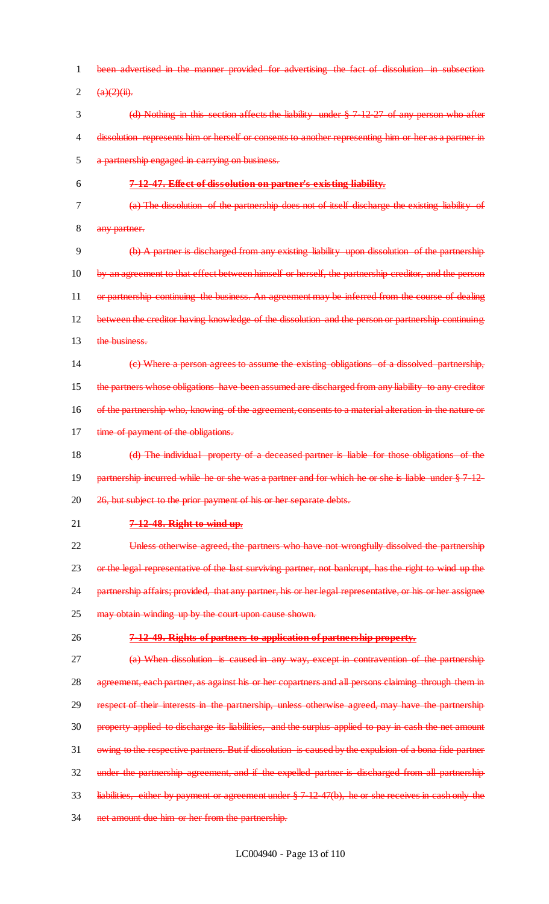been advertised in the manner provided for advertising the fact of dissolution in subsection (a)(2)(ii).

(d) Nothing in this section affects the liability under § 7-12-27 of any person who after dissolution represents him or herself or consents to another representing him or her as a partner in a partnership engaged in carrying on business.

**7-12-47. Effect of dissolution on partner's existing liability.**

(a) The dissolution of the partnership does not of itself discharge the existing liability of any partner.

(b) A partner is discharged from any existing liability upon dissolution of the partnership by an agreement to that effect between himself or herself, the partnership creditor, and the person or partnership continuing the business. An agreement may be inferred from the course of dealing between the creditor having knowledge of the dissolution and the person or partnership continuing the business.

(c) Where a person agrees to assume the existing obligations of a dissolved partnership, the partners whose obligations have been assumed are discharged from any liability to any creditor of the partnership who, knowing of the agreement, consents to a material alteration in the nature or time of payment of the obligations.

(d) The individual property of a deceased partner is liable for those obligations of the partnership incurred while he or she was a partner and for which he or she is liable under § 7-12-26, but subject to the prior payment of his or her separate debts.

**7-12-48. Right to wind up.**

Unless otherwise agreed, the partners who have not wrongfully dissolved the partnership or the legal representative of the last surviving partner, not bankrupt, has the right to wind up the partnership affairs; provided, that any partner, his or her legal representative, or his or her assignee may obtain winding up by the court upon cause shown.

**7-12-49. Rights of partners to application of partnership property.**

(a) When dissolution is caused in any way, except in contravention of the partnership agreement, each partner, as against his or her copartners and all persons claiming through them in respect of their interests in the partnership, unless otherwise agreed, may have the partnership property applied to discharge its liabilities, and the surplus applied to pay in cash the net amount owing to the respective partners. But if dissolution is caused by the expulsion of a bona fide partner under the partnership agreement, and if the expelled partner is discharged from all partnership liabilities, either by payment or agreement under § 7-12-47(b), he or she receives in cash only the net amount due him or her from the partnership.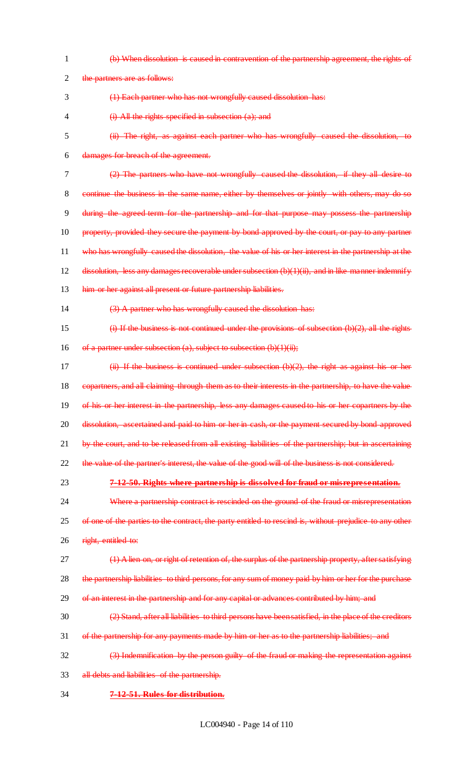~~(b) When dissolution is caused in contravention of the partnership agreement, the rights of the partners are as follows:~~

~~(1) Each partner who has not wrongfully caused dissolution has:~~

~~(i) All the rights specified in subsection (a); and~~

~~(ii) The right, as against each partner who has wrongfully caused the dissolution, to damages for breach of the agreement.~~

~~(2) The partners who have not wrongfully caused the dissolution, if they all desire to continue the business in the same name, either by themselves or jointly with others, may do so during the agreed term for the partnership and for that purpose may possess the partnership property, provided they secure the payment by bond approved by the court, or pay to any partner who has wrongfully caused the dissolution, the value of his or her interest in the partnership at the dissolution, less any damages recoverable under subsection (b)(1)(ii), and in like manner indemnify him or her against all present or future partnership liabilities.~~

~~(3) A partner who has wrongfully caused the dissolution has:~~

~~(i) If the business is not continued under the provisions of subsection (b)(2), all the rights of a partner under subsection (a), subject to subsection (b)(1)(ii);~~

~~(ii) If the business is continued under subsection (b)(2), the right as against his or her copartners, and all claiming through them as to their interests in the partnership, to have the value of his or her interest in the partnership, less any damages caused to his or her copartners by the dissolution, ascertained and paid to him or her in cash, or the payment secured by bond approved by the court, and to be released from all existing liabilities of the partnership; but in ascertaining the value of the partner's interest, the value of the good will of the business is not considered.~~

~~**7-12-50. Rights where partnership is dissolved for fraud or misrepresentation.**~~

~~Where a partnership contract is rescinded on the ground of the fraud or misrepresentation of one of the parties to the contract, the party entitled to rescind is, without prejudice to any other right, entitled to:~~

~~(1) A lien on, or right of retention of, the surplus of the partnership property, after satisfying the partnership liabilities to third persons, for any sum of money paid by him or her for the purchase of an interest in the partnership and for any capital or advances contributed by him; and~~

~~(2) Stand, after all liabilities to third persons have been satisfied, in the place of the creditors of the partnership for any payments made by him or her as to the partnership liabilities; and~~

~~(3) Indemnification by the person guilty of the fraud or making the representation against all debts and liabilities of the partnership.~~

~~**7-12-51. Rules for distribution.**~~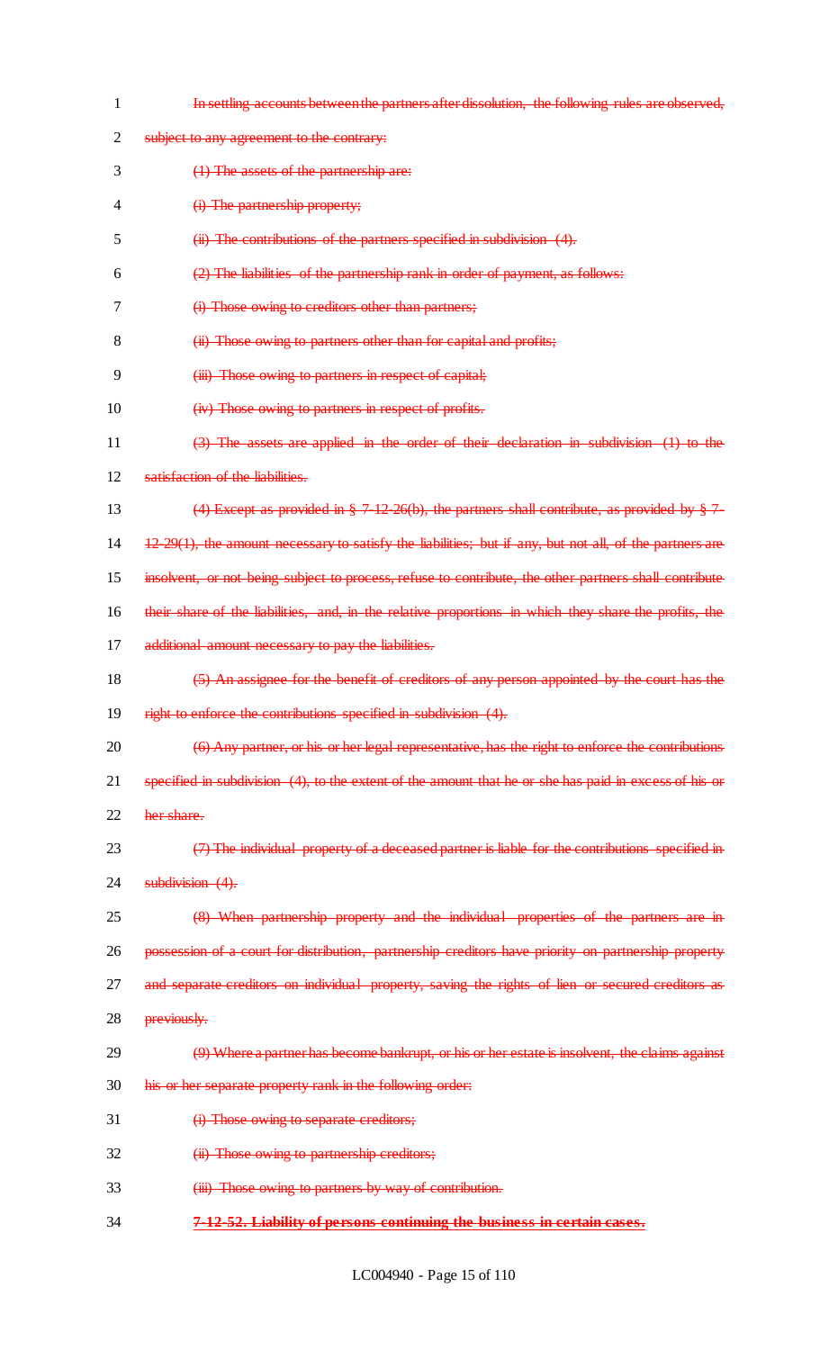~~In settling accounts between the partners after dissolution, the following rules are observed, subject to any agreement to the contrary:~~

~~(1) The assets of the partnership are:~~

~~(i) The partnership property;~~

~~(ii) The contributions of the partners specified in subdivision (4).~~

~~(2) The liabilities of the partnership rank in order of payment, as follows:~~

~~(i) Those owing to creditors other than partners;~~

~~(ii) Those owing to partners other than for capital and profits;~~

~~(iii) Those owing to partners in respect of capital;~~

~~(iv) Those owing to partners in respect of profits.~~

~~(3) The assets are applied in the order of their declaration in subdivision (1) to the satisfaction of the liabilities.~~

~~(4) Except as provided in § 7-12-26(b), the partners shall contribute, as provided by § 7-12-29(1), the amount necessary to satisfy the liabilities; but if any, but not all, of the partners are insolvent, or not being subject to process, refuse to contribute, the other partners shall contribute their share of the liabilities, and, in the relative proportions in which they share the profits, the additional amount necessary to pay the liabilities.~~

~~(5) An assignee for the benefit of creditors of any person appointed by the court has the right to enforce the contributions specified in subdivision (4).~~

~~(6) Any partner, or his or her legal representative, has the right to enforce the contributions specified in subdivision (4), to the extent of the amount that he or she has paid in excess of his or her share.~~

~~(7) The individual property of a deceased partner is liable for the contributions specified in subdivision (4).~~

~~(8) When partnership property and the individual properties of the partners are in possession of a court for distribution, partnership creditors have priority on partnership property and separate creditors on individual property, saving the rights of lien or secured creditors as previously.~~

~~(9) Where a partner has become bankrupt, or his or her estate is insolvent, the claims against his or her separate property rank in the following order:~~

~~(i) Those owing to separate creditors;~~

~~(ii) Those owing to partnership creditors;~~

~~(iii) Those owing to partners by way of contribution.~~

~~**7-12-52. Liability of persons continuing the business in certain cases.**~~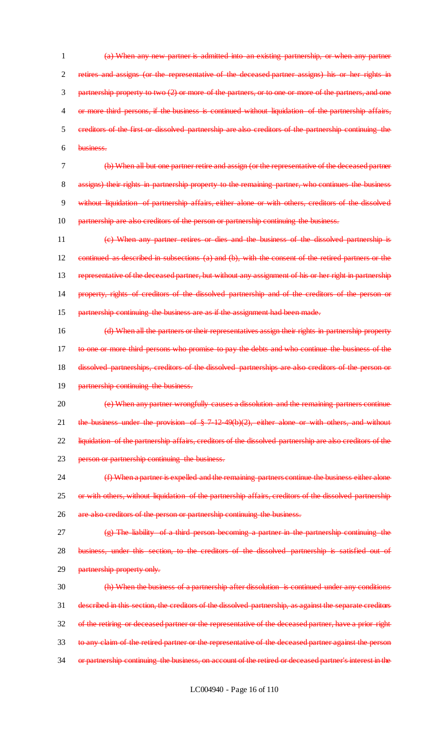~~(a) When any new partner is admitted into an existing partnership, or when any partner retires and assigns (or the representative of the deceased partner assigns) his or her rights in partnership property to two (2) or more of the partners, or to one or more of the partners, and one or more third persons, if the business is continued without liquidation of the partnership affairs, creditors of the first or dissolved partnership are also creditors of the partnership continuing the business.~~

~~(b) When all but one partner retire and assign (or the representative of the deceased partner assigns) their rights in partnership property to the remaining partner, who continues the business without liquidation of partnership affairs, either alone or with others, creditors of the dissolved partnership are also creditors of the person or partnership continuing the business.~~

~~(c) When any partner retires or dies and the business of the dissolved partnership is continued as described in subsections (a) and (b), with the consent of the retired partners or the representative of the deceased partner, but without any assignment of his or her right in partnership property, rights of creditors of the dissolved partnership and of the creditors of the person or partnership continuing the business are as if the assignment had been made.~~

~~(d) When all the partners or their representatives assign their rights in partnership property to one or more third persons who promise to pay the debts and who continue the business of the dissolved partnerships, creditors of the dissolved partnerships are also creditors of the person or partnership continuing the business.~~

~~(e) When any partner wrongfully causes a dissolution and the remaining partners continue the business under the provision of § 7-12-49(b)(2), either alone or with others, and without liquidation of the partnership affairs, creditors of the dissolved partnership are also creditors of the person or partnership continuing the business.~~

~~(f) When a partner is expelled and the remaining partners continue the business either alone or with others, without liquidation of the partnership affairs, creditors of the dissolved partnership are also creditors of the person or partnership continuing the business.~~

~~(g) The liability of a third person becoming a partner in the partnership continuing the business, under this section, to the creditors of the dissolved partnership is satisfied out of partnership property only.~~

~~(h) When the business of a partnership after dissolution is continued under any conditions described in this section, the creditors of the dissolved partnership, as against the separate creditors of the retiring or deceased partner or the representative of the deceased partner, have a prior right to any claim of the retired partner or the representative of the deceased partner against the person or partnership continuing the business, on account of the retired or deceased partner's interest in the~~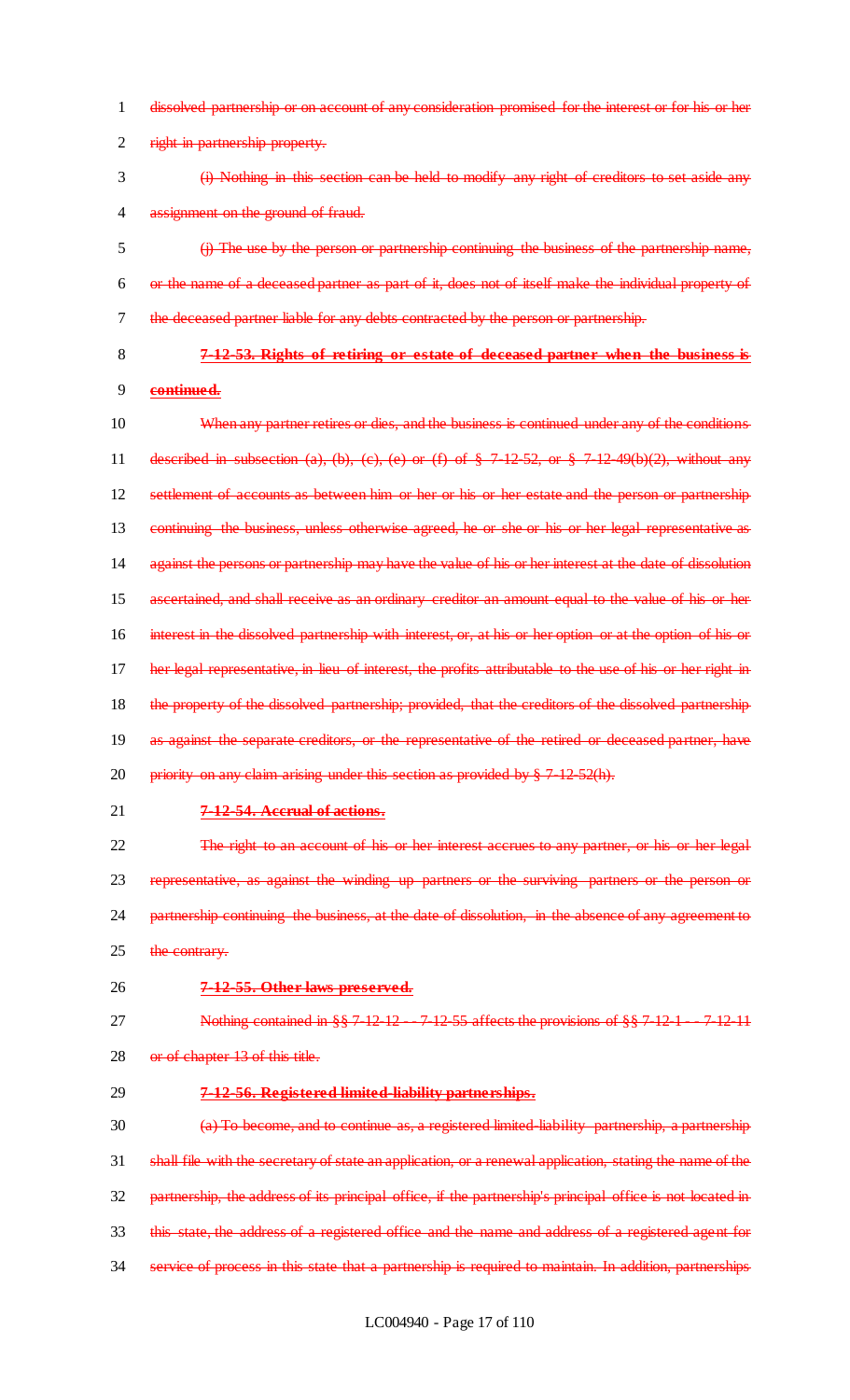dissolved partnership or on account of any consideration promised for the interest or for his or her right in partnership property.

(i) Nothing in this section can be held to modify any right of creditors to set aside any assignment on the ground of fraud.

(j) The use by the person or partnership continuing the business of the partnership name, or the name of a deceased partner as part of it, does not of itself make the individual property of the deceased partner liable for any debts contracted by the person or partnership.

**7-12-53. Rights of retiring or estate of deceased partner when the business is continued.**

When any partner retires or dies, and the business is continued under any of the conditions described in subsection (a), (b), (c), (e) or (f) of § 7-12-52, or § 7-12-49(b)(2), without any settlement of accounts as between him or her or his or her estate and the person or partnership continuing the business, unless otherwise agreed, he or she or his or her legal representative as against the persons or partnership may have the value of his or her interest at the date of dissolution ascertained, and shall receive as an ordinary creditor an amount equal to the value of his or her interest in the dissolved partnership with interest, or, at his or her option or at the option of his or her legal representative, in lieu of interest, the profits attributable to the use of his or her right in the property of the dissolved partnership; provided, that the creditors of the dissolved partnership as against the separate creditors, or the representative of the retired or deceased partner, have priority on any claim arising under this section as provided by § 7-12-52(h).

**7-12-54. Accrual of actions.**

The right to an account of his or her interest accrues to any partner, or his or her legal representative, as against the winding up partners or the surviving partners or the person or partnership continuing the business, at the date of dissolution, in the absence of any agreement to the contrary.

**7-12-55. Other laws preserved.**

Nothing contained in §§ 7-12-12 -- 7-12-55 affects the provisions of §§ 7-12-1 -- 7-12-11 or of chapter 13 of this title.

**7-12-56. Registered limited-liability partnerships.**

(a) To become, and to continue as, a registered limited-liability partnership, a partnership shall file with the secretary of state an application, or a renewal application, stating the name of the partnership, the address of its principal office, if the partnership's principal office is not located in this state, the address of a registered office and the name and address of a registered agent for service of process in this state that a partnership is required to maintain. In addition, partnerships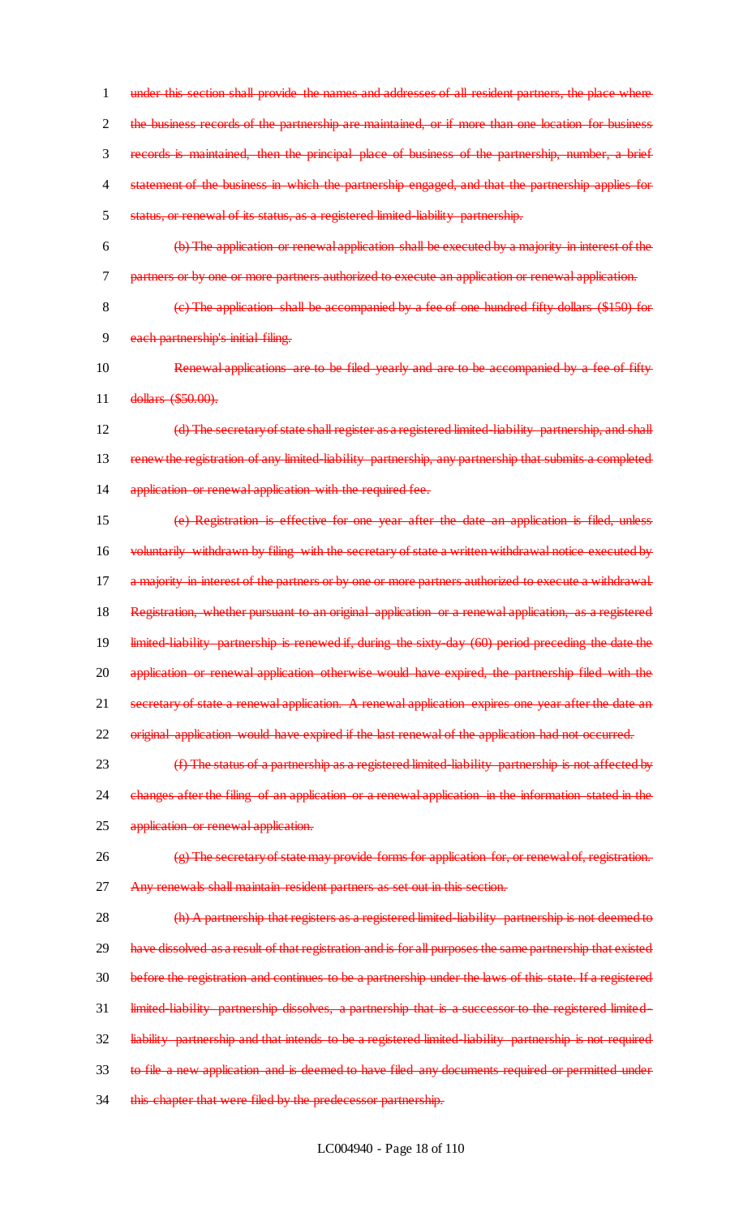under this section shall provide the names and addresses of all resident partners, the place where the business records of the partnership are maintained, or if more than one location for business records is maintained, then the principal place of business of the partnership, number, a brief statement of the business in which the partnership engaged, and that the partnership applies for status, or renewal of its status, as a registered limited-liability partnership.

(b) The application or renewal application shall be executed by a majority in interest of the partners or by one or more partners authorized to execute an application or renewal application.

(c) The application shall be accompanied by a fee of one hundred fifty dollars ($150) for each partnership's initial filing.

Renewal applications are to be filed yearly and are to be accompanied by a fee of fifty dollars ($50.00).

(d) The secretary of state shall register as a registered limited-liability partnership, and shall renew the registration of any limited-liability partnership, any partnership that submits a completed application or renewal application with the required fee.

(e) Registration is effective for one year after the date an application is filed, unless voluntarily withdrawn by filing with the secretary of state a written withdrawal notice executed by a majority in interest of the partners or by one or more partners authorized to execute a withdrawal. Registration, whether pursuant to an original application or a renewal application, as a registered limited-liability partnership is renewed if, during the sixty-day (60) period preceding the date the application or renewal application otherwise would have expired, the partnership filed with the secretary of state a renewal application. A renewal application expires one year after the date an original application would have expired if the last renewal of the application had not occurred.

(f) The status of a partnership as a registered limited-liability partnership is not affected by changes after the filing of an application or a renewal application in the information stated in the application or renewal application.

(g) The secretary of state may provide forms for application for, or renewal of, registration. Any renewals shall maintain resident partners as set out in this section.

(h) A partnership that registers as a registered limited-liability partnership is not deemed to have dissolved as a result of that registration and is for all purposes the same partnership that existed before the registration and continues to be a partnership under the laws of this state. If a registered limited-liability partnership dissolves, a partnership that is a successor to the registered limited-liability partnership and that intends to be a registered limited-liability partnership is not required to file a new application and is deemed to have filed any documents required or permitted under this chapter that were filed by the predecessor partnership.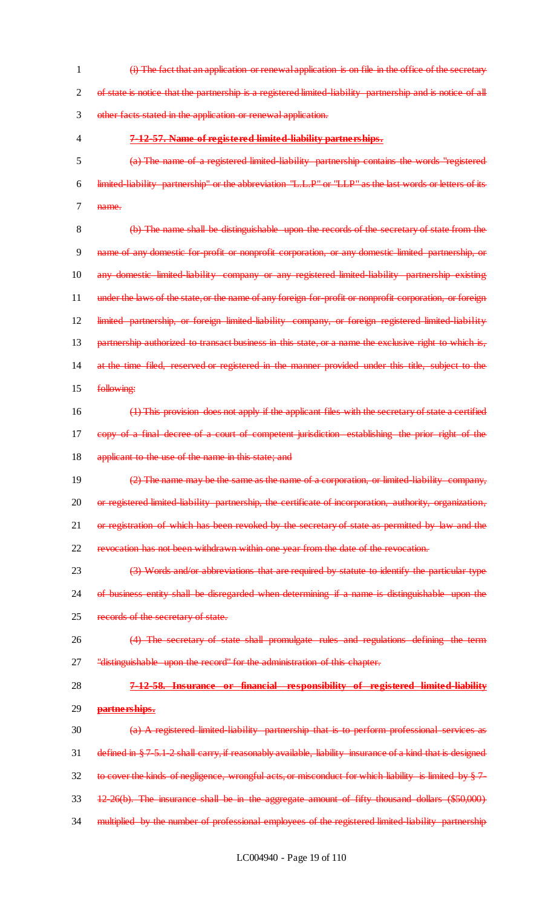~~(i) The fact that an application or renewal application is on file in the office of the secretary of state is notice that the partnership is a registered limited-liability partnership and is notice of all other facts stated in the application or renewal application.~~

**~~7-12-57. Name of registered limited-liability partnerships.~~**

~~(a) The name of a registered limited-liability partnership contains the words "registered limited-liability partnership" or the abbreviation "L.L.P" or "LLP" as the last words or letters of its name.~~

~~(b) The name shall be distinguishable upon the records of the secretary of state from the name of any domestic for-profit or nonprofit corporation, or any domestic limited partnership, or any domestic limited-liability company or any registered limited-liability partnership existing under the laws of the state, or the name of any foreign for-profit or nonprofit corporation, or foreign limited partnership, or foreign limited-liability company, or foreign registered limited-liability partnership authorized to transact business in this state, or a name the exclusive right to which is, at the time filed, reserved or registered in the manner provided under this title, subject to the following:~~

~~(1) This provision does not apply if the applicant files with the secretary of state a certified copy of a final decree of a court of competent jurisdiction establishing the prior right of the applicant to the use of the name in this state; and~~

~~(2) The name may be the same as the name of a corporation, or limited-liability company, or registered limited-liability partnership, the certificate of incorporation, authority, organization, or registration of which has been revoked by the secretary of state as permitted by law and the revocation has not been withdrawn within one year from the date of the revocation.~~

~~(3) Words and/or abbreviations that are required by statute to identify the particular type of business entity shall be disregarded when determining if a name is distinguishable upon the records of the secretary of state.~~

~~(4) The secretary of state shall promulgate rules and regulations defining the term "distinguishable upon the record" for the administration of this chapter.~~

**~~7-12-58. Insurance or financial responsibility of registered limited-liability partnerships.~~**

~~(a) A registered limited-liability partnership that is to perform professional services as defined in § 7-5.1-2 shall carry, if reasonably available, liability insurance of a kind that is designed to cover the kinds of negligence, wrongful acts, or misconduct for which liability is limited by § 7-12-26(b). The insurance shall be in the aggregate amount of fifty thousand dollars ($50,000) multiplied by the number of professional employees of the registered limited-liability partnership~~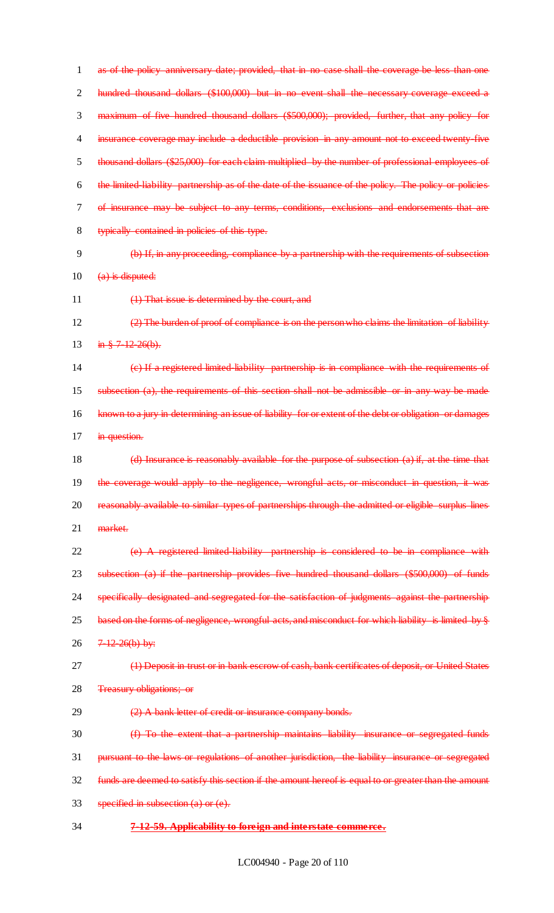as of the policy anniversary date; provided, that in no case shall the coverage be less than one hundred thousand dollars ($100,000) but in no event shall the necessary coverage exceed a maximum of five hundred thousand dollars ($500,000); provided, further, that any policy for insurance coverage may include a deductible provision in any amount not to exceed twenty-five thousand dollars ($25,000) for each claim multiplied by the number of professional employees of the limited-liability partnership as of the date of the issuance of the policy. The policy or policies of insurance may be subject to any terms, conditions, exclusions and endorsements that are typically contained in policies of this type.

(b) If, in any proceeding, compliance by a partnership with the requirements of subsection (a) is disputed:

(1) That issue is determined by the court, and

(2) The burden of proof of compliance is on the person who claims the limitation of liability in § 7-12-26(b).

(c) If a registered limited-liability partnership is in compliance with the requirements of subsection (a), the requirements of this section shall not be admissible or in any way be made known to a jury in determining an issue of liability for or extent of the debt or obligation or damages in question.

(d) Insurance is reasonably available for the purpose of subsection (a) if, at the time that the coverage would apply to the negligence, wrongful acts, or misconduct in question, it was reasonably available to similar types of partnerships through the admitted or eligible surplus lines market.

(e) A registered limited-liability partnership is considered to be in compliance with subsection (a) if the partnership provides five hundred thousand dollars ($500,000) of funds specifically designated and segregated for the satisfaction of judgments against the partnership based on the forms of negligence, wrongful acts, and misconduct for which liability is limited by § 7-12-26(b) by:

(1) Deposit in trust or in bank escrow of cash, bank certificates of deposit, or United States Treasury obligations; or

(2) A bank letter of credit or insurance company bonds.

(f) To the extent that a partnership maintains liability insurance or segregated funds pursuant to the laws or regulations of another jurisdiction, the liability insurance or segregated funds are deemed to satisfy this section if the amount hereof is equal to or greater than the amount specified in subsection (a) or (e).

**7-12-59. Applicability to foreign and interstate commerce.**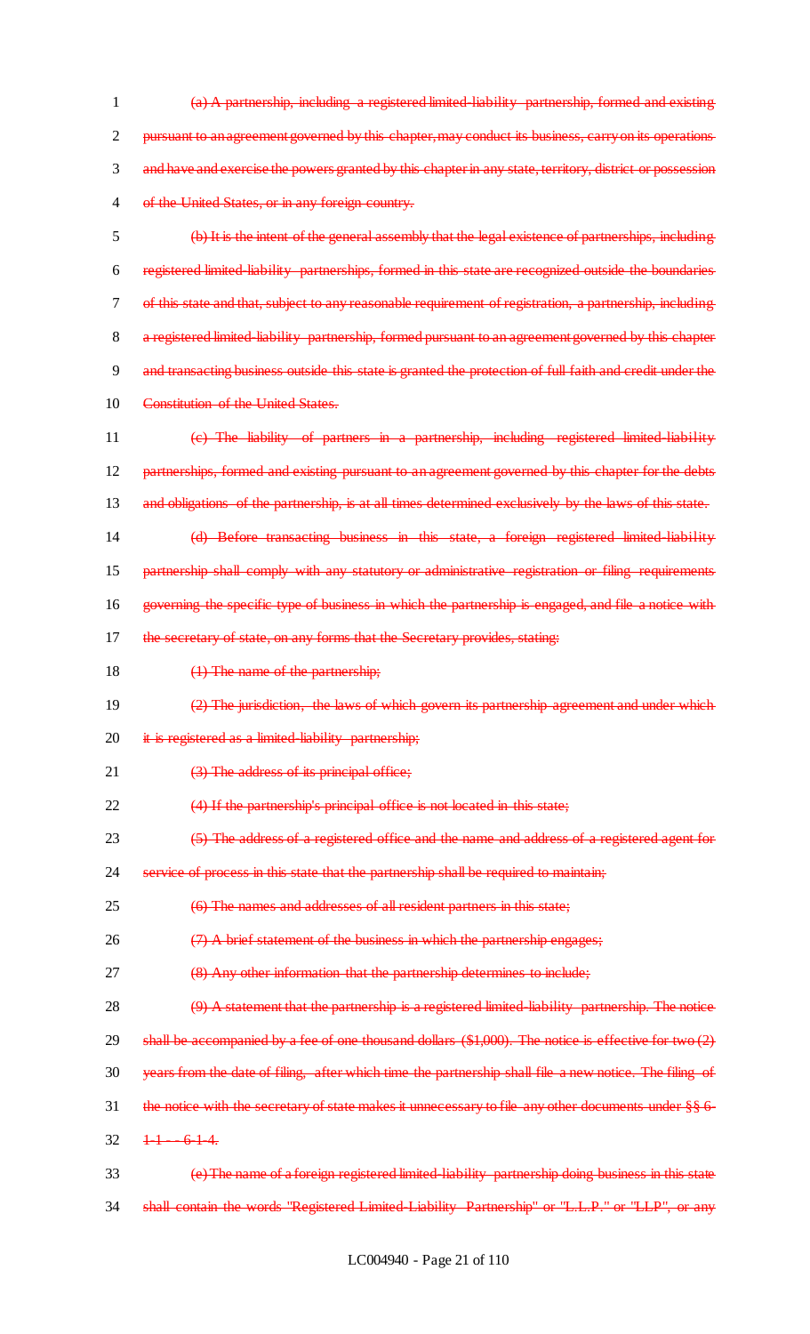~~(a) A partnership, including a registered limited-liability partnership, formed and existing pursuant to an agreement governed by this chapter, may conduct its business, carry on its operations and have and exercise the powers granted by this chapter in any state, territory, district or possession of the United States, or in any foreign country.~~

~~(b) It is the intent of the general assembly that the legal existence of partnerships, including registered limited-liability partnerships, formed in this state are recognized outside the boundaries of this state and that, subject to any reasonable requirement of registration, a partnership, including a registered limited-liability partnership, formed pursuant to an agreement governed by this chapter and transacting business outside this state is granted the protection of full faith and credit under the Constitution of the United States.~~

~~(c) The liability of partners in a partnership, including registered limited-liability partnerships, formed and existing pursuant to an agreement governed by this chapter for the debts and obligations of the partnership, is at all times determined exclusively by the laws of this state.~~

~~(d) Before transacting business in this state, a foreign registered limited-liability partnership shall comply with any statutory or administrative registration or filing requirements governing the specific type of business in which the partnership is engaged, and file a notice with the secretary of state, on any forms that the Secretary provides, stating:~~

~~(1) The name of the partnership;~~

~~(2) The jurisdiction, the laws of which govern its partnership agreement and under which it is registered as a limited-liability partnership;~~

~~(3) The address of its principal office;~~

~~(4) If the partnership's principal office is not located in this state;~~

~~(5) The address of a registered office and the name and address of a registered agent for service of process in this state that the partnership shall be required to maintain;~~

~~(6) The names and addresses of all resident partners in this state;~~

~~(7) A brief statement of the business in which the partnership engages;~~

~~(8) Any other information that the partnership determines to include;~~

~~(9) A statement that the partnership is a registered limited-liability partnership. The notice shall be accompanied by a fee of one thousand dollars ($1,000). The notice is effective for two (2) years from the date of filing, after which time the partnership shall file a new notice. The filing of the notice with the secretary of state makes it unnecessary to file any other documents under §§ 6-1-1 -- 6-1-4.~~

~~(e) The name of a foreign registered limited-liability partnership doing business in this state shall contain the words "Registered Limited-Liability Partnership" or "L.L.P." or "LLP", or any~~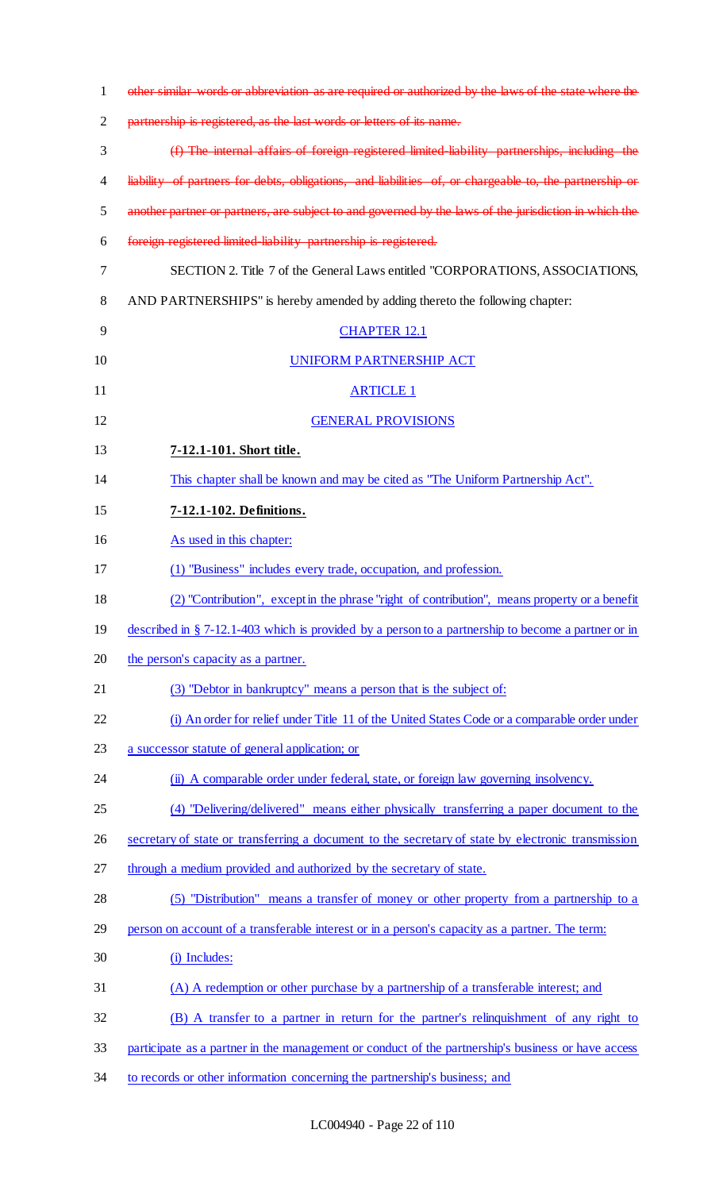~~other similar words or abbreviation as are required or authorized by the laws of the state where the partnership is registered, as the last words or letters of its name.~~

~~(f) The internal affairs of foreign registered limited-liability partnerships, including the liability of partners for debts, obligations, and liabilities of, or chargeable to, the partnership or another partner or partners, are subject to and governed by the laws of the jurisdiction in which the foreign registered limited-liability partnership is registered.~~

SECTION 2. Title 7 of the General Laws entitled "CORPORATIONS, ASSOCIATIONS, AND PARTNERSHIPS" is hereby amended by adding thereto the following chapter:

CHAPTER 12.1

UNIFORM PARTNERSHIP ACT

ARTICLE 1

GENERAL PROVISIONS

**7-12.1-101. Short title.**

This chapter shall be known and may be cited as "The Uniform Partnership Act".

**7-12.1-102. Definitions.**

As used in this chapter:

(1) "Business" includes every trade, occupation, and profession.

(2) "Contribution", except in the phrase "right of contribution", means property or a benefit described in § 7-12.1-403 which is provided by a person to a partnership to become a partner or in the person's capacity as a partner.

(3) "Debtor in bankruptcy" means a person that is the subject of:

(i) An order for relief under Title 11 of the United States Code or a comparable order under a successor statute of general application; or

(ii) A comparable order under federal, state, or foreign law governing insolvency.

(4) "Delivering/delivered" means either physically transferring a paper document to the secretary of state or transferring a document to the secretary of state by electronic transmission through a medium provided and authorized by the secretary of state.

(5) "Distribution" means a transfer of money or other property from a partnership to a person on account of a transferable interest or in a person's capacity as a partner. The term:

(i) Includes:

(A) A redemption or other purchase by a partnership of a transferable interest; and

(B) A transfer to a partner in return for the partner's relinquishment of any right to participate as a partner in the management or conduct of the partnership's business or have access to records or other information concerning the partnership's business; and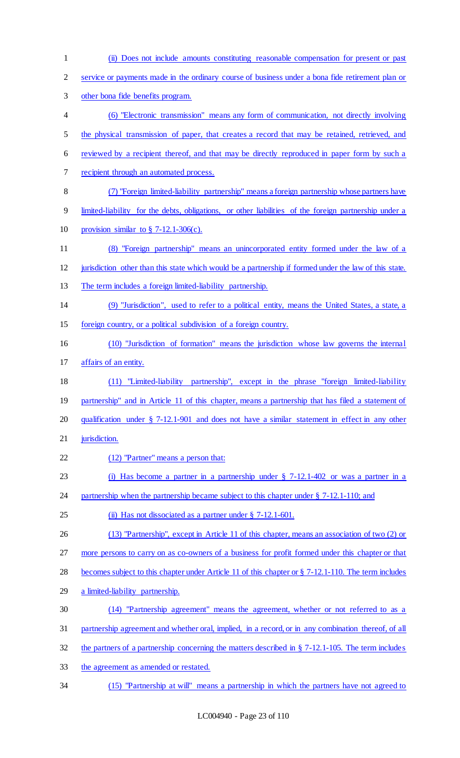(ii) Does not include amounts constituting reasonable compensation for present or past service or payments made in the ordinary course of business under a bona fide retirement plan or other bona fide benefits program.

(6) "Electronic transmission" means any form of communication, not directly involving the physical transmission of paper, that creates a record that may be retained, retrieved, and reviewed by a recipient thereof, and that may be directly reproduced in paper form by such a recipient through an automated process.

(7) "Foreign limited-liability partnership" means a foreign partnership whose partners have limited-liability for the debts, obligations, or other liabilities of the foreign partnership under a provision similar to § 7-12.1-306(c).

(8) "Foreign partnership" means an unincorporated entity formed under the law of a jurisdiction other than this state which would be a partnership if formed under the law of this state. The term includes a foreign limited-liability partnership.

(9) "Jurisdiction", used to refer to a political entity, means the United States, a state, a foreign country, or a political subdivision of a foreign country.

(10) "Jurisdiction of formation" means the jurisdiction whose law governs the internal affairs of an entity.

(11) "Limited-liability partnership", except in the phrase "foreign limited-liability partnership" and in Article 11 of this chapter, means a partnership that has filed a statement of qualification under § 7-12.1-901 and does not have a similar statement in effect in any other jurisdiction.

(12) "Partner" means a person that:

(i) Has become a partner in a partnership under § 7-12.1-402 or was a partner in a partnership when the partnership became subject to this chapter under § 7-12.1-110; and

(ii) Has not dissociated as a partner under § 7-12.1-601.

(13) "Partnership", except in Article 11 of this chapter, means an association of two (2) or more persons to carry on as co-owners of a business for profit formed under this chapter or that becomes subject to this chapter under Article 11 of this chapter or § 7-12.1-110. The term includes a limited-liability partnership.

(14) "Partnership agreement" means the agreement, whether or not referred to as a partnership agreement and whether oral, implied, in a record, or in any combination thereof, of all the partners of a partnership concerning the matters described in § 7-12.1-105. The term includes the agreement as amended or restated.

(15) "Partnership at will" means a partnership in which the partners have not agreed to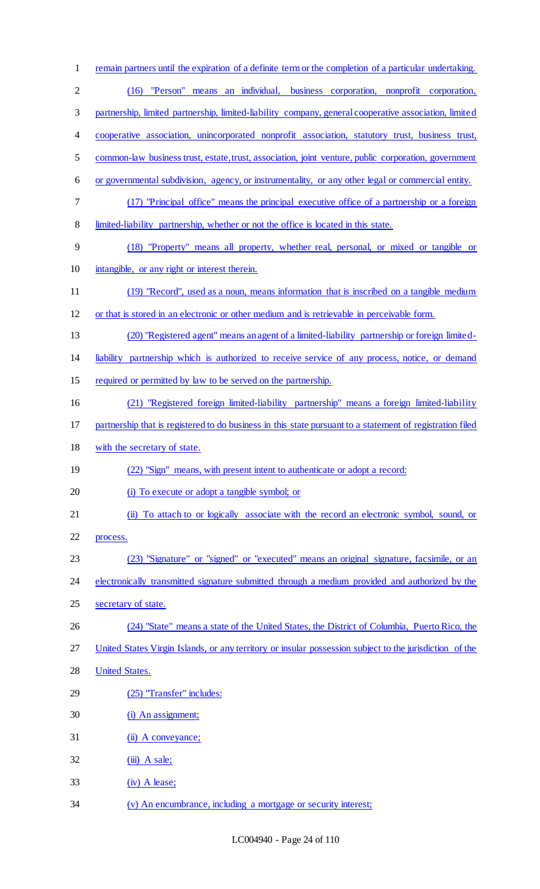remain partners until the expiration of a definite term or the completion of a particular undertaking.

(16) "Person" means an individual, business corporation, nonprofit corporation, partnership, limited partnership, limited-liability company, general cooperative association, limited cooperative association, unincorporated nonprofit association, statutory trust, business trust, common-law business trust, estate, trust, association, joint venture, public corporation, government or governmental subdivision, agency, or instrumentality, or any other legal or commercial entity.

(17) "Principal office" means the principal executive office of a partnership or a foreign limited-liability partnership, whether or not the office is located in this state.

(18) "Property" means all property, whether real, personal, or mixed or tangible or intangible, or any right or interest therein.

(19) "Record", used as a noun, means information that is inscribed on a tangible medium or that is stored in an electronic or other medium and is retrievable in perceivable form.

(20) "Registered agent" means an agent of a limited-liability partnership or foreign limited-liability partnership which is authorized to receive service of any process, notice, or demand required or permitted by law to be served on the partnership.

(21) "Registered foreign limited-liability partnership" means a foreign limited-liability partnership that is registered to do business in this state pursuant to a statement of registration filed with the secretary of state.

(22) "Sign" means, with present intent to authenticate or adopt a record:

(i) To execute or adopt a tangible symbol; or

(ii) To attach to or logically associate with the record an electronic symbol, sound, or process.

(23) "Signature" or "signed" or "executed" means an original signature, facsimile, or an electronically transmitted signature submitted through a medium provided and authorized by the secretary of state.

(24) "State" means a state of the United States, the District of Columbia, Puerto Rico, the United States Virgin Islands, or any territory or insular possession subject to the jurisdiction of the United States.

(25) "Transfer" includes:

(i) An assignment;

(ii) A conveyance;

(iii) A sale;

(iv) A lease;

(v) An encumbrance, including a mortgage or security interest;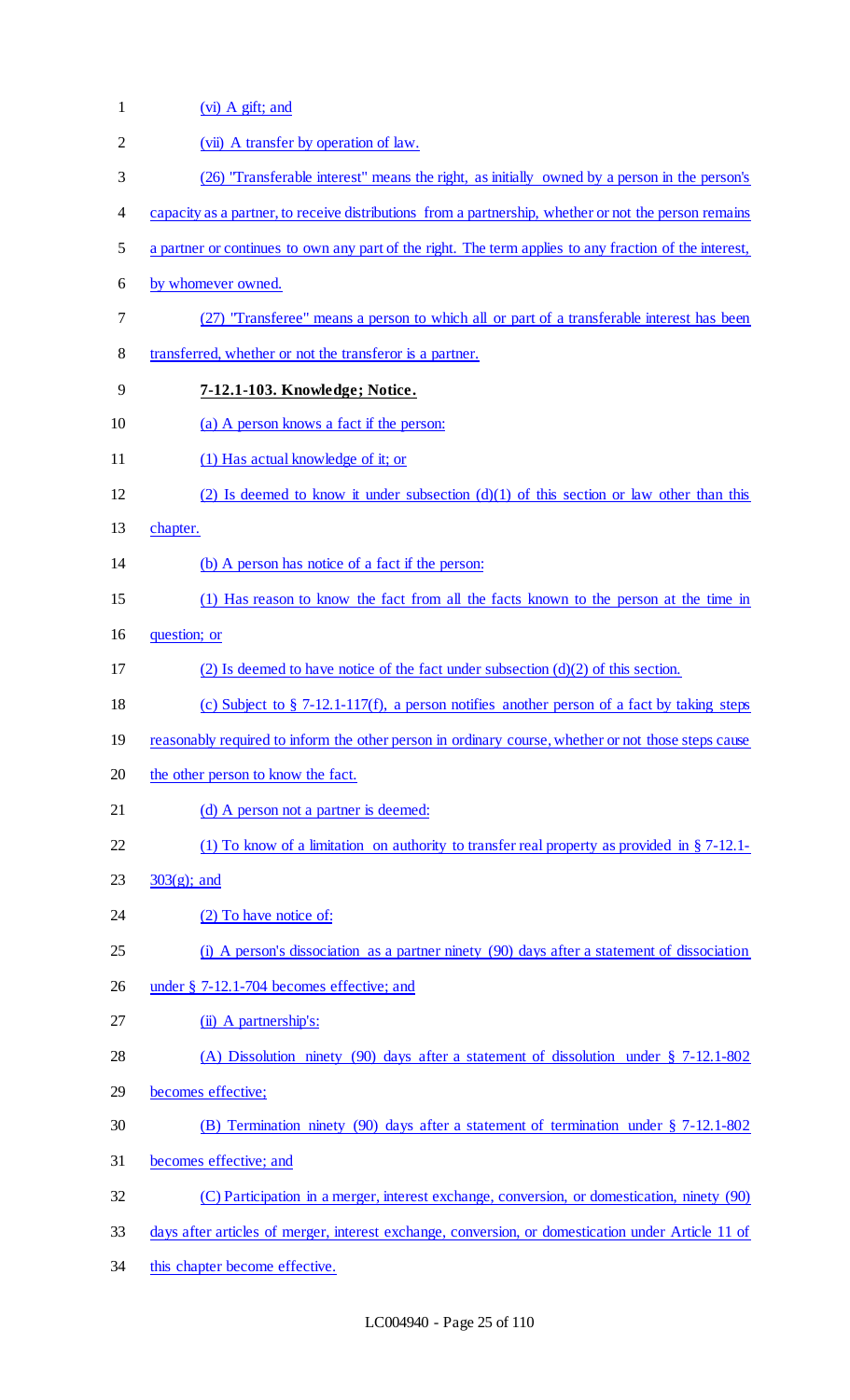(vi) A gift; and

(vii) A transfer by operation of law.

(26) "Transferable interest" means the right, as initially owned by a person in the person's capacity as a partner, to receive distributions from a partnership, whether or not the person remains a partner or continues to own any part of the right. The term applies to any fraction of the interest, by whomever owned.

(27) "Transferee" means a person to which all or part of a transferable interest has been transferred, whether or not the transferor is a partner.

**7-12.1-103. Knowledge; Notice.**

(a) A person knows a fact if the person:

(1) Has actual knowledge of it; or

(2) Is deemed to know it under subsection (d)(1) of this section or law other than this chapter.

(b) A person has notice of a fact if the person:

(1) Has reason to know the fact from all the facts known to the person at the time in question; or

(2) Is deemed to have notice of the fact under subsection (d)(2) of this section.

(c) Subject to § 7-12.1-117(f), a person notifies another person of a fact by taking steps reasonably required to inform the other person in ordinary course, whether or not those steps cause the other person to know the fact.

(d) A person not a partner is deemed:

(1) To know of a limitation on authority to transfer real property as provided in § 7-12.1-303(g); and

(2) To have notice of:

(i) A person's dissociation as a partner ninety (90) days after a statement of dissociation under § 7-12.1-704 becomes effective; and

(ii) A partnership's:

(A) Dissolution ninety (90) days after a statement of dissolution under § 7-12.1-802 becomes effective;

(B) Termination ninety (90) days after a statement of termination under § 7-12.1-802 becomes effective; and

(C) Participation in a merger, interest exchange, conversion, or domestication, ninety (90) days after articles of merger, interest exchange, conversion, or domestication under Article 11 of this chapter become effective.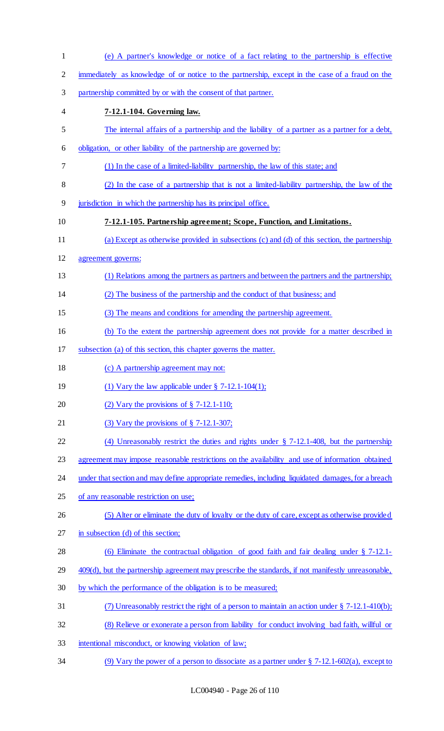(e) A partner's knowledge or notice of a fact relating to the partnership is effective immediately as knowledge of or notice to the partnership, except in the case of a fraud on the partnership committed by or with the consent of that partner.

**7-12.1-104. Governing law.**

The internal affairs of a partnership and the liability of a partner as a partner for a debt, obligation, or other liability of the partnership are governed by:

(1) In the case of a limited-liability partnership, the law of this state; and

(2) In the case of a partnership that is not a limited-liability partnership, the law of the jurisdiction in which the partnership has its principal office.

**7-12.1-105. Partnership agreement; Scope, Function, and Limitations.**

(a) Except as otherwise provided in subsections (c) and (d) of this section, the partnership agreement governs:

(1) Relations among the partners as partners and between the partners and the partnership;

(2) The business of the partnership and the conduct of that business; and

(3) The means and conditions for amending the partnership agreement.

(b) To the extent the partnership agreement does not provide for a matter described in subsection (a) of this section, this chapter governs the matter.

(c) A partnership agreement may not:

(1) Vary the law applicable under § 7-12.1-104(1);

(2) Vary the provisions of § 7-12.1-110;

(3) Vary the provisions of § 7-12.1-307;

(4) Unreasonably restrict the duties and rights under § 7-12.1-408, but the partnership agreement may impose reasonable restrictions on the availability and use of information obtained under that section and may define appropriate remedies, including liquidated damages, for a breach of any reasonable restriction on use;

(5) Alter or eliminate the duty of loyalty or the duty of care, except as otherwise provided in subsection (d) of this section;

(6) Eliminate the contractual obligation of good faith and fair dealing under § 7-12.1-409(d), but the partnership agreement may prescribe the standards, if not manifestly unreasonable, by which the performance of the obligation is to be measured;

(7) Unreasonably restrict the right of a person to maintain an action under § 7-12.1-410(b);

(8) Relieve or exonerate a person from liability for conduct involving bad faith, willful or intentional misconduct, or knowing violation of law;

(9) Vary the power of a person to dissociate as a partner under § 7-12.1-602(a), except to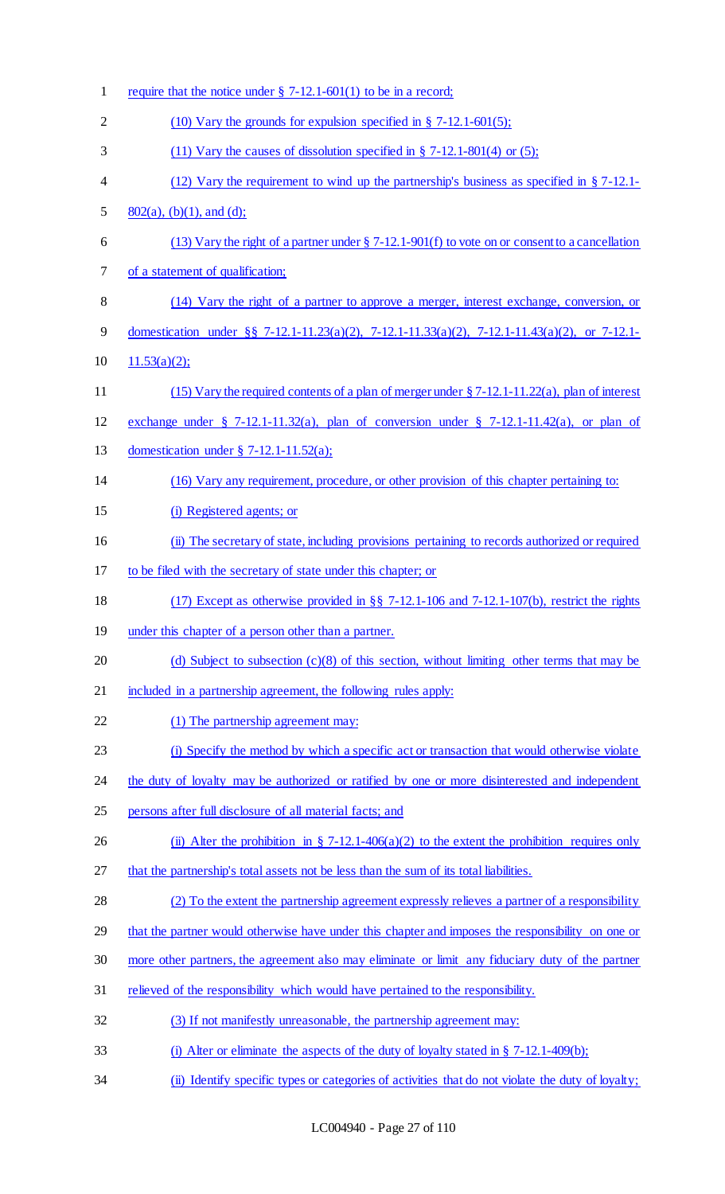require that the notice under § 7-12.1-601(1) to be in a record;

(10) Vary the grounds for expulsion specified in § 7-12.1-601(5);

(11) Vary the causes of dissolution specified in § 7-12.1-801(4) or (5);

(12) Vary the requirement to wind up the partnership's business as specified in § 7-12.1-802(a), (b)(1), and (d);

(13) Vary the right of a partner under § 7-12.1-901(f) to vote on or consent to a cancellation of a statement of qualification;

(14) Vary the right of a partner to approve a merger, interest exchange, conversion, or domestication under §§ 7-12.1-11.23(a)(2), 7-12.1-11.33(a)(2), 7-12.1-11.43(a)(2), or 7-12.1-11.53(a)(2);

(15) Vary the required contents of a plan of merger under § 7-12.1-11.22(a), plan of interest exchange under § 7-12.1-11.32(a), plan of conversion under § 7-12.1-11.42(a), or plan of domestication under § 7-12.1-11.52(a);

(16) Vary any requirement, procedure, or other provision of this chapter pertaining to:

(i) Registered agents; or

(ii) The secretary of state, including provisions pertaining to records authorized or required to be filed with the secretary of state under this chapter; or

(17) Except as otherwise provided in §§ 7-12.1-106 and 7-12.1-107(b), restrict the rights under this chapter of a person other than a partner.

(d) Subject to subsection (c)(8) of this section, without limiting other terms that may be included in a partnership agreement, the following rules apply:

(1) The partnership agreement may:

(i) Specify the method by which a specific act or transaction that would otherwise violate the duty of loyalty may be authorized or ratified by one or more disinterested and independent persons after full disclosure of all material facts; and

(ii) Alter the prohibition in § 7-12.1-406(a)(2) to the extent the prohibition requires only that the partnership's total assets not be less than the sum of its total liabilities.

(2) To the extent the partnership agreement expressly relieves a partner of a responsibility that the partner would otherwise have under this chapter and imposes the responsibility on one or more other partners, the agreement also may eliminate or limit any fiduciary duty of the partner relieved of the responsibility which would have pertained to the responsibility.

(3) If not manifestly unreasonable, the partnership agreement may:

(i) Alter or eliminate the aspects of the duty of loyalty stated in § 7-12.1-409(b);

(ii) Identify specific types or categories of activities that do not violate the duty of loyalty;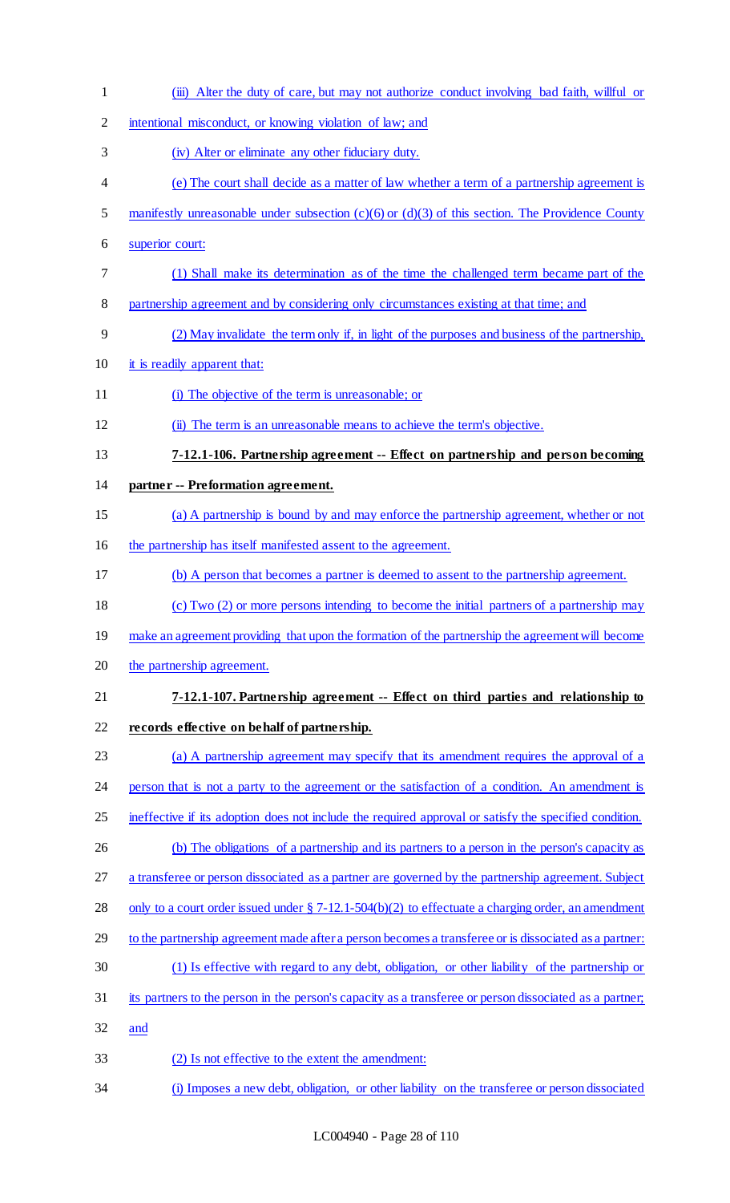(iii) Alter the duty of care, but may not authorize conduct involving bad faith, willful or intentional misconduct, or knowing violation of law; and

(iv) Alter or eliminate any other fiduciary duty.

(e) The court shall decide as a matter of law whether a term of a partnership agreement is manifestly unreasonable under subsection (c)(6) or (d)(3) of this section. The Providence County superior court:

(1) Shall make its determination as of the time the challenged term became part of the partnership agreement and by considering only circumstances existing at that time; and

(2) May invalidate the term only if, in light of the purposes and business of the partnership, it is readily apparent that:

(i) The objective of the term is unreasonable; or

(ii) The term is an unreasonable means to achieve the term's objective.

**7-12.1-106. Partnership agreement -- Effect on partnership and person becoming partner -- Preformation agreement.**

(a) A partnership is bound by and may enforce the partnership agreement, whether or not the partnership has itself manifested assent to the agreement.

(b) A person that becomes a partner is deemed to assent to the partnership agreement.

(c) Two (2) or more persons intending to become the initial partners of a partnership may make an agreement providing that upon the formation of the partnership the agreement will become the partnership agreement.

**7-12.1-107. Partnership agreement -- Effect on third parties and relationship to records effective on behalf of partnership.**

(a) A partnership agreement may specify that its amendment requires the approval of a person that is not a party to the agreement or the satisfaction of a condition. An amendment is ineffective if its adoption does not include the required approval or satisfy the specified condition.

(b) The obligations of a partnership and its partners to a person in the person's capacity as a transferee or person dissociated as a partner are governed by the partnership agreement. Subject only to a court order issued under § 7-12.1-504(b)(2) to effectuate a charging order, an amendment to the partnership agreement made after a person becomes a transferee or is dissociated as a partner:

(1) Is effective with regard to any debt, obligation, or other liability of the partnership or its partners to the person in the person's capacity as a transferee or person dissociated as a partner; and

(2) Is not effective to the extent the amendment:

(i) Imposes a new debt, obligation, or other liability on the transferee or person dissociated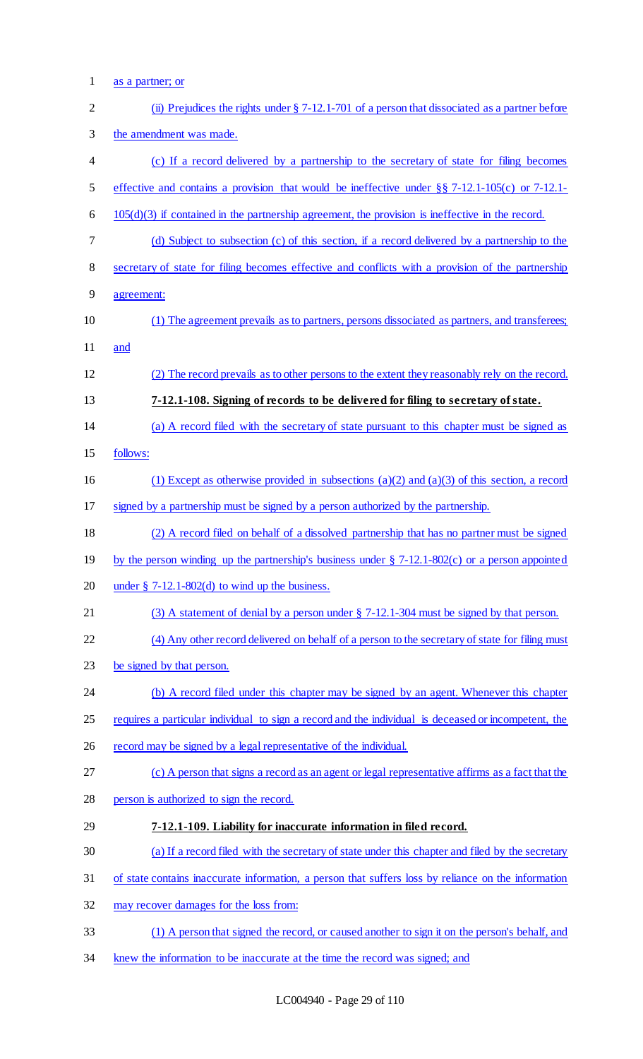as a partner; or

(ii) Prejudices the rights under § 7-12.1-701 of a person that dissociated as a partner before the amendment was made.

(c) If a record delivered by a partnership to the secretary of state for filing becomes effective and contains a provision that would be ineffective under §§ 7-12.1-105(c) or 7-12.1-105(d)(3) if contained in the partnership agreement, the provision is ineffective in the record.

(d) Subject to subsection (c) of this section, if a record delivered by a partnership to the secretary of state for filing becomes effective and conflicts with a provision of the partnership agreement:

(1) The agreement prevails as to partners, persons dissociated as partners, and transferees; and

(2) The record prevails as to other persons to the extent they reasonably rely on the record.

**7-12.1-108. Signing of records to be delivered for filing to secretary of state.**

(a) A record filed with the secretary of state pursuant to this chapter must be signed as follows:

(1) Except as otherwise provided in subsections (a)(2) and (a)(3) of this section, a record signed by a partnership must be signed by a person authorized by the partnership.

(2) A record filed on behalf of a dissolved partnership that has no partner must be signed by the person winding up the partnership's business under § 7-12.1-802(c) or a person appointed under § 7-12.1-802(d) to wind up the business.

(3) A statement of denial by a person under § 7-12.1-304 must be signed by that person.

(4) Any other record delivered on behalf of a person to the secretary of state for filing must be signed by that person.

(b) A record filed under this chapter may be signed by an agent. Whenever this chapter requires a particular individual to sign a record and the individual is deceased or incompetent, the record may be signed by a legal representative of the individual.

(c) A person that signs a record as an agent or legal representative affirms as a fact that the person is authorized to sign the record.

**7-12.1-109. Liability for inaccurate information in filed record.**

(a) If a record filed with the secretary of state under this chapter and filed by the secretary of state contains inaccurate information, a person that suffers loss by reliance on the information may recover damages for the loss from:

(1) A person that signed the record, or caused another to sign it on the person's behalf, and knew the information to be inaccurate at the time the record was signed; and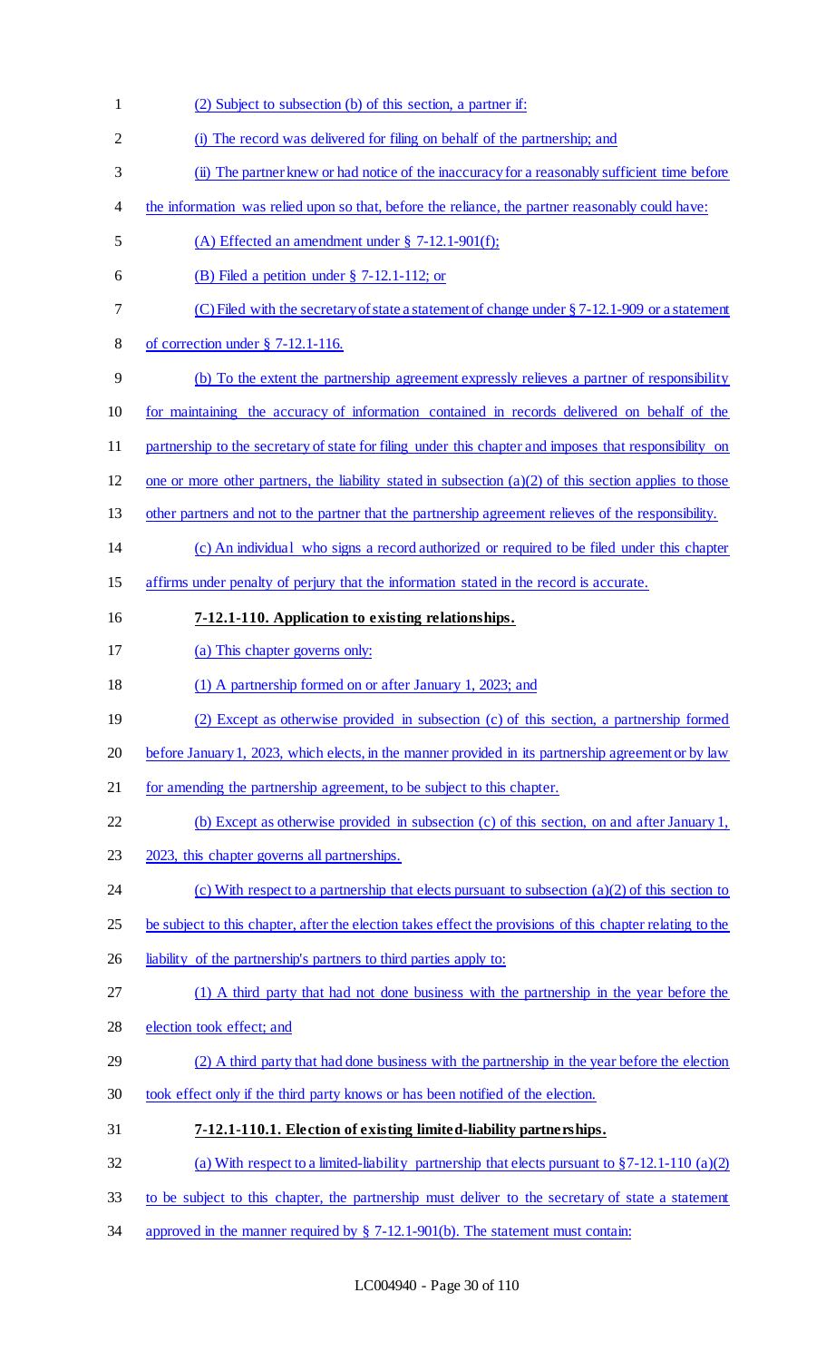(2) Subject to subsection (b) of this section, a partner if:

(i) The record was delivered for filing on behalf of the partnership; and

(ii) The partner knew or had notice of the inaccuracy for a reasonably sufficient time before the information was relied upon so that, before the reliance, the partner reasonably could have:

(A) Effected an amendment under § 7-12.1-901(f);

(B) Filed a petition under § 7-12.1-112; or

(C) Filed with the secretary of state a statement of change under § 7-12.1-909 or a statement of correction under § 7-12.1-116.

(b) To the extent the partnership agreement expressly relieves a partner of responsibility for maintaining the accuracy of information contained in records delivered on behalf of the partnership to the secretary of state for filing under this chapter and imposes that responsibility on one or more other partners, the liability stated in subsection (a)(2) of this section applies to those other partners and not to the partner that the partnership agreement relieves of the responsibility.

(c) An individual who signs a record authorized or required to be filed under this chapter affirms under penalty of perjury that the information stated in the record is accurate.

**7-12.1-110. Application to existing relationships.**

(a) This chapter governs only:

(1) A partnership formed on or after January 1, 2023; and

(2) Except as otherwise provided in subsection (c) of this section, a partnership formed before January 1, 2023, which elects, in the manner provided in its partnership agreement or by law for amending the partnership agreement, to be subject to this chapter.

(b) Except as otherwise provided in subsection (c) of this section, on and after January 1, 2023, this chapter governs all partnerships.

(c) With respect to a partnership that elects pursuant to subsection (a)(2) of this section to be subject to this chapter, after the election takes effect the provisions of this chapter relating to the liability of the partnership's partners to third parties apply to:

(1) A third party that had not done business with the partnership in the year before the election took effect; and

(2) A third party that had done business with the partnership in the year before the election took effect only if the third party knows or has been notified of the election.

**7-12.1-110.1. Election of existing limited-liability partnerships.**

(a) With respect to a limited-liability partnership that elects pursuant to §7-12.1-110 (a)(2) to be subject to this chapter, the partnership must deliver to the secretary of state a statement approved in the manner required by § 7-12.1-901(b). The statement must contain: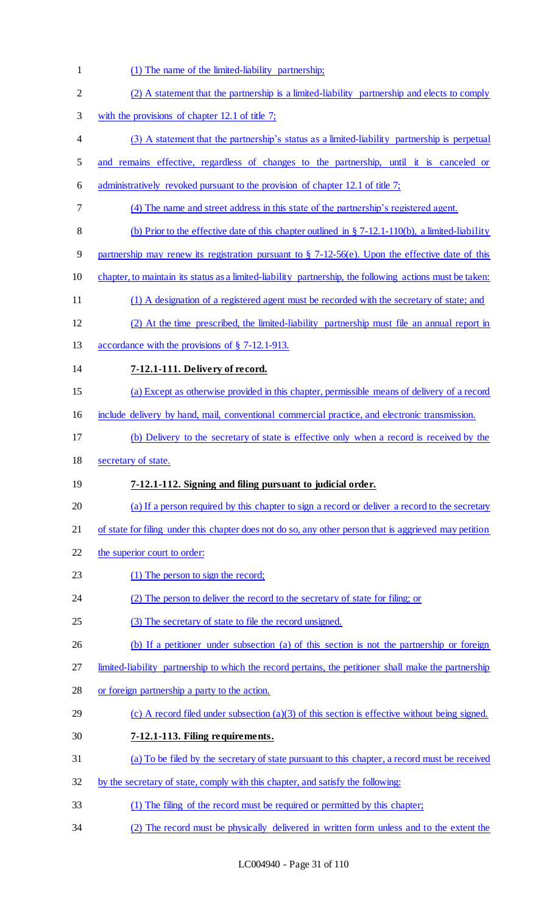(1) The name of the limited-liability partnership;

(2) A statement that the partnership is a limited-liability partnership and elects to comply with the provisions of chapter 12.1 of title 7;

(3) A statement that the partnership's status as a limited-liability partnership is perpetual and remains effective, regardless of changes to the partnership, until it is canceled or administratively revoked pursuant to the provision of chapter 12.1 of title 7;

(4) The name and street address in this state of the partnership's registered agent.

(b) Prior to the effective date of this chapter outlined in § 7-12.1-110(b), a limited-liability partnership may renew its registration pursuant to § 7-12-56(e). Upon the effective date of this chapter, to maintain its status as a limited-liability partnership, the following actions must be taken:

(1) A designation of a registered agent must be recorded with the secretary of state; and

(2) At the time prescribed, the limited-liability partnership must file an annual report in accordance with the provisions of § 7-12.1-913.

**7-12.1-111. Delivery of record.**

(a) Except as otherwise provided in this chapter, permissible means of delivery of a record include delivery by hand, mail, conventional commercial practice, and electronic transmission.

(b) Delivery to the secretary of state is effective only when a record is received by the secretary of state.

**7-12.1-112. Signing and filing pursuant to judicial order.**

(a) If a person required by this chapter to sign a record or deliver a record to the secretary of state for filing under this chapter does not do so, any other person that is aggrieved may petition the superior court to order:

(1) The person to sign the record;

(2) The person to deliver the record to the secretary of state for filing; or

(3) The secretary of state to file the record unsigned.

(b) If a petitioner under subsection (a) of this section is not the partnership or foreign limited-liability partnership to which the record pertains, the petitioner shall make the partnership or foreign partnership a party to the action.

(c) A record filed under subsection (a)(3) of this section is effective without being signed.

**7-12.1-113. Filing requirements.**

(a) To be filed by the secretary of state pursuant to this chapter, a record must be received by the secretary of state, comply with this chapter, and satisfy the following:

(1) The filing of the record must be required or permitted by this chapter;

(2) The record must be physically delivered in written form unless and to the extent the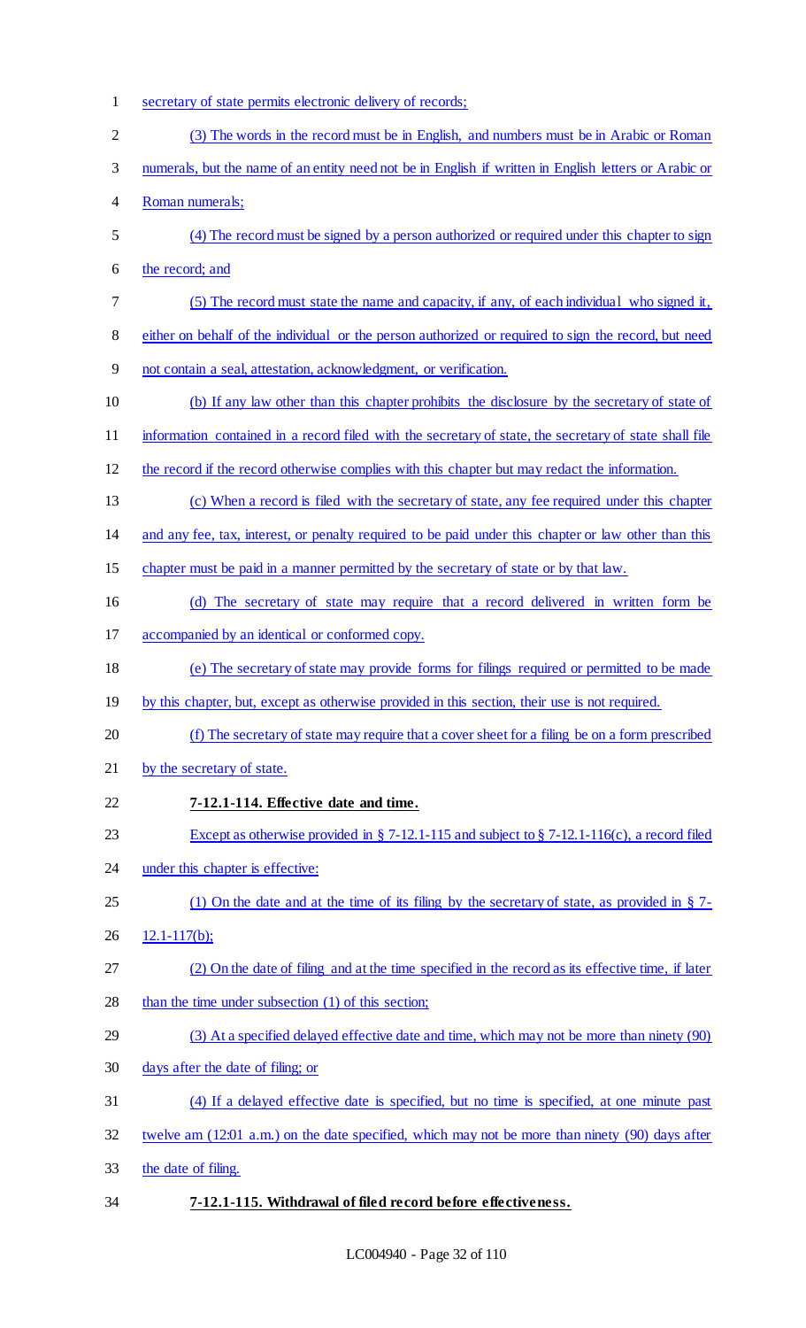secretary of state permits electronic delivery of records;

(3) The words in the record must be in English, and numbers must be in Arabic or Roman numerals, but the name of an entity need not be in English if written in English letters or Arabic or Roman numerals;

(4) The record must be signed by a person authorized or required under this chapter to sign the record; and

(5) The record must state the name and capacity, if any, of each individual who signed it, either on behalf of the individual or the person authorized or required to sign the record, but need not contain a seal, attestation, acknowledgment, or verification.

(b) If any law other than this chapter prohibits the disclosure by the secretary of state of information contained in a record filed with the secretary of state, the secretary of state shall file the record if the record otherwise complies with this chapter but may redact the information.

(c) When a record is filed with the secretary of state, any fee required under this chapter and any fee, tax, interest, or penalty required to be paid under this chapter or law other than this chapter must be paid in a manner permitted by the secretary of state or by that law.

(d) The secretary of state may require that a record delivered in written form be accompanied by an identical or conformed copy.

(e) The secretary of state may provide forms for filings required or permitted to be made by this chapter, but, except as otherwise provided in this section, their use is not required.

(f) The secretary of state may require that a cover sheet for a filing be on a form prescribed by the secretary of state.

**7-12.1-114. Effective date and time.**

Except as otherwise provided in § 7-12.1-115 and subject to § 7-12.1-116(c), a record filed under this chapter is effective:

(1) On the date and at the time of its filing by the secretary of state, as provided in § 7-12.1-117(b);

(2) On the date of filing and at the time specified in the record as its effective time, if later than the time under subsection (1) of this section;

(3) At a specified delayed effective date and time, which may not be more than ninety (90) days after the date of filing; or

(4) If a delayed effective date is specified, but no time is specified, at one minute past twelve am (12:01 a.m.) on the date specified, which may not be more than ninety (90) days after the date of filing.

**7-12.1-115. Withdrawal of filed record before effectiveness.**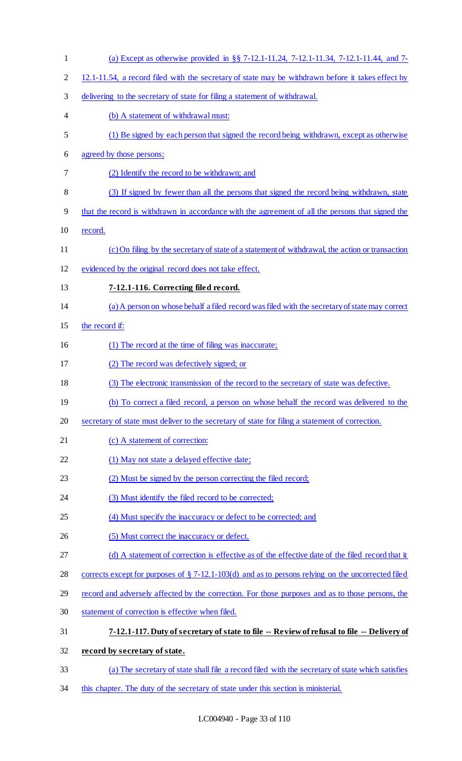(a) Except as otherwise provided in §§ 7-12.1-11.24, 7-12.1-11.34, 7-12.1-11.44, and 7-12.1-11.54, a record filed with the secretary of state may be withdrawn before it takes effect by delivering to the secretary of state for filing a statement of withdrawal.

(b) A statement of withdrawal must:

(1) Be signed by each person that signed the record being withdrawn, except as otherwise agreed by those persons;

(2) Identify the record to be withdrawn; and

(3) If signed by fewer than all the persons that signed the record being withdrawn, state that the record is withdrawn in accordance with the agreement of all the persons that signed the record.

(c) On filing by the secretary of state of a statement of withdrawal, the action or transaction evidenced by the original record does not take effect.

**7-12.1-116. Correcting filed record.**

(a) A person on whose behalf a filed record was filed with the secretary of state may correct the record if:

(1) The record at the time of filing was inaccurate;

(2) The record was defectively signed; or

(3) The electronic transmission of the record to the secretary of state was defective.

(b) To correct a filed record, a person on whose behalf the record was delivered to the secretary of state must deliver to the secretary of state for filing a statement of correction.

(c) A statement of correction:

(1) May not state a delayed effective date;

(2) Must be signed by the person correcting the filed record;

(3) Must identify the filed record to be corrected;

(4) Must specify the inaccuracy or defect to be corrected; and

(5) Must correct the inaccuracy or defect.

(d) A statement of correction is effective as of the effective date of the filed record that it corrects except for purposes of § 7-12.1-103(d) and as to persons relying on the uncorrected filed record and adversely affected by the correction. For those purposes and as to those persons, the statement of correction is effective when filed.

**7-12.1-117. Duty of secretary of state to file -- Review of refusal to file -- Delivery of record by secretary of state.**

(a) The secretary of state shall file a record filed with the secretary of state which satisfies this chapter. The duty of the secretary of state under this section is ministerial.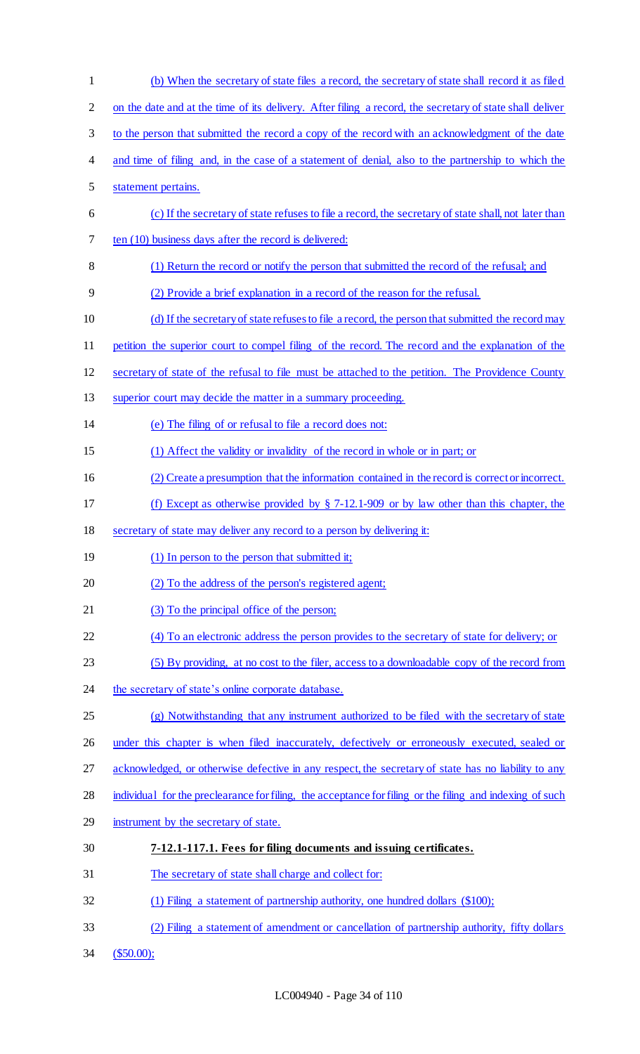(b) When the secretary of state files a record, the secretary of state shall record it as filed on the date and at the time of its delivery. After filing a record, the secretary of state shall deliver to the person that submitted the record a copy of the record with an acknowledgment of the date and time of filing and, in the case of a statement of denial, also to the partnership to which the statement pertains.

(c) If the secretary of state refuses to file a record, the secretary of state shall, not later than ten (10) business days after the record is delivered:

(1) Return the record or notify the person that submitted the record of the refusal; and

(2) Provide a brief explanation in a record of the reason for the refusal.

(d) If the secretary of state refuses to file a record, the person that submitted the record may petition the superior court to compel filing of the record. The record and the explanation of the secretary of state of the refusal to file must be attached to the petition. The Providence County superior court may decide the matter in a summary proceeding.

(e) The filing of or refusal to file a record does not:

(1) Affect the validity or invalidity of the record in whole or in part; or

(2) Create a presumption that the information contained in the record is correct or incorrect.

(f) Except as otherwise provided by § 7-12.1-909 or by law other than this chapter, the secretary of state may deliver any record to a person by delivering it:

(1) In person to the person that submitted it;

(2) To the address of the person's registered agent;

(3) To the principal office of the person;

(4) To an electronic address the person provides to the secretary of state for delivery; or

(5) By providing, at no cost to the filer, access to a downloadable copy of the record from the secretary of state's online corporate database.

(g) Notwithstanding that any instrument authorized to be filed with the secretary of state under this chapter is when filed inaccurately, defectively or erroneously executed, sealed or acknowledged, or otherwise defective in any respect, the secretary of state has no liability to any individual for the preclearance for filing, the acceptance for filing or the filing and indexing of such instrument by the secretary of state.

**7-12.1-117.1. Fees for filing documents and issuing certificates.**

The secretary of state shall charge and collect for:

(1) Filing a statement of partnership authority, one hundred dollars ($100);

(2) Filing a statement of amendment or cancellation of partnership authority, fifty dollars ($50.00);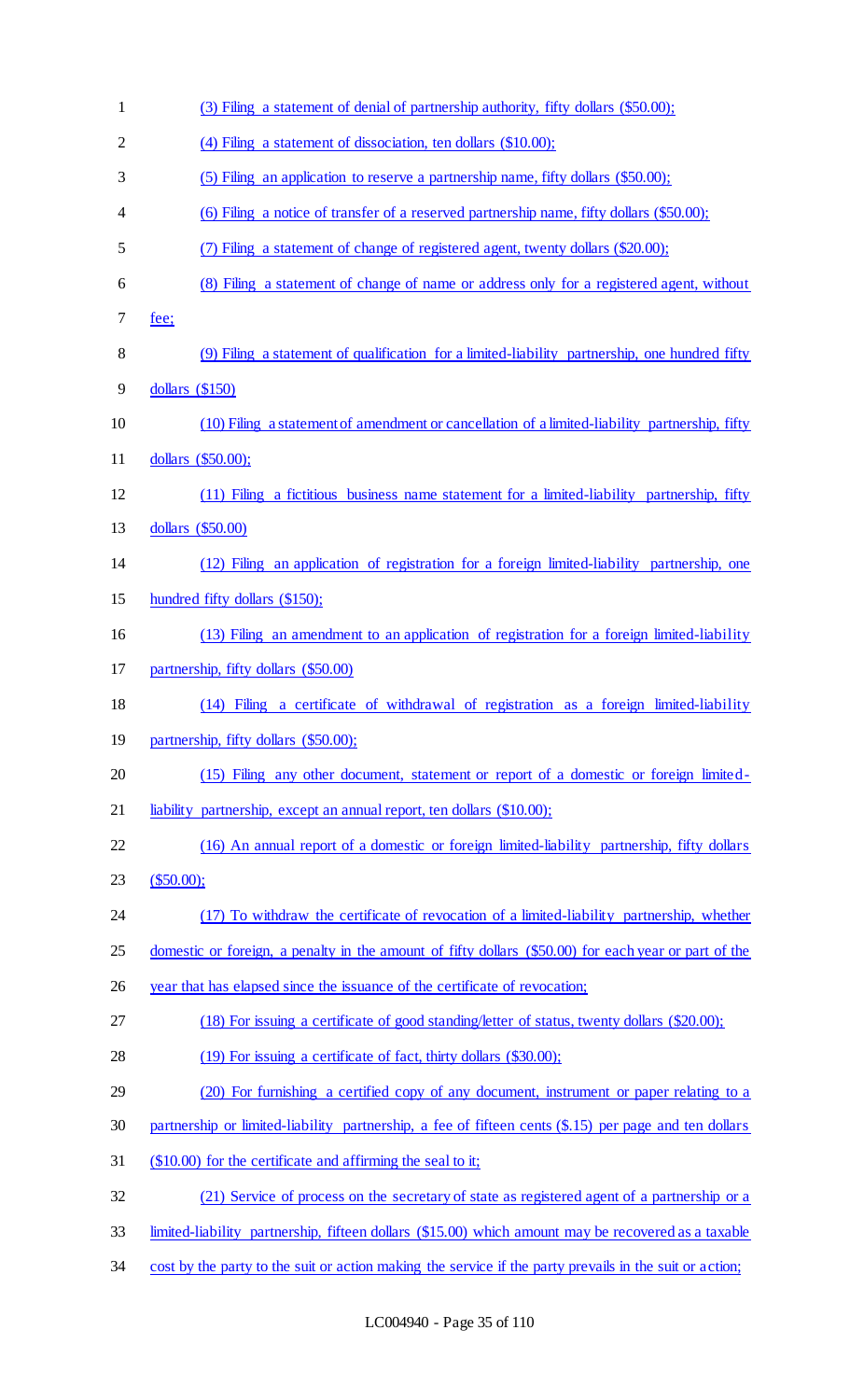(3) Filing a statement of denial of partnership authority, fifty dollars ($50.00);

(4) Filing a statement of dissociation, ten dollars ($10.00);

(5) Filing an application to reserve a partnership name, fifty dollars ($50.00);

(6) Filing a notice of transfer of a reserved partnership name, fifty dollars ($50.00);

(7) Filing a statement of change of registered agent, twenty dollars ($20.00);

(8) Filing a statement of change of name or address only for a registered agent, without fee;

(9) Filing a statement of qualification for a limited-liability partnership, one hundred fifty dollars ($150)

(10) Filing a statement of amendment or cancellation of a limited-liability partnership, fifty dollars ($50.00);

(11) Filing a fictitious business name statement for a limited-liability partnership, fifty dollars ($50.00)

(12) Filing an application of registration for a foreign limited-liability partnership, one hundred fifty dollars ($150);

(13) Filing an amendment to an application of registration for a foreign limited-liability partnership, fifty dollars ($50.00)

(14) Filing a certificate of withdrawal of registration as a foreign limited-liability partnership, fifty dollars ($50.00);

(15) Filing any other document, statement or report of a domestic or foreign limited-liability partnership, except an annual report, ten dollars ($10.00);

(16) An annual report of a domestic or foreign limited-liability partnership, fifty dollars ($50.00);

(17) To withdraw the certificate of revocation of a limited-liability partnership, whether domestic or foreign, a penalty in the amount of fifty dollars ($50.00) for each year or part of the year that has elapsed since the issuance of the certificate of revocation;

(18) For issuing a certificate of good standing/letter of status, twenty dollars ($20.00);

(19) For issuing a certificate of fact, thirty dollars ($30.00);

(20) For furnishing a certified copy of any document, instrument or paper relating to a partnership or limited-liability partnership, a fee of fifteen cents ($.15) per page and ten dollars ($10.00) for the certificate and affirming the seal to it;

(21) Service of process on the secretary of state as registered agent of a partnership or a limited-liability partnership, fifteen dollars ($15.00) which amount may be recovered as a taxable cost by the party to the suit or action making the service if the party prevails in the suit or action;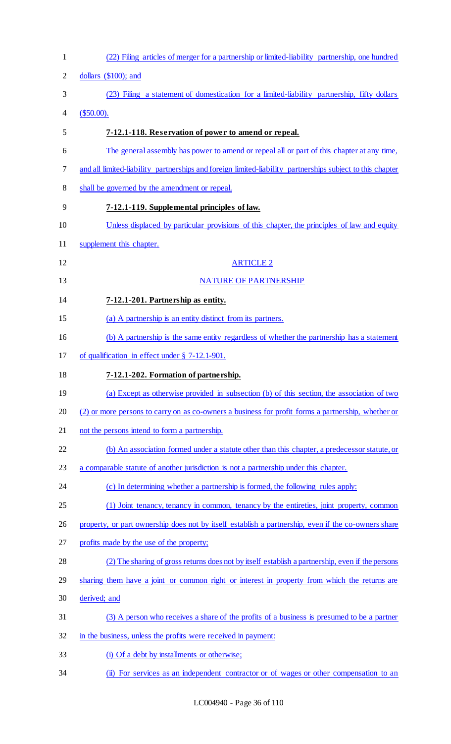(22) Filing articles of merger for a partnership or limited-liability partnership, one hundred dollars ($100); and

(23) Filing a statement of domestication for a limited-liability partnership, fifty dollars ($50.00).

**7-12.1-118. Reservation of power to amend or repeal.**

The general assembly has power to amend or repeal all or part of this chapter at any time, and all limited-liability partnerships and foreign limited-liability partnerships subject to this chapter shall be governed by the amendment or repeal.

**7-12.1-119. Supplemental principles of law.**

Unless displaced by particular provisions of this chapter, the principles of law and equity supplement this chapter.

ARTICLE 2

NATURE OF PARTNERSHIP

**7-12.1-201. Partnership as entity.**

(a) A partnership is an entity distinct from its partners.

(b) A partnership is the same entity regardless of whether the partnership has a statement of qualification in effect under § 7-12.1-901.

**7-12.1-202. Formation of partnership.**

(a) Except as otherwise provided in subsection (b) of this section, the association of two (2) or more persons to carry on as co-owners a business for profit forms a partnership, whether or not the persons intend to form a partnership.

(b) An association formed under a statute other than this chapter, a predecessor statute, or a comparable statute of another jurisdiction is not a partnership under this chapter.

(c) In determining whether a partnership is formed, the following rules apply:

(1) Joint tenancy, tenancy in common, tenancy by the entireties, joint property, common property, or part ownership does not by itself establish a partnership, even if the co-owners share profits made by the use of the property;

(2) The sharing of gross returns does not by itself establish a partnership, even if the persons sharing them have a joint or common right or interest in property from which the returns are derived; and

(3) A person who receives a share of the profits of a business is presumed to be a partner in the business, unless the profits were received in payment:

(i) Of a debt by installments or otherwise;

(ii) For services as an independent contractor or of wages or other compensation to an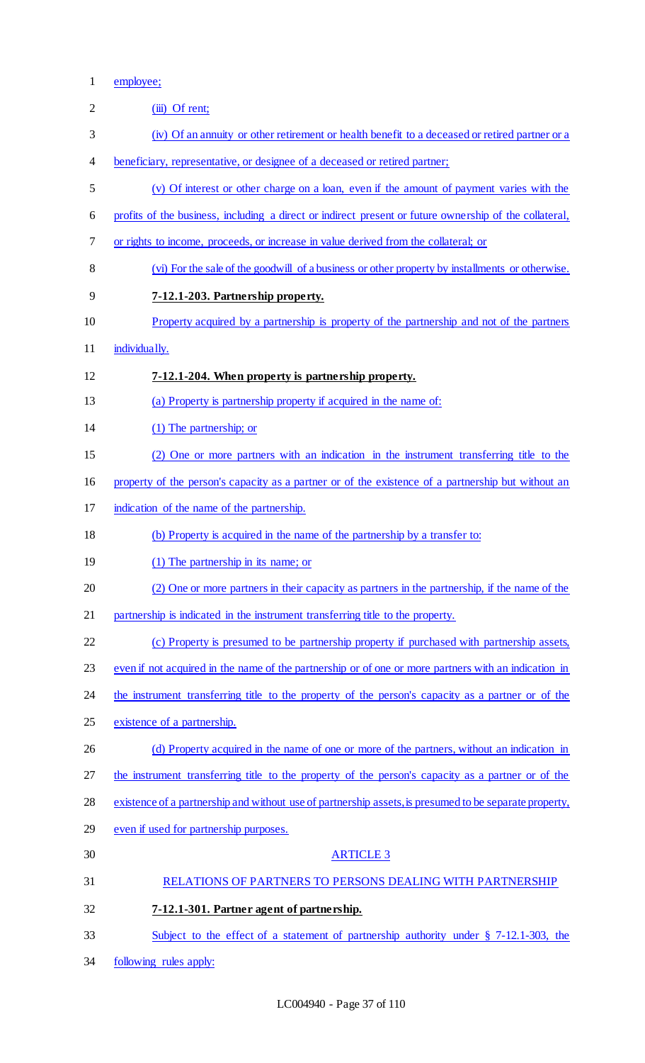employee;

(iii) Of rent;

(iv) Of an annuity or other retirement or health benefit to a deceased or retired partner or a beneficiary, representative, or designee of a deceased or retired partner;

(v) Of interest or other charge on a loan, even if the amount of payment varies with the profits of the business, including a direct or indirect present or future ownership of the collateral, or rights to income, proceeds, or increase in value derived from the collateral; or

(vi) For the sale of the goodwill of a business or other property by installments or otherwise.

**7-12.1-203. Partnership property.**

Property acquired by a partnership is property of the partnership and not of the partners individually.

**7-12.1-204. When property is partnership property.**

(a) Property is partnership property if acquired in the name of:

(1) The partnership; or

(2) One or more partners with an indication in the instrument transferring title to the property of the person's capacity as a partner or of the existence of a partnership but without an indication of the name of the partnership.

(b) Property is acquired in the name of the partnership by a transfer to:

(1) The partnership in its name; or

(2) One or more partners in their capacity as partners in the partnership, if the name of the partnership is indicated in the instrument transferring title to the property.

(c) Property is presumed to be partnership property if purchased with partnership assets, even if not acquired in the name of the partnership or of one or more partners with an indication in the instrument transferring title to the property of the person's capacity as a partner or of the existence of a partnership.

(d) Property acquired in the name of one or more of the partners, without an indication in the instrument transferring title to the property of the person's capacity as a partner or of the existence of a partnership and without use of partnership assets, is presumed to be separate property, even if used for partnership purposes.

ARTICLE 3

RELATIONS OF PARTNERS TO PERSONS DEALING WITH PARTNERSHIP

**7-12.1-301. Partner agent of partnership.**

Subject to the effect of a statement of partnership authority under § 7-12.1-303, the following rules apply: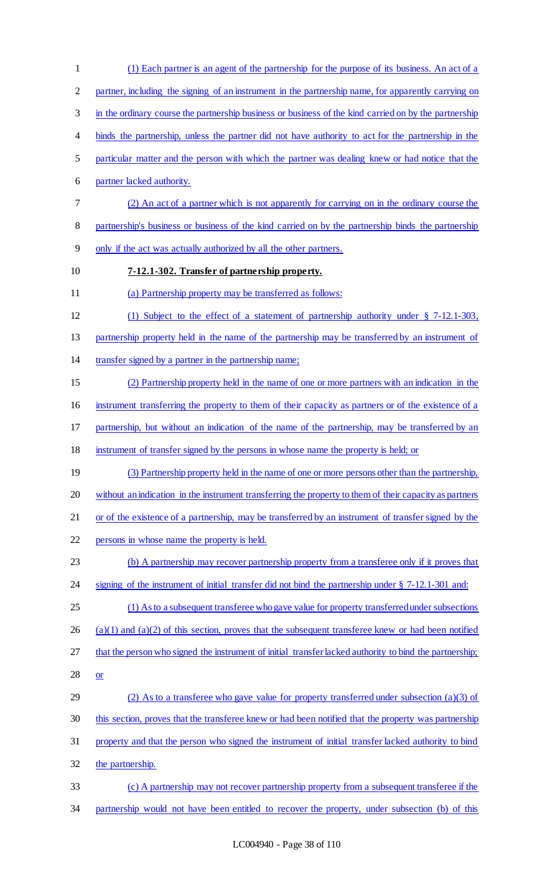(1) Each partner is an agent of the partnership for the purpose of its business. An act of a partner, including the signing of an instrument in the partnership name, for apparently carrying on in the ordinary course the partnership business or business of the kind carried on by the partnership binds the partnership, unless the partner did not have authority to act for the partnership in the particular matter and the person with which the partner was dealing knew or had notice that the partner lacked authority.

(2) An act of a partner which is not apparently for carrying on in the ordinary course the partnership's business or business of the kind carried on by the partnership binds the partnership only if the act was actually authorized by all the other partners.

**7-12.1-302. Transfer of partnership property.**

(a) Partnership property may be transferred as follows:

(1) Subject to the effect of a statement of partnership authority under § 7-12.1-303, partnership property held in the name of the partnership may be transferred by an instrument of transfer signed by a partner in the partnership name;

(2) Partnership property held in the name of one or more partners with an indication in the instrument transferring the property to them of their capacity as partners or of the existence of a partnership, but without an indication of the name of the partnership, may be transferred by an instrument of transfer signed by the persons in whose name the property is held; or

(3) Partnership property held in the name of one or more persons other than the partnership, without an indication in the instrument transferring the property to them of their capacity as partners or of the existence of a partnership, may be transferred by an instrument of transfer signed by the persons in whose name the property is held.

(b) A partnership may recover partnership property from a transferee only if it proves that signing of the instrument of initial transfer did not bind the partnership under § 7-12.1-301 and:

(1) As to a subsequent transferee who gave value for property transferred under subsections (a)(1) and (a)(2) of this section, proves that the subsequent transferee knew or had been notified that the person who signed the instrument of initial transfer lacked authority to bind the partnership; or

(2) As to a transferee who gave value for property transferred under subsection (a)(3) of this section, proves that the transferee knew or had been notified that the property was partnership property and that the person who signed the instrument of initial transfer lacked authority to bind the partnership.

(c) A partnership may not recover partnership property from a subsequent transferee if the partnership would not have been entitled to recover the property, under subsection (b) of this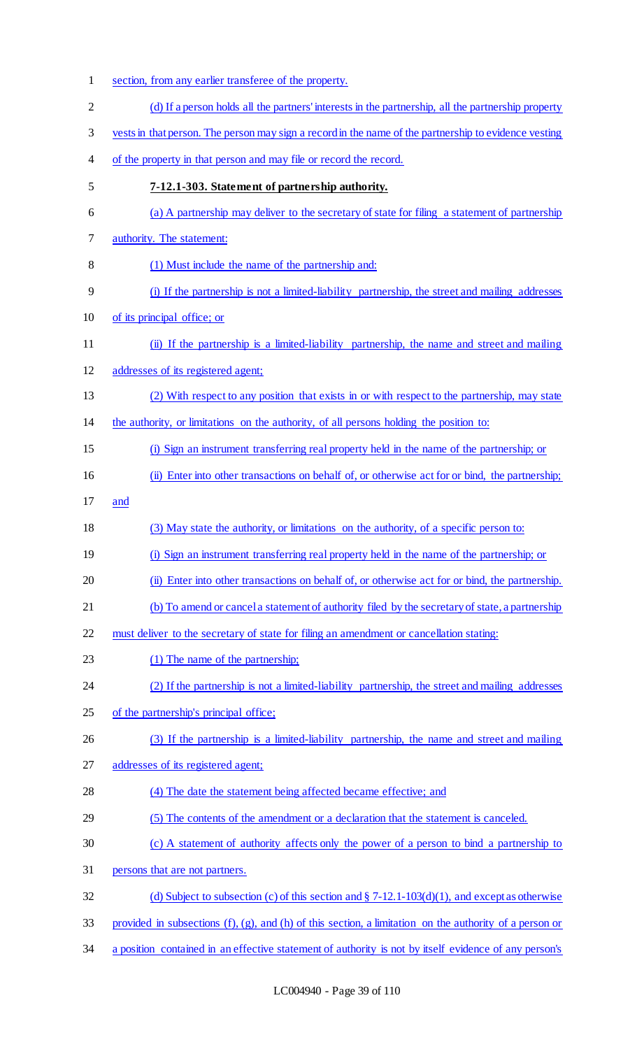section, from any earlier transferee of the property.

(d) If a person holds all the partners' interests in the partnership, all the partnership property vests in that person. The person may sign a record in the name of the partnership to evidence vesting of the property in that person and may file or record the record.

**7-12.1-303. Statement of partnership authority.**

(a) A partnership may deliver to the secretary of state for filing a statement of partnership authority. The statement:

(1) Must include the name of the partnership and:

(i) If the partnership is not a limited-liability partnership, the street and mailing addresses of its principal office; or

(ii) If the partnership is a limited-liability partnership, the name and street and mailing addresses of its registered agent;

(2) With respect to any position that exists in or with respect to the partnership, may state the authority, or limitations on the authority, of all persons holding the position to:

(i) Sign an instrument transferring real property held in the name of the partnership; or

(ii) Enter into other transactions on behalf of, or otherwise act for or bind, the partnership; and

(3) May state the authority, or limitations on the authority, of a specific person to:

(i) Sign an instrument transferring real property held in the name of the partnership; or

(ii) Enter into other transactions on behalf of, or otherwise act for or bind, the partnership.

(b) To amend or cancel a statement of authority filed by the secretary of state, a partnership must deliver to the secretary of state for filing an amendment or cancellation stating:

(1) The name of the partnership;

(2) If the partnership is not a limited-liability partnership, the street and mailing addresses of the partnership's principal office;

(3) If the partnership is a limited-liability partnership, the name and street and mailing addresses of its registered agent;

(4) The date the statement being affected became effective; and

(5) The contents of the amendment or a declaration that the statement is canceled.

(c) A statement of authority affects only the power of a person to bind a partnership to persons that are not partners.

(d) Subject to subsection (c) of this section and § 7-12.1-103(d)(1), and except as otherwise provided in subsections (f), (g), and (h) of this section, a limitation on the authority of a person or a position contained in an effective statement of authority is not by itself evidence of any person's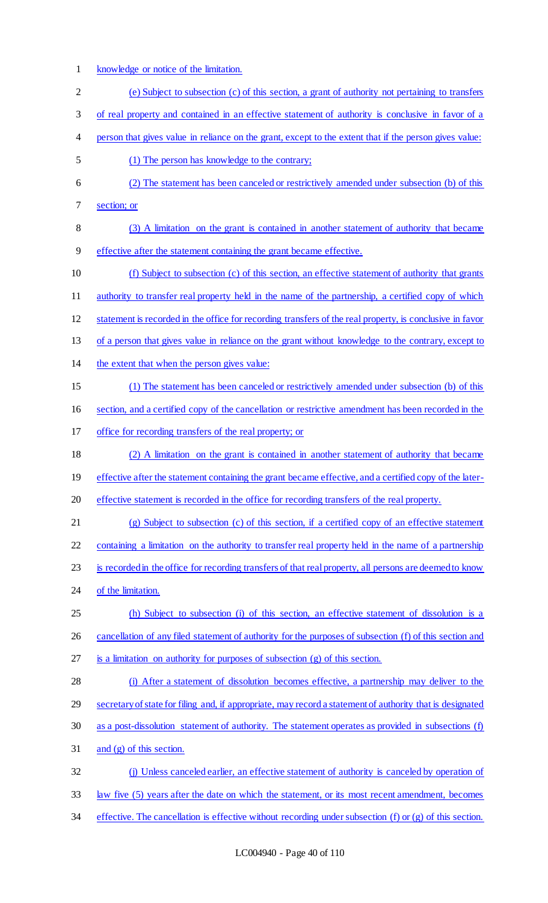knowledge or notice of the limitation.

(e) Subject to subsection (c) of this section, a grant of authority not pertaining to transfers of real property and contained in an effective statement of authority is conclusive in favor of a person that gives value in reliance on the grant, except to the extent that if the person gives value:

(1) The person has knowledge to the contrary;

(2) The statement has been canceled or restrictively amended under subsection (b) of this section; or

(3) A limitation on the grant is contained in another statement of authority that became effective after the statement containing the grant became effective.

(f) Subject to subsection (c) of this section, an effective statement of authority that grants authority to transfer real property held in the name of the partnership, a certified copy of which statement is recorded in the office for recording transfers of the real property, is conclusive in favor of a person that gives value in reliance on the grant without knowledge to the contrary, except to the extent that when the person gives value:

(1) The statement has been canceled or restrictively amended under subsection (b) of this section, and a certified copy of the cancellation or restrictive amendment has been recorded in the office for recording transfers of the real property; or

(2) A limitation on the grant is contained in another statement of authority that became effective after the statement containing the grant became effective, and a certified copy of the later-effective statement is recorded in the office for recording transfers of the real property.

(g) Subject to subsection (c) of this section, if a certified copy of an effective statement containing a limitation on the authority to transfer real property held in the name of a partnership is recorded in the office for recording transfers of that real property, all persons are deemed to know of the limitation.

(h) Subject to subsection (i) of this section, an effective statement of dissolution is a cancellation of any filed statement of authority for the purposes of subsection (f) of this section and is a limitation on authority for purposes of subsection (g) of this section.

(i) After a statement of dissolution becomes effective, a partnership may deliver to the secretary of state for filing and, if appropriate, may record a statement of authority that is designated as a post-dissolution statement of authority. The statement operates as provided in subsections (f) and (g) of this section.

(j) Unless canceled earlier, an effective statement of authority is canceled by operation of law five (5) years after the date on which the statement, or its most recent amendment, becomes effective. The cancellation is effective without recording under subsection (f) or (g) of this section.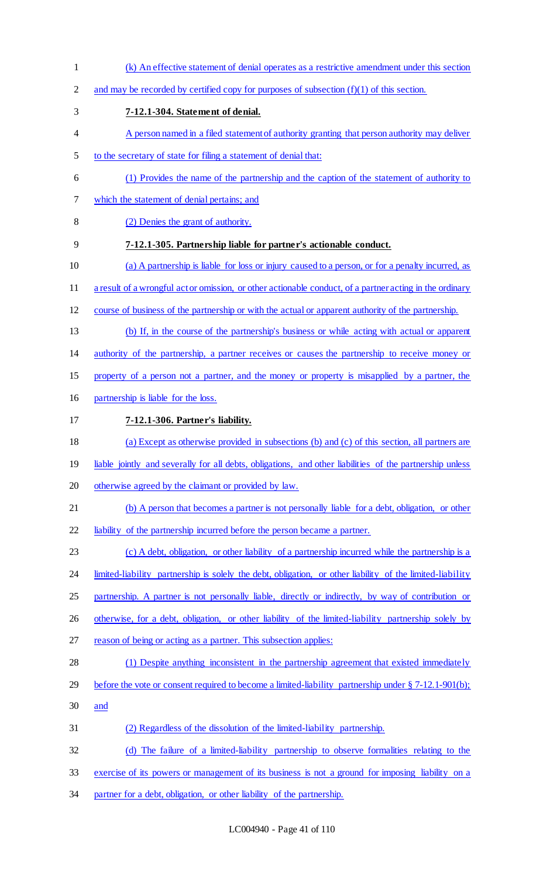(k) An effective statement of denial operates as a restrictive amendment under this section and may be recorded by certified copy for purposes of subsection (f)(1) of this section.

**7-12.1-304. Statement of denial.**

A person named in a filed statement of authority granting that person authority may deliver to the secretary of state for filing a statement of denial that:

(1) Provides the name of the partnership and the caption of the statement of authority to which the statement of denial pertains; and

(2) Denies the grant of authority.

**7-12.1-305. Partnership liable for partner's actionable conduct.**

(a) A partnership is liable for loss or injury caused to a person, or for a penalty incurred, as a result of a wrongful act or omission, or other actionable conduct, of a partner acting in the ordinary course of business of the partnership or with the actual or apparent authority of the partnership.

(b) If, in the course of the partnership's business or while acting with actual or apparent authority of the partnership, a partner receives or causes the partnership to receive money or property of a person not a partner, and the money or property is misapplied by a partner, the partnership is liable for the loss.

**7-12.1-306. Partner's liability.**

(a) Except as otherwise provided in subsections (b) and (c) of this section, all partners are liable jointly and severally for all debts, obligations, and other liabilities of the partnership unless otherwise agreed by the claimant or provided by law.

(b) A person that becomes a partner is not personally liable for a debt, obligation, or other liability of the partnership incurred before the person became a partner.

(c) A debt, obligation, or other liability of a partnership incurred while the partnership is a limited-liability partnership is solely the debt, obligation, or other liability of the limited-liability partnership. A partner is not personally liable, directly or indirectly, by way of contribution or otherwise, for a debt, obligation, or other liability of the limited-liability partnership solely by reason of being or acting as a partner. This subsection applies:

(1) Despite anything inconsistent in the partnership agreement that existed immediately before the vote or consent required to become a limited-liability partnership under § 7-12.1-901(b); and

(2) Regardless of the dissolution of the limited-liability partnership.

(d) The failure of a limited-liability partnership to observe formalities relating to the exercise of its powers or management of its business is not a ground for imposing liability on a partner for a debt, obligation, or other liability of the partnership.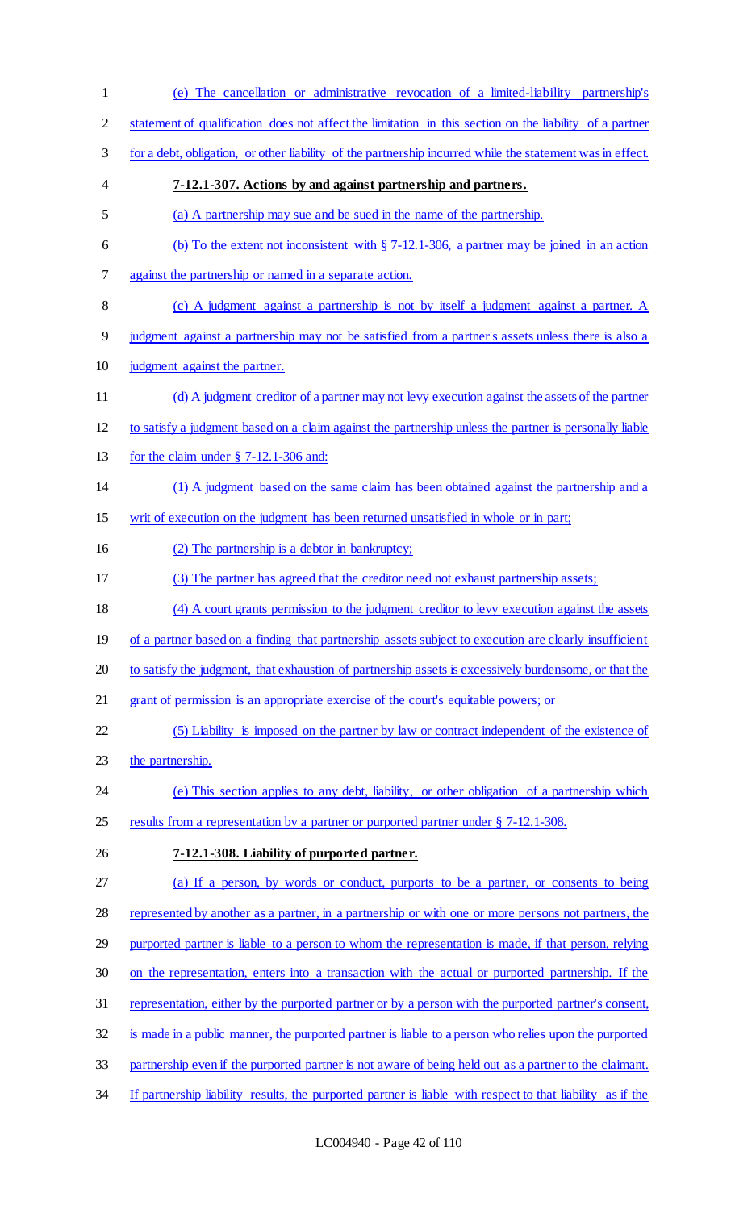(e) The cancellation or administrative revocation of a limited-liability partnership's statement of qualification does not affect the limitation in this section on the liability of a partner for a debt, obligation, or other liability of the partnership incurred while the statement was in effect.

**7-12.1-307. Actions by and against partnership and partners.**

(a) A partnership may sue and be sued in the name of the partnership.

(b) To the extent not inconsistent with § 7-12.1-306, a partner may be joined in an action against the partnership or named in a separate action.

(c) A judgment against a partnership is not by itself a judgment against a partner. A judgment against a partnership may not be satisfied from a partner's assets unless there is also a judgment against the partner.

(d) A judgment creditor of a partner may not levy execution against the assets of the partner to satisfy a judgment based on a claim against the partnership unless the partner is personally liable for the claim under § 7-12.1-306 and:

(1) A judgment based on the same claim has been obtained against the partnership and a writ of execution on the judgment has been returned unsatisfied in whole or in part;

(2) The partnership is a debtor in bankruptcy;

(3) The partner has agreed that the creditor need not exhaust partnership assets;

(4) A court grants permission to the judgment creditor to levy execution against the assets of a partner based on a finding that partnership assets subject to execution are clearly insufficient to satisfy the judgment, that exhaustion of partnership assets is excessively burdensome, or that the grant of permission is an appropriate exercise of the court's equitable powers; or

(5) Liability is imposed on the partner by law or contract independent of the existence of the partnership.

(e) This section applies to any debt, liability, or other obligation of a partnership which results from a representation by a partner or purported partner under § 7-12.1-308.

**7-12.1-308. Liability of purported partner.**

(a) If a person, by words or conduct, purports to be a partner, or consents to being represented by another as a partner, in a partnership or with one or more persons not partners, the purported partner is liable to a person to whom the representation is made, if that person, relying on the representation, enters into a transaction with the actual or purported partnership. If the representation, either by the purported partner or by a person with the purported partner's consent, is made in a public manner, the purported partner is liable to a person who relies upon the purported partnership even if the purported partner is not aware of being held out as a partner to the claimant. If partnership liability results, the purported partner is liable with respect to that liability as if the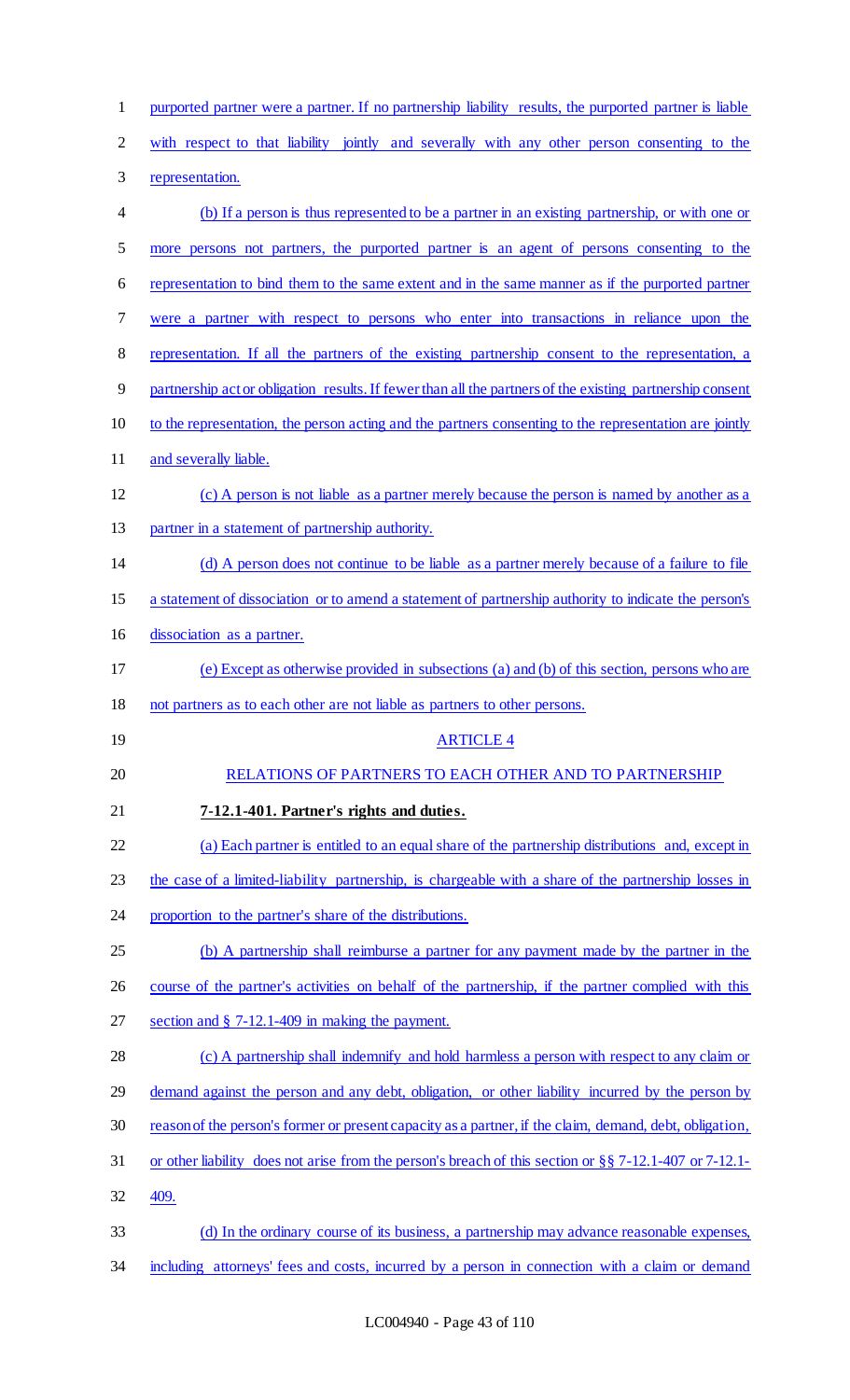purported partner were a partner. If no partnership liability results, the purported partner is liable with respect to that liability jointly and severally with any other person consenting to the representation.

(b) If a person is thus represented to be a partner in an existing partnership, or with one or more persons not partners, the purported partner is an agent of persons consenting to the representation to bind them to the same extent and in the same manner as if the purported partner were a partner with respect to persons who enter into transactions in reliance upon the representation. If all the partners of the existing partnership consent to the representation, a partnership act or obligation results. If fewer than all the partners of the existing partnership consent to the representation, the person acting and the partners consenting to the representation are jointly and severally liable.

(c) A person is not liable as a partner merely because the person is named by another as a partner in a statement of partnership authority.

(d) A person does not continue to be liable as a partner merely because of a failure to file a statement of dissociation or to amend a statement of partnership authority to indicate the person's dissociation as a partner.

(e) Except as otherwise provided in subsections (a) and (b) of this section, persons who are not partners as to each other are not liable as partners to other persons.

## ARTICLE 4

## RELATIONS OF PARTNERS TO EACH OTHER AND TO PARTNERSHIP

**7-12.1-401. Partner's rights and duties.**

(a) Each partner is entitled to an equal share of the partnership distributions and, except in the case of a limited-liability partnership, is chargeable with a share of the partnership losses in proportion to the partner's share of the distributions.

(b) A partnership shall reimburse a partner for any payment made by the partner in the course of the partner's activities on behalf of the partnership, if the partner complied with this section and § 7-12.1-409 in making the payment.

(c) A partnership shall indemnify and hold harmless a person with respect to any claim or demand against the person and any debt, obligation, or other liability incurred by the person by reason of the person's former or present capacity as a partner, if the claim, demand, debt, obligation, or other liability does not arise from the person's breach of this section or §§ 7-12.1-407 or 7-12.1-409.

(d) In the ordinary course of its business, a partnership may advance reasonable expenses, including attorneys' fees and costs, incurred by a person in connection with a claim or demand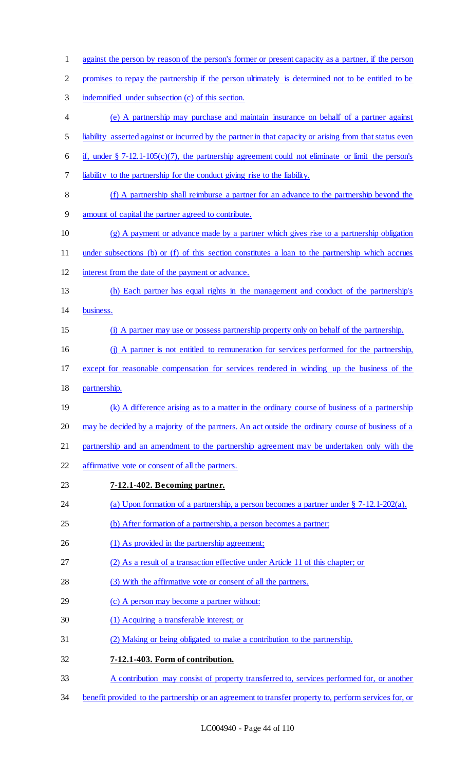against the person by reason of the person's former or present capacity as a partner, if the person promises to repay the partnership if the person ultimately is determined not to be entitled to be indemnified under subsection (c) of this section.

(e) A partnership may purchase and maintain insurance on behalf of a partner against liability asserted against or incurred by the partner in that capacity or arising from that status even if, under § 7-12.1-105(c)(7), the partnership agreement could not eliminate or limit the person's liability to the partnership for the conduct giving rise to the liability.

(f) A partnership shall reimburse a partner for an advance to the partnership beyond the amount of capital the partner agreed to contribute.

(g) A payment or advance made by a partner which gives rise to a partnership obligation under subsections (b) or (f) of this section constitutes a loan to the partnership which accrues interest from the date of the payment or advance.

(h) Each partner has equal rights in the management and conduct of the partnership's business.

(i) A partner may use or possess partnership property only on behalf of the partnership.

(j) A partner is not entitled to remuneration for services performed for the partnership, except for reasonable compensation for services rendered in winding up the business of the partnership.

(k) A difference arising as to a matter in the ordinary course of business of a partnership may be decided by a majority of the partners. An act outside the ordinary course of business of a partnership and an amendment to the partnership agreement may be undertaken only with the affirmative vote or consent of all the partners.

**7-12.1-402. Becoming partner.**

(a) Upon formation of a partnership, a person becomes a partner under § 7-12.1-202(a).

(b) After formation of a partnership, a person becomes a partner:

(1) As provided in the partnership agreement;

(2) As a result of a transaction effective under Article 11 of this chapter; or

(3) With the affirmative vote or consent of all the partners.

(c) A person may become a partner without:

(1) Acquiring a transferable interest; or

(2) Making or being obligated to make a contribution to the partnership.

**7-12.1-403. Form of contribution.**

A contribution may consist of property transferred to, services performed for, or another benefit provided to the partnership or an agreement to transfer property to, perform services for, or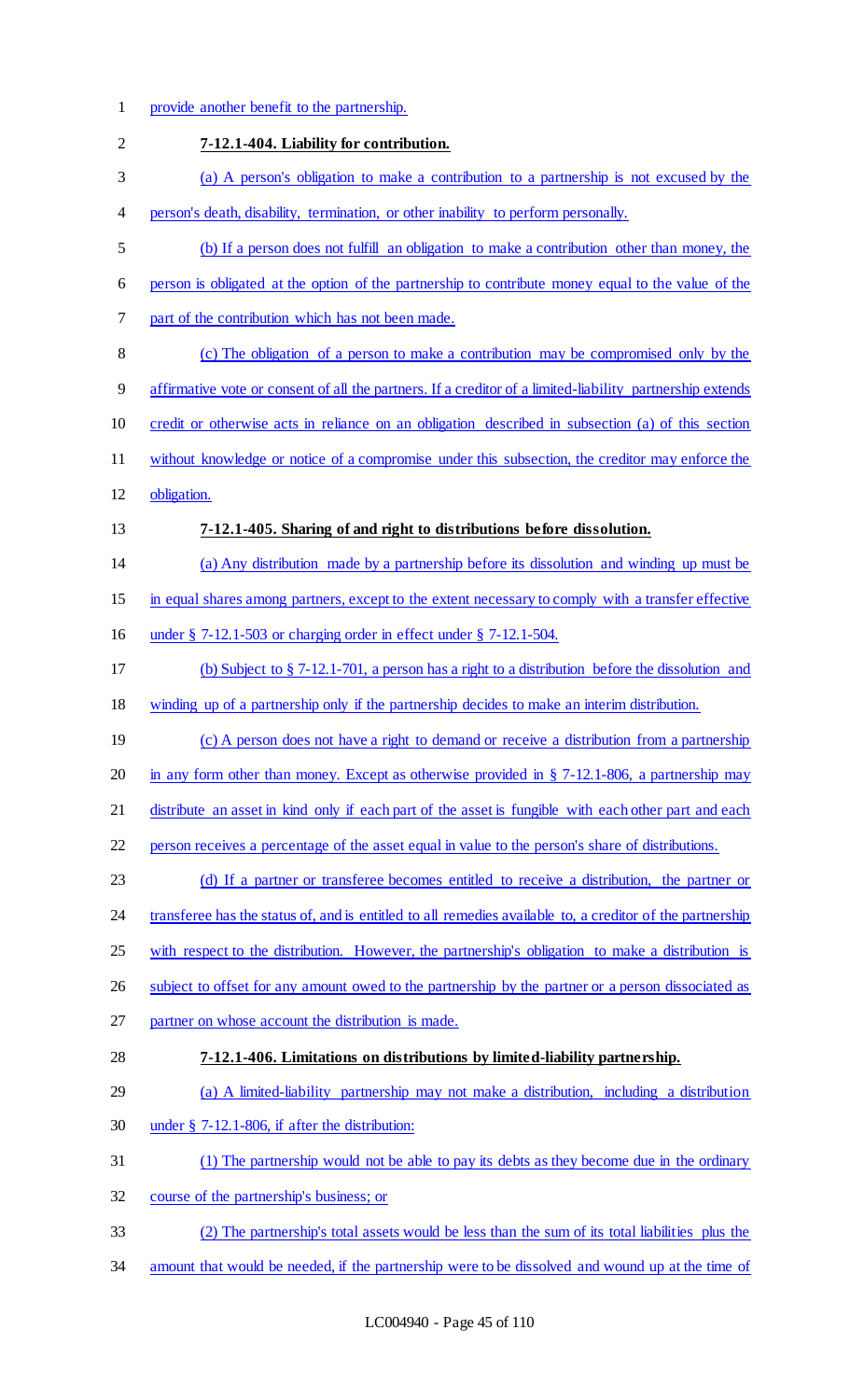provide another benefit to the partnership.

**7-12.1-404. Liability for contribution.**

(a) A person's obligation to make a contribution to a partnership is not excused by the person's death, disability, termination, or other inability to perform personally.

(b) If a person does not fulfill an obligation to make a contribution other than money, the person is obligated at the option of the partnership to contribute money equal to the value of the part of the contribution which has not been made.

(c) The obligation of a person to make a contribution may be compromised only by the affirmative vote or consent of all the partners. If a creditor of a limited-liability partnership extends credit or otherwise acts in reliance on an obligation described in subsection (a) of this section without knowledge or notice of a compromise under this subsection, the creditor may enforce the obligation.

**7-12.1-405. Sharing of and right to distributions before dissolution.**

(a) Any distribution made by a partnership before its dissolution and winding up must be in equal shares among partners, except to the extent necessary to comply with a transfer effective under § 7-12.1-503 or charging order in effect under § 7-12.1-504.

(b) Subject to § 7-12.1-701, a person has a right to a distribution before the dissolution and winding up of a partnership only if the partnership decides to make an interim distribution.

(c) A person does not have a right to demand or receive a distribution from a partnership in any form other than money. Except as otherwise provided in § 7-12.1-806, a partnership may distribute an asset in kind only if each part of the asset is fungible with each other part and each person receives a percentage of the asset equal in value to the person's share of distributions.

(d) If a partner or transferee becomes entitled to receive a distribution, the partner or transferee has the status of, and is entitled to all remedies available to, a creditor of the partnership with respect to the distribution. However, the partnership's obligation to make a distribution is subject to offset for any amount owed to the partnership by the partner or a person dissociated as partner on whose account the distribution is made.

**7-12.1-406. Limitations on distributions by limited-liability partnership.**

(a) A limited-liability partnership may not make a distribution, including a distribution under § 7-12.1-806, if after the distribution:

(1) The partnership would not be able to pay its debts as they become due in the ordinary course of the partnership's business; or

(2) The partnership's total assets would be less than the sum of its total liabilities plus the amount that would be needed, if the partnership were to be dissolved and wound up at the time of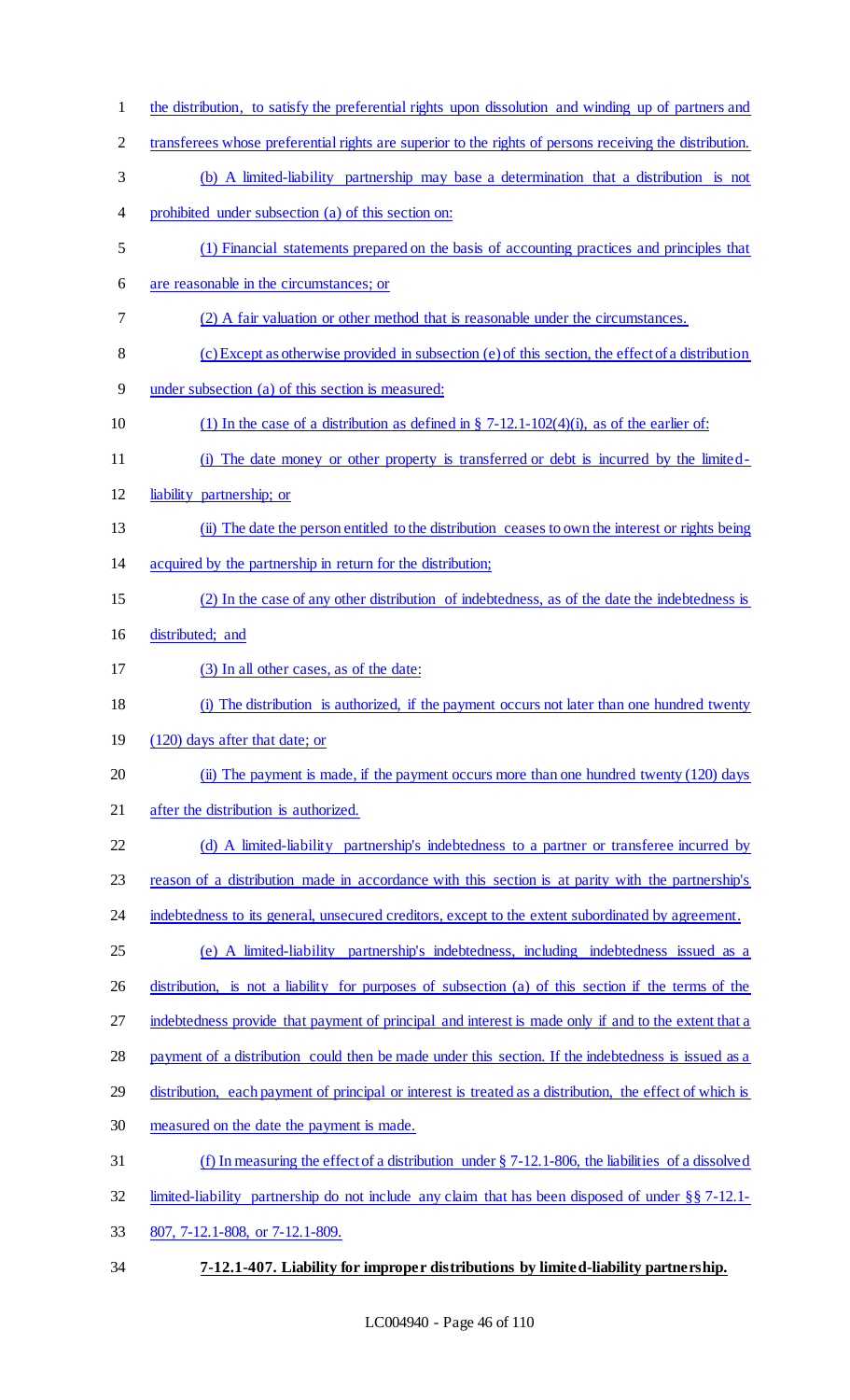the distribution, to satisfy the preferential rights upon dissolution and winding up of partners and transferees whose preferential rights are superior to the rights of persons receiving the distribution.

(b) A limited-liability partnership may base a determination that a distribution is not prohibited under subsection (a) of this section on:

(1) Financial statements prepared on the basis of accounting practices and principles that are reasonable in the circumstances; or

(2) A fair valuation or other method that is reasonable under the circumstances.

(c) Except as otherwise provided in subsection (e) of this section, the effect of a distribution under subsection (a) of this section is measured:

(1) In the case of a distribution as defined in § 7-12.1-102(4)(i), as of the earlier of:

(i) The date money or other property is transferred or debt is incurred by the limited-liability partnership; or

(ii) The date the person entitled to the distribution ceases to own the interest or rights being acquired by the partnership in return for the distribution;

(2) In the case of any other distribution of indebtedness, as of the date the indebtedness is distributed; and

(3) In all other cases, as of the date:

(i) The distribution is authorized, if the payment occurs not later than one hundred twenty (120) days after that date; or

(ii) The payment is made, if the payment occurs more than one hundred twenty (120) days after the distribution is authorized.

(d) A limited-liability partnership's indebtedness to a partner or transferee incurred by reason of a distribution made in accordance with this section is at parity with the partnership's indebtedness to its general, unsecured creditors, except to the extent subordinated by agreement.

(e) A limited-liability partnership's indebtedness, including indebtedness issued as a distribution, is not a liability for purposes of subsection (a) of this section if the terms of the indebtedness provide that payment of principal and interest is made only if and to the extent that a payment of a distribution could then be made under this section. If the indebtedness is issued as a distribution, each payment of principal or interest is treated as a distribution, the effect of which is measured on the date the payment is made.

(f) In measuring the effect of a distribution under § 7-12.1-806, the liabilities of a dissolved limited-liability partnership do not include any claim that has been disposed of under §§ 7-12.1-807, 7-12.1-808, or 7-12.1-809.

**7-12.1-407. Liability for improper distributions by limited-liability partnership.**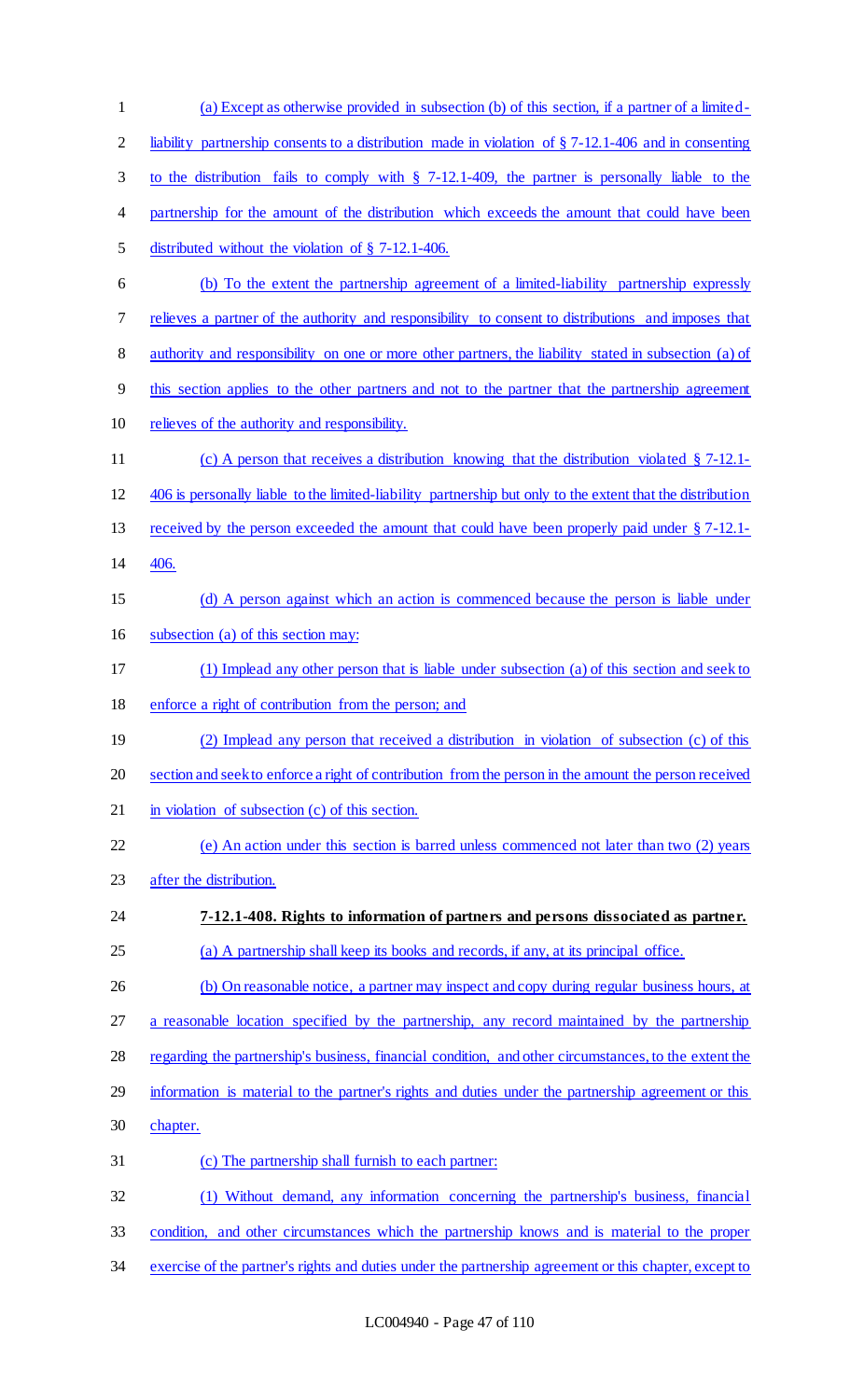(a) Except as otherwise provided in subsection (b) of this section, if a partner of a limited-liability partnership consents to a distribution made in violation of § 7-12.1-406 and in consenting to the distribution fails to comply with § 7-12.1-409, the partner is personally liable to the partnership for the amount of the distribution which exceeds the amount that could have been distributed without the violation of § 7-12.1-406.

(b) To the extent the partnership agreement of a limited-liability partnership expressly relieves a partner of the authority and responsibility to consent to distributions and imposes that authority and responsibility on one or more other partners, the liability stated in subsection (a) of this section applies to the other partners and not to the partner that the partnership agreement relieves of the authority and responsibility.

(c) A person that receives a distribution knowing that the distribution violated § 7-12.1-406 is personally liable to the limited-liability partnership but only to the extent that the distribution received by the person exceeded the amount that could have been properly paid under § 7-12.1-406.

(d) A person against which an action is commenced because the person is liable under subsection (a) of this section may:

(1) Implead any other person that is liable under subsection (a) of this section and seek to enforce a right of contribution from the person; and

(2) Implead any person that received a distribution in violation of subsection (c) of this section and seek to enforce a right of contribution from the person in the amount the person received in violation of subsection (c) of this section.

(e) An action under this section is barred unless commenced not later than two (2) years after the distribution.

**7-12.1-408. Rights to information of partners and persons dissociated as partner.**

(a) A partnership shall keep its books and records, if any, at its principal office.

(b) On reasonable notice, a partner may inspect and copy during regular business hours, at a reasonable location specified by the partnership, any record maintained by the partnership regarding the partnership's business, financial condition, and other circumstances, to the extent the information is material to the partner's rights and duties under the partnership agreement or this chapter.

(c) The partnership shall furnish to each partner:

(1) Without demand, any information concerning the partnership's business, financial condition, and other circumstances which the partnership knows and is material to the proper exercise of the partner's rights and duties under the partnership agreement or this chapter, except to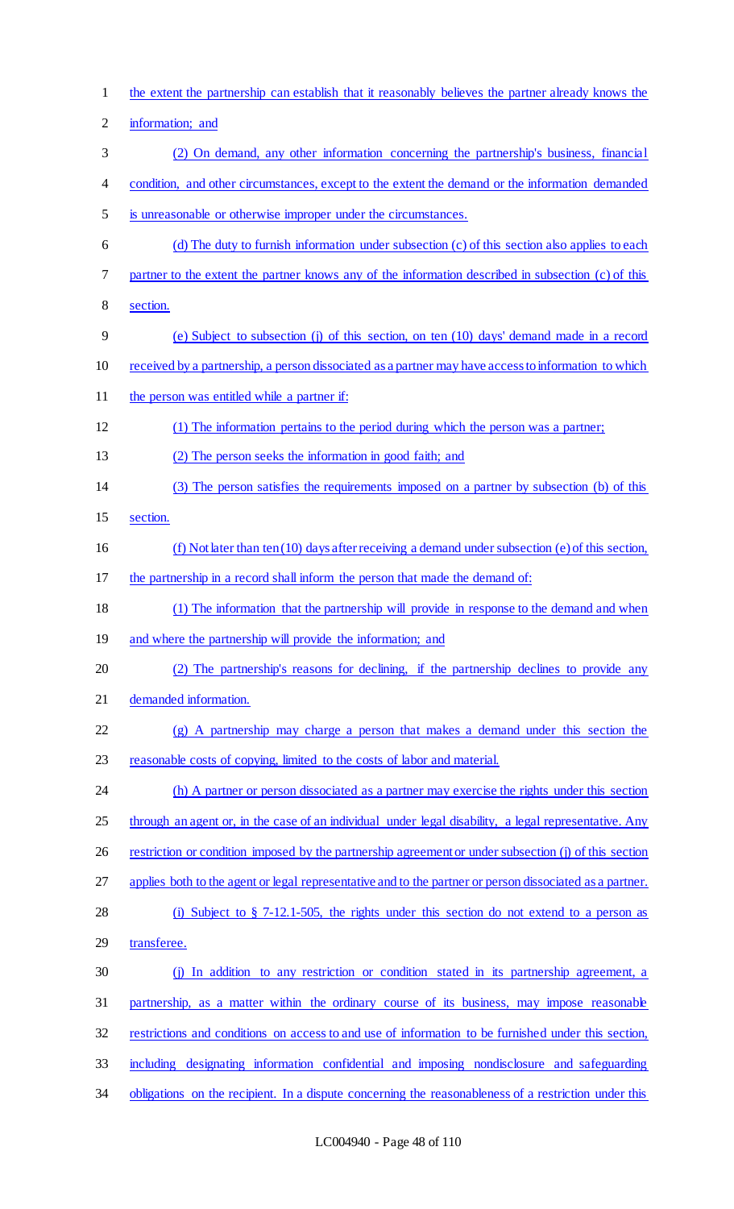the extent the partnership can establish that it reasonably believes the partner already knows the information; and

(2) On demand, any other information concerning the partnership's business, financial condition, and other circumstances, except to the extent the demand or the information demanded is unreasonable or otherwise improper under the circumstances.

(d) The duty to furnish information under subsection (c) of this section also applies to each partner to the extent the partner knows any of the information described in subsection (c) of this section.

(e) Subject to subsection (j) of this section, on ten (10) days' demand made in a record received by a partnership, a person dissociated as a partner may have access to information to which the person was entitled while a partner if:

(1) The information pertains to the period during which the person was a partner;

(2) The person seeks the information in good faith; and

(3) The person satisfies the requirements imposed on a partner by subsection (b) of this section.

(f) Not later than ten (10) days after receiving a demand under subsection (e) of this section, the partnership in a record shall inform the person that made the demand of:

(1) The information that the partnership will provide in response to the demand and when and where the partnership will provide the information; and

(2) The partnership's reasons for declining, if the partnership declines to provide any demanded information.

(g) A partnership may charge a person that makes a demand under this section the reasonable costs of copying, limited to the costs of labor and material.

(h) A partner or person dissociated as a partner may exercise the rights under this section through an agent or, in the case of an individual under legal disability, a legal representative. Any restriction or condition imposed by the partnership agreement or under subsection (j) of this section applies both to the agent or legal representative and to the partner or person dissociated as a partner.

(i) Subject to § 7-12.1-505, the rights under this section do not extend to a person as transferee.

(j) In addition to any restriction or condition stated in its partnership agreement, a partnership, as a matter within the ordinary course of its business, may impose reasonable restrictions and conditions on access to and use of information to be furnished under this section, including designating information confidential and imposing nondisclosure and safeguarding obligations on the recipient. In a dispute concerning the reasonableness of a restriction under this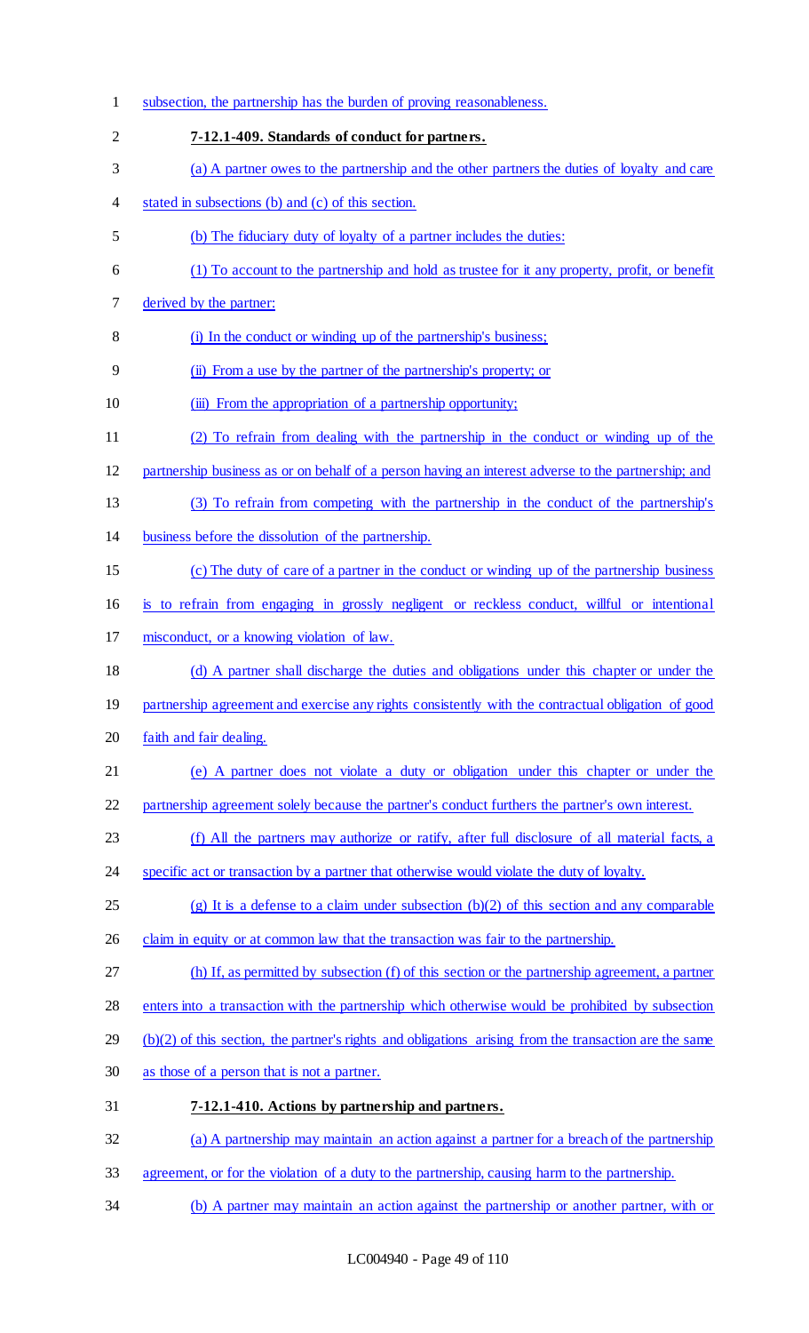subsection, the partnership has the burden of proving reasonableness.

**7-12.1-409. Standards of conduct for partners.**

(a) A partner owes to the partnership and the other partners the duties of loyalty and care stated in subsections (b) and (c) of this section.

(b) The fiduciary duty of loyalty of a partner includes the duties:

(1) To account to the partnership and hold as trustee for it any property, profit, or benefit derived by the partner:

(i) In the conduct or winding up of the partnership's business;

(ii) From a use by the partner of the partnership's property; or

(iii) From the appropriation of a partnership opportunity;

(2) To refrain from dealing with the partnership in the conduct or winding up of the partnership business as or on behalf of a person having an interest adverse to the partnership; and

(3) To refrain from competing with the partnership in the conduct of the partnership's business before the dissolution of the partnership.

(c) The duty of care of a partner in the conduct or winding up of the partnership business is to refrain from engaging in grossly negligent or reckless conduct, willful or intentional misconduct, or a knowing violation of law.

(d) A partner shall discharge the duties and obligations under this chapter or under the partnership agreement and exercise any rights consistently with the contractual obligation of good faith and fair dealing.

(e) A partner does not violate a duty or obligation under this chapter or under the partnership agreement solely because the partner's conduct furthers the partner's own interest.

(f) All the partners may authorize or ratify, after full disclosure of all material facts, a specific act or transaction by a partner that otherwise would violate the duty of loyalty.

(g) It is a defense to a claim under subsection (b)(2) of this section and any comparable claim in equity or at common law that the transaction was fair to the partnership.

(h) If, as permitted by subsection (f) of this section or the partnership agreement, a partner enters into a transaction with the partnership which otherwise would be prohibited by subsection (b)(2) of this section, the partner's rights and obligations arising from the transaction are the same as those of a person that is not a partner.

**7-12.1-410. Actions by partnership and partners.**

(a) A partnership may maintain an action against a partner for a breach of the partnership agreement, or for the violation of a duty to the partnership, causing harm to the partnership.

(b) A partner may maintain an action against the partnership or another partner, with or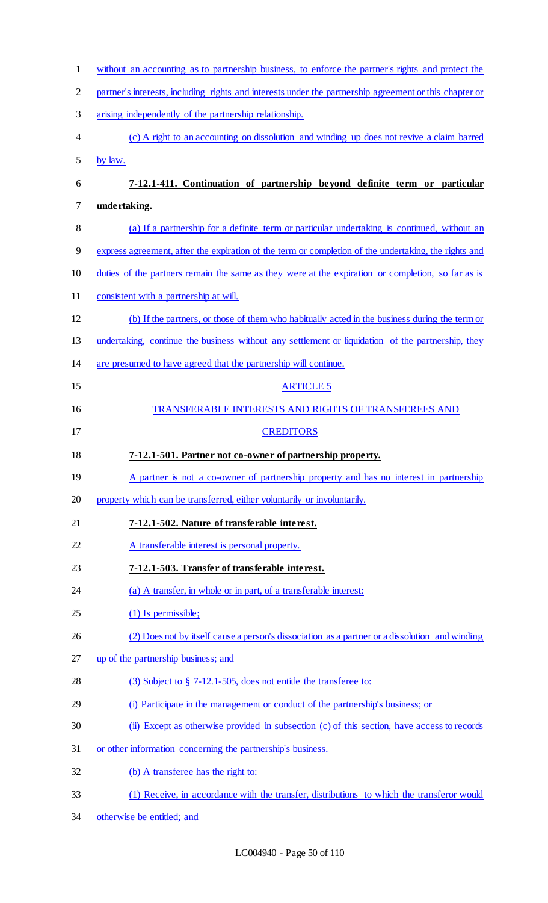without an accounting as to partnership business, to enforce the partner's rights and protect the partner's interests, including rights and interests under the partnership agreement or this chapter or arising independently of the partnership relationship.

(c) A right to an accounting on dissolution and winding up does not revive a claim barred by law.

**7-12.1-411. Continuation of partnership beyond definite term or particular undertaking.**

(a) If a partnership for a definite term or particular undertaking is continued, without an express agreement, after the expiration of the term or completion of the undertaking, the rights and duties of the partners remain the same as they were at the expiration or completion, so far as is consistent with a partnership at will.

(b) If the partners, or those of them who habitually acted in the business during the term or undertaking, continue the business without any settlement or liquidation of the partnership, they are presumed to have agreed that the partnership will continue.

ARTICLE 5

TRANSFERABLE INTERESTS AND RIGHTS OF TRANSFEREES AND CREDITORS

**7-12.1-501. Partner not co-owner of partnership property.**

A partner is not a co-owner of partnership property and has no interest in partnership property which can be transferred, either voluntarily or involuntarily.

**7-12.1-502. Nature of transferable interest.**

A transferable interest is personal property.

**7-12.1-503. Transfer of transferable interest.**

(a) A transfer, in whole or in part, of a transferable interest:

(1) Is permissible;

(2) Does not by itself cause a person's dissociation as a partner or a dissolution and winding up of the partnership business; and

(3) Subject to § 7-12.1-505, does not entitle the transferee to:

(i) Participate in the management or conduct of the partnership's business; or

(ii) Except as otherwise provided in subsection (c) of this section, have access to records or other information concerning the partnership's business.

(b) A transferee has the right to:

(1) Receive, in accordance with the transfer, distributions to which the transferor would otherwise be entitled; and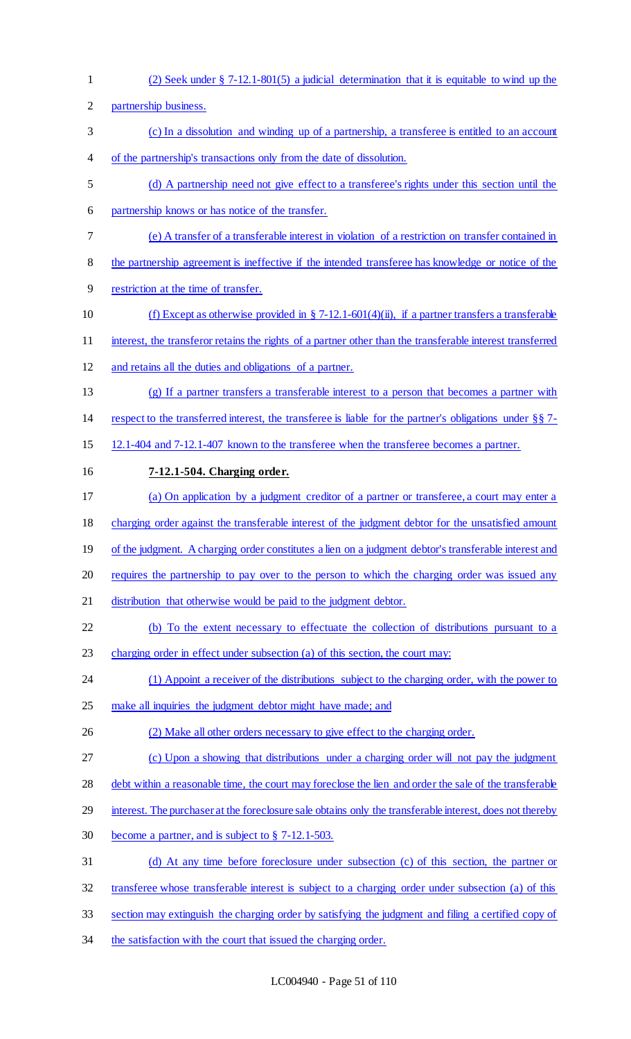(2) Seek under § 7-12.1-801(5) a judicial determination that it is equitable to wind up the partnership business.

(c) In a dissolution and winding up of a partnership, a transferee is entitled to an account of the partnership's transactions only from the date of dissolution.

(d) A partnership need not give effect to a transferee's rights under this section until the partnership knows or has notice of the transfer.

(e) A transfer of a transferable interest in violation of a restriction on transfer contained in the partnership agreement is ineffective if the intended transferee has knowledge or notice of the restriction at the time of transfer.

(f) Except as otherwise provided in § 7-12.1-601(4)(ii), if a partner transfers a transferable interest, the transferor retains the rights of a partner other than the transferable interest transferred and retains all the duties and obligations of a partner.

(g) If a partner transfers a transferable interest to a person that becomes a partner with respect to the transferred interest, the transferee is liable for the partner's obligations under §§ 7-12.1-404 and 7-12.1-407 known to the transferee when the transferee becomes a partner.

**7-12.1-504. Charging order.**

(a) On application by a judgment creditor of a partner or transferee, a court may enter a charging order against the transferable interest of the judgment debtor for the unsatisfied amount of the judgment. A charging order constitutes a lien on a judgment debtor's transferable interest and requires the partnership to pay over to the person to which the charging order was issued any distribution that otherwise would be paid to the judgment debtor.

(b) To the extent necessary to effectuate the collection of distributions pursuant to a charging order in effect under subsection (a) of this section, the court may:

(1) Appoint a receiver of the distributions subject to the charging order, with the power to make all inquiries the judgment debtor might have made; and

(2) Make all other orders necessary to give effect to the charging order.

(c) Upon a showing that distributions under a charging order will not pay the judgment debt within a reasonable time, the court may foreclose the lien and order the sale of the transferable interest. The purchaser at the foreclosure sale obtains only the transferable interest, does not thereby become a partner, and is subject to § 7-12.1-503.

(d) At any time before foreclosure under subsection (c) of this section, the partner or transferee whose transferable interest is subject to a charging order under subsection (a) of this section may extinguish the charging order by satisfying the judgment and filing a certified copy of the satisfaction with the court that issued the charging order.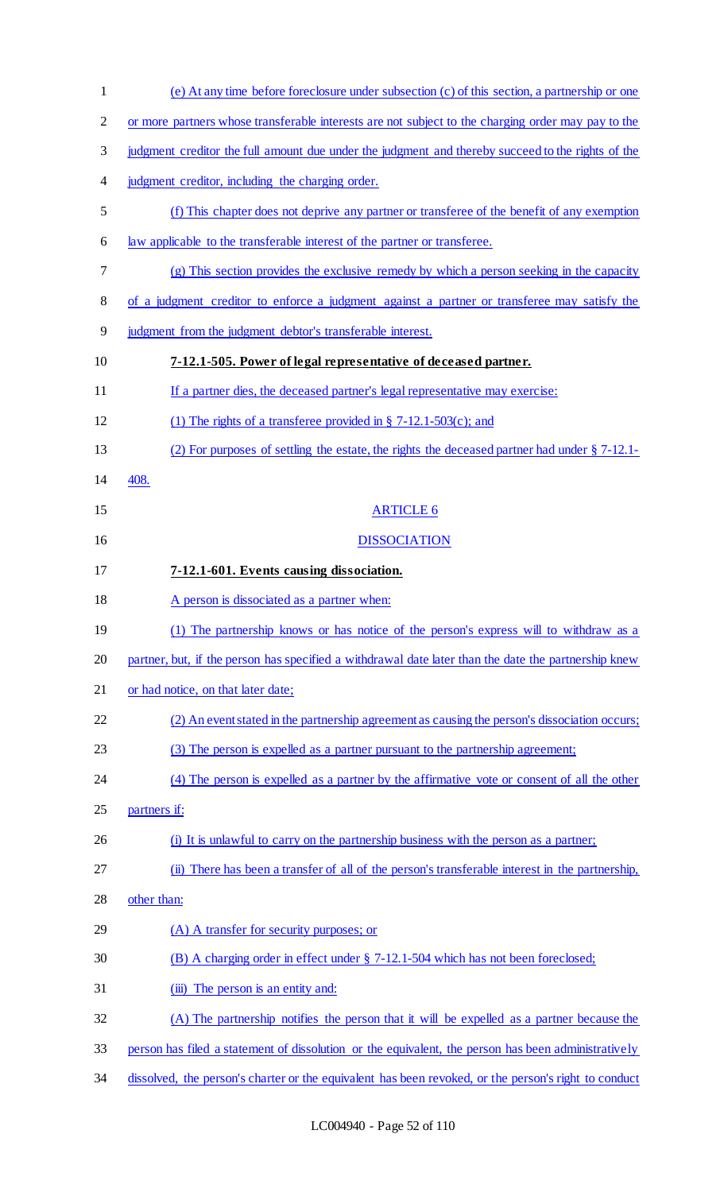(e) At any time before foreclosure under subsection (c) of this section, a partnership or one or more partners whose transferable interests are not subject to the charging order may pay to the judgment creditor the full amount due under the judgment and thereby succeed to the rights of the judgment creditor, including the charging order.

(f) This chapter does not deprive any partner or transferee of the benefit of any exemption law applicable to the transferable interest of the partner or transferee.

(g) This section provides the exclusive remedy by which a person seeking in the capacity of a judgment creditor to enforce a judgment against a partner or transferee may satisfy the judgment from the judgment debtor's transferable interest.

**7-12.1-505. Power of legal representative of deceased partner.**

If a partner dies, the deceased partner's legal representative may exercise:

(1) The rights of a transferee provided in § 7-12.1-503(c); and

(2) For purposes of settling the estate, the rights the deceased partner had under § 7-12.1-408.

ARTICLE 6

DISSOCIATION

**7-12.1-601. Events causing dissociation.**

A person is dissociated as a partner when:

(1) The partnership knows or has notice of the person's express will to withdraw as a partner, but, if the person has specified a withdrawal date later than the date the partnership knew or had notice, on that later date;

(2) An event stated in the partnership agreement as causing the person's dissociation occurs;

(3) The person is expelled as a partner pursuant to the partnership agreement;

(4) The person is expelled as a partner by the affirmative vote or consent of all the other partners if:

(i) It is unlawful to carry on the partnership business with the person as a partner;

(ii) There has been a transfer of all of the person's transferable interest in the partnership, other than:

(A) A transfer for security purposes; or

(B) A charging order in effect under § 7-12.1-504 which has not been foreclosed;

(iii) The person is an entity and:

(A) The partnership notifies the person that it will be expelled as a partner because the person has filed a statement of dissolution or the equivalent, the person has been administratively dissolved, the person's charter or the equivalent has been revoked, or the person's right to conduct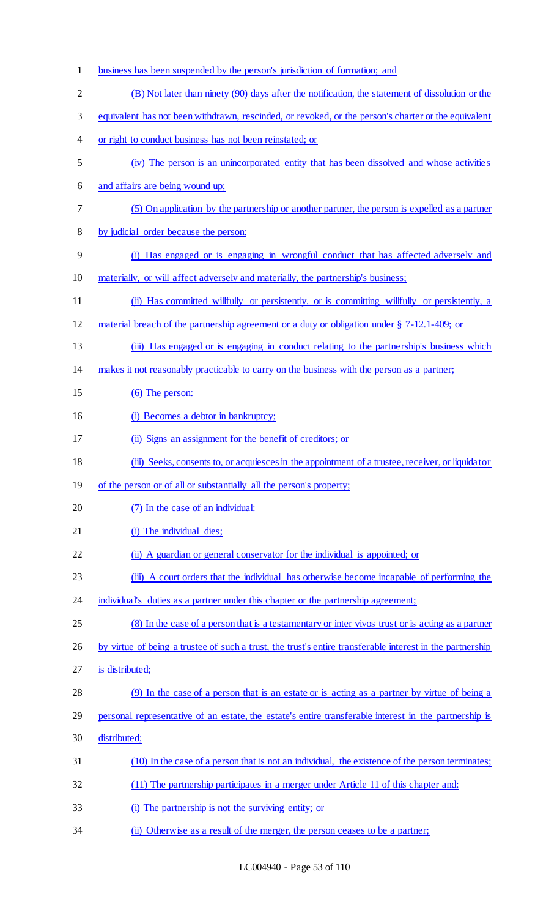business has been suspended by the person's jurisdiction of formation; and

(B) Not later than ninety (90) days after the notification, the statement of dissolution or the equivalent has not been withdrawn, rescinded, or revoked, or the person's charter or the equivalent or right to conduct business has not been reinstated; or

(iv) The person is an unincorporated entity that has been dissolved and whose activities and affairs are being wound up;

(5) On application by the partnership or another partner, the person is expelled as a partner by judicial order because the person:

(i) Has engaged or is engaging in wrongful conduct that has affected adversely and materially, or will affect adversely and materially, the partnership's business;

(ii) Has committed willfully or persistently, or is committing willfully or persistently, a material breach of the partnership agreement or a duty or obligation under § 7-12.1-409; or

(iii) Has engaged or is engaging in conduct relating to the partnership's business which makes it not reasonably practicable to carry on the business with the person as a partner;

(6) The person:

(i) Becomes a debtor in bankruptcy;

(ii) Signs an assignment for the benefit of creditors; or

(iii) Seeks, consents to, or acquiesces in the appointment of a trustee, receiver, or liquidator of the person or of all or substantially all the person's property;

(7) In the case of an individual:

(i) The individual dies;

(ii) A guardian or general conservator for the individual is appointed; or

(iii) A court orders that the individual has otherwise become incapable of performing the individual's duties as a partner under this chapter or the partnership agreement;

(8) In the case of a person that is a testamentary or inter vivos trust or is acting as a partner by virtue of being a trustee of such a trust, the trust's entire transferable interest in the partnership is distributed;

(9) In the case of a person that is an estate or is acting as a partner by virtue of being a personal representative of an estate, the estate's entire transferable interest in the partnership is distributed;

(10) In the case of a person that is not an individual, the existence of the person terminates;

(11) The partnership participates in a merger under Article 11 of this chapter and:

(i) The partnership is not the surviving entity; or

(ii) Otherwise as a result of the merger, the person ceases to be a partner;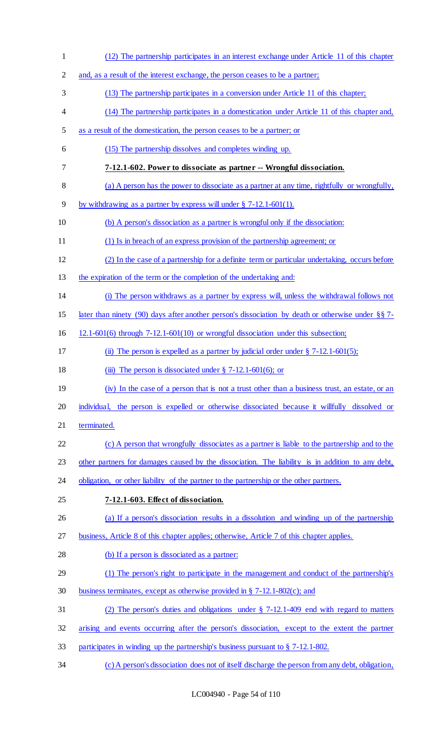(12) The partnership participates in an interest exchange under Article 11 of this chapter and, as a result of the interest exchange, the person ceases to be a partner;

(13) The partnership participates in a conversion under Article 11 of this chapter;

(14) The partnership participates in a domestication under Article 11 of this chapter and, as a result of the domestication, the person ceases to be a partner; or

(15) The partnership dissolves and completes winding up.

**7-12.1-602. Power to dissociate as partner -- Wrongful dissociation.**

(a) A person has the power to dissociate as a partner at any time, rightfully or wrongfully, by withdrawing as a partner by express will under § 7-12.1-601(1).

(b) A person's dissociation as a partner is wrongful only if the dissociation:

(1) Is in breach of an express provision of the partnership agreement; or

(2) In the case of a partnership for a definite term or particular undertaking, occurs before the expiration of the term or the completion of the undertaking and:

(i) The person withdraws as a partner by express will, unless the withdrawal follows not later than ninety (90) days after another person's dissociation by death or otherwise under §§ 7-12.1-601(6) through 7-12.1-601(10) or wrongful dissociation under this subsection;

(ii) The person is expelled as a partner by judicial order under § 7-12.1-601(5);

(iii) The person is dissociated under § 7-12.1-601(6); or

(iv) In the case of a person that is not a trust other than a business trust, an estate, or an individual, the person is expelled or otherwise dissociated because it willfully dissolved or terminated.

(c) A person that wrongfully dissociates as a partner is liable to the partnership and to the other partners for damages caused by the dissociation. The liability is in addition to any debt, obligation, or other liability of the partner to the partnership or the other partners.

**7-12.1-603. Effect of dissociation.**

(a) If a person's dissociation results in a dissolution and winding up of the partnership business, Article 8 of this chapter applies; otherwise, Article 7 of this chapter applies.

(b) If a person is dissociated as a partner:

(1) The person's right to participate in the management and conduct of the partnership's business terminates, except as otherwise provided in § 7-12.1-802(c); and

(2) The person's duties and obligations under § 7-12.1-409 end with regard to matters arising and events occurring after the person's dissociation, except to the extent the partner participates in winding up the partnership's business pursuant to § 7-12.1-802.

(c) A person's dissociation does not of itself discharge the person from any debt, obligation,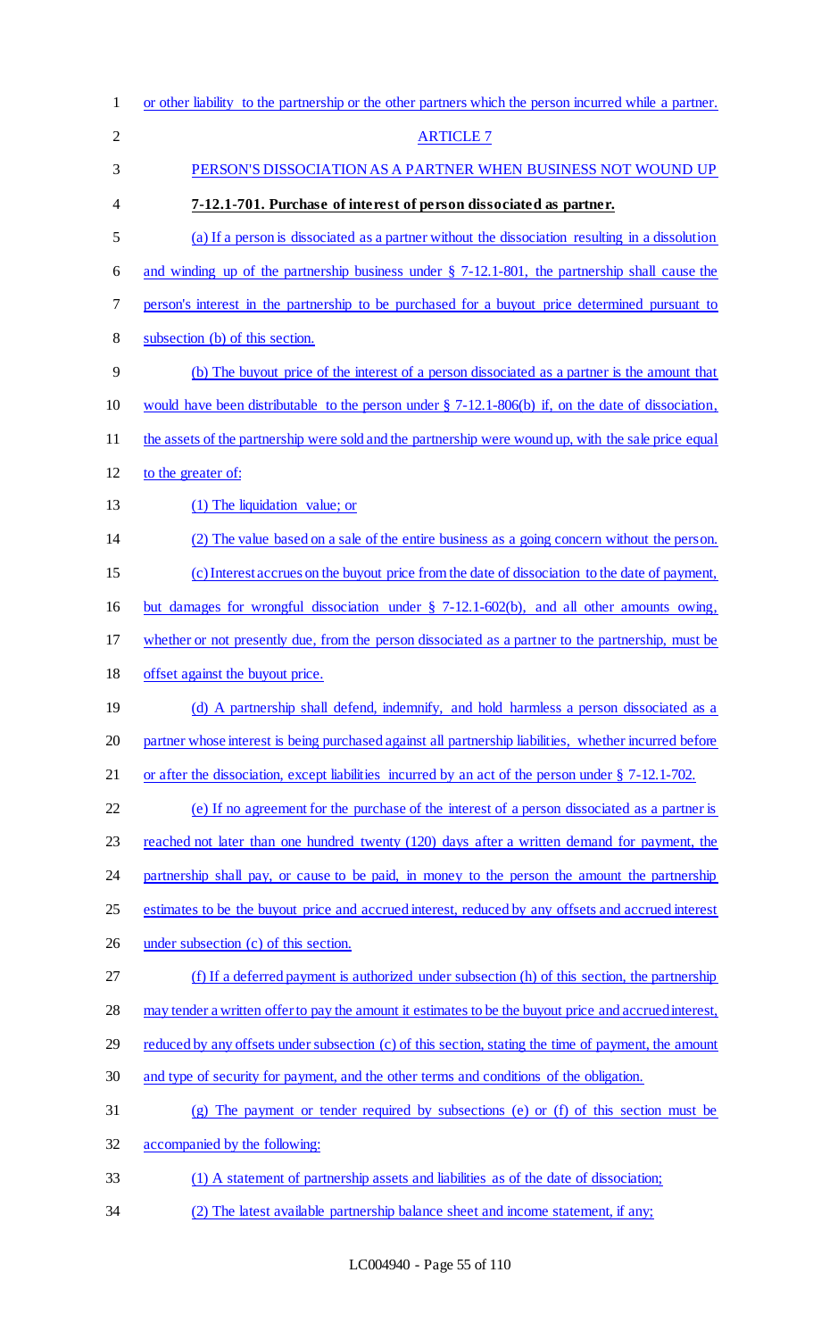or other liability to the partnership or the other partners which the person incurred while a partner.

ARTICLE 7

PERSON'S DISSOCIATION AS A PARTNER WHEN BUSINESS NOT WOUND UP

**7-12.1-701. Purchase of interest of person dissociated as partner.**

(a) If a person is dissociated as a partner without the dissociation resulting in a dissolution and winding up of the partnership business under § 7-12.1-801, the partnership shall cause the person's interest in the partnership to be purchased for a buyout price determined pursuant to subsection (b) of this section.

(b) The buyout price of the interest of a person dissociated as a partner is the amount that would have been distributable to the person under § 7-12.1-806(b) if, on the date of dissociation, the assets of the partnership were sold and the partnership were wound up, with the sale price equal to the greater of:

(1) The liquidation value; or

(2) The value based on a sale of the entire business as a going concern without the person.

(c) Interest accrues on the buyout price from the date of dissociation to the date of payment, but damages for wrongful dissociation under § 7-12.1-602(b), and all other amounts owing, whether or not presently due, from the person dissociated as a partner to the partnership, must be offset against the buyout price.

(d) A partnership shall defend, indemnify, and hold harmless a person dissociated as a partner whose interest is being purchased against all partnership liabilities, whether incurred before or after the dissociation, except liabilities incurred by an act of the person under § 7-12.1-702.

(e) If no agreement for the purchase of the interest of a person dissociated as a partner is reached not later than one hundred twenty (120) days after a written demand for payment, the partnership shall pay, or cause to be paid, in money to the person the amount the partnership estimates to be the buyout price and accrued interest, reduced by any offsets and accrued interest under subsection (c) of this section.

(f) If a deferred payment is authorized under subsection (h) of this section, the partnership may tender a written offer to pay the amount it estimates to be the buyout price and accrued interest, reduced by any offsets under subsection (c) of this section, stating the time of payment, the amount and type of security for payment, and the other terms and conditions of the obligation.

(g) The payment or tender required by subsections (e) or (f) of this section must be accompanied by the following:

(1) A statement of partnership assets and liabilities as of the date of dissociation;

(2) The latest available partnership balance sheet and income statement, if any;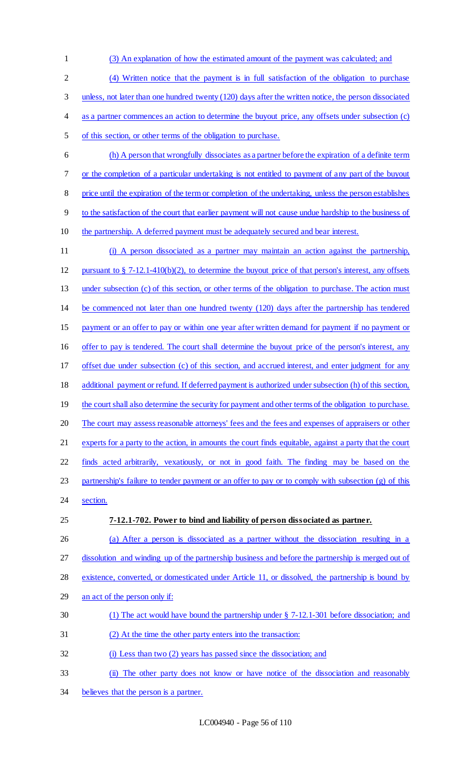(3) An explanation of how the estimated amount of the payment was calculated; and

(4) Written notice that the payment is in full satisfaction of the obligation to purchase unless, not later than one hundred twenty (120) days after the written notice, the person dissociated as a partner commences an action to determine the buyout price, any offsets under subsection (c) of this section, or other terms of the obligation to purchase.

(h) A person that wrongfully dissociates as a partner before the expiration of a definite term or the completion of a particular undertaking is not entitled to payment of any part of the buyout price until the expiration of the term or completion of the undertaking, unless the person establishes to the satisfaction of the court that earlier payment will not cause undue hardship to the business of the partnership. A deferred payment must be adequately secured and bear interest.

(i) A person dissociated as a partner may maintain an action against the partnership, pursuant to § 7-12.1-410(b)(2), to determine the buyout price of that person's interest, any offsets under subsection (c) of this section, or other terms of the obligation to purchase. The action must be commenced not later than one hundred twenty (120) days after the partnership has tendered payment or an offer to pay or within one year after written demand for payment if no payment or offer to pay is tendered. The court shall determine the buyout price of the person's interest, any offset due under subsection (c) of this section, and accrued interest, and enter judgment for any additional payment or refund. If deferred payment is authorized under subsection (h) of this section, the court shall also determine the security for payment and other terms of the obligation to purchase. The court may assess reasonable attorneys' fees and the fees and expenses of appraisers or other experts for a party to the action, in amounts the court finds equitable, against a party that the court finds acted arbitrarily, vexatiously, or not in good faith. The finding may be based on the partnership's failure to tender payment or an offer to pay or to comply with subsection (g) of this section.

**7-12.1-702. Power to bind and liability of person dissociated as partner.**

(a) After a person is dissociated as a partner without the dissociation resulting in a dissolution and winding up of the partnership business and before the partnership is merged out of existence, converted, or domesticated under Article 11, or dissolved, the partnership is bound by an act of the person only if:

(1) The act would have bound the partnership under § 7-12.1-301 before dissociation; and

(2) At the time the other party enters into the transaction:

(i) Less than two (2) years has passed since the dissociation; and

(ii) The other party does not know or have notice of the dissociation and reasonably believes that the person is a partner.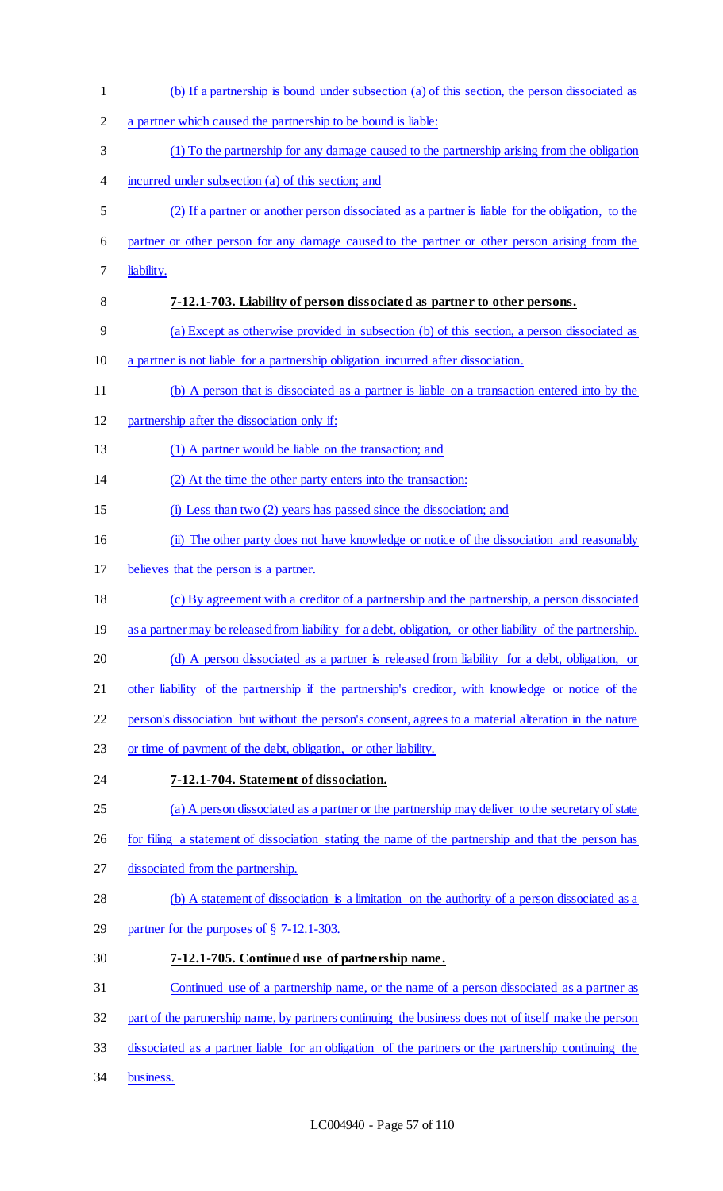(b) If a partnership is bound under subsection (a) of this section, the person dissociated as a partner which caused the partnership to be bound is liable:

(1) To the partnership for any damage caused to the partnership arising from the obligation incurred under subsection (a) of this section; and

(2) If a partner or another person dissociated as a partner is liable for the obligation, to the partner or other person for any damage caused to the partner or other person arising from the liability.

**7-12.1-703. Liability of person dissociated as partner to other persons.**

(a) Except as otherwise provided in subsection (b) of this section, a person dissociated as a partner is not liable for a partnership obligation incurred after dissociation.

(b) A person that is dissociated as a partner is liable on a transaction entered into by the partnership after the dissociation only if:

(1) A partner would be liable on the transaction; and

(2) At the time the other party enters into the transaction:

(i) Less than two (2) years has passed since the dissociation; and

(ii) The other party does not have knowledge or notice of the dissociation and reasonably believes that the person is a partner.

(c) By agreement with a creditor of a partnership and the partnership, a person dissociated as a partner may be released from liability for a debt, obligation, or other liability of the partnership.

(d) A person dissociated as a partner is released from liability for a debt, obligation, or other liability of the partnership if the partnership's creditor, with knowledge or notice of the person's dissociation but without the person's consent, agrees to a material alteration in the nature or time of payment of the debt, obligation, or other liability.

**7-12.1-704. Statement of dissociation.**

(a) A person dissociated as a partner or the partnership may deliver to the secretary of state for filing a statement of dissociation stating the name of the partnership and that the person has dissociated from the partnership.

(b) A statement of dissociation is a limitation on the authority of a person dissociated as a partner for the purposes of § 7-12.1-303.

**7-12.1-705. Continued use of partnership name.**

Continued use of a partnership name, or the name of a person dissociated as a partner as part of the partnership name, by partners continuing the business does not of itself make the person dissociated as a partner liable for an obligation of the partners or the partnership continuing the business.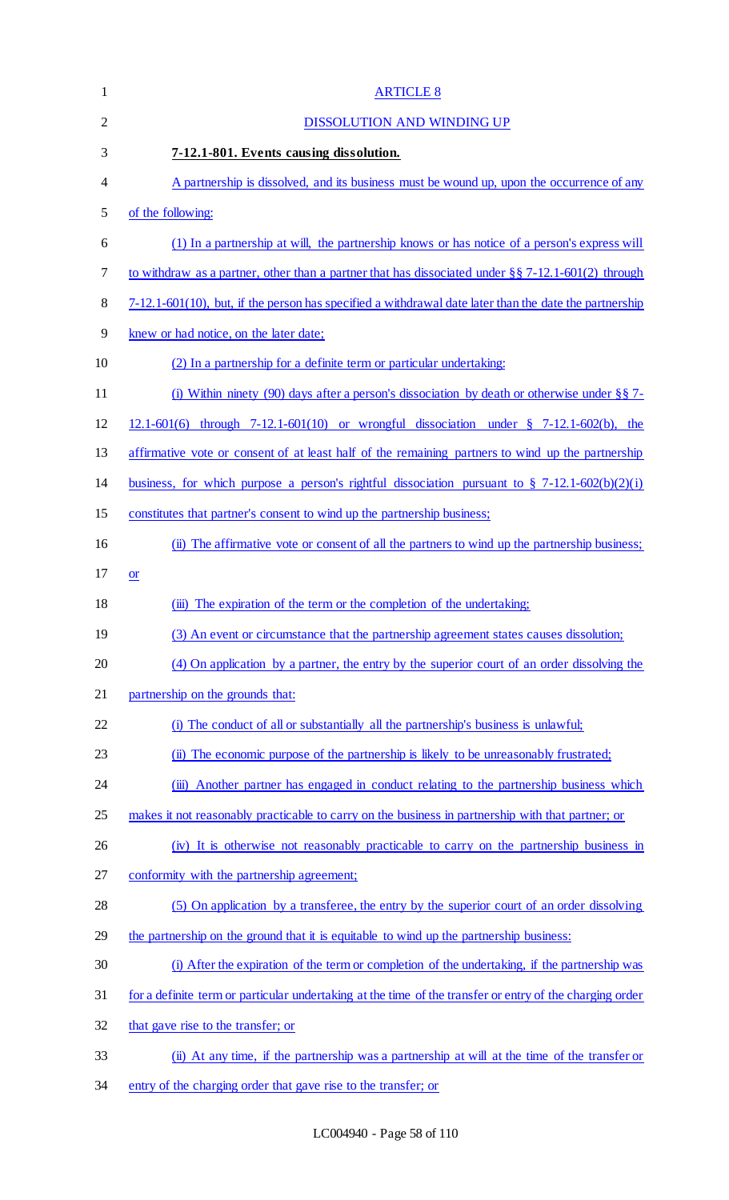ARTICLE 8

DISSOLUTION AND WINDING UP

**7-12.1-801. Events causing dissolution.**

A partnership is dissolved, and its business must be wound up, upon the occurrence of any of the following:

(1) In a partnership at will, the partnership knows or has notice of a person's express will to withdraw as a partner, other than a partner that has dissociated under §§ 7-12.1-601(2) through 7-12.1-601(10), but, if the person has specified a withdrawal date later than the date the partnership knew or had notice, on the later date;

(2) In a partnership for a definite term or particular undertaking:

(i) Within ninety (90) days after a person's dissociation by death or otherwise under §§ 7-12.1-601(6) through 7-12.1-601(10) or wrongful dissociation under § 7-12.1-602(b), the affirmative vote or consent of at least half of the remaining partners to wind up the partnership business, for which purpose a person's rightful dissociation pursuant to § 7-12.1-602(b)(2)(i) constitutes that partner's consent to wind up the partnership business;

(ii) The affirmative vote or consent of all the partners to wind up the partnership business; or

(iii) The expiration of the term or the completion of the undertaking;

(3) An event or circumstance that the partnership agreement states causes dissolution;

(4) On application by a partner, the entry by the superior court of an order dissolving the partnership on the grounds that:

(i) The conduct of all or substantially all the partnership's business is unlawful;

(ii) The economic purpose of the partnership is likely to be unreasonably frustrated;

(iii) Another partner has engaged in conduct relating to the partnership business which makes it not reasonably practicable to carry on the business in partnership with that partner; or

(iv) It is otherwise not reasonably practicable to carry on the partnership business in conformity with the partnership agreement;

(5) On application by a transferee, the entry by the superior court of an order dissolving the partnership on the ground that it is equitable to wind up the partnership business:

(i) After the expiration of the term or completion of the undertaking, if the partnership was for a definite term or particular undertaking at the time of the transfer or entry of the charging order that gave rise to the transfer; or

(ii) At any time, if the partnership was a partnership at will at the time of the transfer or entry of the charging order that gave rise to the transfer; or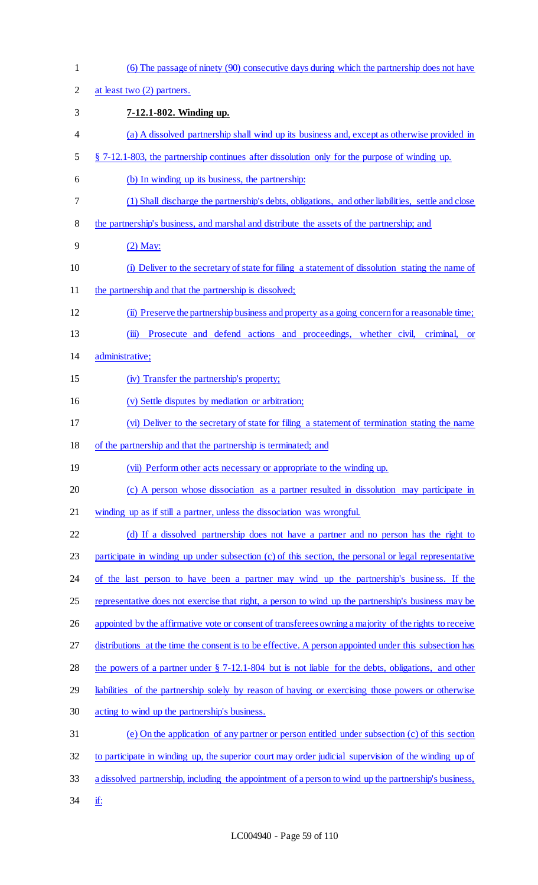(6) The passage of ninety (90) consecutive days during which the partnership does not have at least two (2) partners.

**7-12.1-802. Winding up.**

(a) A dissolved partnership shall wind up its business and, except as otherwise provided in § 7-12.1-803, the partnership continues after dissolution only for the purpose of winding up.

(b) In winding up its business, the partnership:

(1) Shall discharge the partnership's debts, obligations, and other liabilities, settle and close the partnership's business, and marshal and distribute the assets of the partnership; and

(2) May:

(i) Deliver to the secretary of state for filing a statement of dissolution stating the name of the partnership and that the partnership is dissolved;

(ii) Preserve the partnership business and property as a going concern for a reasonable time;

(iii) Prosecute and defend actions and proceedings, whether civil, criminal, or administrative;

(iv) Transfer the partnership's property;

(v) Settle disputes by mediation or arbitration;

(vi) Deliver to the secretary of state for filing a statement of termination stating the name of the partnership and that the partnership is terminated; and

(vii) Perform other acts necessary or appropriate to the winding up.

(c) A person whose dissociation as a partner resulted in dissolution may participate in winding up as if still a partner, unless the dissociation was wrongful.

(d) If a dissolved partnership does not have a partner and no person has the right to participate in winding up under subsection (c) of this section, the personal or legal representative of the last person to have been a partner may wind up the partnership's business. If the representative does not exercise that right, a person to wind up the partnership's business may be appointed by the affirmative vote or consent of transferees owning a majority of the rights to receive distributions at the time the consent is to be effective. A person appointed under this subsection has the powers of a partner under § 7-12.1-804 but is not liable for the debts, obligations, and other liabilities of the partnership solely by reason of having or exercising those powers or otherwise acting to wind up the partnership's business.

(e) On the application of any partner or person entitled under subsection (c) of this section to participate in winding up, the superior court may order judicial supervision of the winding up of a dissolved partnership, including the appointment of a person to wind up the partnership's business, if: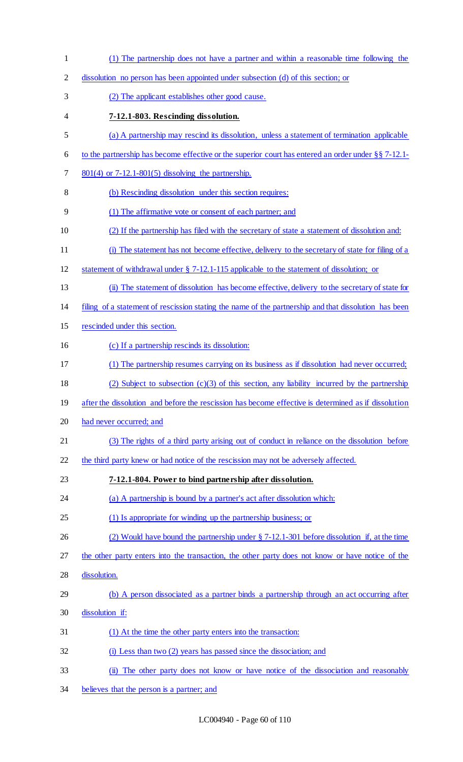(1) The partnership does not have a partner and within a reasonable time following the dissolution no person has been appointed under subsection (d) of this section; or

(2) The applicant establishes other good cause.

**7-12.1-803. Rescinding dissolution.**

(a) A partnership may rescind its dissolution, unless a statement of termination applicable to the partnership has become effective or the superior court has entered an order under §§ 7-12.1-801(4) or 7-12.1-801(5) dissolving the partnership.

(b) Rescinding dissolution under this section requires:

(1) The affirmative vote or consent of each partner; and

(2) If the partnership has filed with the secretary of state a statement of dissolution and:

(i) The statement has not become effective, delivery to the secretary of state for filing of a statement of withdrawal under § 7-12.1-115 applicable to the statement of dissolution; or

(ii) The statement of dissolution has become effective, delivery to the secretary of state for filing of a statement of rescission stating the name of the partnership and that dissolution has been rescinded under this section.

(c) If a partnership rescinds its dissolution:

(1) The partnership resumes carrying on its business as if dissolution had never occurred;

(2) Subject to subsection (c)(3) of this section, any liability incurred by the partnership after the dissolution and before the rescission has become effective is determined as if dissolution had never occurred; and

(3) The rights of a third party arising out of conduct in reliance on the dissolution before the third party knew or had notice of the rescission may not be adversely affected.

**7-12.1-804. Power to bind partnership after dissolution.**

(a) A partnership is bound by a partner's act after dissolution which:

(1) Is appropriate for winding up the partnership business; or

(2) Would have bound the partnership under § 7-12.1-301 before dissolution if, at the time the other party enters into the transaction, the other party does not know or have notice of the dissolution.

(b) A person dissociated as a partner binds a partnership through an act occurring after dissolution if:

(1) At the time the other party enters into the transaction:

(i) Less than two (2) years has passed since the dissociation; and

(ii) The other party does not know or have notice of the dissociation and reasonably believes that the person is a partner; and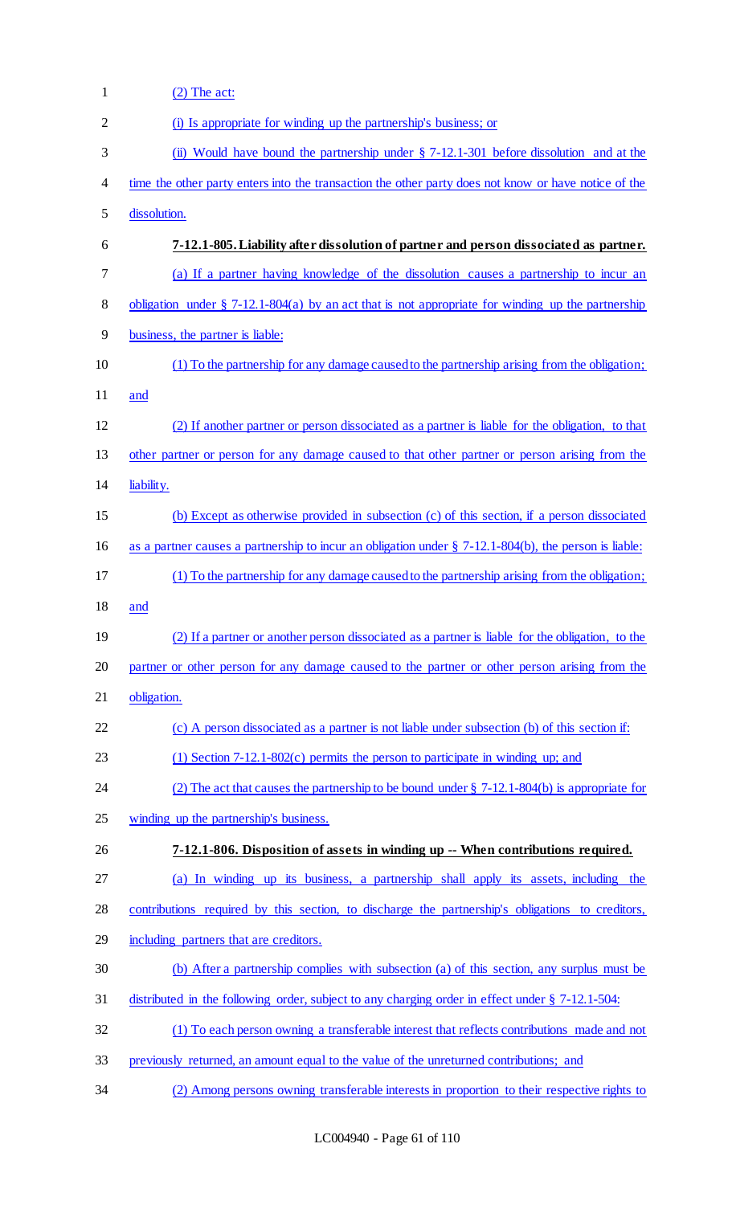(2) The act:

(i) Is appropriate for winding up the partnership's business; or

(ii) Would have bound the partnership under § 7-12.1-301 before dissolution and at the time the other party enters into the transaction the other party does not know or have notice of the dissolution.

**7-12.1-805. Liability after dissolution of partner and person dissociated as partner.**

(a) If a partner having knowledge of the dissolution causes a partnership to incur an obligation under § 7-12.1-804(a) by an act that is not appropriate for winding up the partnership business, the partner is liable:

(1) To the partnership for any damage caused to the partnership arising from the obligation; and

(2) If another partner or person dissociated as a partner is liable for the obligation, to that other partner or person for any damage caused to that other partner or person arising from the liability.

(b) Except as otherwise provided in subsection (c) of this section, if a person dissociated as a partner causes a partnership to incur an obligation under § 7-12.1-804(b), the person is liable:

(1) To the partnership for any damage caused to the partnership arising from the obligation; and

(2) If a partner or another person dissociated as a partner is liable for the obligation, to the partner or other person for any damage caused to the partner or other person arising from the obligation.

(c) A person dissociated as a partner is not liable under subsection (b) of this section if:

(1) Section 7-12.1-802(c) permits the person to participate in winding up; and

(2) The act that causes the partnership to be bound under § 7-12.1-804(b) is appropriate for winding up the partnership's business.

**7-12.1-806. Disposition of assets in winding up -- When contributions required.**

(a) In winding up its business, a partnership shall apply its assets, including the contributions required by this section, to discharge the partnership's obligations to creditors, including partners that are creditors.

(b) After a partnership complies with subsection (a) of this section, any surplus must be distributed in the following order, subject to any charging order in effect under § 7-12.1-504:

(1) To each person owning a transferable interest that reflects contributions made and not previously returned, an amount equal to the value of the unreturned contributions; and

(2) Among persons owning transferable interests in proportion to their respective rights to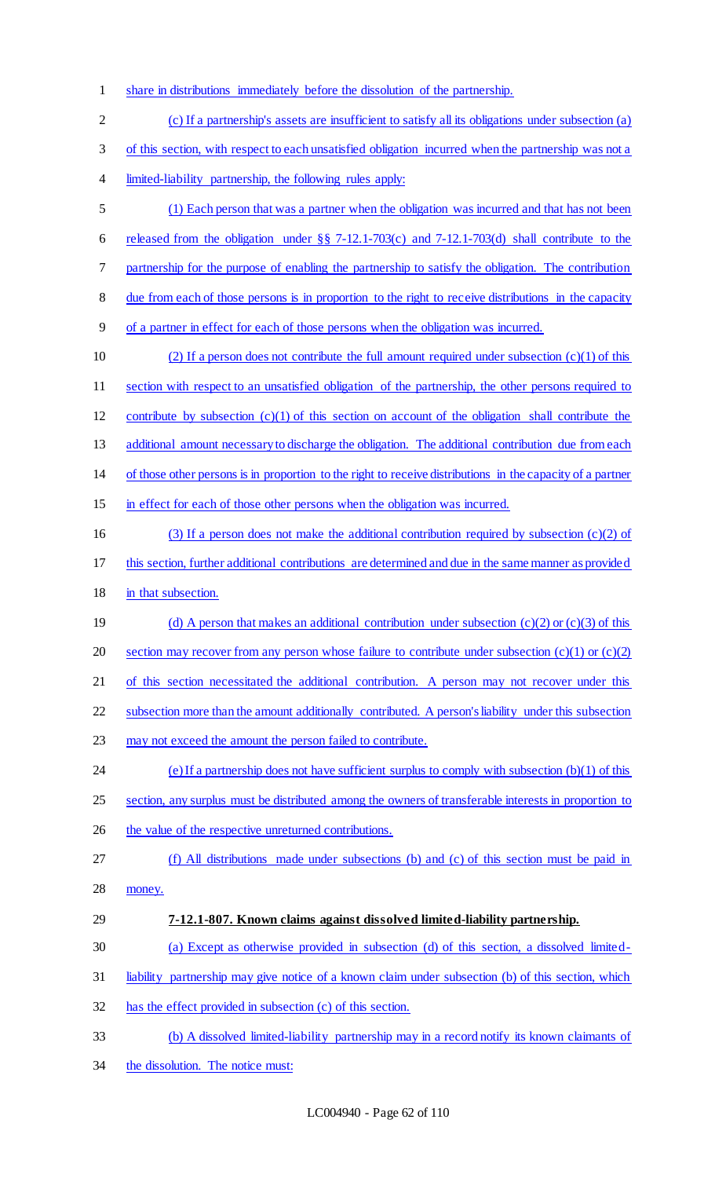share in distributions immediately before the dissolution of the partnership.

(c) If a partnership's assets are insufficient to satisfy all its obligations under subsection (a) of this section, with respect to each unsatisfied obligation incurred when the partnership was not a limited-liability partnership, the following rules apply:

(1) Each person that was a partner when the obligation was incurred and that has not been released from the obligation under §§ 7-12.1-703(c) and 7-12.1-703(d) shall contribute to the partnership for the purpose of enabling the partnership to satisfy the obligation. The contribution due from each of those persons is in proportion to the right to receive distributions in the capacity of a partner in effect for each of those persons when the obligation was incurred.

(2) If a person does not contribute the full amount required under subsection (c)(1) of this section with respect to an unsatisfied obligation of the partnership, the other persons required to contribute by subsection (c)(1) of this section on account of the obligation shall contribute the additional amount necessary to discharge the obligation. The additional contribution due from each of those other persons is in proportion to the right to receive distributions in the capacity of a partner in effect for each of those other persons when the obligation was incurred.

(3) If a person does not make the additional contribution required by subsection (c)(2) of this section, further additional contributions are determined and due in the same manner as provided in that subsection.

(d) A person that makes an additional contribution under subsection (c)(2) or (c)(3) of this section may recover from any person whose failure to contribute under subsection (c)(1) or (c)(2) of this section necessitated the additional contribution. A person may not recover under this subsection more than the amount additionally contributed. A person's liability under this subsection may not exceed the amount the person failed to contribute.

(e) If a partnership does not have sufficient surplus to comply with subsection (b)(1) of this section, any surplus must be distributed among the owners of transferable interests in proportion to the value of the respective unreturned contributions.

(f) All distributions made under subsections (b) and (c) of this section must be paid in money.

**7-12.1-807. Known claims against dissolved limited-liability partnership.**

(a) Except as otherwise provided in subsection (d) of this section, a dissolved limited-liability partnership may give notice of a known claim under subsection (b) of this section, which has the effect provided in subsection (c) of this section.

(b) A dissolved limited-liability partnership may in a record notify its known claimants of the dissolution. The notice must: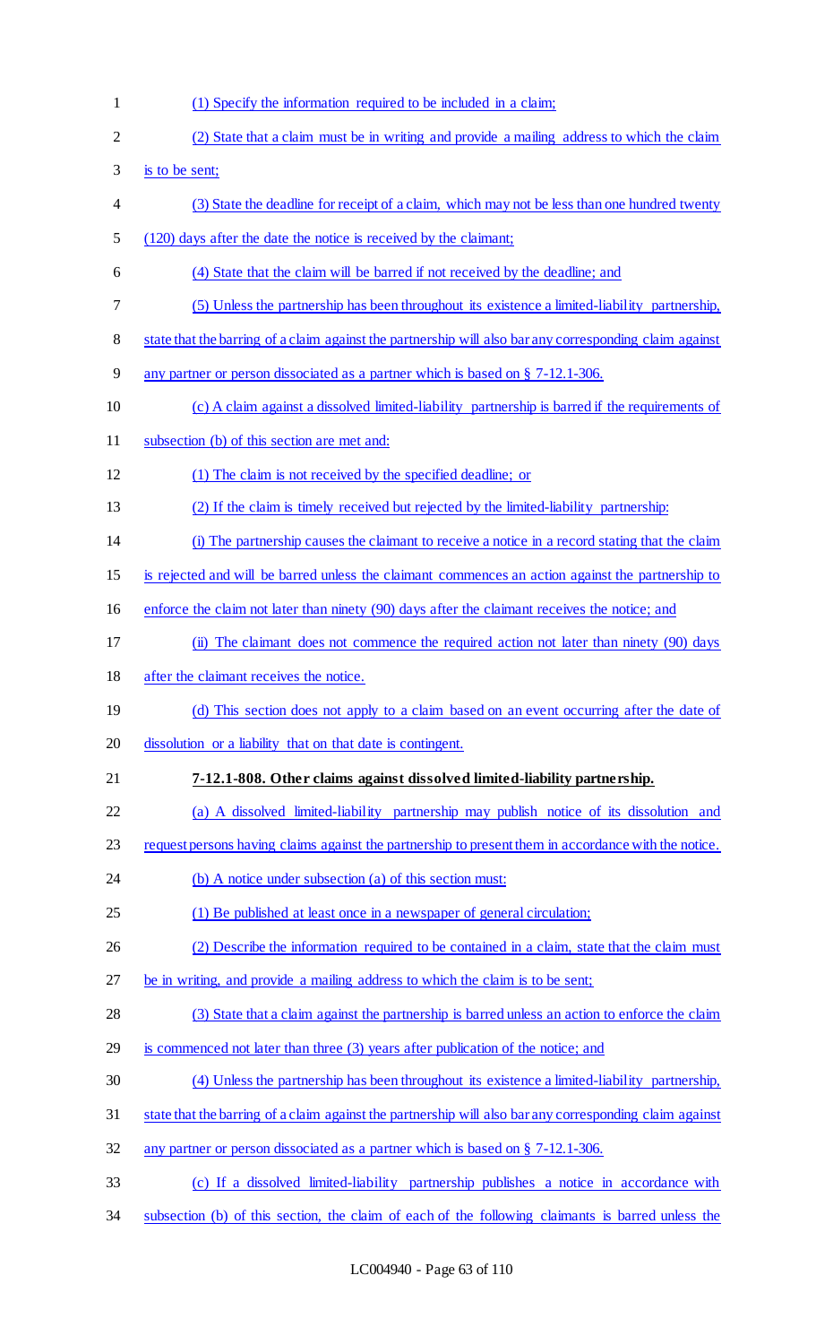(1) Specify the information required to be included in a claim;

(2) State that a claim must be in writing and provide a mailing address to which the claim is to be sent;

(3) State the deadline for receipt of a claim, which may not be less than one hundred twenty (120) days after the date the notice is received by the claimant;

(4) State that the claim will be barred if not received by the deadline; and

(5) Unless the partnership has been throughout its existence a limited-liability partnership, state that the barring of a claim against the partnership will also bar any corresponding claim against any partner or person dissociated as a partner which is based on § 7-12.1-306.

(c) A claim against a dissolved limited-liability partnership is barred if the requirements of subsection (b) of this section are met and:

(1) The claim is not received by the specified deadline; or

(2) If the claim is timely received but rejected by the limited-liability partnership:

(i) The partnership causes the claimant to receive a notice in a record stating that the claim is rejected and will be barred unless the claimant commences an action against the partnership to enforce the claim not later than ninety (90) days after the claimant receives the notice; and

(ii) The claimant does not commence the required action not later than ninety (90) days after the claimant receives the notice.

(d) This section does not apply to a claim based on an event occurring after the date of dissolution or a liability that on that date is contingent.

**7-12.1-808. Other claims against dissolved limited-liability partnership.**

(a) A dissolved limited-liability partnership may publish notice of its dissolution and request persons having claims against the partnership to present them in accordance with the notice.

(b) A notice under subsection (a) of this section must:

(1) Be published at least once in a newspaper of general circulation;

(2) Describe the information required to be contained in a claim, state that the claim must be in writing, and provide a mailing address to which the claim is to be sent;

(3) State that a claim against the partnership is barred unless an action to enforce the claim is commenced not later than three (3) years after publication of the notice; and

(4) Unless the partnership has been throughout its existence a limited-liability partnership, state that the barring of a claim against the partnership will also bar any corresponding claim against any partner or person dissociated as a partner which is based on § 7-12.1-306.

(c) If a dissolved limited-liability partnership publishes a notice in accordance with subsection (b) of this section, the claim of each of the following claimants is barred unless the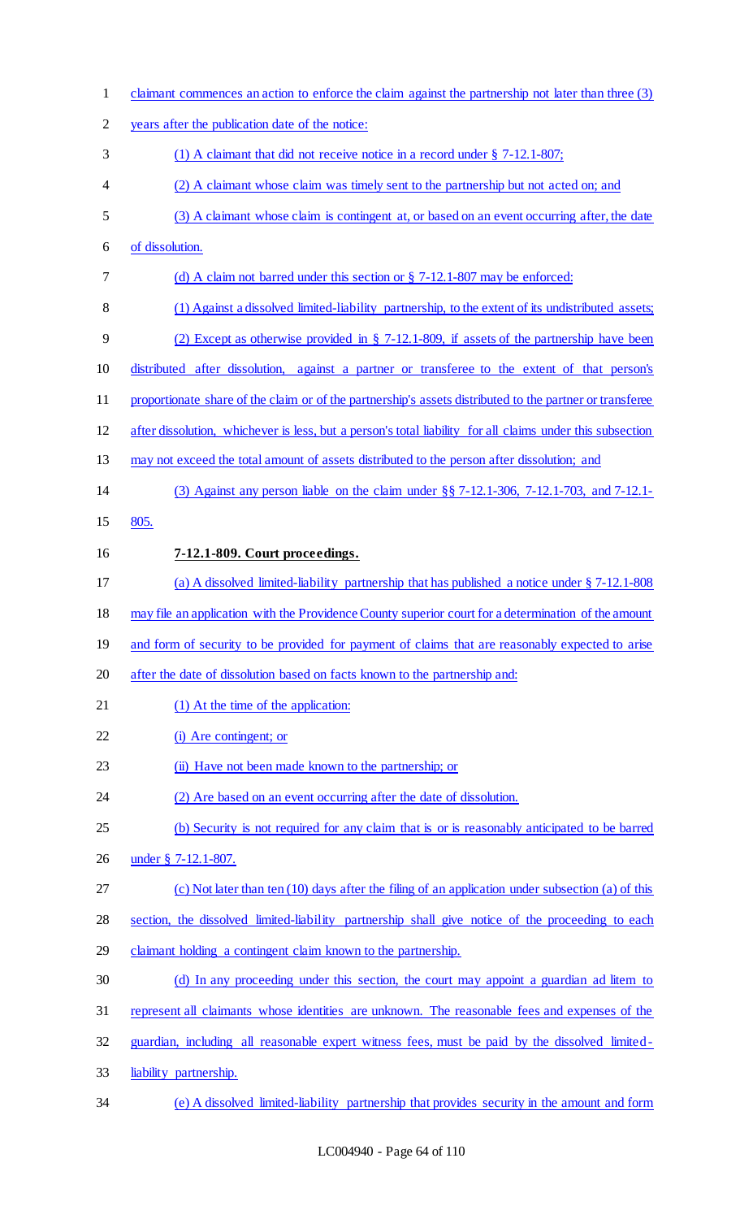claimant commences an action to enforce the claim against the partnership not later than three (3) years after the publication date of the notice:

(1) A claimant that did not receive notice in a record under § 7-12.1-807;

(2) A claimant whose claim was timely sent to the partnership but not acted on; and

(3) A claimant whose claim is contingent at, or based on an event occurring after, the date of dissolution.

(d) A claim not barred under this section or § 7-12.1-807 may be enforced:

(1) Against a dissolved limited-liability partnership, to the extent of its undistributed assets;

(2) Except as otherwise provided in § 7-12.1-809, if assets of the partnership have been distributed after dissolution, against a partner or transferee to the extent of that person's proportionate share of the claim or of the partnership's assets distributed to the partner or transferee after dissolution, whichever is less, but a person's total liability for all claims under this subsection may not exceed the total amount of assets distributed to the person after dissolution; and

(3) Against any person liable on the claim under §§ 7-12.1-306, 7-12.1-703, and 7-12.1-805.

**7-12.1-809. Court proceedings.**

(a) A dissolved limited-liability partnership that has published a notice under § 7-12.1-808 may file an application with the Providence County superior court for a determination of the amount and form of security to be provided for payment of claims that are reasonably expected to arise after the date of dissolution based on facts known to the partnership and:

(1) At the time of the application:

(i) Are contingent; or

(ii) Have not been made known to the partnership; or

(2) Are based on an event occurring after the date of dissolution.

(b) Security is not required for any claim that is or is reasonably anticipated to be barred under § 7-12.1-807.

(c) Not later than ten (10) days after the filing of an application under subsection (a) of this section, the dissolved limited-liability partnership shall give notice of the proceeding to each claimant holding a contingent claim known to the partnership.

(d) In any proceeding under this section, the court may appoint a guardian ad litem to represent all claimants whose identities are unknown. The reasonable fees and expenses of the guardian, including all reasonable expert witness fees, must be paid by the dissolved limited-liability partnership.

(e) A dissolved limited-liability partnership that provides security in the amount and form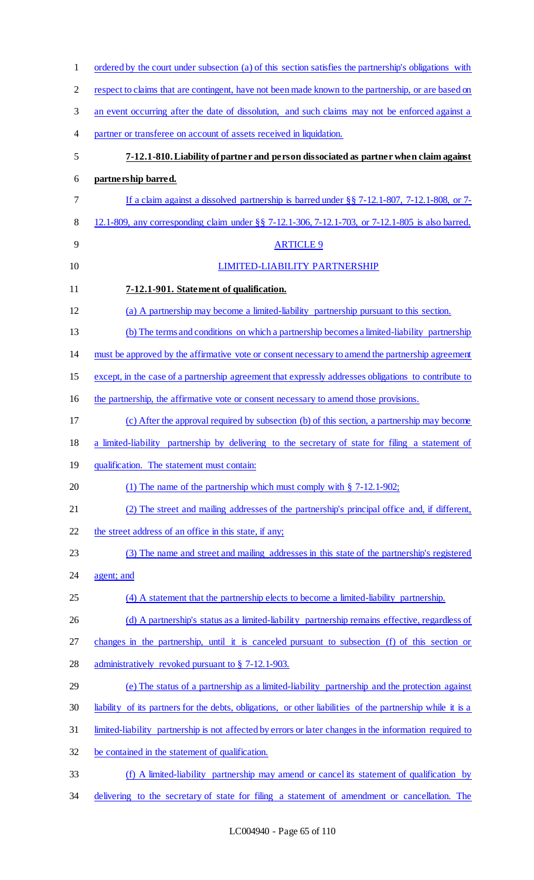ordered by the court under subsection (a) of this section satisfies the partnership's obligations with respect to claims that are contingent, have not been made known to the partnership, or are based on an event occurring after the date of dissolution, and such claims may not be enforced against a partner or transferee on account of assets received in liquidation.

**7-12.1-810. Liability of partner and person dissociated as partner when claim against partnership barred.**

If a claim against a dissolved partnership is barred under §§ 7-12.1-807, 7-12.1-808, or 7-12.1-809, any corresponding claim under §§ 7-12.1-306, 7-12.1-703, or 7-12.1-805 is also barred.

ARTICLE 9

LIMITED-LIABILITY PARTNERSHIP

**7-12.1-901. Statement of qualification.**

(a) A partnership may become a limited-liability partnership pursuant to this section.

(b) The terms and conditions on which a partnership becomes a limited-liability partnership must be approved by the affirmative vote or consent necessary to amend the partnership agreement except, in the case of a partnership agreement that expressly addresses obligations to contribute to the partnership, the affirmative vote or consent necessary to amend those provisions.

(c) After the approval required by subsection (b) of this section, a partnership may become a limited-liability partnership by delivering to the secretary of state for filing a statement of qualification. The statement must contain:

(1) The name of the partnership which must comply with § 7-12.1-902;

(2) The street and mailing addresses of the partnership's principal office and, if different, the street address of an office in this state, if any;

(3) The name and street and mailing addresses in this state of the partnership's registered agent; and

(4) A statement that the partnership elects to become a limited-liability partnership.

(d) A partnership's status as a limited-liability partnership remains effective, regardless of changes in the partnership, until it is canceled pursuant to subsection (f) of this section or administratively revoked pursuant to § 7-12.1-903.

(e) The status of a partnership as a limited-liability partnership and the protection against liability of its partners for the debts, obligations, or other liabilities of the partnership while it is a limited-liability partnership is not affected by errors or later changes in the information required to be contained in the statement of qualification.

(f) A limited-liability partnership may amend or cancel its statement of qualification by delivering to the secretary of state for filing a statement of amendment or cancellation. The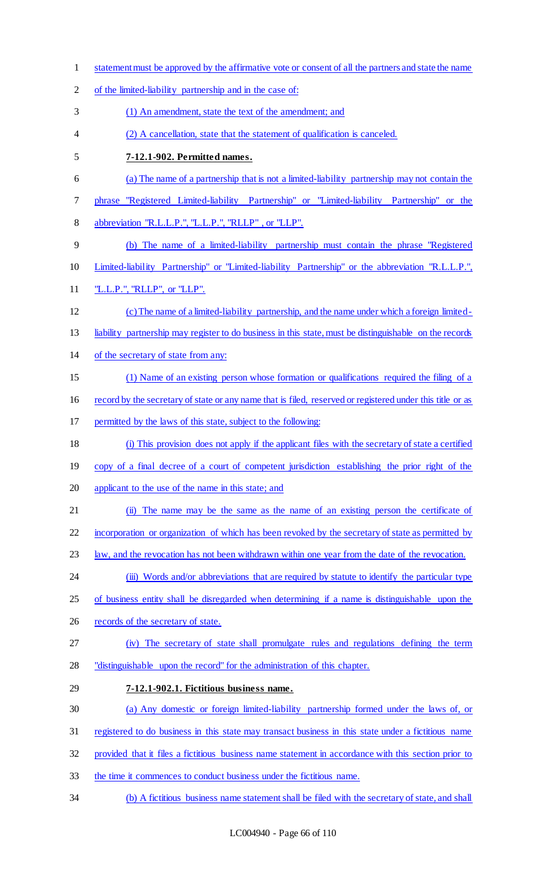statement must be approved by the affirmative vote or consent of all the partners and state the name of the limited-liability partnership and in the case of:

(1) An amendment, state the text of the amendment; and

(2) A cancellation, state that the statement of qualification is canceled.

**7-12.1-902. Permitted names.**

(a) The name of a partnership that is not a limited-liability partnership may not contain the phrase "Registered Limited-liability Partnership" or "Limited-liability Partnership" or the abbreviation "R.L.L.P.", "L.L.P.", "RLLP" , or "LLP".

(b) The name of a limited-liability partnership must contain the phrase "Registered Limited-liability Partnership" or "Limited-liability Partnership" or the abbreviation "R.L.L.P.", "L.L.P.", "RLLP", or "LLP".

(c) The name of a limited-liability partnership, and the name under which a foreign limited-liability partnership may register to do business in this state, must be distinguishable on the records of the secretary of state from any:

(1) Name of an existing person whose formation or qualifications required the filing of a record by the secretary of state or any name that is filed, reserved or registered under this title or as permitted by the laws of this state, subject to the following:

(i) This provision does not apply if the applicant files with the secretary of state a certified copy of a final decree of a court of competent jurisdiction establishing the prior right of the applicant to the use of the name in this state; and

(ii) The name may be the same as the name of an existing person the certificate of incorporation or organization of which has been revoked by the secretary of state as permitted by law, and the revocation has not been withdrawn within one year from the date of the revocation.

(iii) Words and/or abbreviations that are required by statute to identify the particular type of business entity shall be disregarded when determining if a name is distinguishable upon the records of the secretary of state.

(iv) The secretary of state shall promulgate rules and regulations defining the term "distinguishable upon the record" for the administration of this chapter.

**7-12.1-902.1. Fictitious business name.**

(a) Any domestic or foreign limited-liability partnership formed under the laws of, or registered to do business in this state may transact business in this state under a fictitious name provided that it files a fictitious business name statement in accordance with this section prior to the time it commences to conduct business under the fictitious name.

(b) A fictitious business name statement shall be filed with the secretary of state, and shall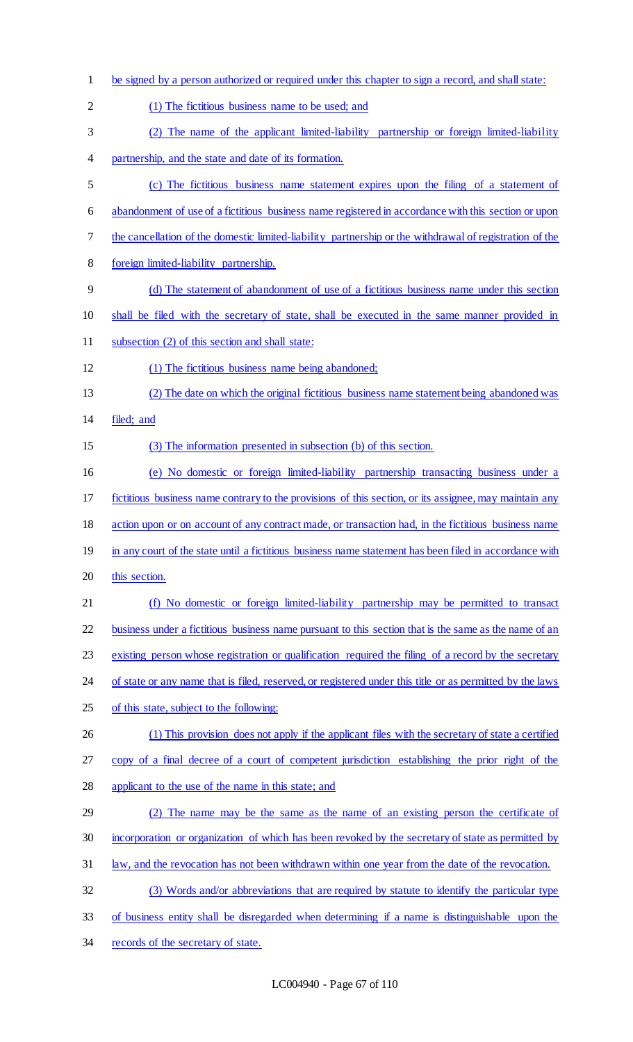be signed by a person authorized or required under this chapter to sign a record, and shall state:

(1) The fictitious business name to be used; and

(2) The name of the applicant limited-liability partnership or foreign limited-liability partnership, and the state and date of its formation.

(c) The fictitious business name statement expires upon the filing of a statement of abandonment of use of a fictitious business name registered in accordance with this section or upon the cancellation of the domestic limited-liability partnership or the withdrawal of registration of the foreign limited-liability partnership.

(d) The statement of abandonment of use of a fictitious business name under this section shall be filed with the secretary of state, shall be executed in the same manner provided in subsection (2) of this section and shall state:

(1) The fictitious business name being abandoned;

(2) The date on which the original fictitious business name statement being abandoned was filed; and

(3) The information presented in subsection (b) of this section.

(e) No domestic or foreign limited-liability partnership transacting business under a fictitious business name contrary to the provisions of this section, or its assignee, may maintain any action upon or on account of any contract made, or transaction had, in the fictitious business name in any court of the state until a fictitious business name statement has been filed in accordance with this section.

(f) No domestic or foreign limited-liability partnership may be permitted to transact business under a fictitious business name pursuant to this section that is the same as the name of an existing person whose registration or qualification required the filing of a record by the secretary of state or any name that is filed, reserved, or registered under this title or as permitted by the laws of this state, subject to the following:

(1) This provision does not apply if the applicant files with the secretary of state a certified copy of a final decree of a court of competent jurisdiction establishing the prior right of the applicant to the use of the name in this state; and

(2) The name may be the same as the name of an existing person the certificate of incorporation or organization of which has been revoked by the secretary of state as permitted by law, and the revocation has not been withdrawn within one year from the date of the revocation.

(3) Words and/or abbreviations that are required by statute to identify the particular type of business entity shall be disregarded when determining if a name is distinguishable upon the records of the secretary of state.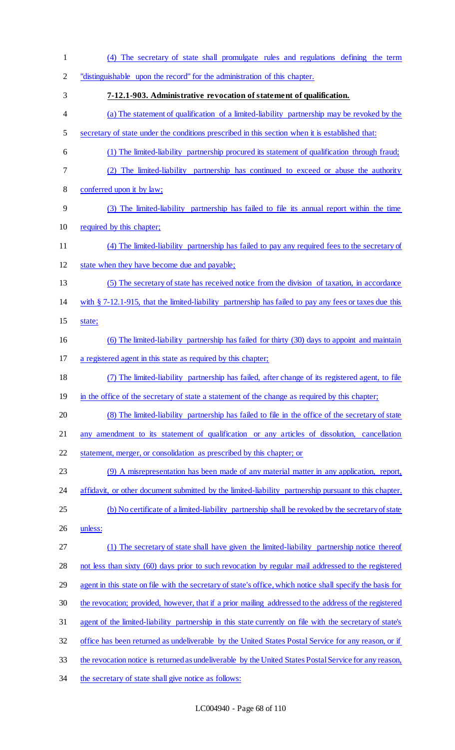(4) The secretary of state shall promulgate rules and regulations defining the term "distinguishable upon the record" for the administration of this chapter.

**7-12.1-903. Administrative revocation of statement of qualification.**

(a) The statement of qualification of a limited-liability partnership may be revoked by the secretary of state under the conditions prescribed in this section when it is established that:

(1) The limited-liability partnership procured its statement of qualification through fraud;

(2) The limited-liability partnership has continued to exceed or abuse the authority conferred upon it by law;

(3) The limited-liability partnership has failed to file its annual report within the time required by this chapter;

(4) The limited-liability partnership has failed to pay any required fees to the secretary of state when they have become due and payable;

(5) The secretary of state has received notice from the division of taxation, in accordance with § 7-12.1-915, that the limited-liability partnership has failed to pay any fees or taxes due this state;

(6) The limited-liability partnership has failed for thirty (30) days to appoint and maintain a registered agent in this state as required by this chapter;

(7) The limited-liability partnership has failed, after change of its registered agent, to file in the office of the secretary of state a statement of the change as required by this chapter;

(8) The limited-liability partnership has failed to file in the office of the secretary of state any amendment to its statement of qualification or any articles of dissolution, cancellation statement, merger, or consolidation as prescribed by this chapter; or

(9) A misrepresentation has been made of any material matter in any application, report, affidavit, or other document submitted by the limited-liability partnership pursuant to this chapter.

(b) No certificate of a limited-liability partnership shall be revoked by the secretary of state unless:

(1) The secretary of state shall have given the limited-liability partnership notice thereof not less than sixty (60) days prior to such revocation by regular mail addressed to the registered agent in this state on file with the secretary of state's office, which notice shall specify the basis for the revocation; provided, however, that if a prior mailing addressed to the address of the registered agent of the limited-liability partnership in this state currently on file with the secretary of state's office has been returned as undeliverable by the United States Postal Service for any reason, or if the revocation notice is returned as undeliverable by the United States Postal Service for any reason, the secretary of state shall give notice as follows: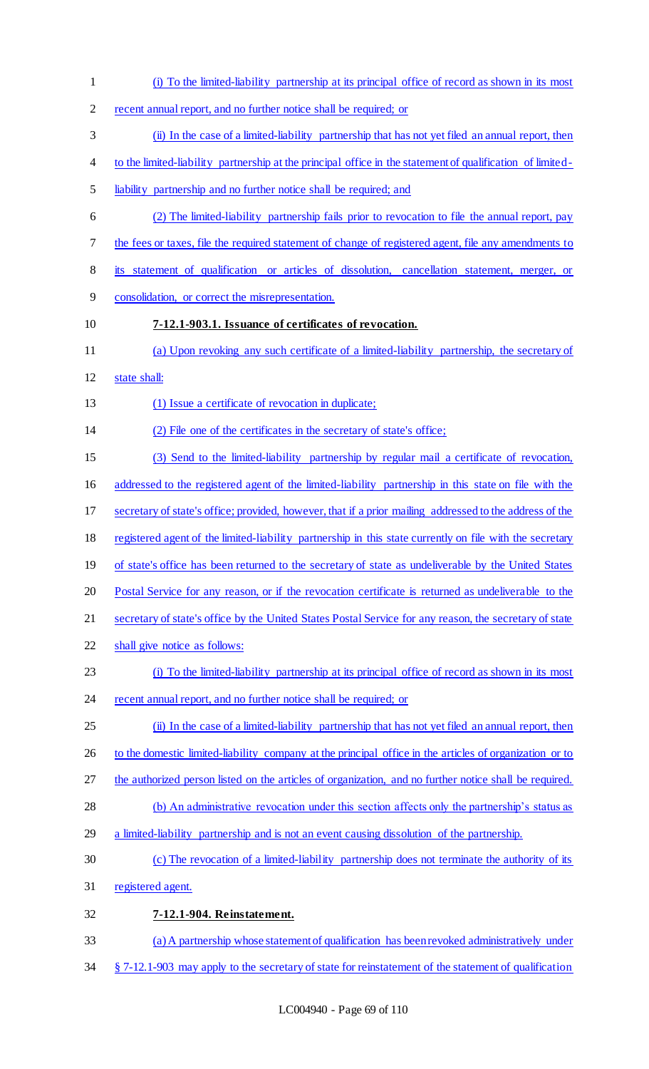(i) To the limited-liability partnership at its principal office of record as shown in its most recent annual report, and no further notice shall be required; or

(ii) In the case of a limited-liability partnership that has not yet filed an annual report, then to the limited-liability partnership at the principal office in the statement of qualification of limited-liability partnership and no further notice shall be required; and

(2) The limited-liability partnership fails prior to revocation to file the annual report, pay the fees or taxes, file the required statement of change of registered agent, file any amendments to its statement of qualification or articles of dissolution, cancellation statement, merger, or consolidation, or correct the misrepresentation.

**7-12.1-903.1. Issuance of certificates of revocation.**

(a) Upon revoking any such certificate of a limited-liability partnership, the secretary of state shall:

(1) Issue a certificate of revocation in duplicate;

(2) File one of the certificates in the secretary of state's office;

(3) Send to the limited-liability partnership by regular mail a certificate of revocation, addressed to the registered agent of the limited-liability partnership in this state on file with the secretary of state's office; provided, however, that if a prior mailing addressed to the address of the registered agent of the limited-liability partnership in this state currently on file with the secretary of state's office has been returned to the secretary of state as undeliverable by the United States Postal Service for any reason, or if the revocation certificate is returned as undeliverable to the secretary of state's office by the United States Postal Service for any reason, the secretary of state shall give notice as follows:

(i) To the limited-liability partnership at its principal office of record as shown in its most recent annual report, and no further notice shall be required; or

(ii) In the case of a limited-liability partnership that has not yet filed an annual report, then to the domestic limited-liability company at the principal office in the articles of organization or to the authorized person listed on the articles of organization, and no further notice shall be required.

(b) An administrative revocation under this section affects only the partnership's status as a limited-liability partnership and is not an event causing dissolution of the partnership.

(c) The revocation of a limited-liability partnership does not terminate the authority of its registered agent.

**7-12.1-904. Reinstatement.**

(a) A partnership whose statement of qualification has been revoked administratively under § 7-12.1-903 may apply to the secretary of state for reinstatement of the statement of qualification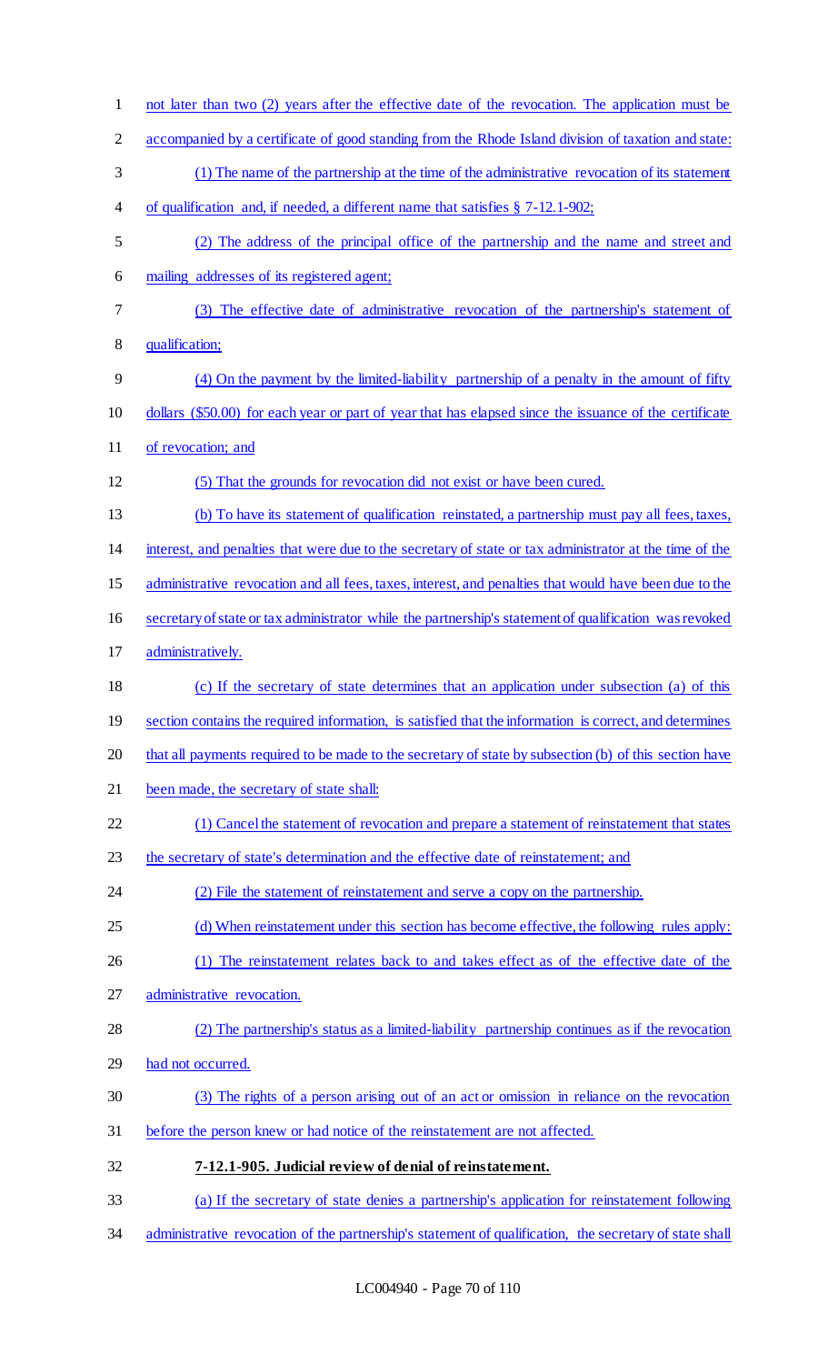not later than two (2) years after the effective date of the revocation. The application must be accompanied by a certificate of good standing from the Rhode Island division of taxation and state:

(1) The name of the partnership at the time of the administrative revocation of its statement of qualification and, if needed, a different name that satisfies § 7-12.1-902;

(2) The address of the principal office of the partnership and the name and street and mailing addresses of its registered agent;

(3) The effective date of administrative revocation of the partnership's statement of qualification;

(4) On the payment by the limited-liability partnership of a penalty in the amount of fifty dollars ($50.00) for each year or part of year that has elapsed since the issuance of the certificate of revocation; and

(5) That the grounds for revocation did not exist or have been cured.

(b) To have its statement of qualification reinstated, a partnership must pay all fees, taxes, interest, and penalties that were due to the secretary of state or tax administrator at the time of the administrative revocation and all fees, taxes, interest, and penalties that would have been due to the secretary of state or tax administrator while the partnership's statement of qualification was revoked administratively.

(c) If the secretary of state determines that an application under subsection (a) of this section contains the required information, is satisfied that the information is correct, and determines that all payments required to be made to the secretary of state by subsection (b) of this section have been made, the secretary of state shall:

(1) Cancel the statement of revocation and prepare a statement of reinstatement that states the secretary of state's determination and the effective date of reinstatement; and

(2) File the statement of reinstatement and serve a copy on the partnership.

(d) When reinstatement under this section has become effective, the following rules apply:

(1) The reinstatement relates back to and takes effect as of the effective date of the administrative revocation.

(2) The partnership's status as a limited-liability partnership continues as if the revocation had not occurred.

(3) The rights of a person arising out of an act or omission in reliance on the revocation before the person knew or had notice of the reinstatement are not affected.

**7-12.1-905. Judicial review of denial of reinstatement.**

(a) If the secretary of state denies a partnership's application for reinstatement following administrative revocation of the partnership's statement of qualification, the secretary of state shall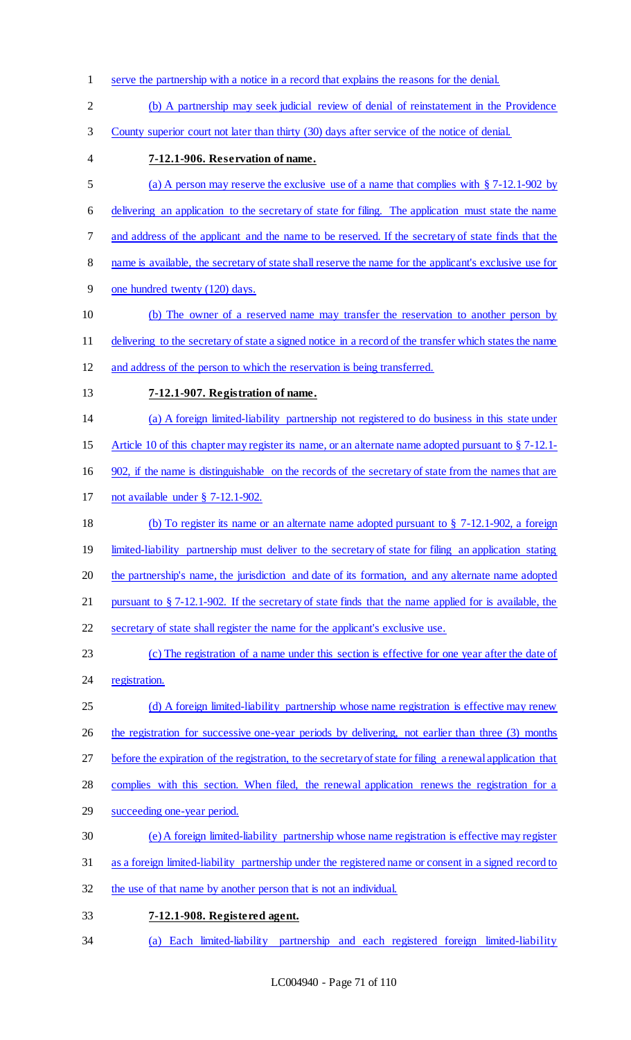serve the partnership with a notice in a record that explains the reasons for the denial.

(b) A partnership may seek judicial review of denial of reinstatement in the Providence County superior court not later than thirty (30) days after service of the notice of denial.

**7-12.1-906. Reservation of name.**

(a) A person may reserve the exclusive use of a name that complies with § 7-12.1-902 by delivering an application to the secretary of state for filing. The application must state the name and address of the applicant and the name to be reserved. If the secretary of state finds that the name is available, the secretary of state shall reserve the name for the applicant's exclusive use for one hundred twenty (120) days.

(b) The owner of a reserved name may transfer the reservation to another person by delivering to the secretary of state a signed notice in a record of the transfer which states the name and address of the person to which the reservation is being transferred.

**7-12.1-907. Registration of name.**

(a) A foreign limited-liability partnership not registered to do business in this state under Article 10 of this chapter may register its name, or an alternate name adopted pursuant to § 7-12.1-902, if the name is distinguishable on the records of the secretary of state from the names that are not available under § 7-12.1-902.

(b) To register its name or an alternate name adopted pursuant to § 7-12.1-902, a foreign limited-liability partnership must deliver to the secretary of state for filing an application stating the partnership's name, the jurisdiction and date of its formation, and any alternate name adopted pursuant to § 7-12.1-902. If the secretary of state finds that the name applied for is available, the secretary of state shall register the name for the applicant's exclusive use.

(c) The registration of a name under this section is effective for one year after the date of registration.

(d) A foreign limited-liability partnership whose name registration is effective may renew the registration for successive one-year periods by delivering, not earlier than three (3) months before the expiration of the registration, to the secretary of state for filing a renewal application that complies with this section. When filed, the renewal application renews the registration for a succeeding one-year period.

(e) A foreign limited-liability partnership whose name registration is effective may register as a foreign limited-liability partnership under the registered name or consent in a signed record to the use of that name by another person that is not an individual.

**7-12.1-908. Registered agent.**

(a) Each limited-liability partnership and each registered foreign limited-liability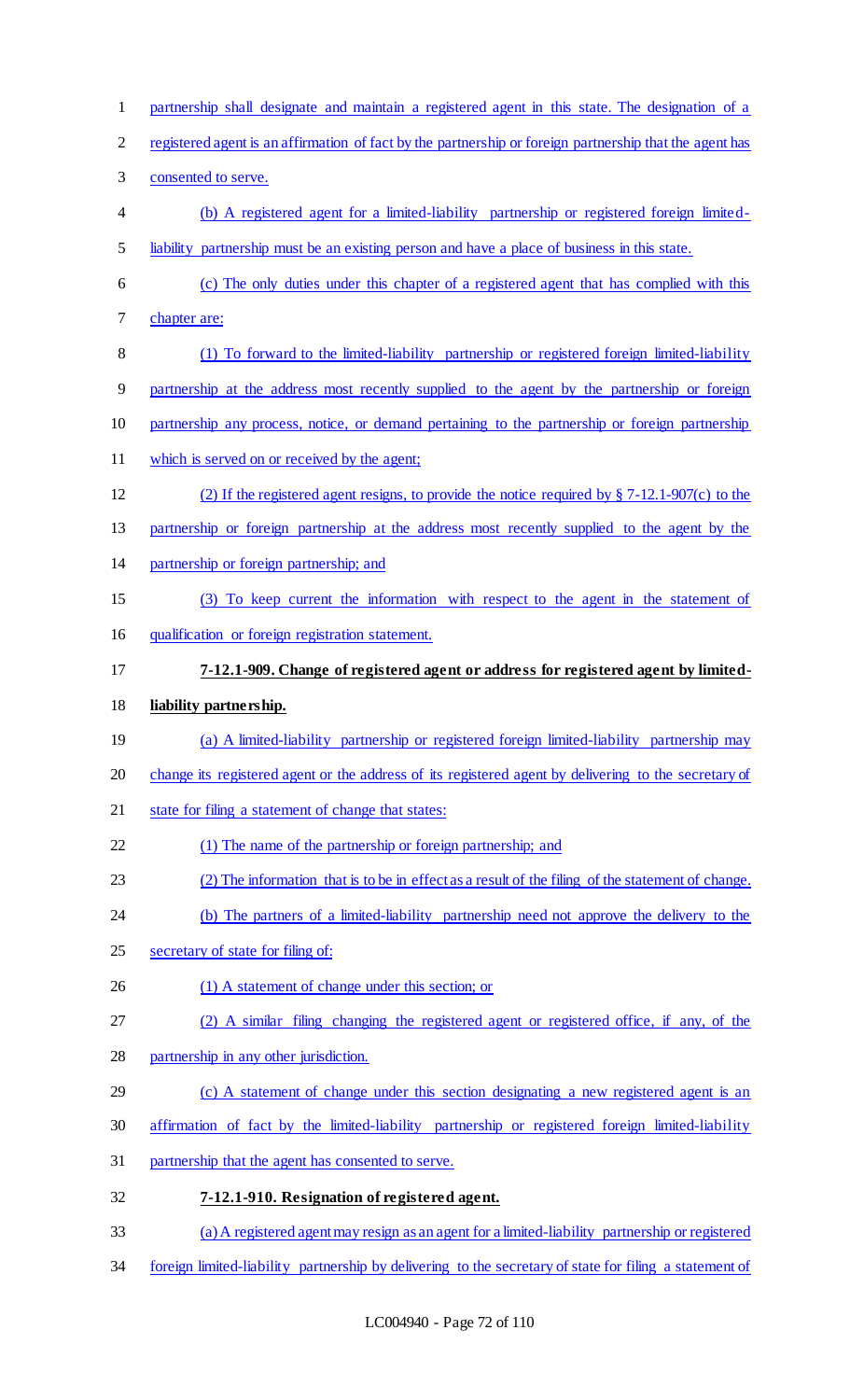partnership shall designate and maintain a registered agent in this state. The designation of a registered agent is an affirmation of fact by the partnership or foreign partnership that the agent has consented to serve.

(b) A registered agent for a limited-liability partnership or registered foreign limited-liability partnership must be an existing person and have a place of business in this state.

(c) The only duties under this chapter of a registered agent that has complied with this chapter are:

(1) To forward to the limited-liability partnership or registered foreign limited-liability partnership at the address most recently supplied to the agent by the partnership or foreign partnership any process, notice, or demand pertaining to the partnership or foreign partnership which is served on or received by the agent;

(2) If the registered agent resigns, to provide the notice required by § 7-12.1-907(c) to the partnership or foreign partnership at the address most recently supplied to the agent by the partnership or foreign partnership; and

(3) To keep current the information with respect to the agent in the statement of qualification or foreign registration statement.

**7-12.1-909. Change of registered agent or address for registered agent by limited-liability partnership.**

(a) A limited-liability partnership or registered foreign limited-liability partnership may change its registered agent or the address of its registered agent by delivering to the secretary of state for filing a statement of change that states:

(1) The name of the partnership or foreign partnership; and

(2) The information that is to be in effect as a result of the filing of the statement of change.

(b) The partners of a limited-liability partnership need not approve the delivery to the secretary of state for filing of:

(1) A statement of change under this section; or

(2) A similar filing changing the registered agent or registered office, if any, of the partnership in any other jurisdiction.

(c) A statement of change under this section designating a new registered agent is an affirmation of fact by the limited-liability partnership or registered foreign limited-liability partnership that the agent has consented to serve.

**7-12.1-910. Resignation of registered agent.**

(a) A registered agent may resign as an agent for a limited-liability partnership or registered foreign limited-liability partnership by delivering to the secretary of state for filing a statement of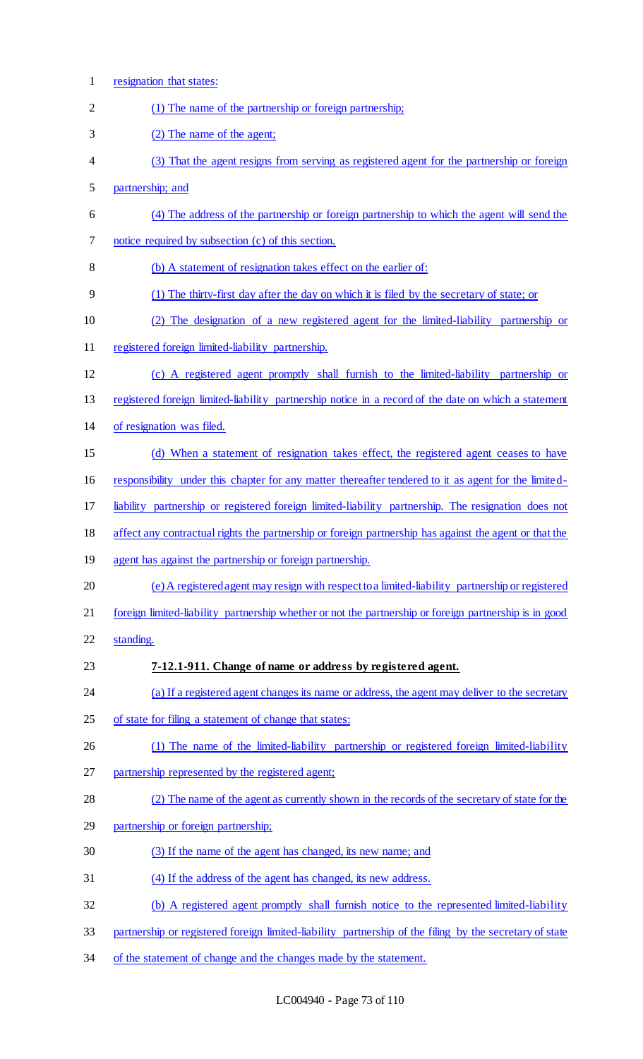resignation that states:

(1) The name of the partnership or foreign partnership;

(2) The name of the agent;

(3) That the agent resigns from serving as registered agent for the partnership or foreign partnership; and

(4) The address of the partnership or foreign partnership to which the agent will send the notice required by subsection (c) of this section.

(b) A statement of resignation takes effect on the earlier of:

(1) The thirty-first day after the day on which it is filed by the secretary of state; or

(2) The designation of a new registered agent for the limited-liability partnership or registered foreign limited-liability partnership.

(c) A registered agent promptly shall furnish to the limited-liability partnership or registered foreign limited-liability partnership notice in a record of the date on which a statement of resignation was filed.

(d) When a statement of resignation takes effect, the registered agent ceases to have responsibility under this chapter for any matter thereafter tendered to it as agent for the limited-liability partnership or registered foreign limited-liability partnership. The resignation does not affect any contractual rights the partnership or foreign partnership has against the agent or that the agent has against the partnership or foreign partnership.

(e) A registered agent may resign with respect to a limited-liability partnership or registered foreign limited-liability partnership whether or not the partnership or foreign partnership is in good standing.

**7-12.1-911. Change of name or address by registered agent.**

(a) If a registered agent changes its name or address, the agent may deliver to the secretary of state for filing a statement of change that states:

(1) The name of the limited-liability partnership or registered foreign limited-liability partnership represented by the registered agent;

(2) The name of the agent as currently shown in the records of the secretary of state for the partnership or foreign partnership;

(3) If the name of the agent has changed, its new name; and

(4) If the address of the agent has changed, its new address.

(b) A registered agent promptly shall furnish notice to the represented limited-liability partnership or registered foreign limited-liability partnership of the filing by the secretary of state of the statement of change and the changes made by the statement.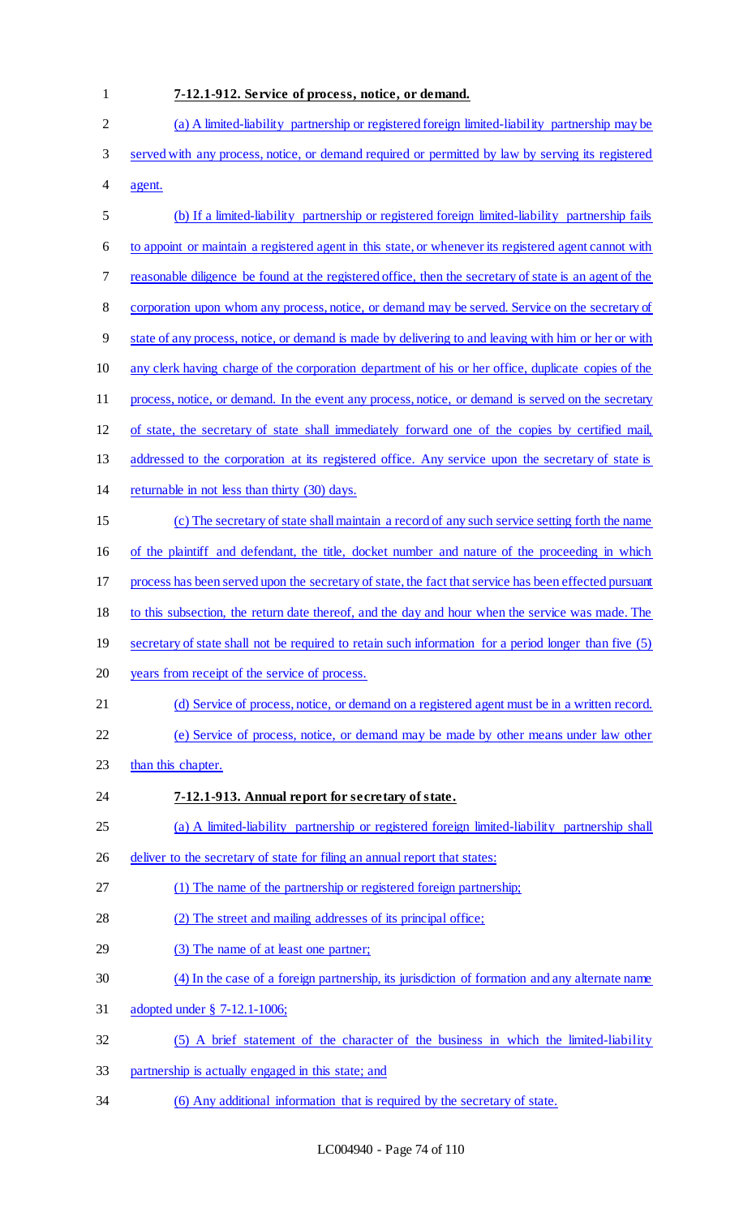**7-12.1-912. Service of process, notice, or demand.**

(a) A limited-liability partnership or registered foreign limited-liability partnership may be served with any process, notice, or demand required or permitted by law by serving its registered agent.

(b) If a limited-liability partnership or registered foreign limited-liability partnership fails to appoint or maintain a registered agent in this state, or whenever its registered agent cannot with reasonable diligence be found at the registered office, then the secretary of state is an agent of the corporation upon whom any process, notice, or demand may be served. Service on the secretary of state of any process, notice, or demand is made by delivering to and leaving with him or her or with any clerk having charge of the corporation department of his or her office, duplicate copies of the process, notice, or demand. In the event any process, notice, or demand is served on the secretary of state, the secretary of state shall immediately forward one of the copies by certified mail, addressed to the corporation at its registered office. Any service upon the secretary of state is returnable in not less than thirty (30) days.

(c) The secretary of state shall maintain a record of any such service setting forth the name of the plaintiff and defendant, the title, docket number and nature of the proceeding in which process has been served upon the secretary of state, the fact that service has been effected pursuant to this subsection, the return date thereof, and the day and hour when the service was made. The secretary of state shall not be required to retain such information for a period longer than five (5) years from receipt of the service of process.

(d) Service of process, notice, or demand on a registered agent must be in a written record.

(e) Service of process, notice, or demand may be made by other means under law other than this chapter.

**7-12.1-913. Annual report for secretary of state.**

(a) A limited-liability partnership or registered foreign limited-liability partnership shall deliver to the secretary of state for filing an annual report that states:

(1) The name of the partnership or registered foreign partnership;

(2) The street and mailing addresses of its principal office;

(3) The name of at least one partner;

(4) In the case of a foreign partnership, its jurisdiction of formation and any alternate name adopted under § 7-12.1-1006;

(5) A brief statement of the character of the business in which the limited-liability partnership is actually engaged in this state; and

(6) Any additional information that is required by the secretary of state.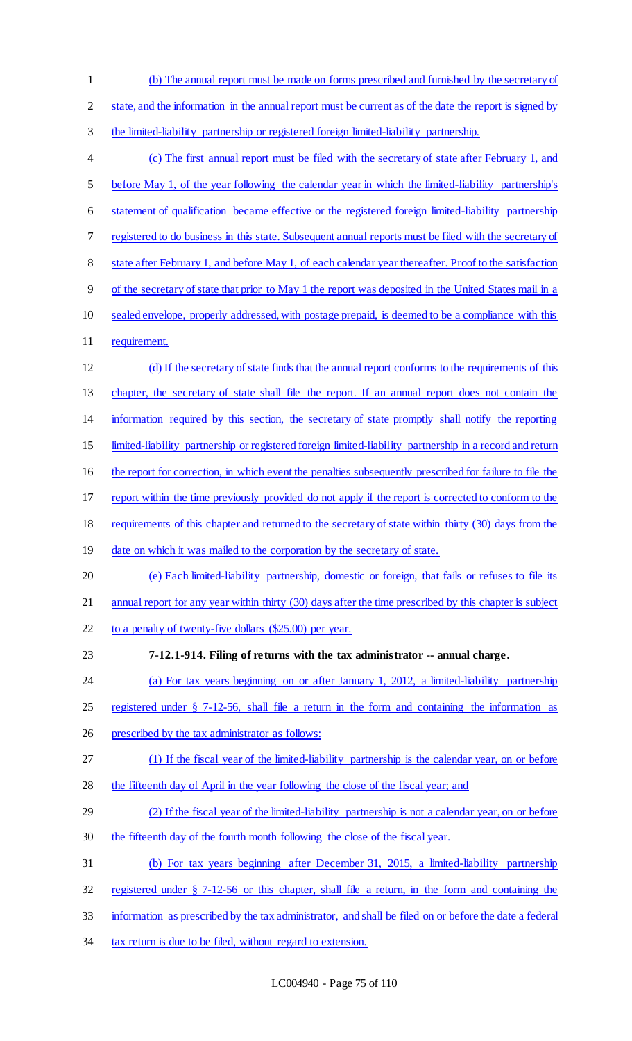(b) The annual report must be made on forms prescribed and furnished by the secretary of state, and the information in the annual report must be current as of the date the report is signed by the limited-liability partnership or registered foreign limited-liability partnership.

(c) The first annual report must be filed with the secretary of state after February 1, and before May 1, of the year following the calendar year in which the limited-liability partnership's statement of qualification became effective or the registered foreign limited-liability partnership registered to do business in this state. Subsequent annual reports must be filed with the secretary of state after February 1, and before May 1, of each calendar year thereafter. Proof to the satisfaction of the secretary of state that prior to May 1 the report was deposited in the United States mail in a sealed envelope, properly addressed, with postage prepaid, is deemed to be a compliance with this requirement.

(d) If the secretary of state finds that the annual report conforms to the requirements of this chapter, the secretary of state shall file the report. If an annual report does not contain the information required by this section, the secretary of state promptly shall notify the reporting limited-liability partnership or registered foreign limited-liability partnership in a record and return the report for correction, in which event the penalties subsequently prescribed for failure to file the report within the time previously provided do not apply if the report is corrected to conform to the requirements of this chapter and returned to the secretary of state within thirty (30) days from the date on which it was mailed to the corporation by the secretary of state.

(e) Each limited-liability partnership, domestic or foreign, that fails or refuses to file its annual report for any year within thirty (30) days after the time prescribed by this chapter is subject to a penalty of twenty-five dollars ($25.00) per year.

**7-12.1-914. Filing of returns with the tax administrator -- annual charge.**

(a) For tax years beginning on or after January 1, 2012, a limited-liability partnership registered under § 7-12-56, shall file a return in the form and containing the information as prescribed by the tax administrator as follows:

(1) If the fiscal year of the limited-liability partnership is the calendar year, on or before the fifteenth day of April in the year following the close of the fiscal year; and

(2) If the fiscal year of the limited-liability partnership is not a calendar year, on or before the fifteenth day of the fourth month following the close of the fiscal year.

(b) For tax years beginning after December 31, 2015, a limited-liability partnership registered under § 7-12-56 or this chapter, shall file a return, in the form and containing the information as prescribed by the tax administrator, and shall be filed on or before the date a federal tax return is due to be filed, without regard to extension.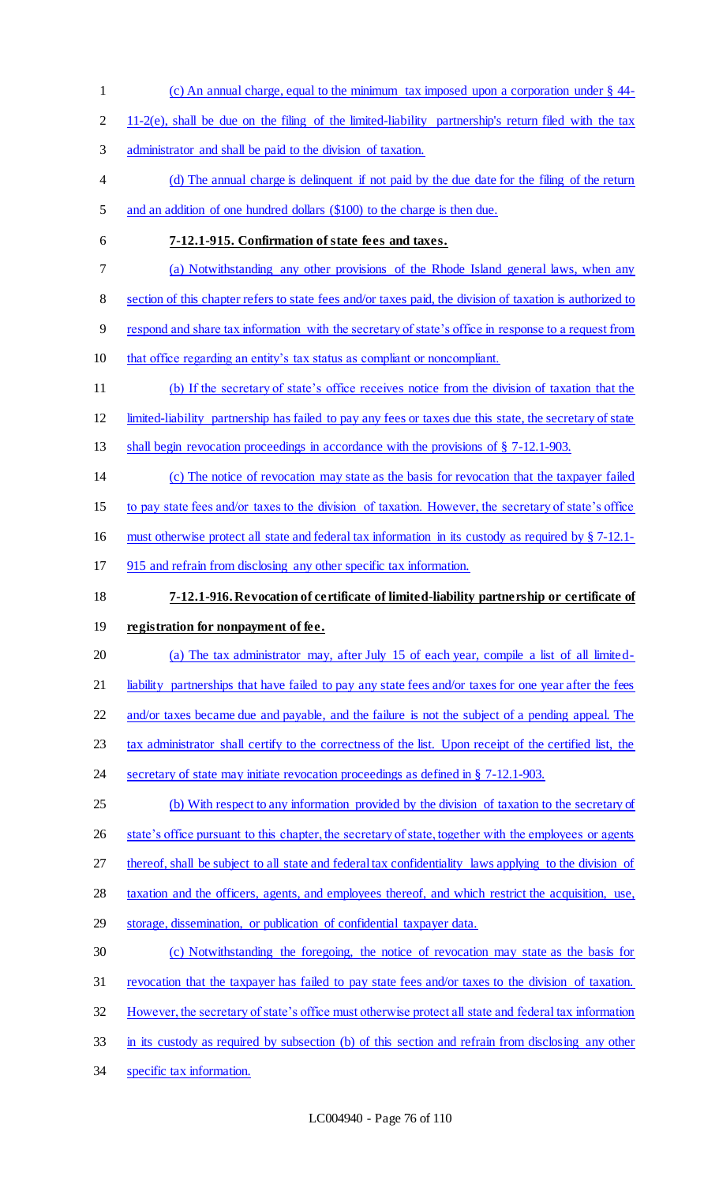(c) An annual charge, equal to the minimum tax imposed upon a corporation under § 44-11-2(e), shall be due on the filing of the limited-liability partnership's return filed with the tax administrator and shall be paid to the division of taxation.

(d) The annual charge is delinquent if not paid by the due date for the filing of the return and an addition of one hundred dollars ($100) to the charge is then due.

**7-12.1-915. Confirmation of state fees and taxes.**

(a) Notwithstanding any other provisions of the Rhode Island general laws, when any section of this chapter refers to state fees and/or taxes paid, the division of taxation is authorized to respond and share tax information with the secretary of state's office in response to a request from that office regarding an entity's tax status as compliant or noncompliant.

(b) If the secretary of state's office receives notice from the division of taxation that the limited-liability partnership has failed to pay any fees or taxes due this state, the secretary of state shall begin revocation proceedings in accordance with the provisions of § 7-12.1-903.

(c) The notice of revocation may state as the basis for revocation that the taxpayer failed to pay state fees and/or taxes to the division of taxation. However, the secretary of state's office must otherwise protect all state and federal tax information in its custody as required by § 7-12.1-915 and refrain from disclosing any other specific tax information.

**7-12.1-916. Revocation of certificate of limited-liability partnership or certificate of registration for nonpayment of fee.**

(a) The tax administrator may, after July 15 of each year, compile a list of all limited-liability partnerships that have failed to pay any state fees and/or taxes for one year after the fees and/or taxes became due and payable, and the failure is not the subject of a pending appeal. The tax administrator shall certify to the correctness of the list. Upon receipt of the certified list, the secretary of state may initiate revocation proceedings as defined in § 7-12.1-903.

(b) With respect to any information provided by the division of taxation to the secretary of state's office pursuant to this chapter, the secretary of state, together with the employees or agents thereof, shall be subject to all state and federal tax confidentiality laws applying to the division of taxation and the officers, agents, and employees thereof, and which restrict the acquisition, use, storage, dissemination, or publication of confidential taxpayer data.

(c) Notwithstanding the foregoing, the notice of revocation may state as the basis for revocation that the taxpayer has failed to pay state fees and/or taxes to the division of taxation. However, the secretary of state's office must otherwise protect all state and federal tax information in its custody as required by subsection (b) of this section and refrain from disclosing any other specific tax information.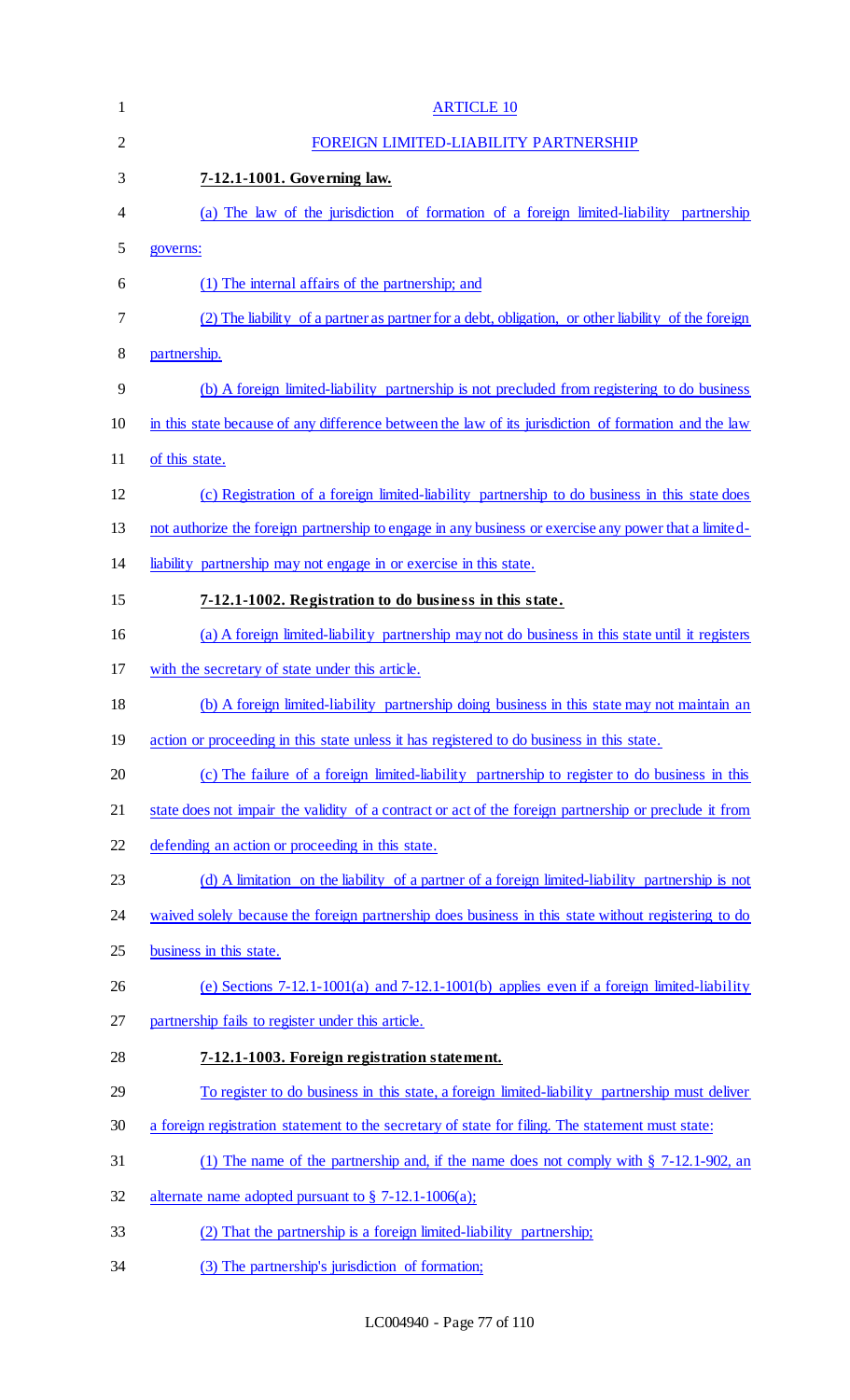ARTICLE 10

FOREIGN LIMITED-LIABILITY PARTNERSHIP

**7-12.1-1001. Governing law.**

(a) The law of the jurisdiction of formation of a foreign limited-liability partnership governs:

(1) The internal affairs of the partnership; and

(2) The liability of a partner as partner for a debt, obligation, or other liability of the foreign partnership.

(b) A foreign limited-liability partnership is not precluded from registering to do business in this state because of any difference between the law of its jurisdiction of formation and the law of this state.

(c) Registration of a foreign limited-liability partnership to do business in this state does not authorize the foreign partnership to engage in any business or exercise any power that a limited-liability partnership may not engage in or exercise in this state.

**7-12.1-1002. Registration to do business in this state.**

(a) A foreign limited-liability partnership may not do business in this state until it registers with the secretary of state under this article.

(b) A foreign limited-liability partnership doing business in this state may not maintain an action or proceeding in this state unless it has registered to do business in this state.

(c) The failure of a foreign limited-liability partnership to register to do business in this state does not impair the validity of a contract or act of the foreign partnership or preclude it from defending an action or proceeding in this state.

(d) A limitation on the liability of a partner of a foreign limited-liability partnership is not waived solely because the foreign partnership does business in this state without registering to do business in this state.

(e) Sections 7-12.1-1001(a) and 7-12.1-1001(b) applies even if a foreign limited-liability partnership fails to register under this article.

**7-12.1-1003. Foreign registration statement.**

To register to do business in this state, a foreign limited-liability partnership must deliver a foreign registration statement to the secretary of state for filing. The statement must state:

(1) The name of the partnership and, if the name does not comply with § 7-12.1-902, an alternate name adopted pursuant to § 7-12.1-1006(a);

(2) That the partnership is a foreign limited-liability partnership;

(3) The partnership's jurisdiction of formation;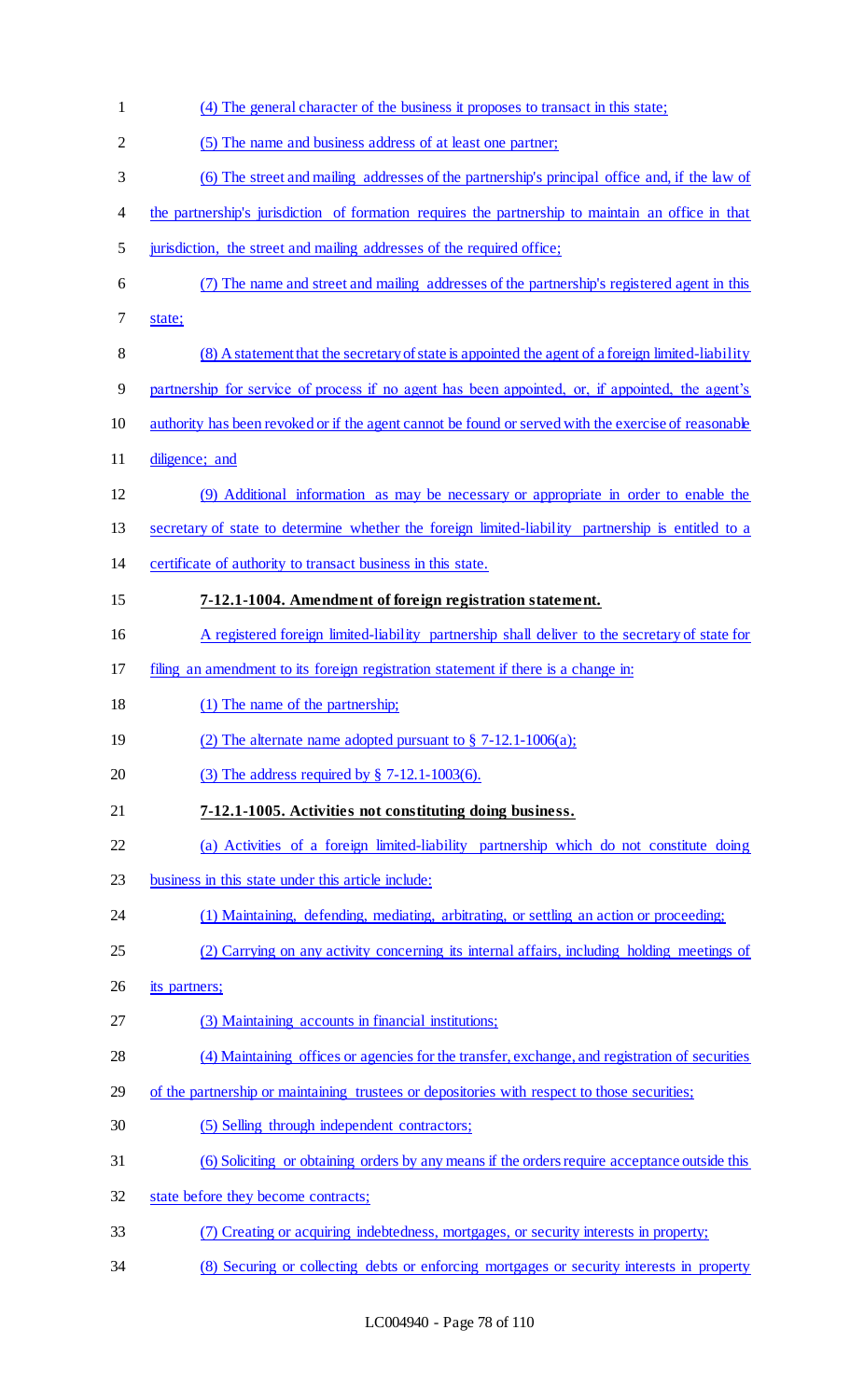(4) The general character of the business it proposes to transact in this state;

(5) The name and business address of at least one partner;

(6) The street and mailing addresses of the partnership's principal office and, if the law of the partnership's jurisdiction of formation requires the partnership to maintain an office in that jurisdiction, the street and mailing addresses of the required office;

(7) The name and street and mailing addresses of the partnership's registered agent in this state;

(8) A statement that the secretary of state is appointed the agent of a foreign limited-liability partnership for service of process if no agent has been appointed, or, if appointed, the agent's authority has been revoked or if the agent cannot be found or served with the exercise of reasonable diligence; and

(9) Additional information as may be necessary or appropriate in order to enable the secretary of state to determine whether the foreign limited-liability partnership is entitled to a certificate of authority to transact business in this state.

**7-12.1-1004. Amendment of foreign registration statement.**

A registered foreign limited-liability partnership shall deliver to the secretary of state for filing an amendment to its foreign registration statement if there is a change in:

(1) The name of the partnership;

(2) The alternate name adopted pursuant to § 7-12.1-1006(a);

(3) The address required by § 7-12.1-1003(6).

**7-12.1-1005. Activities not constituting doing business.**

(a) Activities of a foreign limited-liability partnership which do not constitute doing business in this state under this article include:

(1) Maintaining, defending, mediating, arbitrating, or settling an action or proceeding;

(2) Carrying on any activity concerning its internal affairs, including holding meetings of its partners;

(3) Maintaining accounts in financial institutions;

(4) Maintaining offices or agencies for the transfer, exchange, and registration of securities of the partnership or maintaining trustees or depositories with respect to those securities;

(5) Selling through independent contractors;

(6) Soliciting or obtaining orders by any means if the orders require acceptance outside this state before they become contracts;

(7) Creating or acquiring indebtedness, mortgages, or security interests in property;

(8) Securing or collecting debts or enforcing mortgages or security interests in property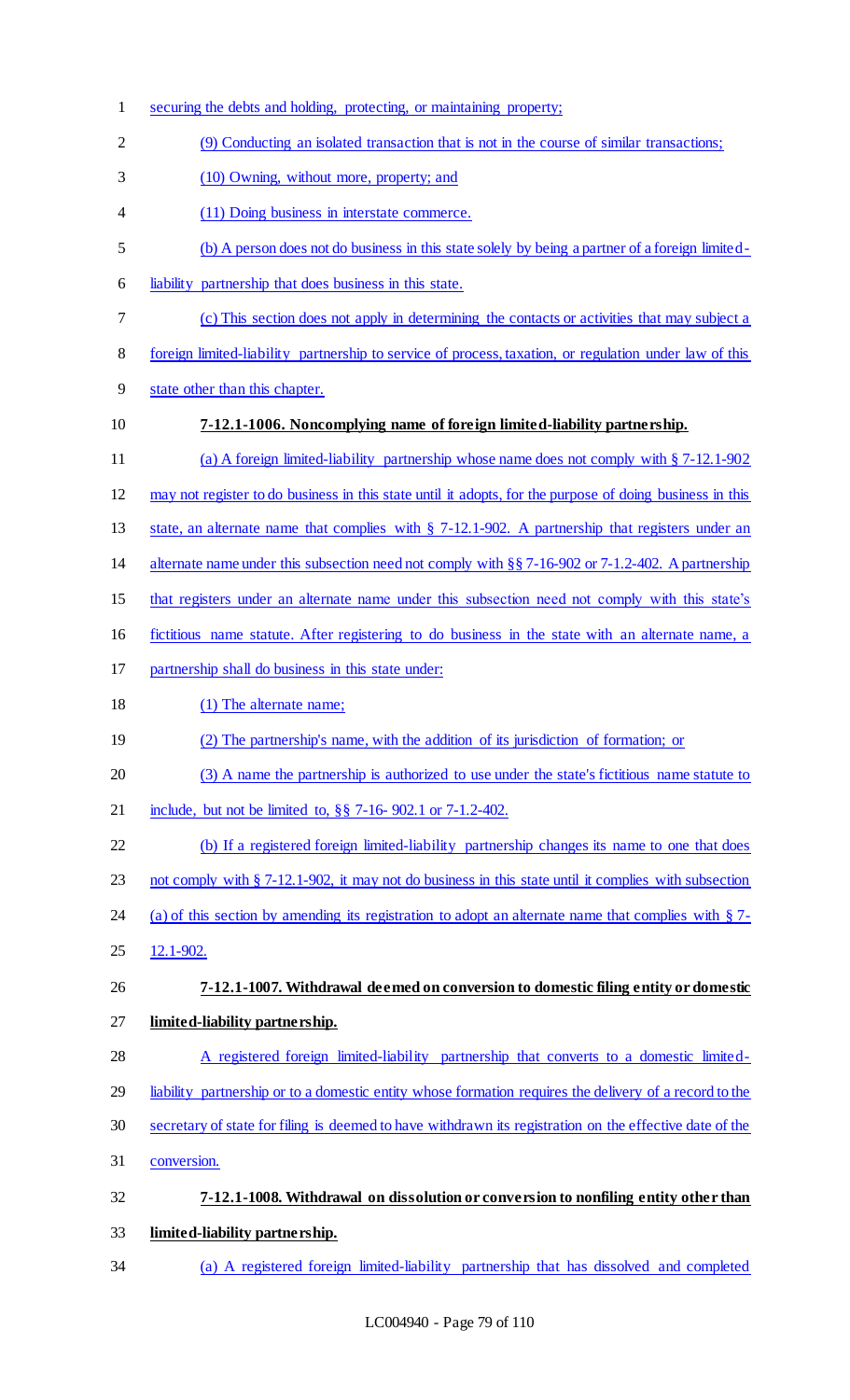securing the debts and holding, protecting, or maintaining property;

(9) Conducting an isolated transaction that is not in the course of similar transactions;

(10) Owning, without more, property; and

(11) Doing business in interstate commerce.

(b) A person does not do business in this state solely by being a partner of a foreign limited-liability partnership that does business in this state.

(c) This section does not apply in determining the contacts or activities that may subject a foreign limited-liability partnership to service of process, taxation, or regulation under law of this state other than this chapter.

**7-12.1-1006. Noncomplying name of foreign limited-liability partnership.**

(a) A foreign limited-liability partnership whose name does not comply with § 7-12.1-902 may not register to do business in this state until it adopts, for the purpose of doing business in this state, an alternate name that complies with § 7-12.1-902. A partnership that registers under an alternate name under this subsection need not comply with §§ 7-16-902 or 7-1.2-402. A partnership that registers under an alternate name under this subsection need not comply with this state's fictitious name statute. After registering to do business in the state with an alternate name, a partnership shall do business in this state under:

(1) The alternate name;

(2) The partnership's name, with the addition of its jurisdiction of formation; or

(3) A name the partnership is authorized to use under the state's fictitious name statute to include, but not be limited to, §§ 7-16- 902.1 or 7-1.2-402.

(b) If a registered foreign limited-liability partnership changes its name to one that does not comply with § 7-12.1-902, it may not do business in this state until it complies with subsection (a) of this section by amending its registration to adopt an alternate name that complies with § 7-12.1-902.

**7-12.1-1007. Withdrawal deemed on conversion to domestic filing entity or domestic limited-liability partnership.**

A registered foreign limited-liability partnership that converts to a domestic limited-liability partnership or to a domestic entity whose formation requires the delivery of a record to the secretary of state for filing is deemed to have withdrawn its registration on the effective date of the conversion.

**7-12.1-1008. Withdrawal on dissolution or conversion to nonfiling entity other than limited-liability partnership.**

(a) A registered foreign limited-liability partnership that has dissolved and completed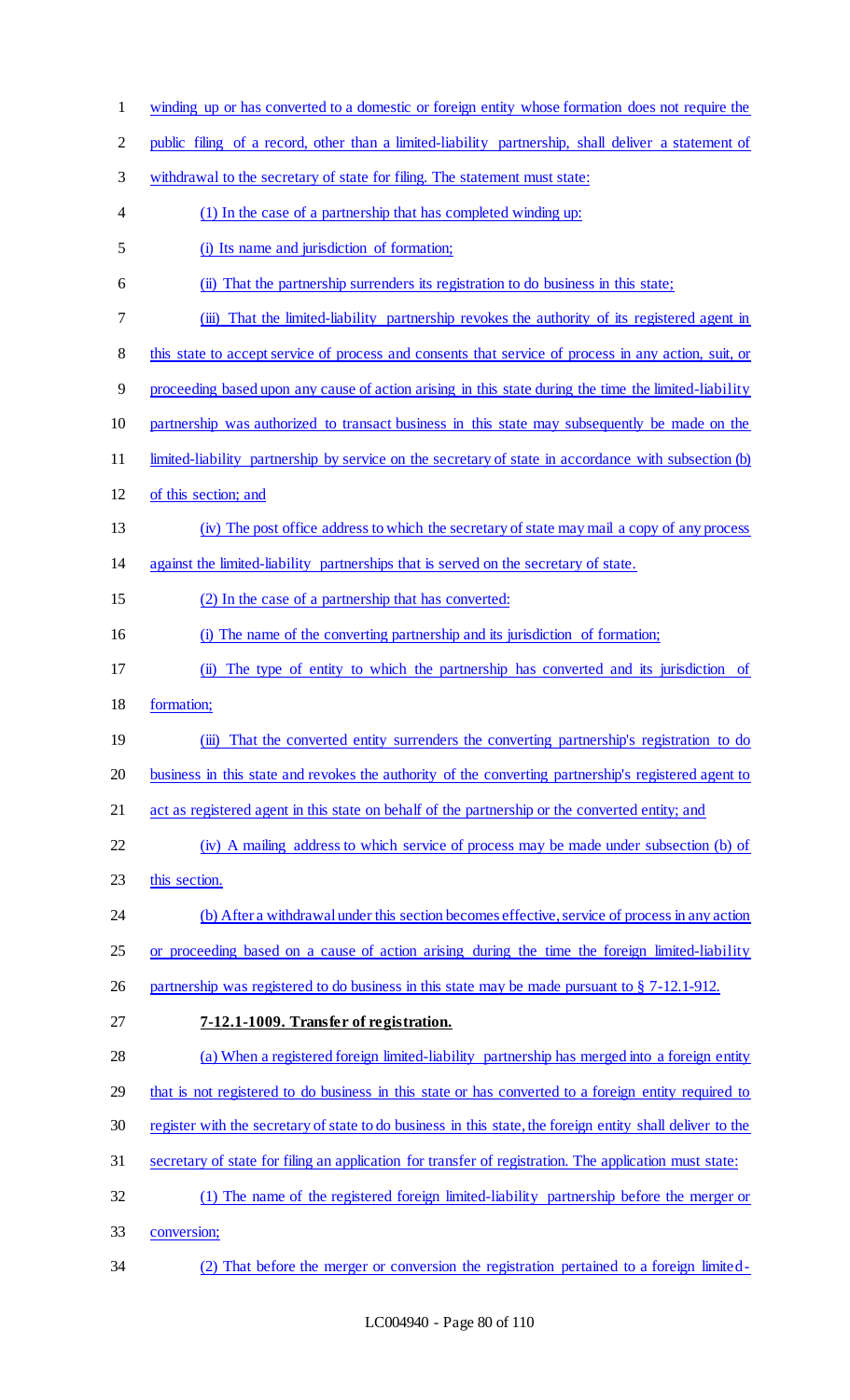winding up or has converted to a domestic or foreign entity whose formation does not require the public filing of a record, other than a limited-liability partnership, shall deliver a statement of withdrawal to the secretary of state for filing. The statement must state:

(1) In the case of a partnership that has completed winding up:

(i) Its name and jurisdiction of formation;

(ii) That the partnership surrenders its registration to do business in this state;

(iii) That the limited-liability partnership revokes the authority of its registered agent in this state to accept service of process and consents that service of process in any action, suit, or proceeding based upon any cause of action arising in this state during the time the limited-liability partnership was authorized to transact business in this state may subsequently be made on the limited-liability partnership by service on the secretary of state in accordance with subsection (b) of this section; and

(iv) The post office address to which the secretary of state may mail a copy of any process against the limited-liability partnerships that is served on the secretary of state.

(2) In the case of a partnership that has converted:

(i) The name of the converting partnership and its jurisdiction of formation;

(ii) The type of entity to which the partnership has converted and its jurisdiction of formation;

(iii) That the converted entity surrenders the converting partnership's registration to do business in this state and revokes the authority of the converting partnership's registered agent to act as registered agent in this state on behalf of the partnership or the converted entity; and

(iv) A mailing address to which service of process may be made under subsection (b) of this section.

(b) After a withdrawal under this section becomes effective, service of process in any action or proceeding based on a cause of action arising during the time the foreign limited-liability partnership was registered to do business in this state may be made pursuant to § 7-12.1-912.

**7-12.1-1009. Transfer of registration.**

(a) When a registered foreign limited-liability partnership has merged into a foreign entity that is not registered to do business in this state or has converted to a foreign entity required to register with the secretary of state to do business in this state, the foreign entity shall deliver to the secretary of state for filing an application for transfer of registration. The application must state:

(1) The name of the registered foreign limited-liability partnership before the merger or conversion;

(2) That before the merger or conversion the registration pertained to a foreign limited-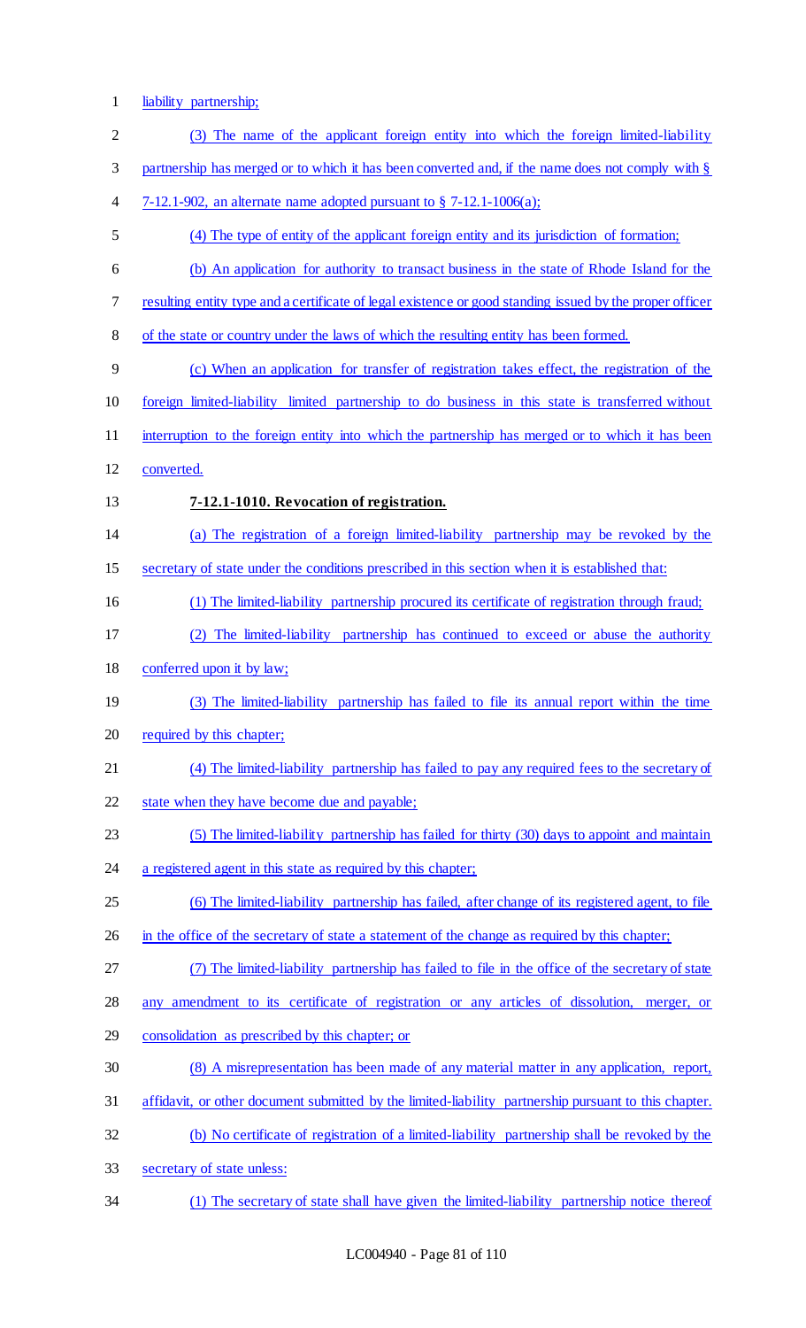liability partnership;

(3) The name of the applicant foreign entity into which the foreign limited-liability partnership has merged or to which it has been converted and, if the name does not comply with § 7-12.1-902, an alternate name adopted pursuant to § 7-12.1-1006(a);

(4) The type of entity of the applicant foreign entity and its jurisdiction of formation;

(b) An application for authority to transact business in the state of Rhode Island for the resulting entity type and a certificate of legal existence or good standing issued by the proper officer of the state or country under the laws of which the resulting entity has been formed.

(c) When an application for transfer of registration takes effect, the registration of the foreign limited-liability limited partnership to do business in this state is transferred without interruption to the foreign entity into which the partnership has merged or to which it has been converted.

**7-12.1-1010. Revocation of registration.**

(a) The registration of a foreign limited-liability partnership may be revoked by the secretary of state under the conditions prescribed in this section when it is established that:

(1) The limited-liability partnership procured its certificate of registration through fraud;

(2) The limited-liability partnership has continued to exceed or abuse the authority conferred upon it by law;

(3) The limited-liability partnership has failed to file its annual report within the time required by this chapter;

(4) The limited-liability partnership has failed to pay any required fees to the secretary of state when they have become due and payable;

(5) The limited-liability partnership has failed for thirty (30) days to appoint and maintain a registered agent in this state as required by this chapter;

(6) The limited-liability partnership has failed, after change of its registered agent, to file in the office of the secretary of state a statement of the change as required by this chapter;

(7) The limited-liability partnership has failed to file in the office of the secretary of state any amendment to its certificate of registration or any articles of dissolution, merger, or consolidation as prescribed by this chapter; or

(8) A misrepresentation has been made of any material matter in any application, report, affidavit, or other document submitted by the limited-liability partnership pursuant to this chapter.

(b) No certificate of registration of a limited-liability partnership shall be revoked by the secretary of state unless:

(1) The secretary of state shall have given the limited-liability partnership notice thereof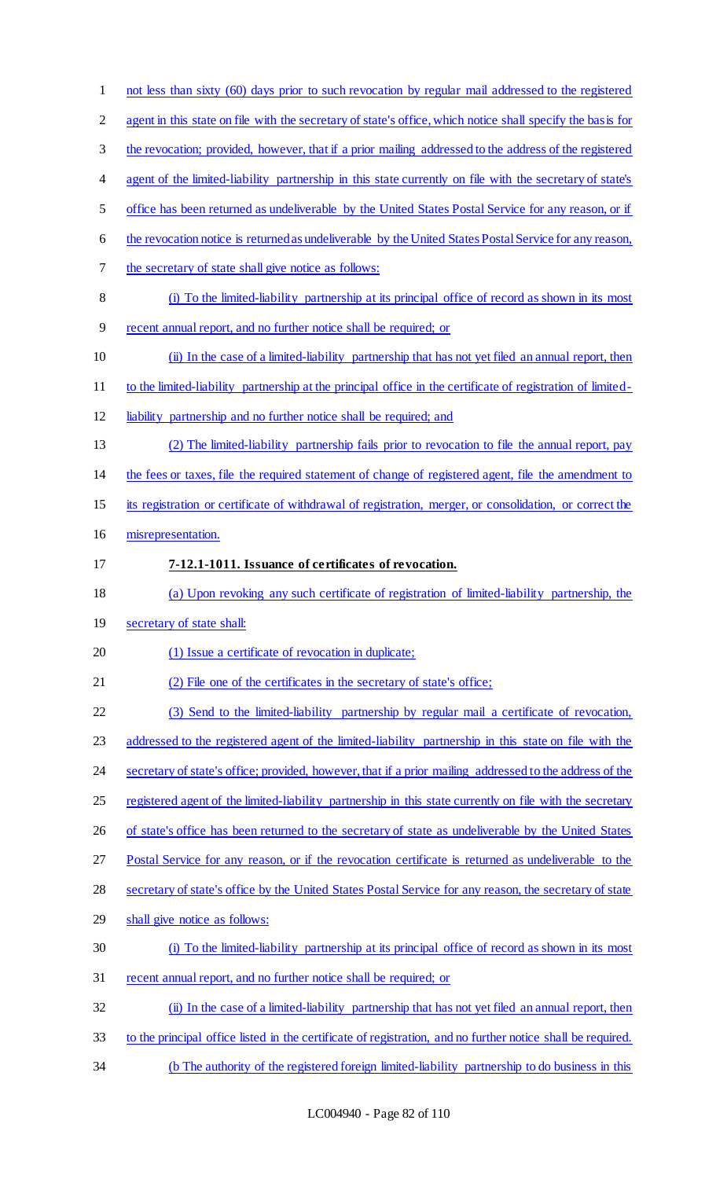not less than sixty (60) days prior to such revocation by regular mail addressed to the registered agent in this state on file with the secretary of state's office, which notice shall specify the basis for the revocation; provided, however, that if a prior mailing addressed to the address of the registered agent of the limited-liability partnership in this state currently on file with the secretary of state's office has been returned as undeliverable by the United States Postal Service for any reason, or if the revocation notice is returned as undeliverable by the United States Postal Service for any reason, the secretary of state shall give notice as follows:

(i) To the limited-liability partnership at its principal office of record as shown in its most recent annual report, and no further notice shall be required; or

(ii) In the case of a limited-liability partnership that has not yet filed an annual report, then to the limited-liability partnership at the principal office in the certificate of registration of limited-liability partnership and no further notice shall be required; and

(2) The limited-liability partnership fails prior to revocation to file the annual report, pay the fees or taxes, file the required statement of change of registered agent, file the amendment to its registration or certificate of withdrawal of registration, merger, or consolidation, or correct the misrepresentation.

**7-12.1-1011. Issuance of certificates of revocation.**

(a) Upon revoking any such certificate of registration of limited-liability partnership, the secretary of state shall:

(1) Issue a certificate of revocation in duplicate;

(2) File one of the certificates in the secretary of state's office;

(3) Send to the limited-liability partnership by regular mail a certificate of revocation, addressed to the registered agent of the limited-liability partnership in this state on file with the secretary of state's office; provided, however, that if a prior mailing addressed to the address of the registered agent of the limited-liability partnership in this state currently on file with the secretary of state's office has been returned to the secretary of state as undeliverable by the United States Postal Service for any reason, or if the revocation certificate is returned as undeliverable to the secretary of state's office by the United States Postal Service for any reason, the secretary of state shall give notice as follows:

(i) To the limited-liability partnership at its principal office of record as shown in its most recent annual report, and no further notice shall be required; or

(ii) In the case of a limited-liability partnership that has not yet filed an annual report, then to the principal office listed in the certificate of registration, and no further notice shall be required.

(b The authority of the registered foreign limited-liability partnership to do business in this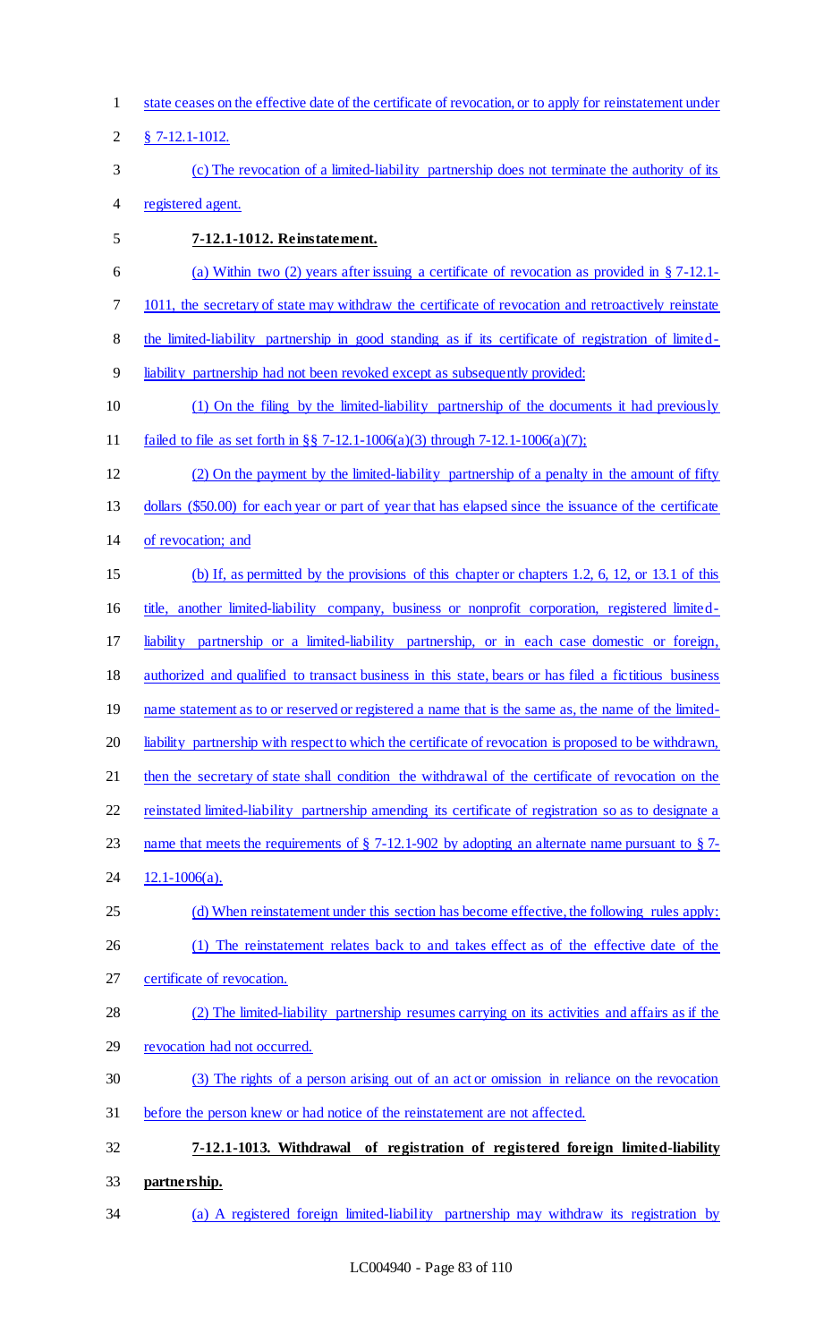state ceases on the effective date of the certificate of revocation, or to apply for reinstatement under § 7-12.1-1012.

(c) The revocation of a limited-liability partnership does not terminate the authority of its registered agent.

**7-12.1-1012. Reinstatement.**

(a) Within two (2) years after issuing a certificate of revocation as provided in § 7-12.1-1011, the secretary of state may withdraw the certificate of revocation and retroactively reinstate the limited-liability partnership in good standing as if its certificate of registration of limited-liability partnership had not been revoked except as subsequently provided:

(1) On the filing by the limited-liability partnership of the documents it had previously failed to file as set forth in §§ 7-12.1-1006(a)(3) through 7-12.1-1006(a)(7);

(2) On the payment by the limited-liability partnership of a penalty in the amount of fifty dollars ($50.00) for each year or part of year that has elapsed since the issuance of the certificate of revocation; and

(b) If, as permitted by the provisions of this chapter or chapters 1.2, 6, 12, or 13.1 of this title, another limited-liability company, business or nonprofit corporation, registered limited-liability partnership or a limited-liability partnership, or in each case domestic or foreign, authorized and qualified to transact business in this state, bears or has filed a fictitious business name statement as to or reserved or registered a name that is the same as, the name of the limited-liability partnership with respect to which the certificate of revocation is proposed to be withdrawn, then the secretary of state shall condition the withdrawal of the certificate of revocation on the reinstated limited-liability partnership amending its certificate of registration so as to designate a name that meets the requirements of § 7-12.1-902 by adopting an alternate name pursuant to § 7-12.1-1006(a).

(d) When reinstatement under this section has become effective, the following rules apply:

(1) The reinstatement relates back to and takes effect as of the effective date of the certificate of revocation.

(2) The limited-liability partnership resumes carrying on its activities and affairs as if the revocation had not occurred.

(3) The rights of a person arising out of an act or omission in reliance on the revocation before the person knew or had notice of the reinstatement are not affected.

**7-12.1-1013. Withdrawal of registration of registered foreign limited-liability partnership.**

(a) A registered foreign limited-liability partnership may withdraw its registration by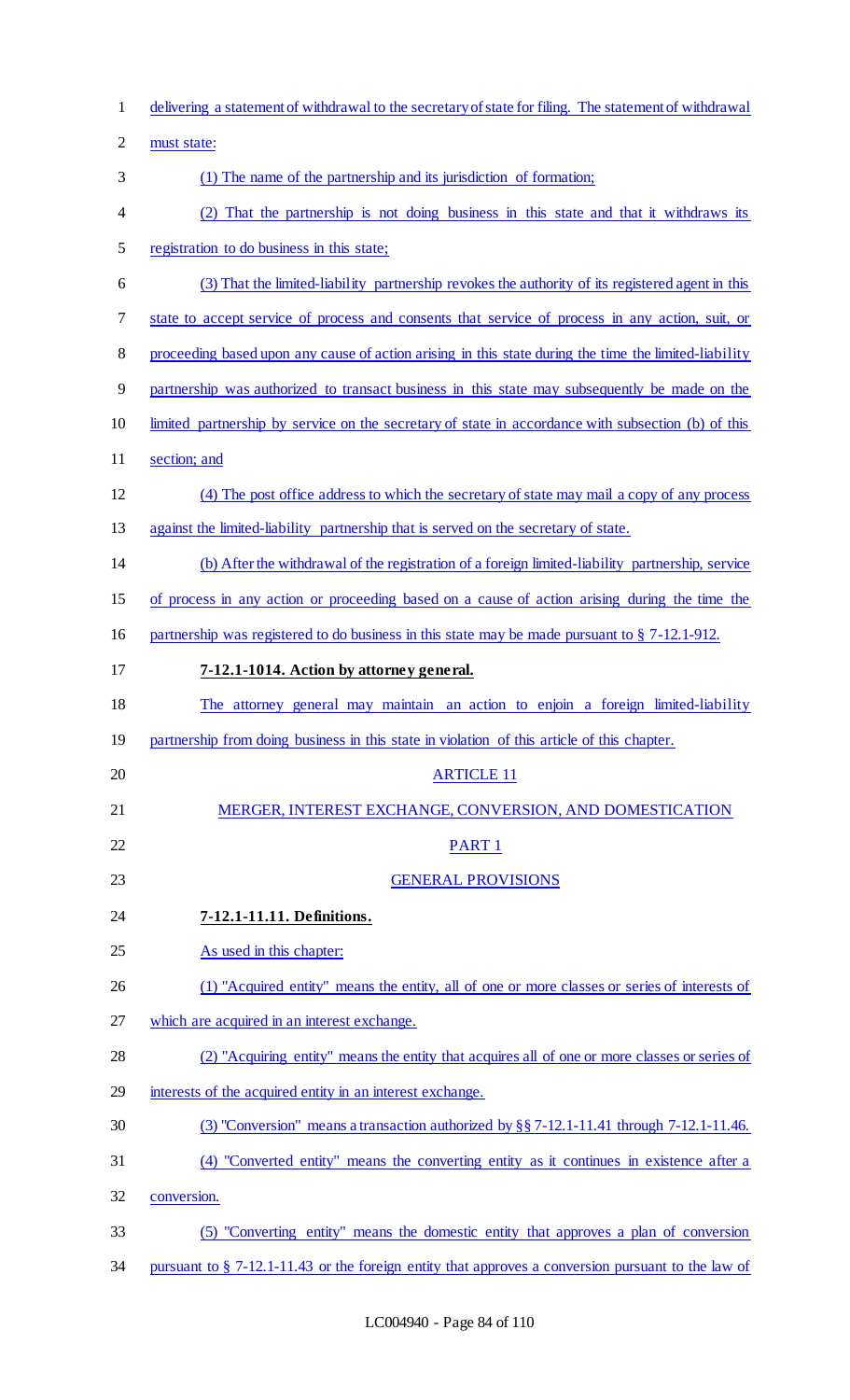delivering a statement of withdrawal to the secretary of state for filing. The statement of withdrawal must state:

(1) The name of the partnership and its jurisdiction of formation;

(2) That the partnership is not doing business in this state and that it withdraws its registration to do business in this state;

(3) That the limited-liability partnership revokes the authority of its registered agent in this state to accept service of process and consents that service of process in any action, suit, or proceeding based upon any cause of action arising in this state during the time the limited-liability partnership was authorized to transact business in this state may subsequently be made on the limited partnership by service on the secretary of state in accordance with subsection (b) of this section; and

(4) The post office address to which the secretary of state may mail a copy of any process against the limited-liability partnership that is served on the secretary of state.

(b) After the withdrawal of the registration of a foreign limited-liability partnership, service of process in any action or proceeding based on a cause of action arising during the time the partnership was registered to do business in this state may be made pursuant to § 7-12.1-912.

**7-12.1-1014. Action by attorney general.**

The attorney general may maintain an action to enjoin a foreign limited-liability partnership from doing business in this state in violation of this article of this chapter.

ARTICLE 11

MERGER, INTEREST EXCHANGE, CONVERSION, AND DOMESTICATION

PART 1

GENERAL PROVISIONS

**7-12.1-11.11. Definitions.**

As used in this chapter:

(1) "Acquired entity" means the entity, all of one or more classes or series of interests of which are acquired in an interest exchange.

(2) "Acquiring entity" means the entity that acquires all of one or more classes or series of interests of the acquired entity in an interest exchange.

(3) "Conversion" means a transaction authorized by §§ 7-12.1-11.41 through 7-12.1-11.46.

(4) "Converted entity" means the converting entity as it continues in existence after a conversion.

(5) "Converting entity" means the domestic entity that approves a plan of conversion pursuant to § 7-12.1-11.43 or the foreign entity that approves a conversion pursuant to the law of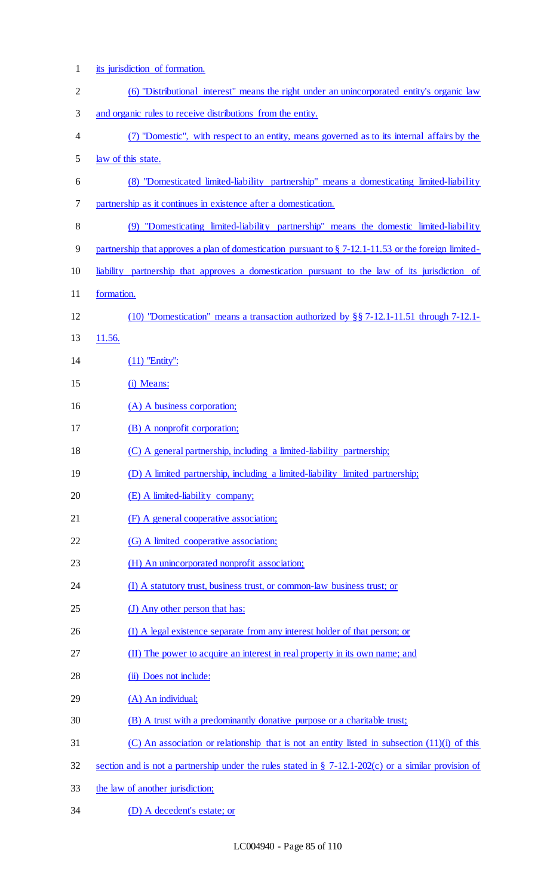its jurisdiction of formation.

(6) "Distributional interest" means the right under an unincorporated entity's organic law and organic rules to receive distributions from the entity.

(7) "Domestic", with respect to an entity, means governed as to its internal affairs by the law of this state.

(8) "Domesticated limited-liability partnership" means a domesticating limited-liability partnership as it continues in existence after a domestication.

(9) "Domesticating limited-liability partnership" means the domestic limited-liability partnership that approves a plan of domestication pursuant to § 7-12.1-11.53 or the foreign limited-liability partnership that approves a domestication pursuant to the law of its jurisdiction of formation.

(10) "Domestication" means a transaction authorized by §§ 7-12.1-11.51 through 7-12.1-11.56.

(11) "Entity":

(i) Means:

(A) A business corporation;

(B) A nonprofit corporation;

(C) A general partnership, including a limited-liability partnership;

(D) A limited partnership, including a limited-liability limited partnership;

(E) A limited-liability company;

(F) A general cooperative association;

(G) A limited cooperative association;

(H) An unincorporated nonprofit association;

(I) A statutory trust, business trust, or common-law business trust; or

(J) Any other person that has:

(I) A legal existence separate from any interest holder of that person; or

(II) The power to acquire an interest in real property in its own name; and

(ii) Does not include:

(A) An individual;

(B) A trust with a predominantly donative purpose or a charitable trust;

(C) An association or relationship that is not an entity listed in subsection (11)(i) of this section and is not a partnership under the rules stated in § 7-12.1-202(c) or a similar provision of the law of another jurisdiction;

(D) A decedent's estate; or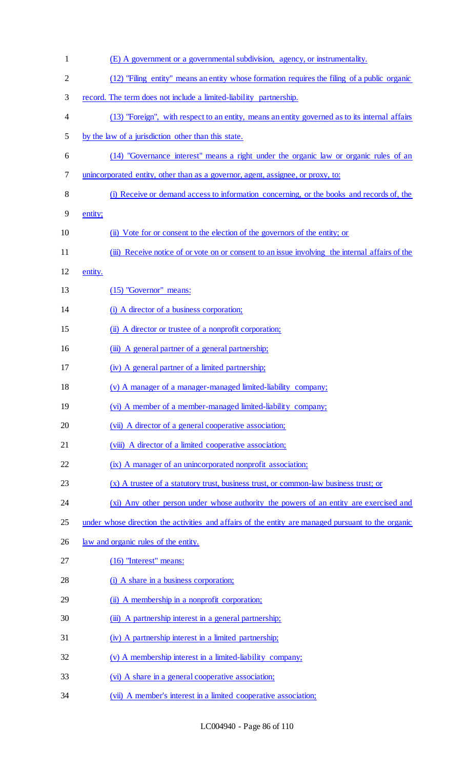(E) A government or a governmental subdivision, agency, or instrumentality.

(12) "Filing entity" means an entity whose formation requires the filing of a public organic record. The term does not include a limited-liability partnership.

(13) "Foreign", with respect to an entity, means an entity governed as to its internal affairs by the law of a jurisdiction other than this state.

(14) "Governance interest" means a right under the organic law or organic rules of an unincorporated entity, other than as a governor, agent, assignee, or proxy, to:

(i) Receive or demand access to information concerning, or the books and records of, the entity;

(ii) Vote for or consent to the election of the governors of the entity; or

(iii) Receive notice of or vote on or consent to an issue involving the internal affairs of the entity.

(15) "Governor" means:

(i) A director of a business corporation;

(ii) A director or trustee of a nonprofit corporation;

(iii) A general partner of a general partnership;

(iv) A general partner of a limited partnership;

(v) A manager of a manager-managed limited-liability company;

(vi) A member of a member-managed limited-liability company;

(vii) A director of a general cooperative association;

(viii) A director of a limited cooperative association;

(ix) A manager of an unincorporated nonprofit association;

(x) A trustee of a statutory trust, business trust, or common-law business trust; or

(xi) Any other person under whose authority the powers of an entity are exercised and under whose direction the activities and affairs of the entity are managed pursuant to the organic law and organic rules of the entity.

(16) "Interest" means:

(i) A share in a business corporation;

(ii) A membership in a nonprofit corporation;

(iii) A partnership interest in a general partnership;

(iv) A partnership interest in a limited partnership;

(v) A membership interest in a limited-liability company;

(vi) A share in a general cooperative association;

(vii) A member's interest in a limited cooperative association;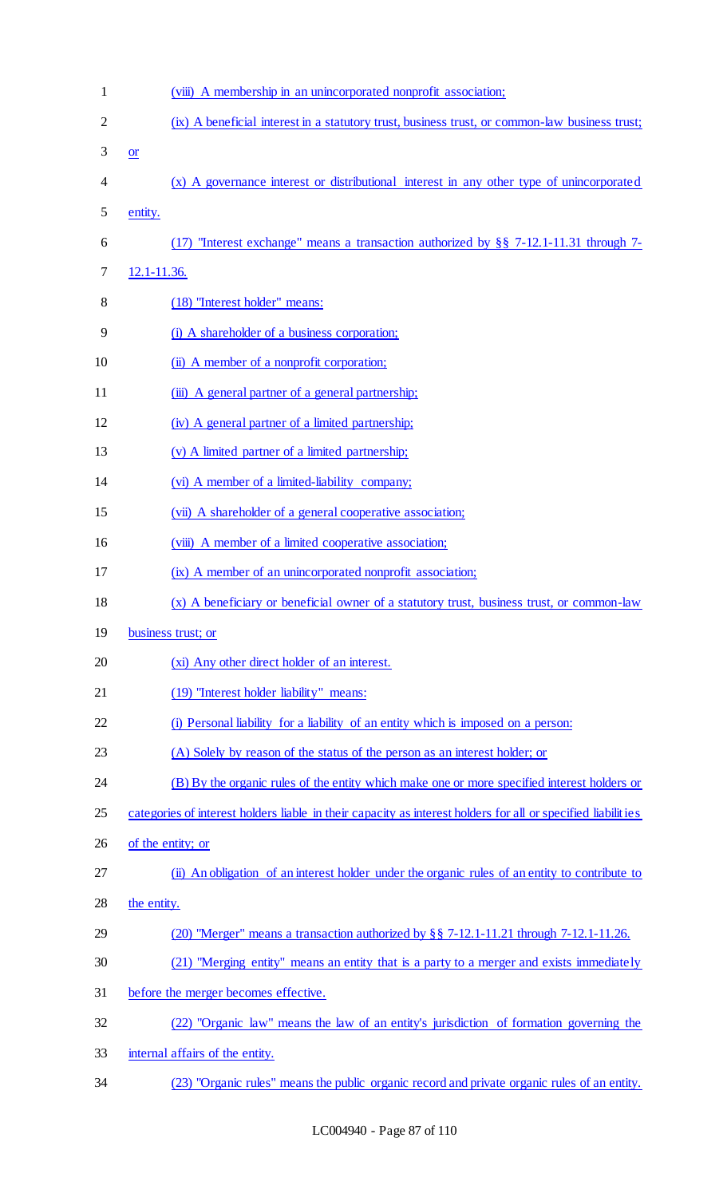(viii) A membership in an unincorporated nonprofit association;

(ix) A beneficial interest in a statutory trust, business trust, or common-law business trust; or

(x) A governance interest or distributional interest in any other type of unincorporated entity.

(17) "Interest exchange" means a transaction authorized by §§ 7-12.1-11.31 through 7-12.1-11.36.

(18) "Interest holder" means:

(i) A shareholder of a business corporation;

(ii) A member of a nonprofit corporation;

(iii) A general partner of a general partnership;

(iv) A general partner of a limited partnership;

(v) A limited partner of a limited partnership;

(vi) A member of a limited-liability company;

(vii) A shareholder of a general cooperative association;

(viii) A member of a limited cooperative association;

(ix) A member of an unincorporated nonprofit association;

(x) A beneficiary or beneficial owner of a statutory trust, business trust, or common-law business trust; or

(xi) Any other direct holder of an interest.

(19) "Interest holder liability" means:

(i) Personal liability for a liability of an entity which is imposed on a person:

(A) Solely by reason of the status of the person as an interest holder; or

(B) By the organic rules of the entity which make one or more specified interest holders or categories of interest holders liable in their capacity as interest holders for all or specified liabilities of the entity; or

(ii) An obligation of an interest holder under the organic rules of an entity to contribute to the entity.

(20) "Merger" means a transaction authorized by §§ 7-12.1-11.21 through 7-12.1-11.26.

(21) "Merging entity" means an entity that is a party to a merger and exists immediately before the merger becomes effective.

(22) "Organic law" means the law of an entity's jurisdiction of formation governing the internal affairs of the entity.

(23) "Organic rules" means the public organic record and private organic rules of an entity.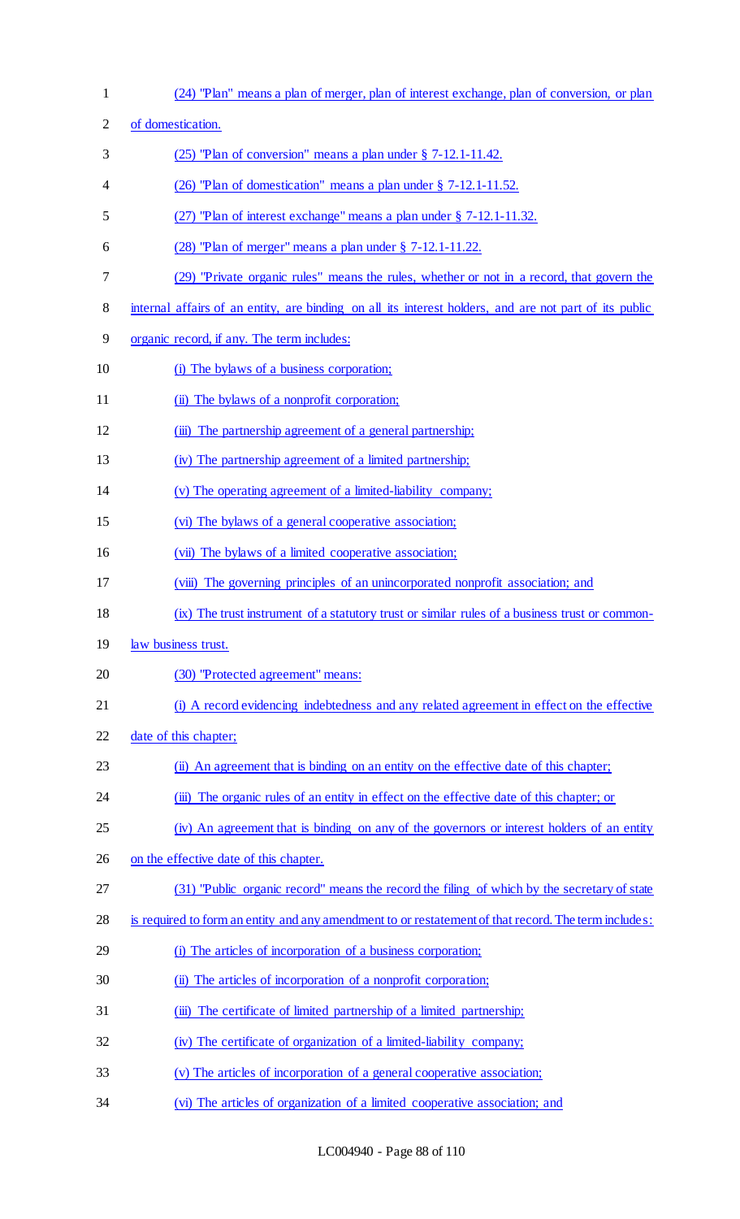(24) "Plan" means a plan of merger, plan of interest exchange, plan of conversion, or plan of domestication.

(25) "Plan of conversion" means a plan under § 7-12.1-11.42.

(26) "Plan of domestication" means a plan under § 7-12.1-11.52.

(27) "Plan of interest exchange" means a plan under § 7-12.1-11.32.

(28) "Plan of merger" means a plan under § 7-12.1-11.22.

(29) "Private organic rules" means the rules, whether or not in a record, that govern the internal affairs of an entity, are binding on all its interest holders, and are not part of its public organic record, if any. The term includes:

(i) The bylaws of a business corporation;

(ii) The bylaws of a nonprofit corporation;

(iii) The partnership agreement of a general partnership;

(iv) The partnership agreement of a limited partnership;

(v) The operating agreement of a limited-liability company;

(vi) The bylaws of a general cooperative association;

(vii) The bylaws of a limited cooperative association;

(viii) The governing principles of an unincorporated nonprofit association; and

(ix) The trust instrument of a statutory trust or similar rules of a business trust or common-law business trust.

(30) "Protected agreement" means:

(i) A record evidencing indebtedness and any related agreement in effect on the effective date of this chapter;

(ii) An agreement that is binding on an entity on the effective date of this chapter;

(iii) The organic rules of an entity in effect on the effective date of this chapter; or

(iv) An agreement that is binding on any of the governors or interest holders of an entity on the effective date of this chapter.

(31) "Public organic record" means the record the filing of which by the secretary of state is required to form an entity and any amendment to or restatement of that record. The term includes:

(i) The articles of incorporation of a business corporation;

(ii) The articles of incorporation of a nonprofit corporation;

(iii) The certificate of limited partnership of a limited partnership;

(iv) The certificate of organization of a limited-liability company;

(v) The articles of incorporation of a general cooperative association;

(vi) The articles of organization of a limited cooperative association; and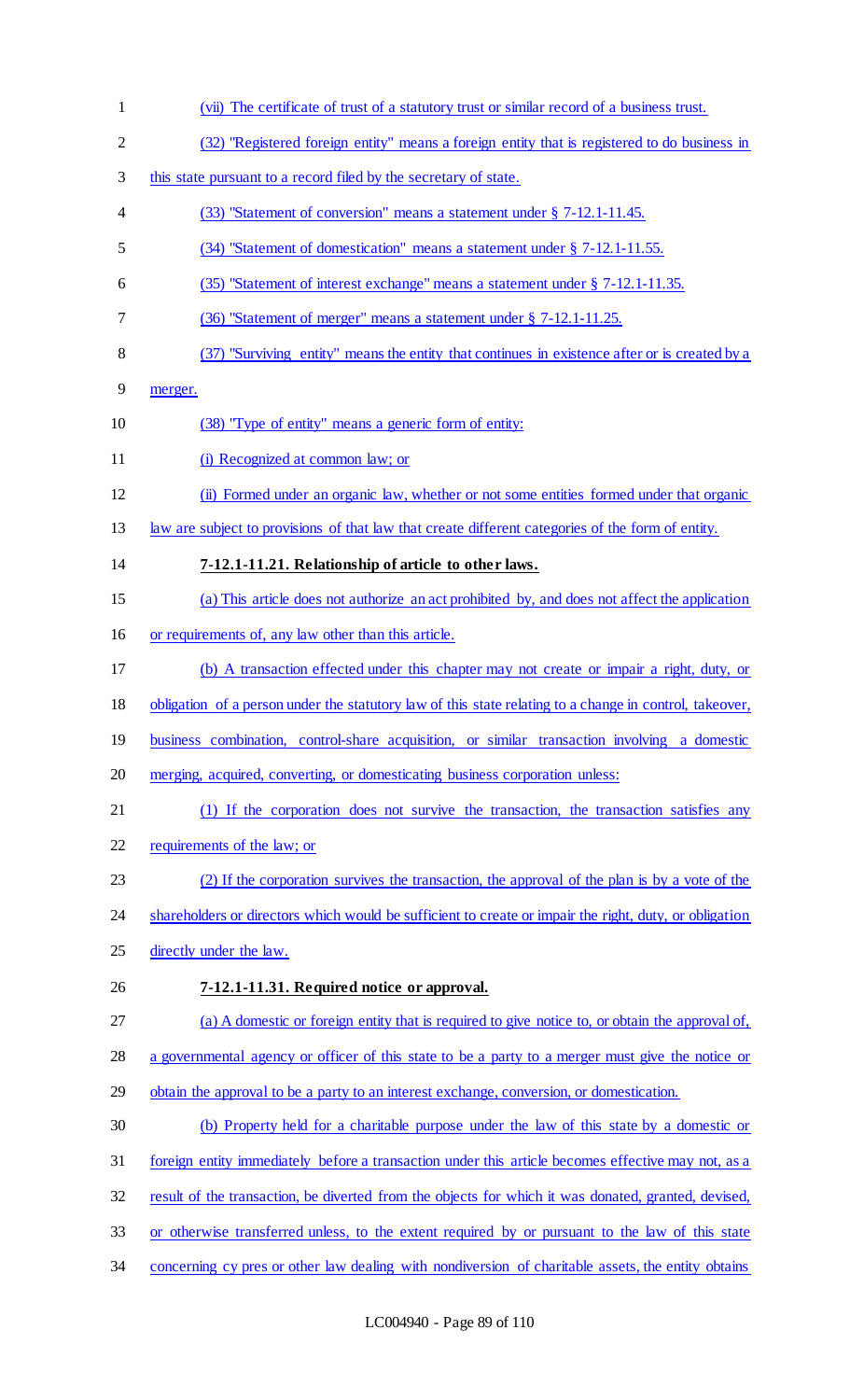(vii) The certificate of trust of a statutory trust or similar record of a business trust.

(32) "Registered foreign entity" means a foreign entity that is registered to do business in this state pursuant to a record filed by the secretary of state.

(33) "Statement of conversion" means a statement under § 7-12.1-11.45.

(34) "Statement of domestication" means a statement under § 7-12.1-11.55.

(35) "Statement of interest exchange" means a statement under § 7-12.1-11.35.

(36) "Statement of merger" means a statement under § 7-12.1-11.25.

(37) "Surviving entity" means the entity that continues in existence after or is created by a merger.

(38) "Type of entity" means a generic form of entity:

(i) Recognized at common law; or

(ii) Formed under an organic law, whether or not some entities formed under that organic law are subject to provisions of that law that create different categories of the form of entity.

**7-12.1-11.21. Relationship of article to other laws.**

(a) This article does not authorize an act prohibited by, and does not affect the application or requirements of, any law other than this article.

(b) A transaction effected under this chapter may not create or impair a right, duty, or obligation of a person under the statutory law of this state relating to a change in control, takeover, business combination, control-share acquisition, or similar transaction involving a domestic merging, acquired, converting, or domesticating business corporation unless:

(1) If the corporation does not survive the transaction, the transaction satisfies any requirements of the law; or

(2) If the corporation survives the transaction, the approval of the plan is by a vote of the shareholders or directors which would be sufficient to create or impair the right, duty, or obligation directly under the law.

**7-12.1-11.31. Required notice or approval.**

(a) A domestic or foreign entity that is required to give notice to, or obtain the approval of, a governmental agency or officer of this state to be a party to a merger must give the notice or obtain the approval to be a party to an interest exchange, conversion, or domestication.

(b) Property held for a charitable purpose under the law of this state by a domestic or foreign entity immediately before a transaction under this article becomes effective may not, as a result of the transaction, be diverted from the objects for which it was donated, granted, devised, or otherwise transferred unless, to the extent required by or pursuant to the law of this state concerning cy pres or other law dealing with nondiversion of charitable assets, the entity obtains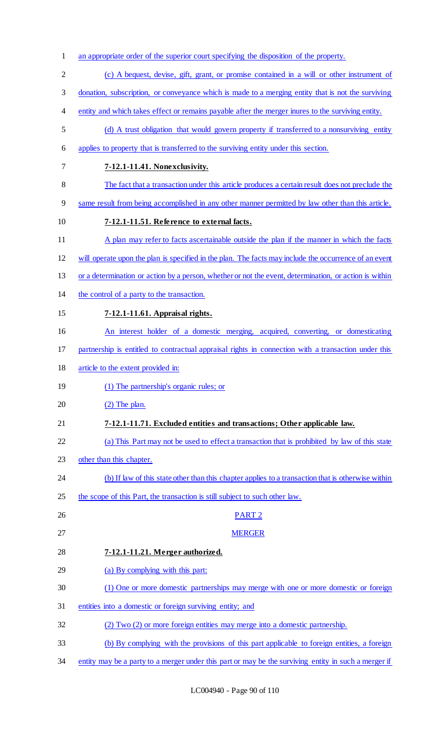an appropriate order of the superior court specifying the disposition of the property.

(c) A bequest, devise, gift, grant, or promise contained in a will or other instrument of donation, subscription, or conveyance which is made to a merging entity that is not the surviving entity and which takes effect or remains payable after the merger inures to the surviving entity.

(d) A trust obligation that would govern property if transferred to a nonsurviving entity applies to property that is transferred to the surviving entity under this section.

**7-12.1-11.41. Nonexclusivity.**

The fact that a transaction under this article produces a certain result does not preclude the same result from being accomplished in any other manner permitted by law other than this article.

**7-12.1-11.51. Reference to external facts.**

A plan may refer to facts ascertainable outside the plan if the manner in which the facts will operate upon the plan is specified in the plan. The facts may include the occurrence of an event or a determination or action by a person, whether or not the event, determination, or action is within the control of a party to the transaction.

**7-12.1-11.61. Appraisal rights.**

An interest holder of a domestic merging, acquired, converting, or domesticating partnership is entitled to contractual appraisal rights in connection with a transaction under this article to the extent provided in:

(1) The partnership's organic rules; or

(2) The plan.

**7-12.1-11.71. Excluded entities and transactions; Other applicable law.**

(a) This Part may not be used to effect a transaction that is prohibited by law of this state other than this chapter.

(b) If law of this state other than this chapter applies to a transaction that is otherwise within the scope of this Part, the transaction is still subject to such other law.

PART 2

MERGER

**7-12.1-11.21. Merger authorized.**

(a) By complying with this part:

(1) One or more domestic partnerships may merge with one or more domestic or foreign entities into a domestic or foreign surviving entity; and

(2) Two (2) or more foreign entities may merge into a domestic partnership.

(b) By complying with the provisions of this part applicable to foreign entities, a foreign entity may be a party to a merger under this part or may be the surviving entity in such a merger if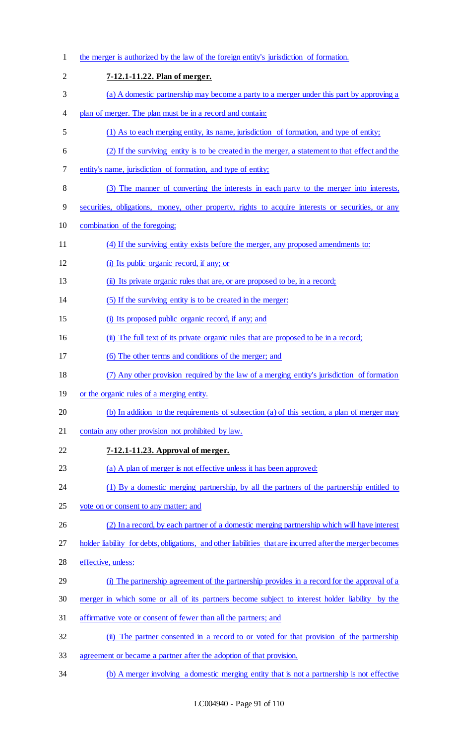the merger is authorized by the law of the foreign entity's jurisdiction of formation.

**7-12.1-11.22. Plan of merger.**

(a) A domestic partnership may become a party to a merger under this part by approving a plan of merger. The plan must be in a record and contain:

(1) As to each merging entity, its name, jurisdiction of formation, and type of entity;

(2) If the surviving entity is to be created in the merger, a statement to that effect and the entity's name, jurisdiction of formation, and type of entity;

(3) The manner of converting the interests in each party to the merger into interests, securities, obligations, money, other property, rights to acquire interests or securities, or any combination of the foregoing;

(4) If the surviving entity exists before the merger, any proposed amendments to:

(i) Its public organic record, if any; or

(ii) Its private organic rules that are, or are proposed to be, in a record;

(5) If the surviving entity is to be created in the merger:

(i) Its proposed public organic record, if any; and

(ii) The full text of its private organic rules that are proposed to be in a record;

(6) The other terms and conditions of the merger; and

(7) Any other provision required by the law of a merging entity's jurisdiction of formation or the organic rules of a merging entity.

(b) In addition to the requirements of subsection (a) of this section, a plan of merger may contain any other provision not prohibited by law.

**7-12.1-11.23. Approval of merger.**

(a) A plan of merger is not effective unless it has been approved:

(1) By a domestic merging partnership, by all the partners of the partnership entitled to vote on or consent to any matter; and

(2) In a record, by each partner of a domestic merging partnership which will have interest holder liability for debts, obligations, and other liabilities that are incurred after the merger becomes effective, unless:

(i) The partnership agreement of the partnership provides in a record for the approval of a merger in which some or all of its partners become subject to interest holder liability by the affirmative vote or consent of fewer than all the partners; and

(ii) The partner consented in a record to or voted for that provision of the partnership agreement or became a partner after the adoption of that provision.

(b) A merger involving a domestic merging entity that is not a partnership is not effective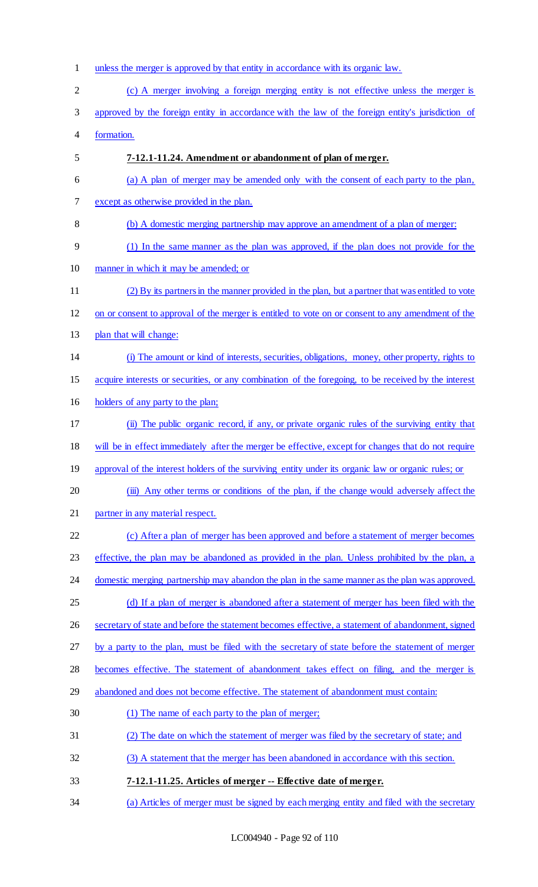unless the merger is approved by that entity in accordance with its organic law.

(c) A merger involving a foreign merging entity is not effective unless the merger is approved by the foreign entity in accordance with the law of the foreign entity's jurisdiction of formation.

**7-12.1-11.24. Amendment or abandonment of plan of merger.**

(a) A plan of merger may be amended only with the consent of each party to the plan, except as otherwise provided in the plan.

(b) A domestic merging partnership may approve an amendment of a plan of merger:

(1) In the same manner as the plan was approved, if the plan does not provide for the manner in which it may be amended; or

(2) By its partners in the manner provided in the plan, but a partner that was entitled to vote on or consent to approval of the merger is entitled to vote on or consent to any amendment of the plan that will change:

(i) The amount or kind of interests, securities, obligations, money, other property, rights to acquire interests or securities, or any combination of the foregoing, to be received by the interest holders of any party to the plan;

(ii) The public organic record, if any, or private organic rules of the surviving entity that will be in effect immediately after the merger be effective, except for changes that do not require approval of the interest holders of the surviving entity under its organic law or organic rules; or

(iii) Any other terms or conditions of the plan, if the change would adversely affect the partner in any material respect.

(c) After a plan of merger has been approved and before a statement of merger becomes effective, the plan may be abandoned as provided in the plan. Unless prohibited by the plan, a domestic merging partnership may abandon the plan in the same manner as the plan was approved.

(d) If a plan of merger is abandoned after a statement of merger has been filed with the secretary of state and before the statement becomes effective, a statement of abandonment, signed by a party to the plan, must be filed with the secretary of state before the statement of merger becomes effective. The statement of abandonment takes effect on filing, and the merger is abandoned and does not become effective. The statement of abandonment must contain:

(1) The name of each party to the plan of merger;

(2) The date on which the statement of merger was filed by the secretary of state; and

(3) A statement that the merger has been abandoned in accordance with this section.

**7-12.1-11.25. Articles of merger -- Effective date of merger.**

(a) Articles of merger must be signed by each merging entity and filed with the secretary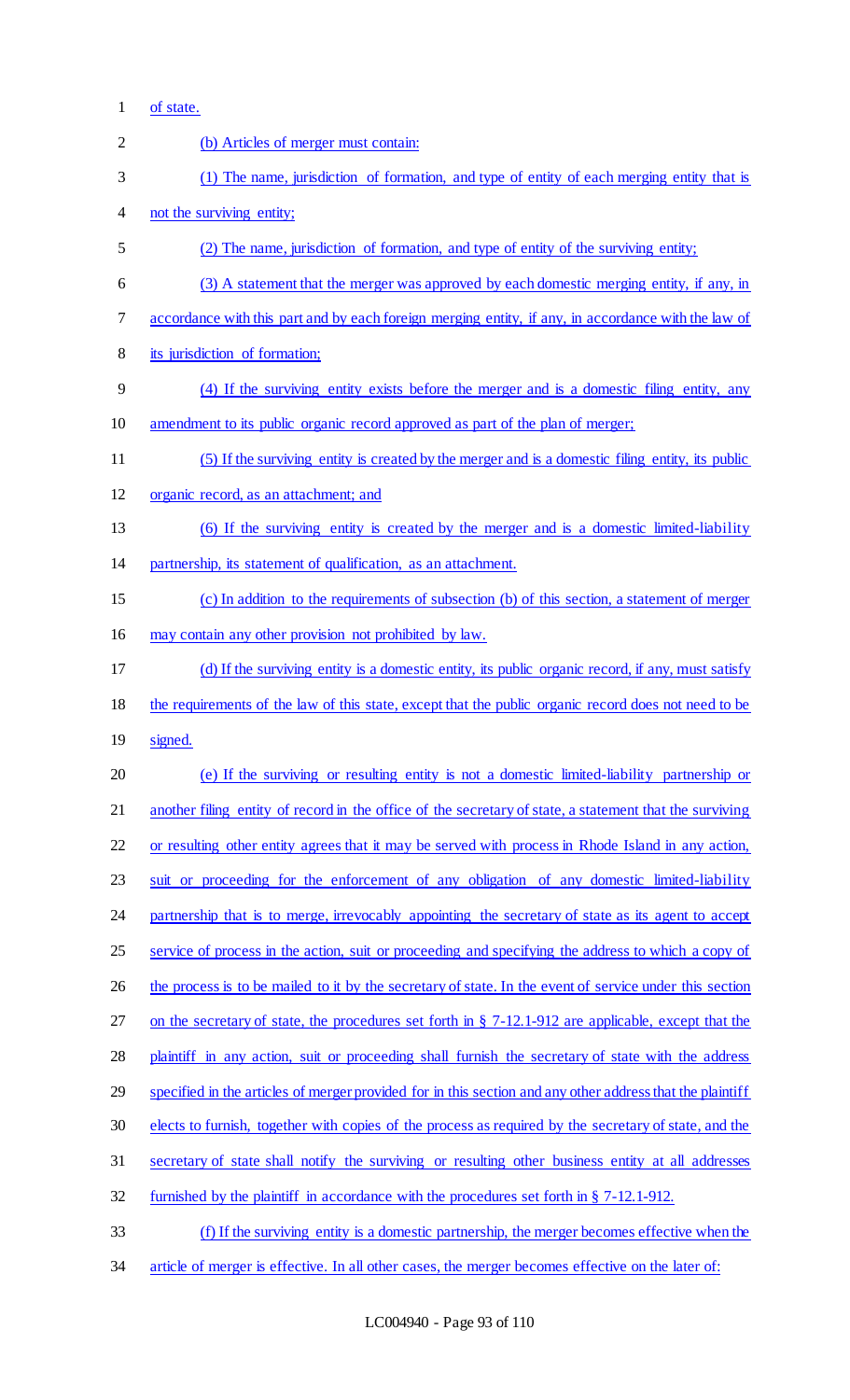of state.

(b) Articles of merger must contain:

(1) The name, jurisdiction of formation, and type of entity of each merging entity that is not the surviving entity;

(2) The name, jurisdiction of formation, and type of entity of the surviving entity;

(3) A statement that the merger was approved by each domestic merging entity, if any, in accordance with this part and by each foreign merging entity, if any, in accordance with the law of its jurisdiction of formation;

(4) If the surviving entity exists before the merger and is a domestic filing entity, any amendment to its public organic record approved as part of the plan of merger;

(5) If the surviving entity is created by the merger and is a domestic filing entity, its public organic record, as an attachment; and

(6) If the surviving entity is created by the merger and is a domestic limited-liability partnership, its statement of qualification, as an attachment.

(c) In addition to the requirements of subsection (b) of this section, a statement of merger may contain any other provision not prohibited by law.

(d) If the surviving entity is a domestic entity, its public organic record, if any, must satisfy the requirements of the law of this state, except that the public organic record does not need to be signed.

(e) If the surviving or resulting entity is not a domestic limited-liability partnership or another filing entity of record in the office of the secretary of state, a statement that the surviving or resulting other entity agrees that it may be served with process in Rhode Island in any action, suit or proceeding for the enforcement of any obligation of any domestic limited-liability partnership that is to merge, irrevocably appointing the secretary of state as its agent to accept service of process in the action, suit or proceeding and specifying the address to which a copy of the process is to be mailed to it by the secretary of state. In the event of service under this section on the secretary of state, the procedures set forth in § 7-12.1-912 are applicable, except that the plaintiff in any action, suit or proceeding shall furnish the secretary of state with the address specified in the articles of merger provided for in this section and any other address that the plaintiff elects to furnish, together with copies of the process as required by the secretary of state, and the secretary of state shall notify the surviving or resulting other business entity at all addresses furnished by the plaintiff in accordance with the procedures set forth in § 7-12.1-912.

(f) If the surviving entity is a domestic partnership, the merger becomes effective when the article of merger is effective. In all other cases, the merger becomes effective on the later of: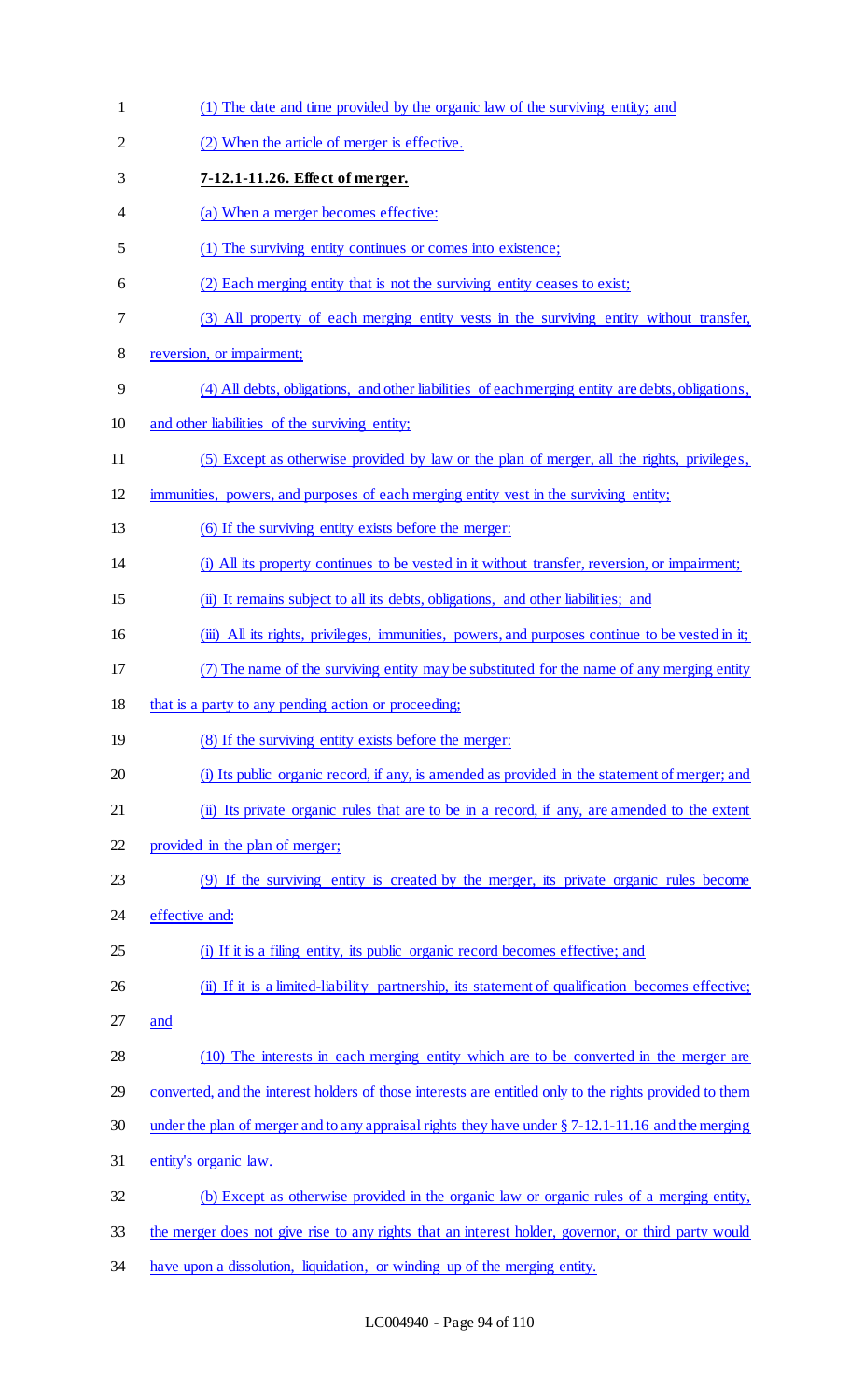(1) The date and time provided by the organic law of the surviving entity; and

(2) When the article of merger is effective.

**7-12.1-11.26. Effect of merger.**

(a) When a merger becomes effective:

(1) The surviving entity continues or comes into existence;

(2) Each merging entity that is not the surviving entity ceases to exist;

(3) All property of each merging entity vests in the surviving entity without transfer, reversion, or impairment;

(4) All debts, obligations, and other liabilities of each merging entity are debts, obligations, and other liabilities of the surviving entity;

(5) Except as otherwise provided by law or the plan of merger, all the rights, privileges, immunities, powers, and purposes of each merging entity vest in the surviving entity;

(6) If the surviving entity exists before the merger:

(i) All its property continues to be vested in it without transfer, reversion, or impairment;

(ii) It remains subject to all its debts, obligations, and other liabilities; and

(iii) All its rights, privileges, immunities, powers, and purposes continue to be vested in it;

(7) The name of the surviving entity may be substituted for the name of any merging entity that is a party to any pending action or proceeding;

(8) If the surviving entity exists before the merger:

(i) Its public organic record, if any, is amended as provided in the statement of merger; and

(ii) Its private organic rules that are to be in a record, if any, are amended to the extent provided in the plan of merger;

(9) If the surviving entity is created by the merger, its private organic rules become effective and:

(i) If it is a filing entity, its public organic record becomes effective; and

(ii) If it is a limited-liability partnership, its statement of qualification becomes effective; and

(10) The interests in each merging entity which are to be converted in the merger are converted, and the interest holders of those interests are entitled only to the rights provided to them under the plan of merger and to any appraisal rights they have under § 7-12.1-11.16 and the merging entity's organic law.

(b) Except as otherwise provided in the organic law or organic rules of a merging entity, the merger does not give rise to any rights that an interest holder, governor, or third party would have upon a dissolution, liquidation, or winding up of the merging entity.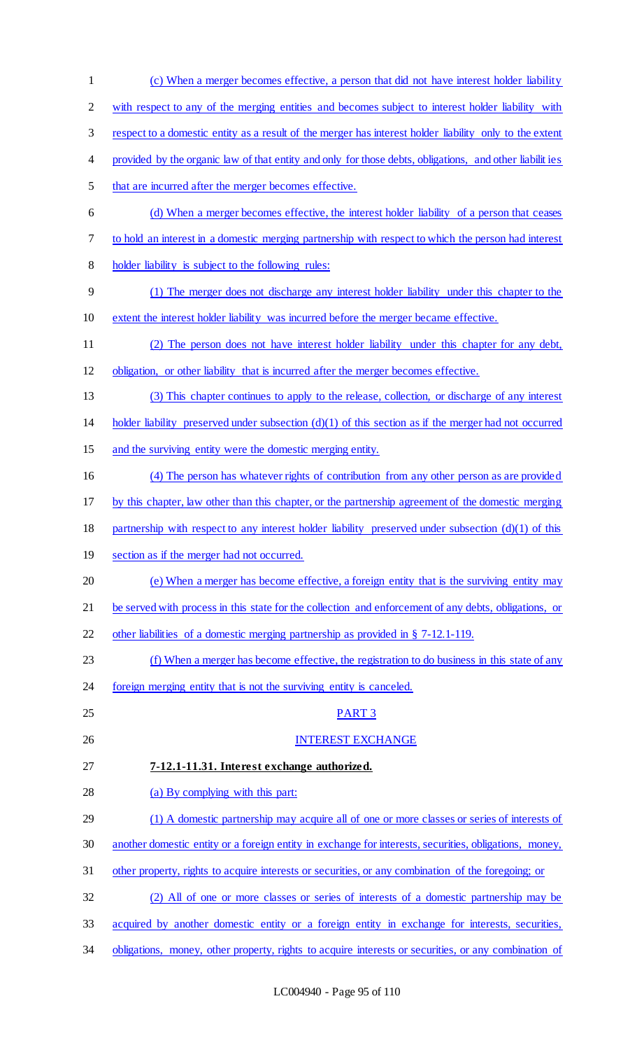(c) When a merger becomes effective, a person that did not have interest holder liability with respect to any of the merging entities and becomes subject to interest holder liability with respect to a domestic entity as a result of the merger has interest holder liability only to the extent provided by the organic law of that entity and only for those debts, obligations, and other liabilities that are incurred after the merger becomes effective.

(d) When a merger becomes effective, the interest holder liability of a person that ceases to hold an interest in a domestic merging partnership with respect to which the person had interest holder liability is subject to the following rules:

(1) The merger does not discharge any interest holder liability under this chapter to the extent the interest holder liability was incurred before the merger became effective.

(2) The person does not have interest holder liability under this chapter for any debt, obligation, or other liability that is incurred after the merger becomes effective.

(3) This chapter continues to apply to the release, collection, or discharge of any interest holder liability preserved under subsection (d)(1) of this section as if the merger had not occurred and the surviving entity were the domestic merging entity.

(4) The person has whatever rights of contribution from any other person as are provided by this chapter, law other than this chapter, or the partnership agreement of the domestic merging partnership with respect to any interest holder liability preserved under subsection (d)(1) of this section as if the merger had not occurred.

(e) When a merger has become effective, a foreign entity that is the surviving entity may be served with process in this state for the collection and enforcement of any debts, obligations, or other liabilities of a domestic merging partnership as provided in § 7-12.1-119.

(f) When a merger has become effective, the registration to do business in this state of any foreign merging entity that is not the surviving entity is canceled.

PART 3

INTEREST EXCHANGE

**7-12.1-11.31. Interest exchange authorized.**

(a) By complying with this part:

(1) A domestic partnership may acquire all of one or more classes or series of interests of another domestic entity or a foreign entity in exchange for interests, securities, obligations, money, other property, rights to acquire interests or securities, or any combination of the foregoing; or

(2) All of one or more classes or series of interests of a domestic partnership may be acquired by another domestic entity or a foreign entity in exchange for interests, securities, obligations, money, other property, rights to acquire interests or securities, or any combination of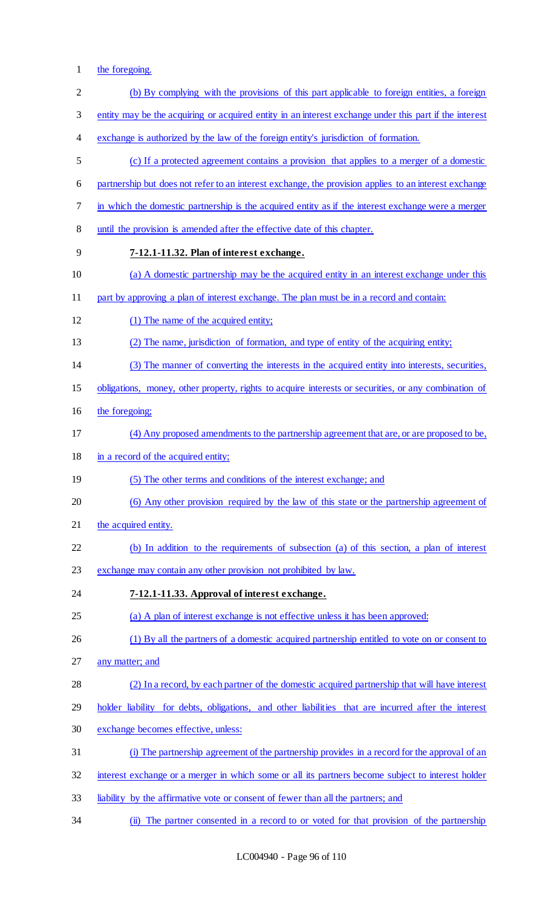the foregoing.

(b) By complying with the provisions of this part applicable to foreign entities, a foreign entity may be the acquiring or acquired entity in an interest exchange under this part if the interest exchange is authorized by the law of the foreign entity's jurisdiction of formation.

(c) If a protected agreement contains a provision that applies to a merger of a domestic partnership but does not refer to an interest exchange, the provision applies to an interest exchange in which the domestic partnership is the acquired entity as if the interest exchange were a merger until the provision is amended after the effective date of this chapter.

**7-12.1-11.32. Plan of interest exchange.**

(a) A domestic partnership may be the acquired entity in an interest exchange under this part by approving a plan of interest exchange. The plan must be in a record and contain:

(1) The name of the acquired entity;

(2) The name, jurisdiction of formation, and type of entity of the acquiring entity;

(3) The manner of converting the interests in the acquired entity into interests, securities, obligations, money, other property, rights to acquire interests or securities, or any combination of the foregoing;

(4) Any proposed amendments to the partnership agreement that are, or are proposed to be, in a record of the acquired entity;

(5) The other terms and conditions of the interest exchange; and

(6) Any other provision required by the law of this state or the partnership agreement of the acquired entity.

(b) In addition to the requirements of subsection (a) of this section, a plan of interest exchange may contain any other provision not prohibited by law.

**7-12.1-11.33. Approval of interest exchange.**

(a) A plan of interest exchange is not effective unless it has been approved:

(1) By all the partners of a domestic acquired partnership entitled to vote on or consent to any matter; and

(2) In a record, by each partner of the domestic acquired partnership that will have interest holder liability for debts, obligations, and other liabilities that are incurred after the interest exchange becomes effective, unless:

(i) The partnership agreement of the partnership provides in a record for the approval of an interest exchange or a merger in which some or all its partners become subject to interest holder liability by the affirmative vote or consent of fewer than all the partners; and

(ii) The partner consented in a record to or voted for that provision of the partnership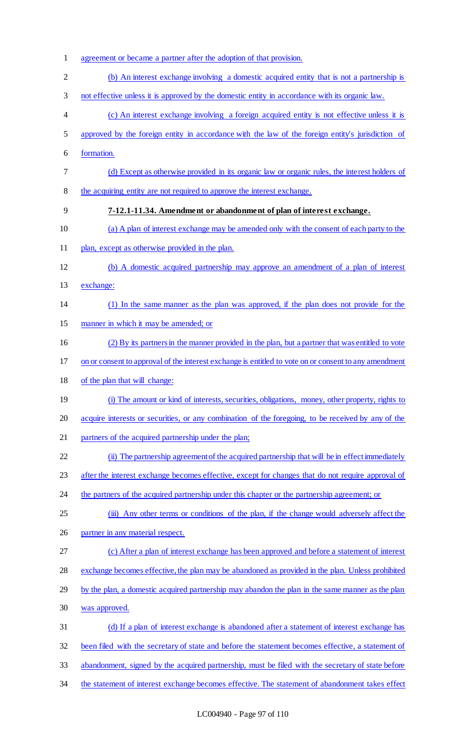agreement or became a partner after the adoption of that provision.

(b) An interest exchange involving a domestic acquired entity that is not a partnership is not effective unless it is approved by the domestic entity in accordance with its organic law.

(c) An interest exchange involving a foreign acquired entity is not effective unless it is approved by the foreign entity in accordance with the law of the foreign entity's jurisdiction of formation.

(d) Except as otherwise provided in its organic law or organic rules, the interest holders of the acquiring entity are not required to approve the interest exchange.

**7-12.1-11.34. Amendment or abandonment of plan of interest exchange.**

(a) A plan of interest exchange may be amended only with the consent of each party to the plan, except as otherwise provided in the plan.

(b) A domestic acquired partnership may approve an amendment of a plan of interest exchange:

(1) In the same manner as the plan was approved, if the plan does not provide for the manner in which it may be amended; or

(2) By its partners in the manner provided in the plan, but a partner that was entitled to vote on or consent to approval of the interest exchange is entitled to vote on or consent to any amendment of the plan that will change:

(i) The amount or kind of interests, securities, obligations, money, other property, rights to acquire interests or securities, or any combination of the foregoing, to be received by any of the partners of the acquired partnership under the plan;

(ii) The partnership agreement of the acquired partnership that will be in effect immediately after the interest exchange becomes effective, except for changes that do not require approval of the partners of the acquired partnership under this chapter or the partnership agreement; or

(iii) Any other terms or conditions of the plan, if the change would adversely affect the partner in any material respect.

(c) After a plan of interest exchange has been approved and before a statement of interest exchange becomes effective, the plan may be abandoned as provided in the plan. Unless prohibited by the plan, a domestic acquired partnership may abandon the plan in the same manner as the plan was approved.

(d) If a plan of interest exchange is abandoned after a statement of interest exchange has been filed with the secretary of state and before the statement becomes effective, a statement of abandonment, signed by the acquired partnership, must be filed with the secretary of state before the statement of interest exchange becomes effective. The statement of abandonment takes effect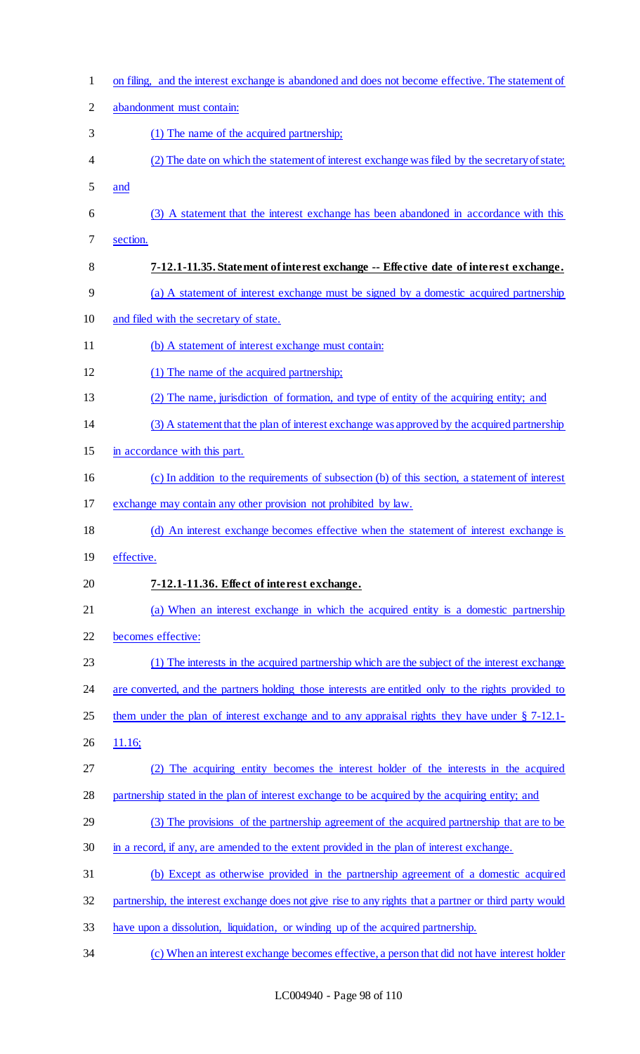on filing, and the interest exchange is abandoned and does not become effective. The statement of abandonment must contain:

(1) The name of the acquired partnership;

(2) The date on which the statement of interest exchange was filed by the secretary of state; and

(3) A statement that the interest exchange has been abandoned in accordance with this section.

**7-12.1-11.35. Statement of interest exchange -- Effective date of interest exchange.**

(a) A statement of interest exchange must be signed by a domestic acquired partnership and filed with the secretary of state.

(b) A statement of interest exchange must contain:

(1) The name of the acquired partnership;

(2) The name, jurisdiction of formation, and type of entity of the acquiring entity; and

(3) A statement that the plan of interest exchange was approved by the acquired partnership in accordance with this part.

(c) In addition to the requirements of subsection (b) of this section, a statement of interest exchange may contain any other provision not prohibited by law.

(d) An interest exchange becomes effective when the statement of interest exchange is effective.

**7-12.1-11.36. Effect of interest exchange.**

(a) When an interest exchange in which the acquired entity is a domestic partnership becomes effective:

(1) The interests in the acquired partnership which are the subject of the interest exchange are converted, and the partners holding those interests are entitled only to the rights provided to them under the plan of interest exchange and to any appraisal rights they have under § 7-12.1-11.16;

(2) The acquiring entity becomes the interest holder of the interests in the acquired partnership stated in the plan of interest exchange to be acquired by the acquiring entity; and

(3) The provisions of the partnership agreement of the acquired partnership that are to be in a record, if any, are amended to the extent provided in the plan of interest exchange.

(b) Except as otherwise provided in the partnership agreement of a domestic acquired partnership, the interest exchange does not give rise to any rights that a partner or third party would have upon a dissolution, liquidation, or winding up of the acquired partnership.

(c) When an interest exchange becomes effective, a person that did not have interest holder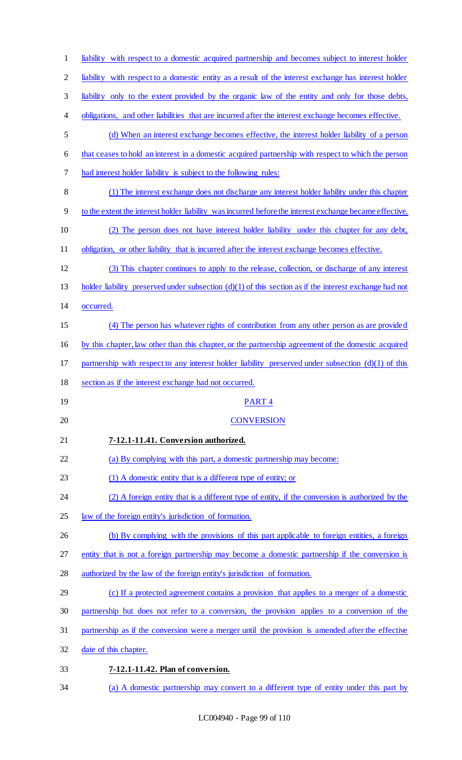liability with respect to a domestic acquired partnership and becomes subject to interest holder liability with respect to a domestic entity as a result of the interest exchange has interest holder liability only to the extent provided by the organic law of the entity and only for those debts, obligations, and other liabilities that are incurred after the interest exchange becomes effective.

(d) When an interest exchange becomes effective, the interest holder liability of a person that ceases to hold an interest in a domestic acquired partnership with respect to which the person had interest holder liability is subject to the following rules:

(1) The interest exchange does not discharge any interest holder liability under this chapter to the extent the interest holder liability was incurred before the interest exchange became effective.

(2) The person does not have interest holder liability under this chapter for any debt, obligation, or other liability that is incurred after the interest exchange becomes effective.

(3) This chapter continues to apply to the release, collection, or discharge of any interest holder liability preserved under subsection (d)(1) of this section as if the interest exchange had not occurred.

(4) The person has whatever rights of contribution from any other person as are provided by this chapter, law other than this chapter, or the partnership agreement of the domestic acquired partnership with respect to any interest holder liability preserved under subsection (d)(1) of this section as if the interest exchange had not occurred.

PART 4

CONVERSION

**7-12.1-11.41. Conversion authorized.**

(a) By complying with this part, a domestic partnership may become:

(1) A domestic entity that is a different type of entity; or

(2) A foreign entity that is a different type of entity, if the conversion is authorized by the law of the foreign entity's jurisdiction of formation.

(b) By complying with the provisions of this part applicable to foreign entities, a foreign entity that is not a foreign partnership may become a domestic partnership if the conversion is authorized by the law of the foreign entity's jurisdiction of formation.

(c) If a protected agreement contains a provision that applies to a merger of a domestic partnership but does not refer to a conversion, the provision applies to a conversion of the partnership as if the conversion were a merger until the provision is amended after the effective date of this chapter.

**7-12.1-11.42. Plan of conversion.**

(a) A domestic partnership may convert to a different type of entity under this part by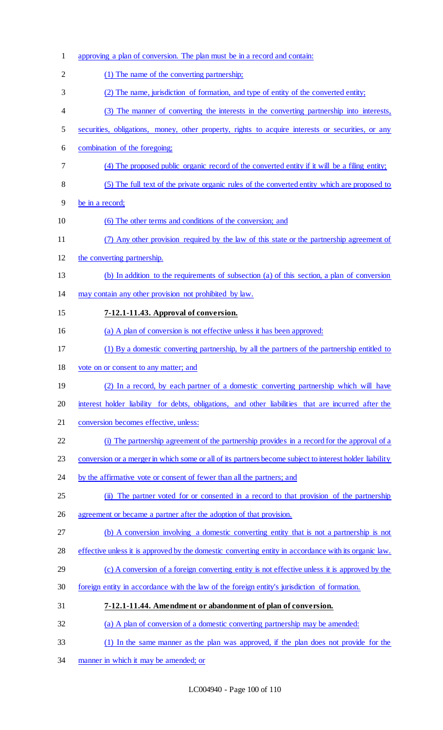approving a plan of conversion. The plan must be in a record and contain:

(1) The name of the converting partnership;

(2) The name, jurisdiction of formation, and type of entity of the converted entity;

(3) The manner of converting the interests in the converting partnership into interests, securities, obligations, money, other property, rights to acquire interests or securities, or any combination of the foregoing;

(4) The proposed public organic record of the converted entity if it will be a filing entity;

(5) The full text of the private organic rules of the converted entity which are proposed to be in a record;

(6) The other terms and conditions of the conversion; and

(7) Any other provision required by the law of this state or the partnership agreement of the converting partnership.

(b) In addition to the requirements of subsection (a) of this section, a plan of conversion may contain any other provision not prohibited by law.

**7-12.1-11.43. Approval of conversion.**

(a) A plan of conversion is not effective unless it has been approved:

(1) By a domestic converting partnership, by all the partners of the partnership entitled to vote on or consent to any matter; and

(2) In a record, by each partner of a domestic converting partnership which will have interest holder liability for debts, obligations, and other liabilities that are incurred after the conversion becomes effective, unless:

(i) The partnership agreement of the partnership provides in a record for the approval of a conversion or a merger in which some or all of its partners become subject to interest holder liability by the affirmative vote or consent of fewer than all the partners; and

(ii) The partner voted for or consented in a record to that provision of the partnership agreement or became a partner after the adoption of that provision.

(b) A conversion involving a domestic converting entity that is not a partnership is not effective unless it is approved by the domestic converting entity in accordance with its organic law.

(c) A conversion of a foreign converting entity is not effective unless it is approved by the foreign entity in accordance with the law of the foreign entity's jurisdiction of formation.

**7-12.1-11.44. Amendment or abandonment of plan of conversion.**

(a) A plan of conversion of a domestic converting partnership may be amended:

(1) In the same manner as the plan was approved, if the plan does not provide for the manner in which it may be amended; or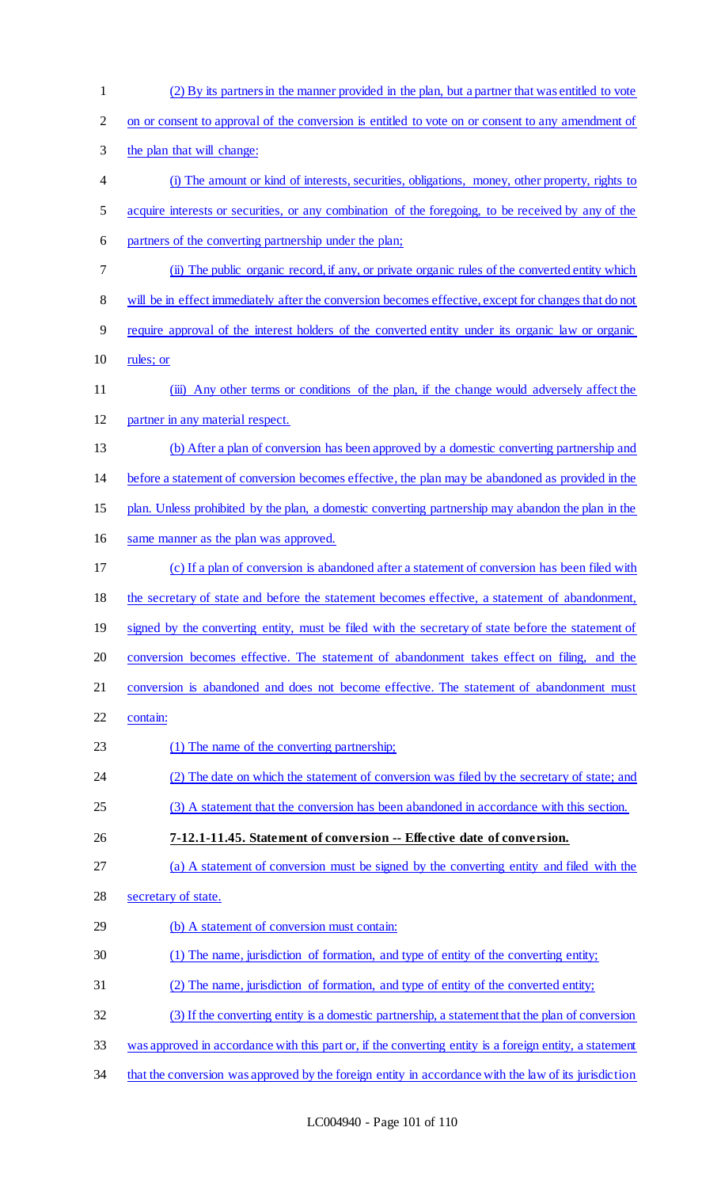(2) By its partners in the manner provided in the plan, but a partner that was entitled to vote on or consent to approval of the conversion is entitled to vote on or consent to any amendment of the plan that will change:

(i) The amount or kind of interests, securities, obligations, money, other property, rights to acquire interests or securities, or any combination of the foregoing, to be received by any of the partners of the converting partnership under the plan;

(ii) The public organic record, if any, or private organic rules of the converted entity which will be in effect immediately after the conversion becomes effective, except for changes that do not require approval of the interest holders of the converted entity under its organic law or organic rules; or

(iii) Any other terms or conditions of the plan, if the change would adversely affect the partner in any material respect.

(b) After a plan of conversion has been approved by a domestic converting partnership and before a statement of conversion becomes effective, the plan may be abandoned as provided in the plan. Unless prohibited by the plan, a domestic converting partnership may abandon the plan in the same manner as the plan was approved.

(c) If a plan of conversion is abandoned after a statement of conversion has been filed with the secretary of state and before the statement becomes effective, a statement of abandonment, signed by the converting entity, must be filed with the secretary of state before the statement of conversion becomes effective. The statement of abandonment takes effect on filing, and the conversion is abandoned and does not become effective. The statement of abandonment must contain:

(1) The name of the converting partnership;

(2) The date on which the statement of conversion was filed by the secretary of state; and

(3) A statement that the conversion has been abandoned in accordance with this section.

**7-12.1-11.45. Statement of conversion -- Effective date of conversion.**

(a) A statement of conversion must be signed by the converting entity and filed with the secretary of state.

(b) A statement of conversion must contain:

(1) The name, jurisdiction of formation, and type of entity of the converting entity;

(2) The name, jurisdiction of formation, and type of entity of the converted entity;

(3) If the converting entity is a domestic partnership, a statement that the plan of conversion was approved in accordance with this part or, if the converting entity is a foreign entity, a statement that the conversion was approved by the foreign entity in accordance with the law of its jurisdiction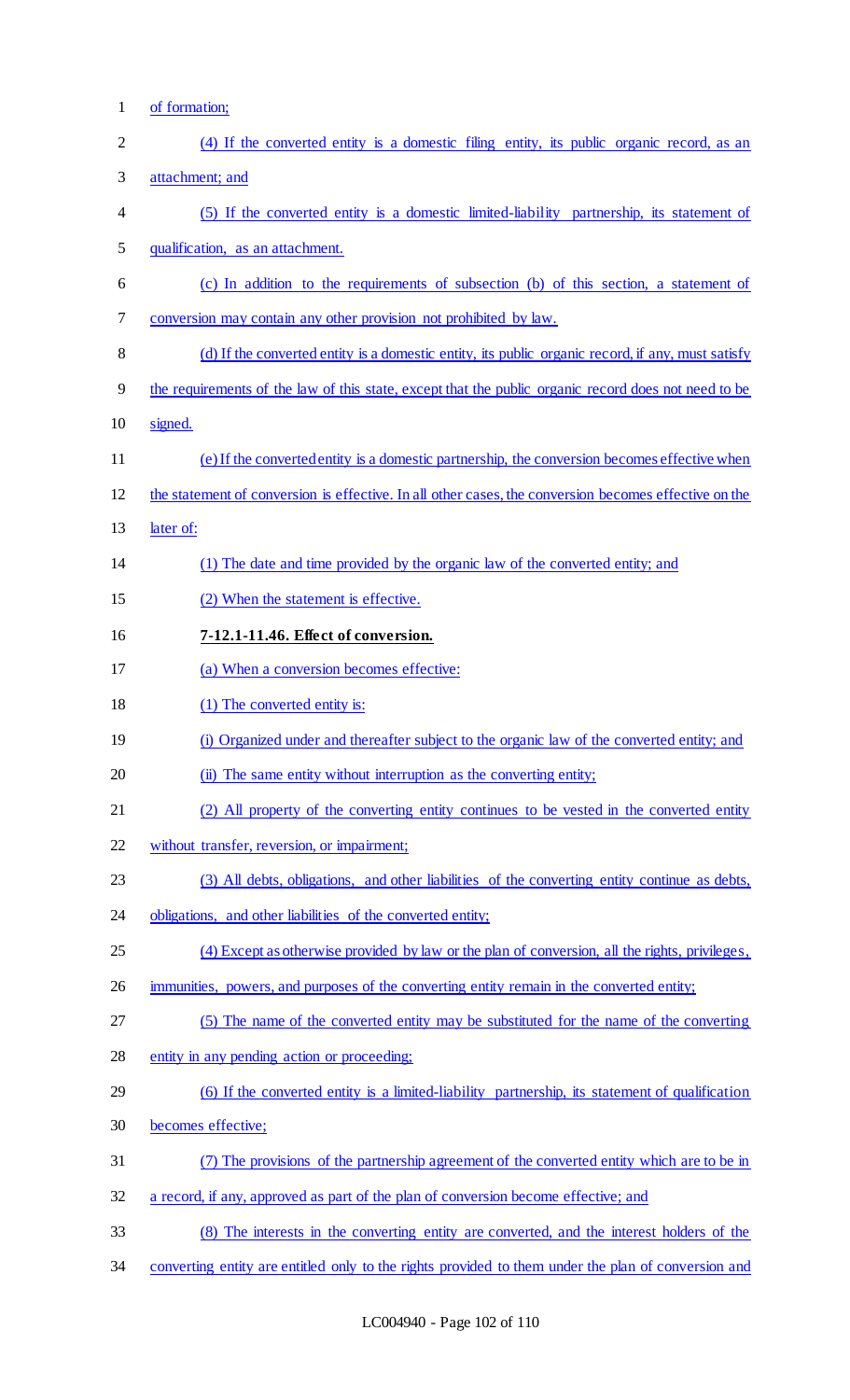of formation;

(4) If the converted entity is a domestic filing entity, its public organic record, as an attachment; and

(5) If the converted entity is a domestic limited-liability partnership, its statement of qualification, as an attachment.

(c) In addition to the requirements of subsection (b) of this section, a statement of conversion may contain any other provision not prohibited by law.

(d) If the converted entity is a domestic entity, its public organic record, if any, must satisfy the requirements of the law of this state, except that the public organic record does not need to be signed.

(e) If the converted entity is a domestic partnership, the conversion becomes effective when the statement of conversion is effective. In all other cases, the conversion becomes effective on the later of:

(1) The date and time provided by the organic law of the converted entity; and

(2) When the statement is effective.

**7-12.1-11.46. Effect of conversion.**

(a) When a conversion becomes effective:

(1) The converted entity is:

(i) Organized under and thereafter subject to the organic law of the converted entity; and

(ii) The same entity without interruption as the converting entity;

(2) All property of the converting entity continues to be vested in the converted entity without transfer, reversion, or impairment;

(3) All debts, obligations, and other liabilities of the converting entity continue as debts, obligations, and other liabilities of the converted entity;

(4) Except as otherwise provided by law or the plan of conversion, all the rights, privileges, immunities, powers, and purposes of the converting entity remain in the converted entity;

(5) The name of the converted entity may be substituted for the name of the converting entity in any pending action or proceeding;

(6) If the converted entity is a limited-liability partnership, its statement of qualification becomes effective;

(7) The provisions of the partnership agreement of the converted entity which are to be in a record, if any, approved as part of the plan of conversion become effective; and

(8) The interests in the converting entity are converted, and the interest holders of the converting entity are entitled only to the rights provided to them under the plan of conversion and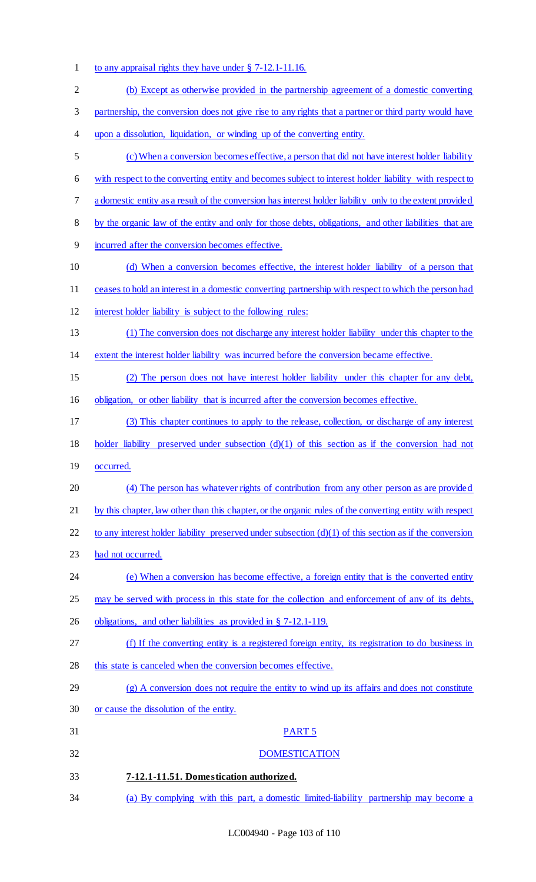to any appraisal rights they have under § 7-12.1-11.16.

(b) Except as otherwise provided in the partnership agreement of a domestic converting partnership, the conversion does not give rise to any rights that a partner or third party would have upon a dissolution, liquidation, or winding up of the converting entity.

(c) When a conversion becomes effective, a person that did not have interest holder liability with respect to the converting entity and becomes subject to interest holder liability with respect to a domestic entity as a result of the conversion has interest holder liability only to the extent provided by the organic law of the entity and only for those debts, obligations, and other liabilities that are incurred after the conversion becomes effective.

(d) When a conversion becomes effective, the interest holder liability of a person that ceases to hold an interest in a domestic converting partnership with respect to which the person had interest holder liability is subject to the following rules:

(1) The conversion does not discharge any interest holder liability under this chapter to the extent the interest holder liability was incurred before the conversion became effective.

(2) The person does not have interest holder liability under this chapter for any debt, obligation, or other liability that is incurred after the conversion becomes effective.

(3) This chapter continues to apply to the release, collection, or discharge of any interest holder liability preserved under subsection (d)(1) of this section as if the conversion had not occurred.

(4) The person has whatever rights of contribution from any other person as are provided by this chapter, law other than this chapter, or the organic rules of the converting entity with respect to any interest holder liability preserved under subsection (d)(1) of this section as if the conversion had not occurred.

(e) When a conversion has become effective, a foreign entity that is the converted entity may be served with process in this state for the collection and enforcement of any of its debts, obligations, and other liabilities as provided in § 7-12.1-119.

(f) If the converting entity is a registered foreign entity, its registration to do business in this state is canceled when the conversion becomes effective.

(g) A conversion does not require the entity to wind up its affairs and does not constitute or cause the dissolution of the entity.

PART 5

DOMESTICATION

**7-12.1-11.51. Domestication authorized.**

(a) By complying with this part, a domestic limited-liability partnership may become a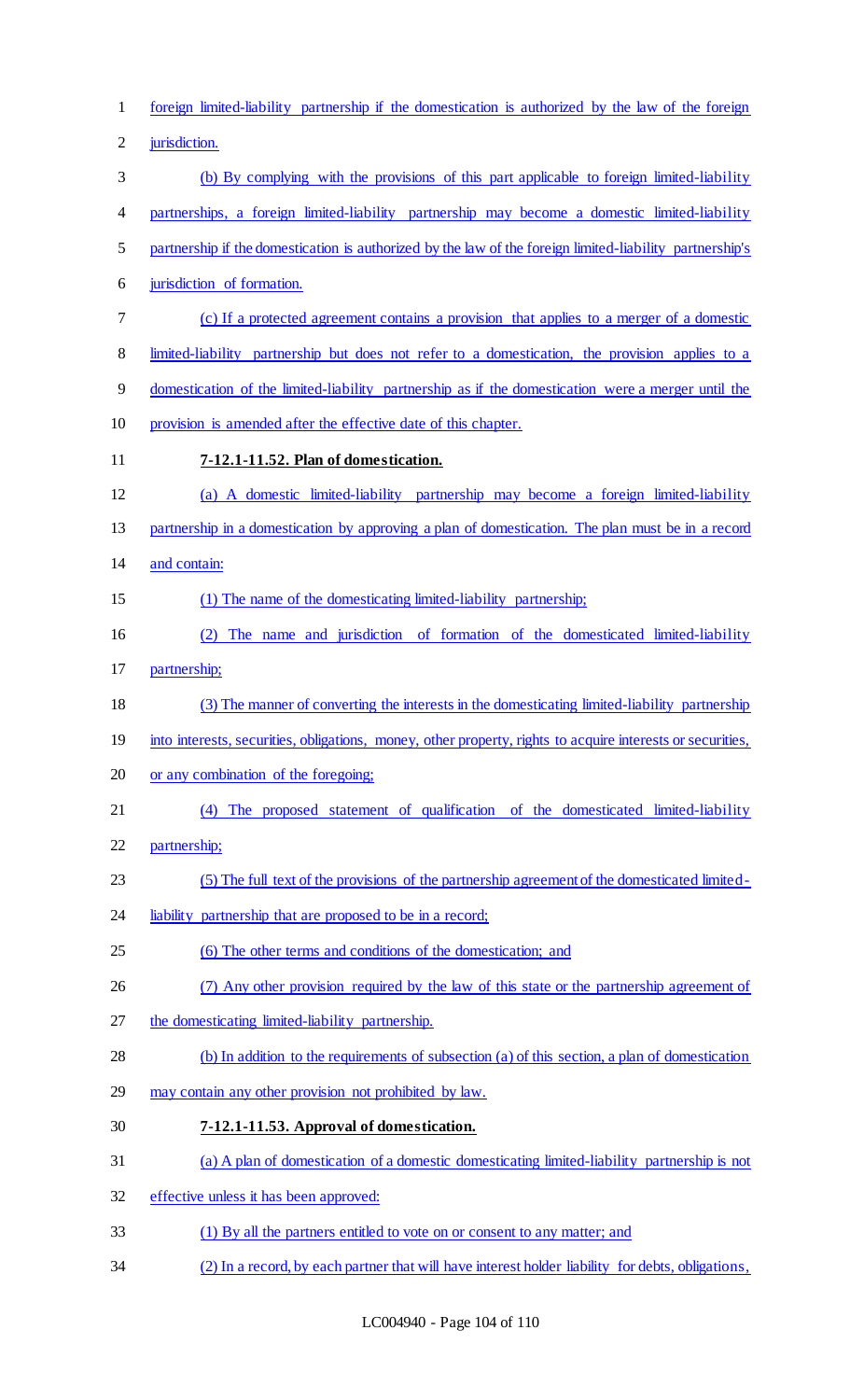foreign limited-liability partnership if the domestication is authorized by the law of the foreign jurisdiction.

(b) By complying with the provisions of this part applicable to foreign limited-liability partnerships, a foreign limited-liability partnership may become a domestic limited-liability partnership if the domestication is authorized by the law of the foreign limited-liability partnership's jurisdiction of formation.

(c) If a protected agreement contains a provision that applies to a merger of a domestic limited-liability partnership but does not refer to a domestication, the provision applies to a domestication of the limited-liability partnership as if the domestication were a merger until the provision is amended after the effective date of this chapter.

**7-12.1-11.52. Plan of domestication.**

(a) A domestic limited-liability partnership may become a foreign limited-liability partnership in a domestication by approving a plan of domestication. The plan must be in a record and contain:

(1) The name of the domesticating limited-liability partnership;

(2) The name and jurisdiction of formation of the domesticated limited-liability partnership;

(3) The manner of converting the interests in the domesticating limited-liability partnership into interests, securities, obligations, money, other property, rights to acquire interests or securities, or any combination of the foregoing;

(4) The proposed statement of qualification of the domesticated limited-liability partnership;

(5) The full text of the provisions of the partnership agreement of the domesticated limited-liability partnership that are proposed to be in a record;

(6) The other terms and conditions of the domestication; and

(7) Any other provision required by the law of this state or the partnership agreement of the domesticating limited-liability partnership.

(b) In addition to the requirements of subsection (a) of this section, a plan of domestication may contain any other provision not prohibited by law.

**7-12.1-11.53. Approval of domestication.**

(a) A plan of domestication of a domestic domesticating limited-liability partnership is not effective unless it has been approved:

(1) By all the partners entitled to vote on or consent to any matter; and

(2) In a record, by each partner that will have interest holder liability for debts, obligations,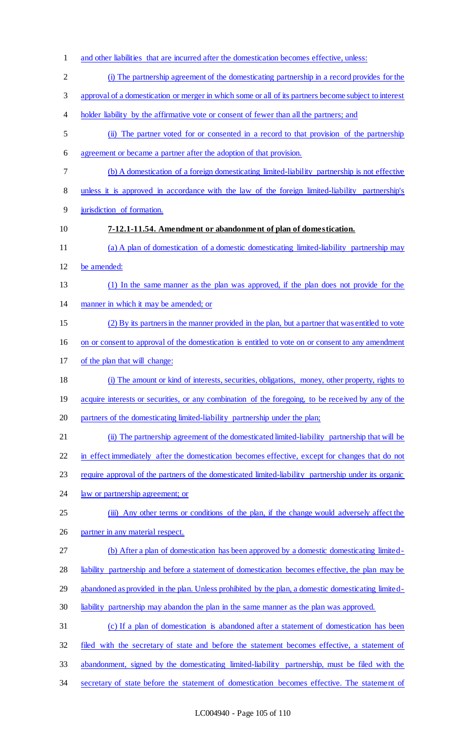and other liabilities that are incurred after the domestication becomes effective, unless:

(i) The partnership agreement of the domesticating partnership in a record provides for the approval of a domestication or merger in which some or all of its partners become subject to interest holder liability by the affirmative vote or consent of fewer than all the partners; and

(ii) The partner voted for or consented in a record to that provision of the partnership agreement or became a partner after the adoption of that provision.

(b) A domestication of a foreign domesticating limited-liability partnership is not effective unless it is approved in accordance with the law of the foreign limited-liability partnership's jurisdiction of formation.

**7-12.1-11.54. Amendment or abandonment of plan of domestication.**

(a) A plan of domestication of a domestic domesticating limited-liability partnership may be amended:

(1) In the same manner as the plan was approved, if the plan does not provide for the manner in which it may be amended; or

(2) By its partners in the manner provided in the plan, but a partner that was entitled to vote on or consent to approval of the domestication is entitled to vote on or consent to any amendment of the plan that will change:

(i) The amount or kind of interests, securities, obligations, money, other property, rights to acquire interests or securities, or any combination of the foregoing, to be received by any of the partners of the domesticating limited-liability partnership under the plan;

(ii) The partnership agreement of the domesticated limited-liability partnership that will be in effect immediately after the domestication becomes effective, except for changes that do not require approval of the partners of the domesticated limited-liability partnership under its organic law or partnership agreement; or

(iii) Any other terms or conditions of the plan, if the change would adversely affect the partner in any material respect.

(b) After a plan of domestication has been approved by a domestic domesticating limited-liability partnership and before a statement of domestication becomes effective, the plan may be abandoned as provided in the plan. Unless prohibited by the plan, a domestic domesticating limited-liability partnership may abandon the plan in the same manner as the plan was approved.

(c) If a plan of domestication is abandoned after a statement of domestication has been filed with the secretary of state and before the statement becomes effective, a statement of abandonment, signed by the domesticating limited-liability partnership, must be filed with the secretary of state before the statement of domestication becomes effective. The statement of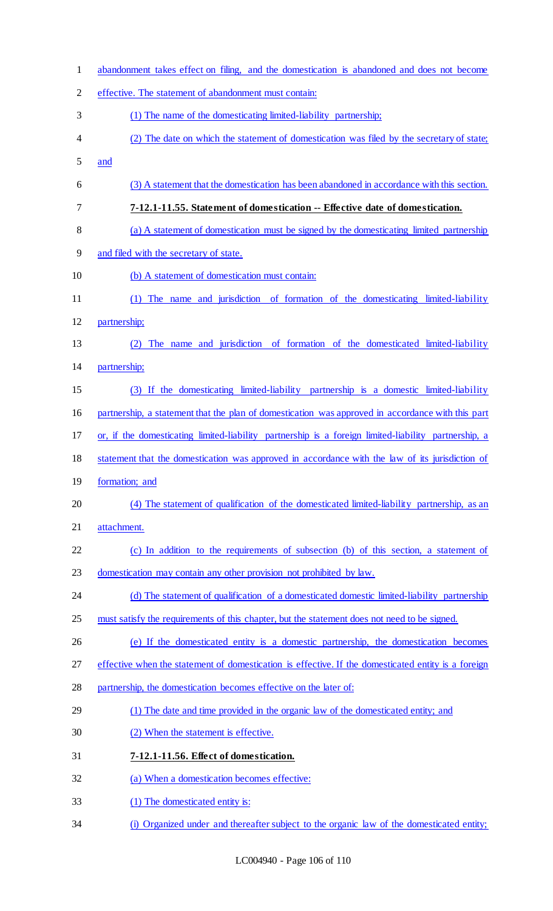abandonment takes effect on filing, and the domestication is abandoned and does not become effective. The statement of abandonment must contain:

(1) The name of the domesticating limited-liability partnership;

(2) The date on which the statement of domestication was filed by the secretary of state; and

(3) A statement that the domestication has been abandoned in accordance with this section.

**7-12.1-11.55. Statement of domestication -- Effective date of domestication.**

(a) A statement of domestication must be signed by the domesticating limited partnership and filed with the secretary of state.

(b) A statement of domestication must contain:

(1) The name and jurisdiction of formation of the domesticating limited-liability partnership;

(2) The name and jurisdiction of formation of the domesticated limited-liability partnership;

(3) If the domesticating limited-liability partnership is a domestic limited-liability partnership, a statement that the plan of domestication was approved in accordance with this part or, if the domesticating limited-liability partnership is a foreign limited-liability partnership, a statement that the domestication was approved in accordance with the law of its jurisdiction of formation; and

(4) The statement of qualification of the domesticated limited-liability partnership, as an attachment.

(c) In addition to the requirements of subsection (b) of this section, a statement of domestication may contain any other provision not prohibited by law.

(d) The statement of qualification of a domesticated domestic limited-liability partnership must satisfy the requirements of this chapter, but the statement does not need to be signed.

(e) If the domesticated entity is a domestic partnership, the domestication becomes effective when the statement of domestication is effective. If the domesticated entity is a foreign partnership, the domestication becomes effective on the later of:

(1) The date and time provided in the organic law of the domesticated entity; and

(2) When the statement is effective.

**7-12.1-11.56. Effect of domestication.**

(a) When a domestication becomes effective:

(1) The domesticated entity is:

(i) Organized under and thereafter subject to the organic law of the domesticated entity;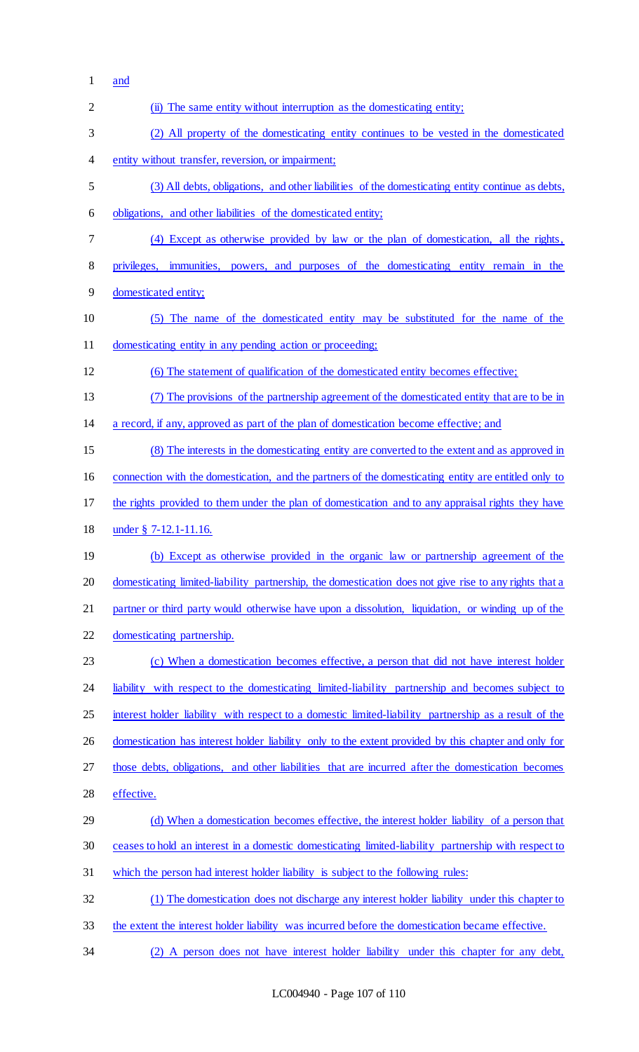and

(ii) The same entity without interruption as the domesticating entity;

(2) All property of the domesticating entity continues to be vested in the domesticated entity without transfer, reversion, or impairment;

(3) All debts, obligations, and other liabilities of the domesticating entity continue as debts, obligations, and other liabilities of the domesticated entity;

(4) Except as otherwise provided by law or the plan of domestication, all the rights, privileges, immunities, powers, and purposes of the domesticating entity remain in the domesticated entity;

(5) The name of the domesticated entity may be substituted for the name of the domesticating entity in any pending action or proceeding;

(6) The statement of qualification of the domesticated entity becomes effective;

(7) The provisions of the partnership agreement of the domesticated entity that are to be in a record, if any, approved as part of the plan of domestication become effective; and

(8) The interests in the domesticating entity are converted to the extent and as approved in connection with the domestication, and the partners of the domesticating entity are entitled only to the rights provided to them under the plan of domestication and to any appraisal rights they have under § 7-12.1-11.16.

(b) Except as otherwise provided in the organic law or partnership agreement of the domesticating limited-liability partnership, the domestication does not give rise to any rights that a partner or third party would otherwise have upon a dissolution, liquidation, or winding up of the domesticating partnership.

(c) When a domestication becomes effective, a person that did not have interest holder liability with respect to the domesticating limited-liability partnership and becomes subject to interest holder liability with respect to a domestic limited-liability partnership as a result of the domestication has interest holder liability only to the extent provided by this chapter and only for those debts, obligations, and other liabilities that are incurred after the domestication becomes effective.

(d) When a domestication becomes effective, the interest holder liability of a person that ceases to hold an interest in a domestic domesticating limited-liability partnership with respect to which the person had interest holder liability is subject to the following rules:

(1) The domestication does not discharge any interest holder liability under this chapter to the extent the interest holder liability was incurred before the domestication became effective.

(2) A person does not have interest holder liability under this chapter for any debt,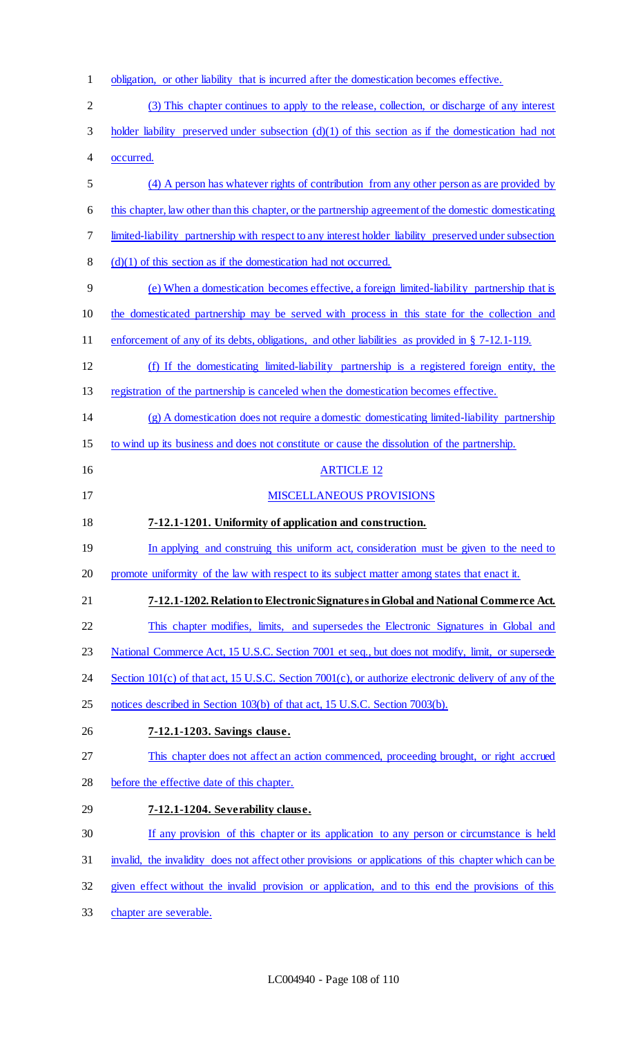obligation, or other liability that is incurred after the domestication becomes effective.

(3) This chapter continues to apply to the release, collection, or discharge of any interest holder liability preserved under subsection (d)(1) of this section as if the domestication had not occurred.

(4) A person has whatever rights of contribution from any other person as are provided by this chapter, law other than this chapter, or the partnership agreement of the domestic domesticating limited-liability partnership with respect to any interest holder liability preserved under subsection (d)(1) of this section as if the domestication had not occurred.

(e) When a domestication becomes effective, a foreign limited-liability partnership that is the domesticated partnership may be served with process in this state for the collection and enforcement of any of its debts, obligations, and other liabilities as provided in § 7-12.1-119.

(f) If the domesticating limited-liability partnership is a registered foreign entity, the registration of the partnership is canceled when the domestication becomes effective.

(g) A domestication does not require a domestic domesticating limited-liability partnership to wind up its business and does not constitute or cause the dissolution of the partnership.

ARTICLE 12

MISCELLANEOUS PROVISIONS

**7-12.1-1201. Uniformity of application and construction.**

In applying and construing this uniform act, consideration must be given to the need to promote uniformity of the law with respect to its subject matter among states that enact it.

**7-12.1-1202. Relation to Electronic Signatures in Global and National Commerce Act.**

This chapter modifies, limits, and supersedes the Electronic Signatures in Global and National Commerce Act, 15 U.S.C. Section 7001 et seq., but does not modify, limit, or supersede Section 101(c) of that act, 15 U.S.C. Section 7001(c), or authorize electronic delivery of any of the notices described in Section 103(b) of that act, 15 U.S.C. Section 7003(b).

**7-12.1-1203. Savings clause.**

This chapter does not affect an action commenced, proceeding brought, or right accrued before the effective date of this chapter.

**7-12.1-1204. Severability clause.**

If any provision of this chapter or its application to any person or circumstance is held invalid, the invalidity does not affect other provisions or applications of this chapter which can be given effect without the invalid provision or application, and to this end the provisions of this chapter are severable.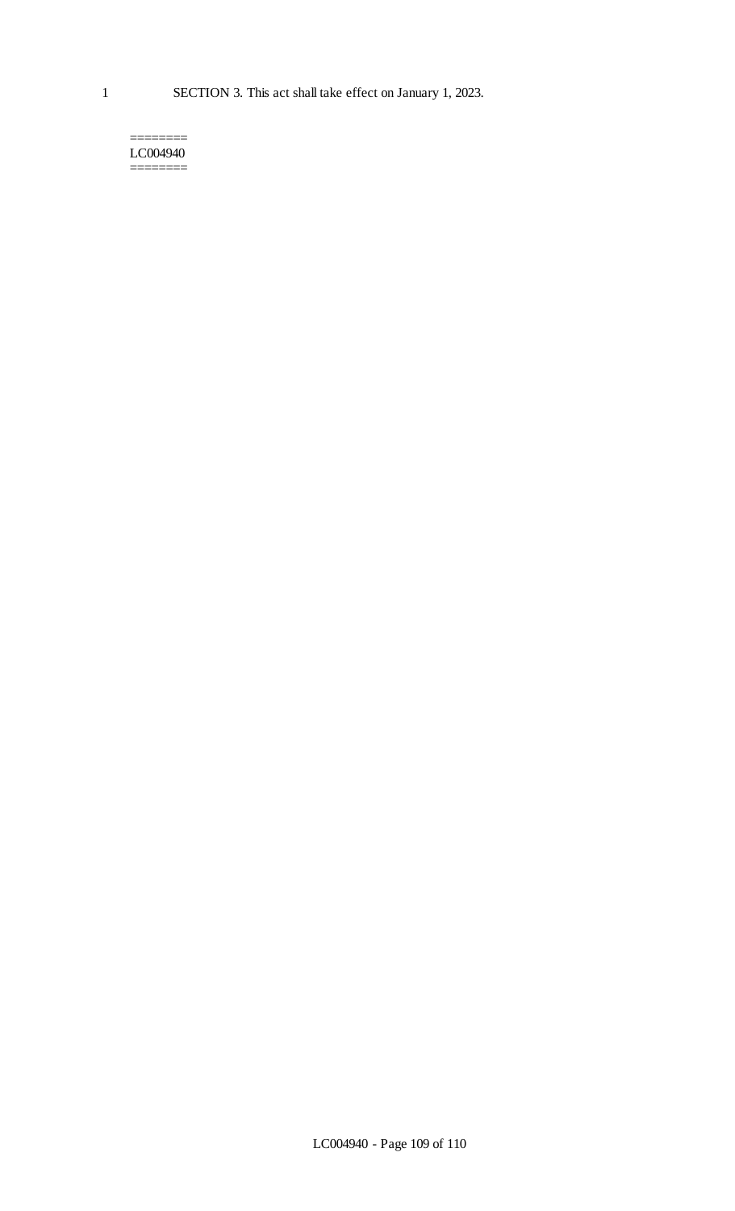SECTION 3. This act shall take effect on January 1, 2023.

========
LC004940
========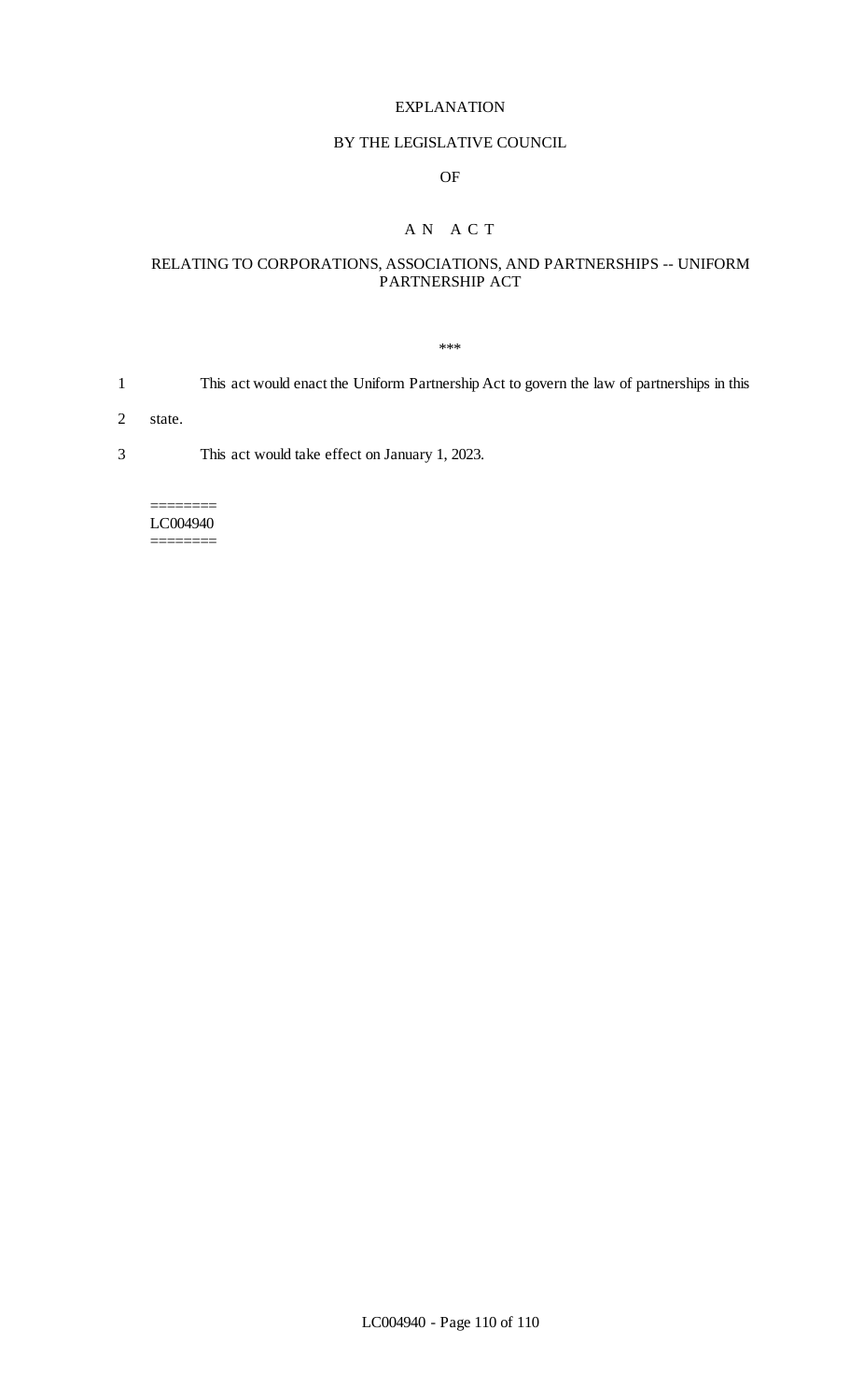EXPLANATION

BY THE LEGISLATIVE COUNCIL

OF

# A N A C T

RELATING TO CORPORATIONS, ASSOCIATIONS, AND PARTNERSHIPS -- UNIFORM PARTNERSHIP ACT

\*\*\*

1 This act would enact the Uniform Partnership Act to govern the law of partnerships in this

2 state.

3 This act would take effect on January 1, 2023.

========
LC004940
========